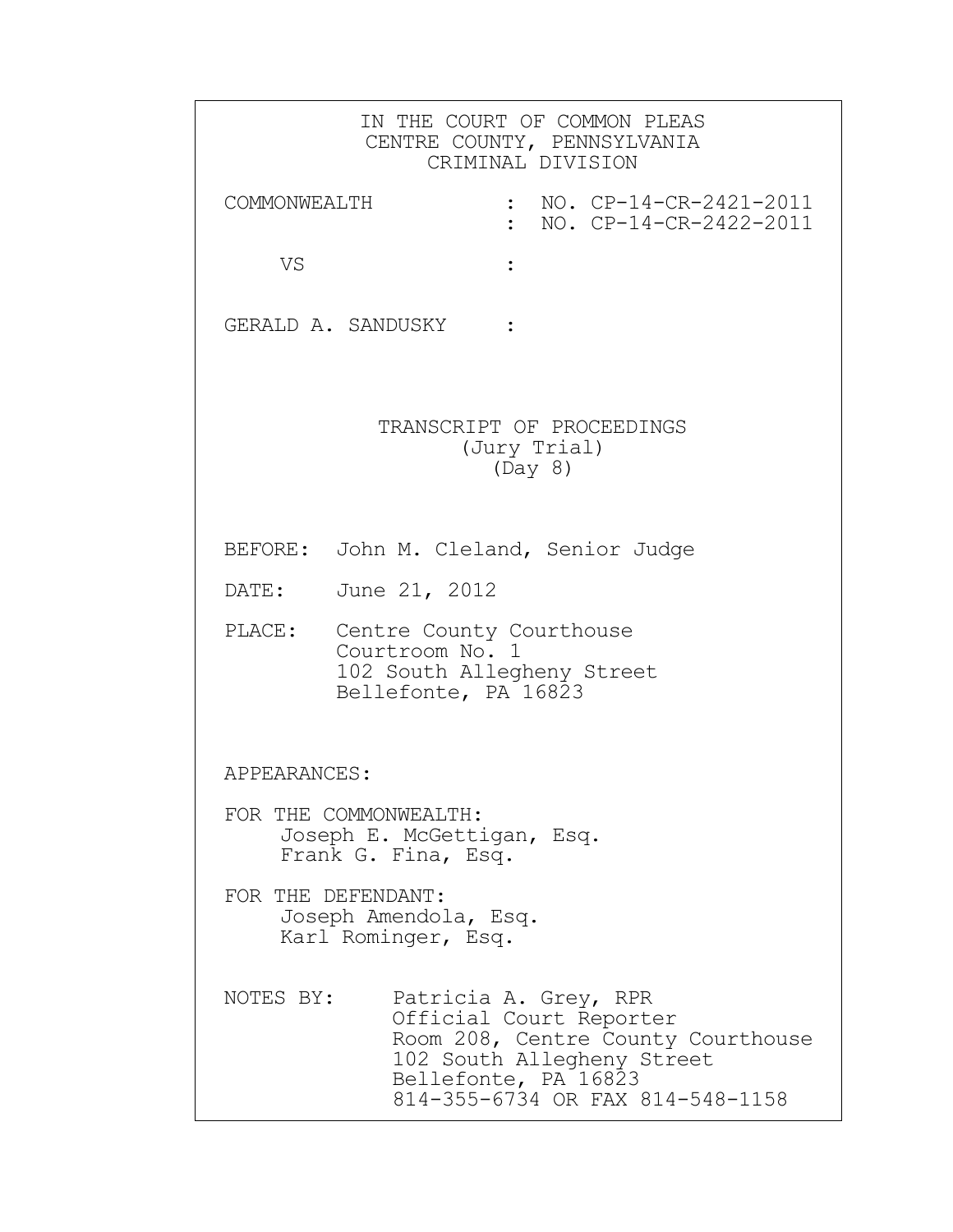IN THE COURT OF COMMON PLEAS
CENTRE COUNTY, PENNSYLVANIA
CRIMINAL DIVISION

| | | |
|---|---|---|
| COMMONWEALTH | : | NO. CP-14-CR-2421-2011 |
| | : | NO. CP-14-CR-2422-2011 |
| VS | : | |
| GERALD A. SANDUSKY | : | |

TRANSCRIPT OF PROCEEDINGS
(Jury Trial)
(Day 8)

BEFORE: John M. Cleland, Senior Judge

DATE: June 21, 2012

PLACE: Centre County Courthouse
Courtroom No. 1
102 South Allegheny Street
Bellefonte, PA 16823

APPEARANCES:

FOR THE COMMONWEALTH:
Joseph E. McGettigan, Esq.
Frank G. Fina, Esq.

FOR THE DEFENDANT:
Joseph Amendola, Esq.
Karl Rominger, Esq.

NOTES BY: Patricia A. Grey, RPR
Official Court Reporter
Room 208, Centre County Courthouse
102 South Allegheny Street
Bellefonte, PA 16823
814-355-6734 OR FAX 814-548-1158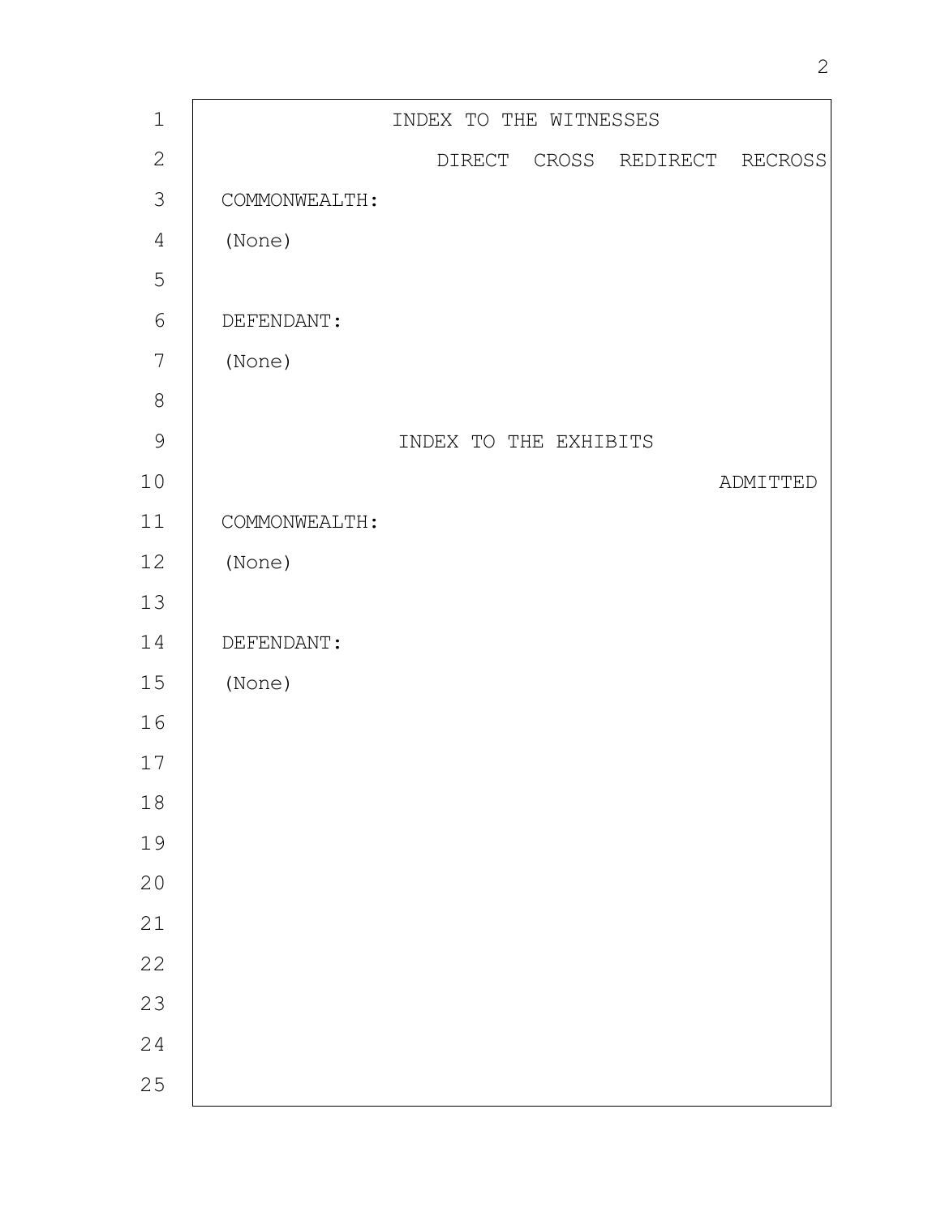# INDEX TO THE WITNESSES

| | DIRECT | CROSS | REDIRECT | RECROSS |
|---|---|---|---|---|
| COMMONWEALTH: | | | | |
| (None) | | | | |
| | | | | |
| DEFENDANT: | | | | |
| (None) | | | | |

# INDEX TO THE EXHIBITS

| | ADMITTED |
|---|---|
| COMMONWEALTH: | |
| (None) | |
| | |
| DEFENDANT: | |
| (None) | |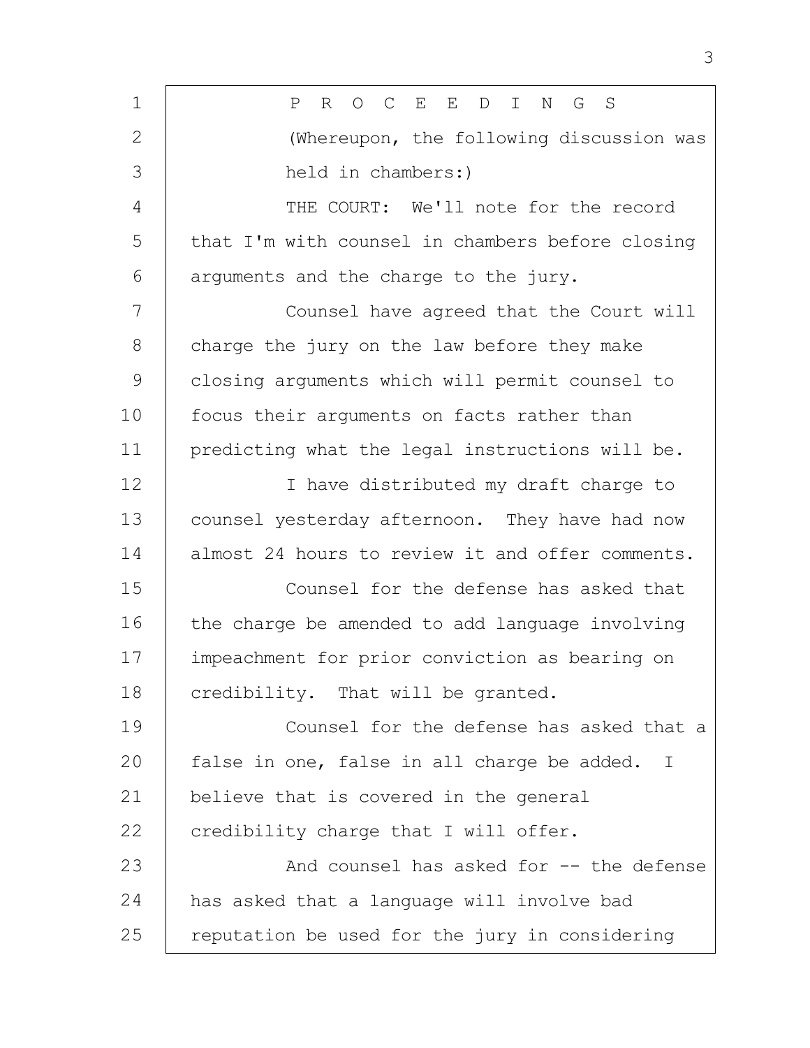P R O C E E D I N G S

(Whereupon, the following discussion was held in chambers:)

THE COURT: We'll note for the record that I'm with counsel in chambers before closing arguments and the charge to the jury.

Counsel have agreed that the Court will charge the jury on the law before they make closing arguments which will permit counsel to focus their arguments on facts rather than predicting what the legal instructions will be.

I have distributed my draft charge to counsel yesterday afternoon. They have had now almost 24 hours to review it and offer comments.

Counsel for the defense has asked that the charge be amended to add language involving impeachment for prior conviction as bearing on credibility. That will be granted.

Counsel for the defense has asked that a false in one, false in all charge be added. I believe that is covered in the general credibility charge that I will offer.

And counsel has asked for -- the defense has asked that a language will involve bad reputation be used for the jury in considering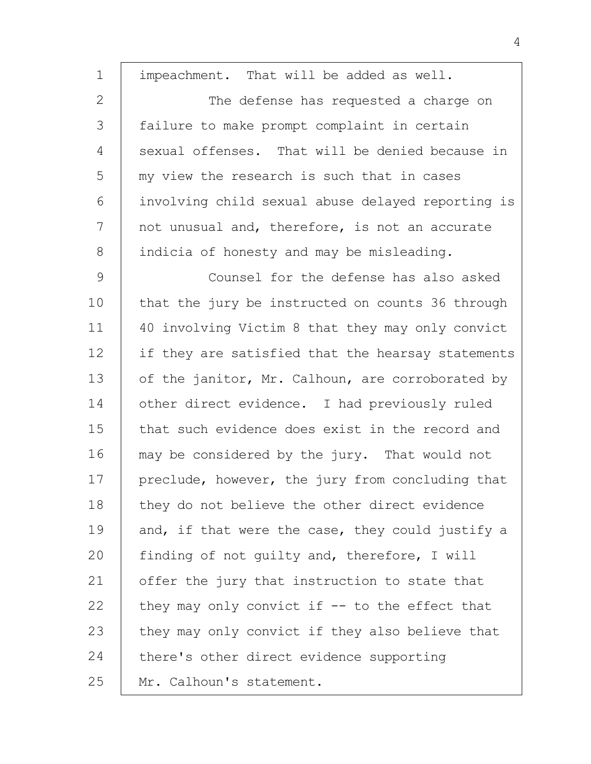impeachment. That will be added as well.

The defense has requested a charge on failure to make prompt complaint in certain sexual offenses. That will be denied because in my view the research is such that in cases involving child sexual abuse delayed reporting is not unusual and, therefore, is not an accurate indicia of honesty and may be misleading.

Counsel for the defense has also asked that the jury be instructed on counts 36 through 40 involving Victim 8 that they may only convict if they are satisfied that the hearsay statements of the janitor, Mr. Calhoun, are corroborated by other direct evidence. I had previously ruled that such evidence does exist in the record and may be considered by the jury. That would not preclude, however, the jury from concluding that they do not believe the other direct evidence and, if that were the case, they could justify a finding of not guilty and, therefore, I will offer the jury that instruction to state that they may only convict if -- to the effect that they may only convict if they also believe that there's other direct evidence supporting Mr. Calhoun's statement.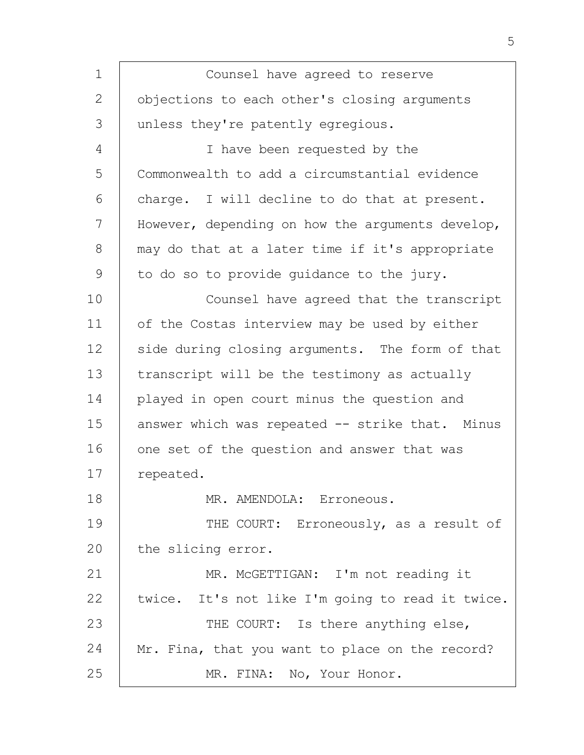Counsel have agreed to reserve objections to each other's closing arguments unless they're patently egregious.

I have been requested by the Commonwealth to add a circumstantial evidence charge. I will decline to do that at present. However, depending on how the arguments develop, may do that at a later time if it's appropriate to do so to provide guidance to the jury.

Counsel have agreed that the transcript of the Costas interview may be used by either side during closing arguments. The form of that transcript will be the testimony as actually played in open court minus the question and answer which was repeated -- strike that. Minus one set of the question and answer that was repeated.

MR. AMENDOLA: Erroneous.

THE COURT: Erroneously, as a result of the slicing error.

MR. McGETTIGAN: I'm not reading it twice. It's not like I'm going to read it twice.

THE COURT: Is there anything else, Mr. Fina, that you want to place on the record?

MR. FINA: No, Your Honor.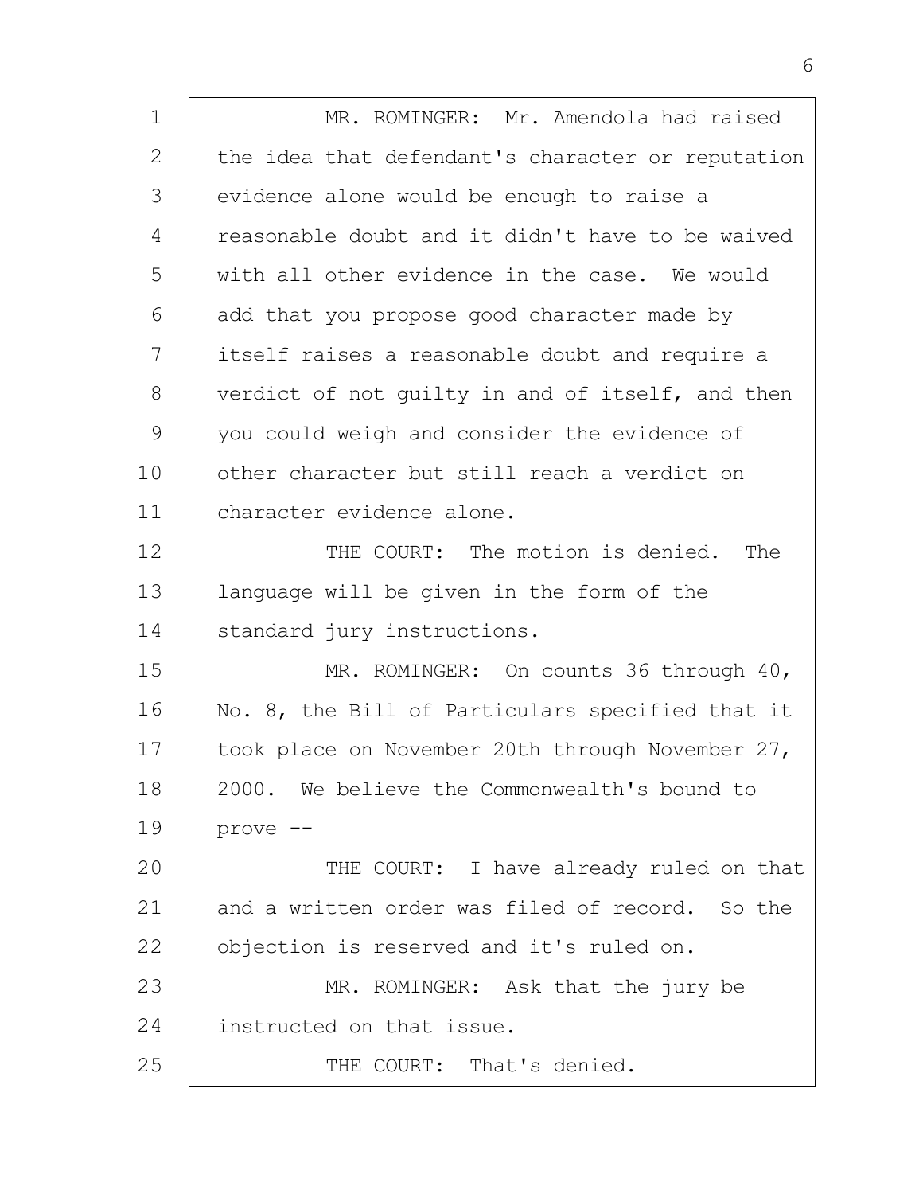MR. ROMINGER: Mr. Amendola had raised the idea that defendant's character or reputation evidence alone would be enough to raise a reasonable doubt and it didn't have to be waived with all other evidence in the case. We would add that you propose good character made by itself raises a reasonable doubt and require a verdict of not guilty in and of itself, and then you could weigh and consider the evidence of other character but still reach a verdict on character evidence alone.

THE COURT: The motion is denied. The language will be given in the form of the standard jury instructions.

MR. ROMINGER: On counts 36 through 40, No. 8, the Bill of Particulars specified that it took place on November 20th through November 27, 2000. We believe the Commonwealth's bound to prove --

THE COURT: I have already ruled on that and a written order was filed of record. So the objection is reserved and it's ruled on.

MR. ROMINGER: Ask that the jury be instructed on that issue.

THE COURT: That's denied.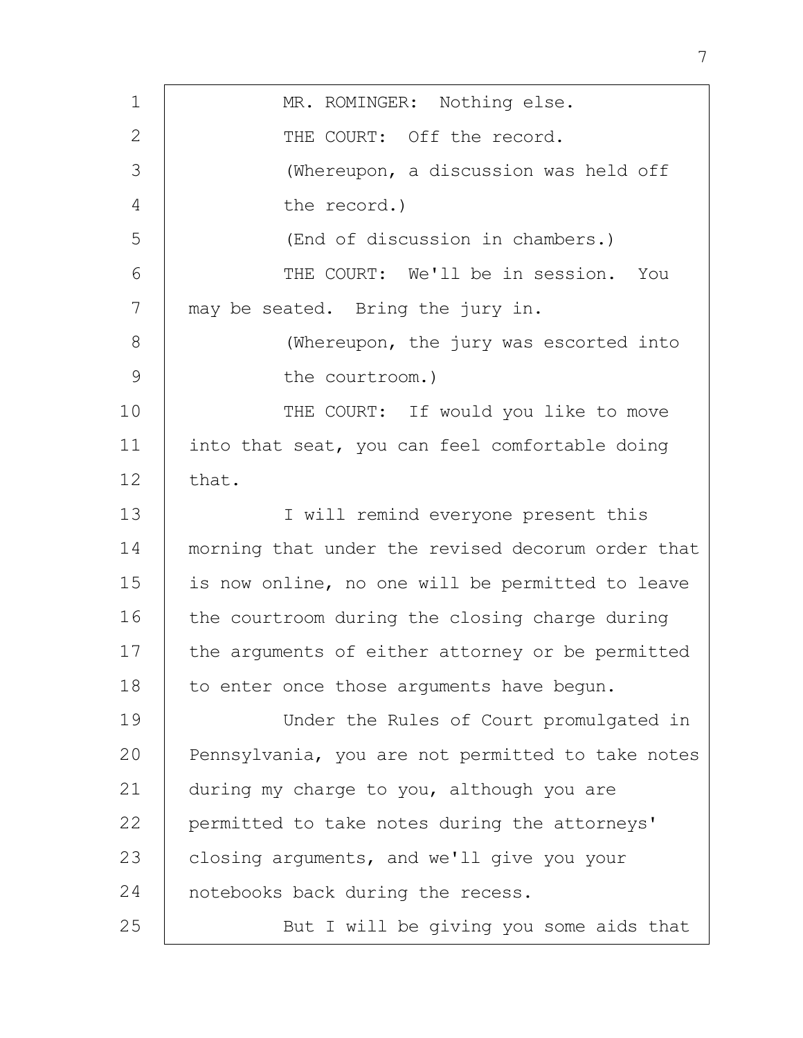MR. ROMINGER: Nothing else.

THE COURT: Off the record.

(Whereupon, a discussion was held off the record.)

(End of discussion in chambers.)

THE COURT: We'll be in session. You may be seated. Bring the jury in.

(Whereupon, the jury was escorted into the courtroom.)

THE COURT: If would you like to move into that seat, you can feel comfortable doing that.

I will remind everyone present this morning that under the revised decorum order that is now online, no one will be permitted to leave the courtroom during the closing charge during the arguments of either attorney or be permitted to enter once those arguments have begun.

Under the Rules of Court promulgated in Pennsylvania, you are not permitted to take notes during my charge to you, although you are permitted to take notes during the attorneys' closing arguments, and we'll give you your notebooks back during the recess.

But I will be giving you some aids that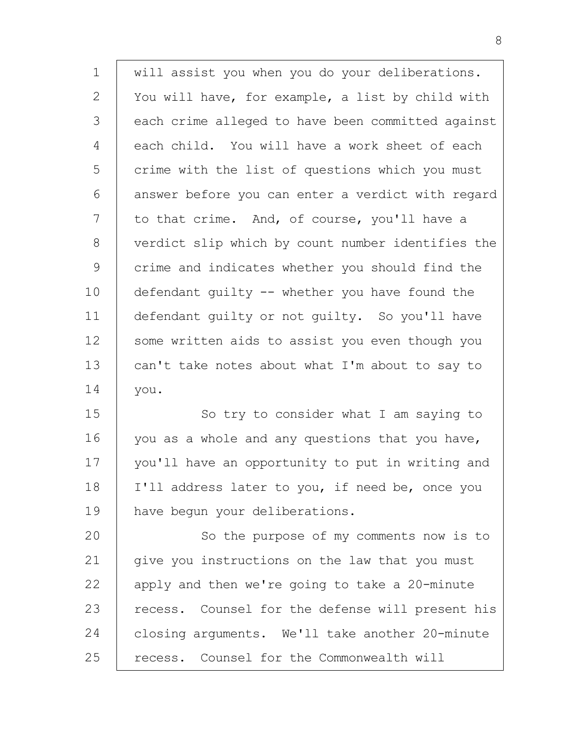will assist you when you do your deliberations. You will have, for example, a list by child with each crime alleged to have been committed against each child. You will have a work sheet of each crime with the list of questions which you must answer before you can enter a verdict with regard to that crime. And, of course, you'll have a verdict slip which by count number identifies the crime and indicates whether you should find the defendant guilty -- whether you have found the defendant guilty or not guilty. So you'll have some written aids to assist you even though you can't take notes about what I'm about to say to you.

So try to consider what I am saying to you as a whole and any questions that you have, you'll have an opportunity to put in writing and I'll address later to you, if need be, once you have begun your deliberations.

So the purpose of my comments now is to give you instructions on the law that you must apply and then we're going to take a 20-minute recess. Counsel for the defense will present his closing arguments. We'll take another 20-minute recess. Counsel for the Commonwealth will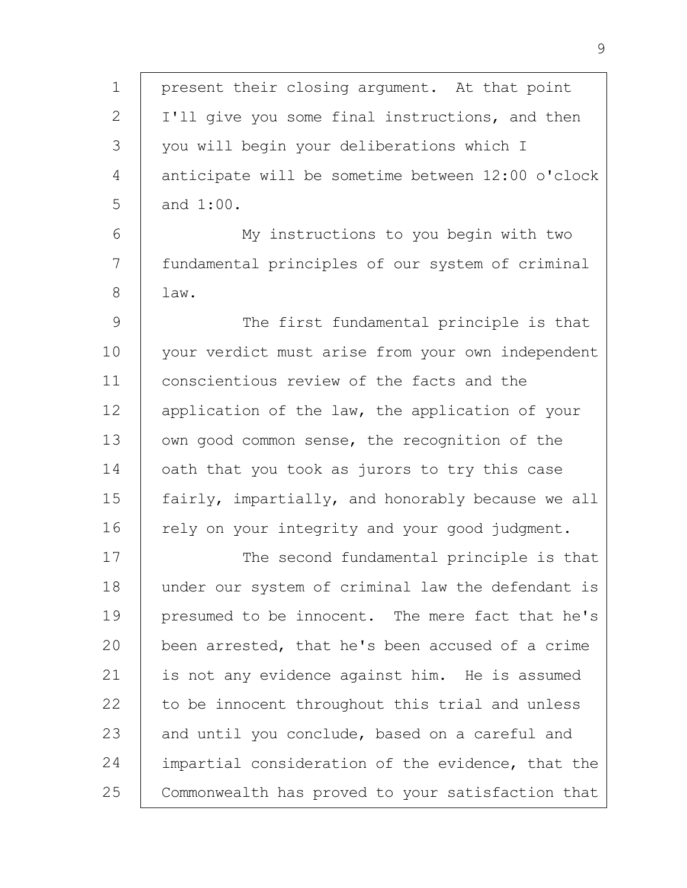present their closing argument. At that point I'll give you some final instructions, and then you will begin your deliberations which I anticipate will be sometime between 12:00 o'clock and 1:00.

My instructions to you begin with two fundamental principles of our system of criminal law.

The first fundamental principle is that your verdict must arise from your own independent conscientious review of the facts and the application of the law, the application of your own good common sense, the recognition of the oath that you took as jurors to try this case fairly, impartially, and honorably because we all rely on your integrity and your good judgment.

The second fundamental principle is that under our system of criminal law the defendant is presumed to be innocent. The mere fact that he's been arrested, that he's been accused of a crime is not any evidence against him. He is assumed to be innocent throughout this trial and unless and until you conclude, based on a careful and impartial consideration of the evidence, that the Commonwealth has proved to your satisfaction that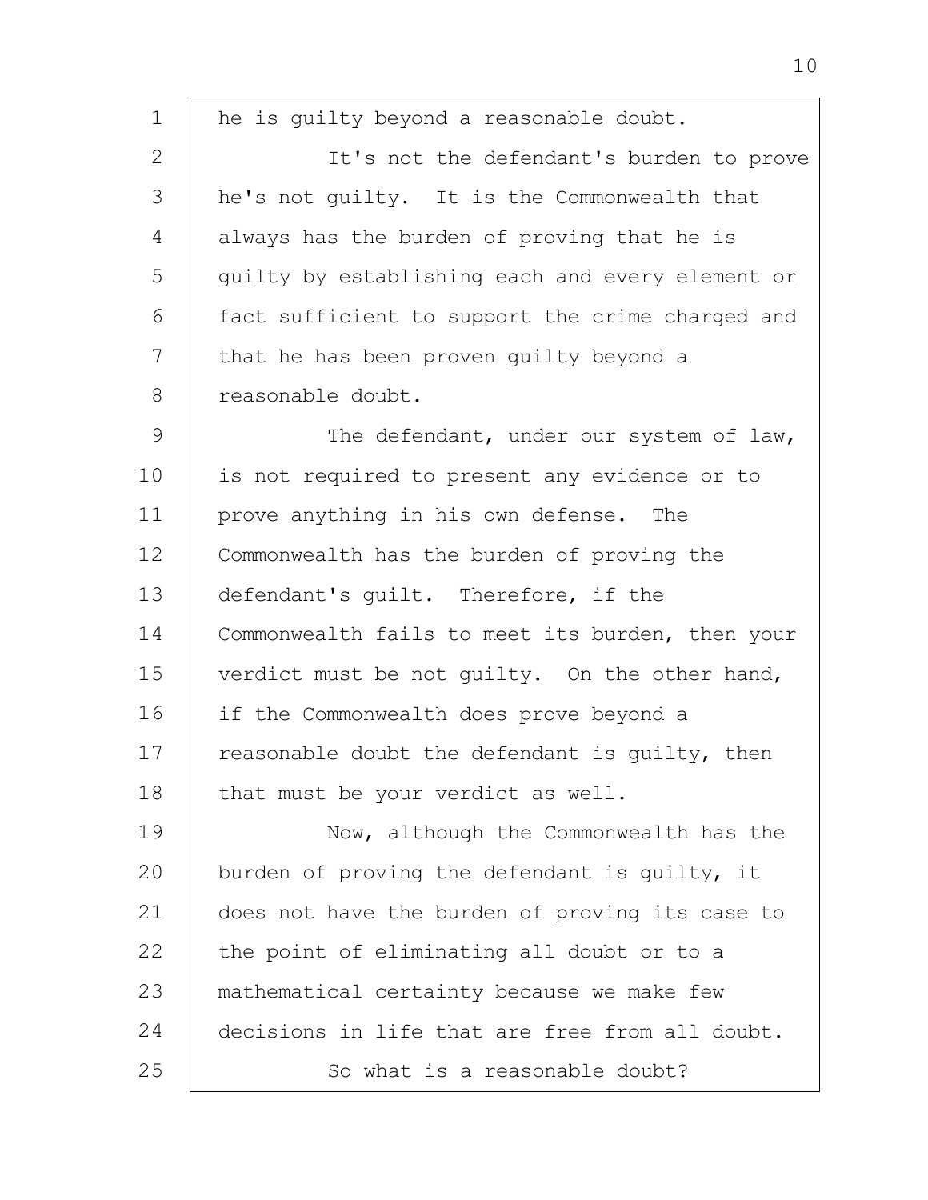he is guilty beyond a reasonable doubt.

It's not the defendant's burden to prove he's not guilty. It is the Commonwealth that always has the burden of proving that he is guilty by establishing each and every element or fact sufficient to support the crime charged and that he has been proven guilty beyond a reasonable doubt.

The defendant, under our system of law, is not required to present any evidence or to prove anything in his own defense. The Commonwealth has the burden of proving the defendant's guilt. Therefore, if the Commonwealth fails to meet its burden, then your verdict must be not guilty. On the other hand, if the Commonwealth does prove beyond a reasonable doubt the defendant is guilty, then that must be your verdict as well.

Now, although the Commonwealth has the burden of proving the defendant is guilty, it does not have the burden of proving its case to the point of eliminating all doubt or to a mathematical certainty because we make few decisions in life that are free from all doubt.

So what is a reasonable doubt?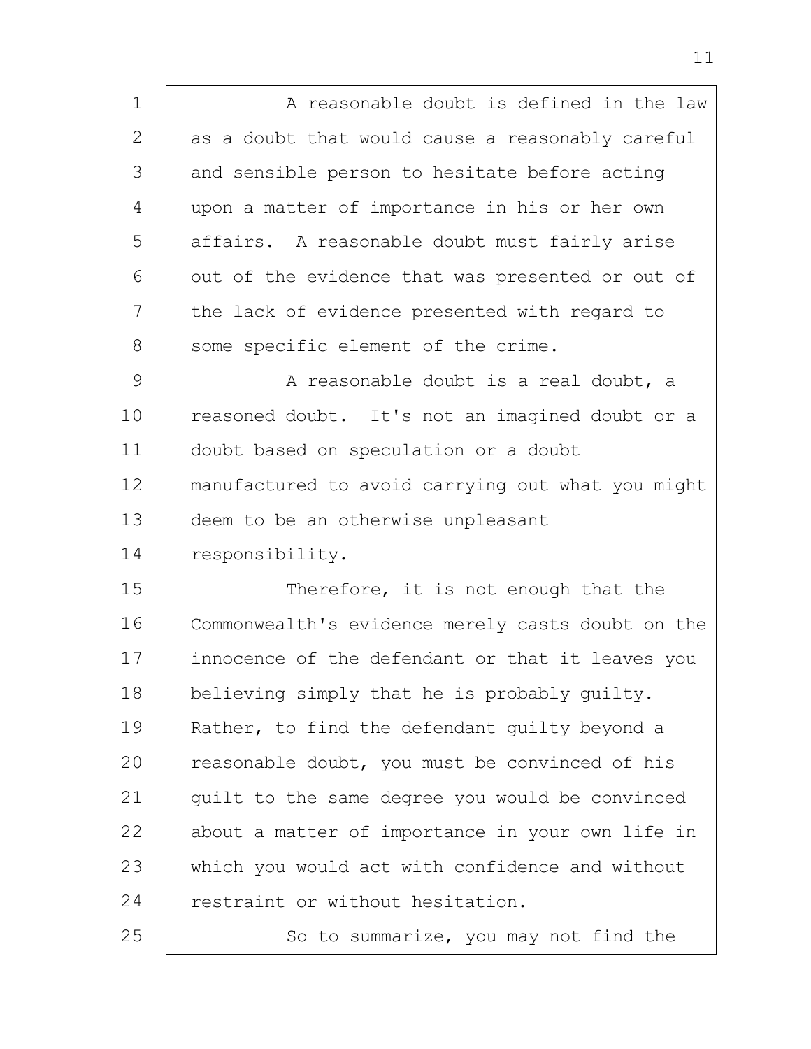A reasonable doubt is defined in the law as a doubt that would cause a reasonably careful and sensible person to hesitate before acting upon a matter of importance in his or her own affairs. A reasonable doubt must fairly arise out of the evidence that was presented or out of the lack of evidence presented with regard to some specific element of the crime.

A reasonable doubt is a real doubt, a reasoned doubt. It's not an imagined doubt or a doubt based on speculation or a doubt manufactured to avoid carrying out what you might deem to be an otherwise unpleasant responsibility.

Therefore, it is not enough that the Commonwealth's evidence merely casts doubt on the innocence of the defendant or that it leaves you believing simply that he is probably guilty. Rather, to find the defendant guilty beyond a reasonable doubt, you must be convinced of his guilt to the same degree you would be convinced about a matter of importance in your own life in which you would act with confidence and without restraint or without hesitation.

So to summarize, you may not find the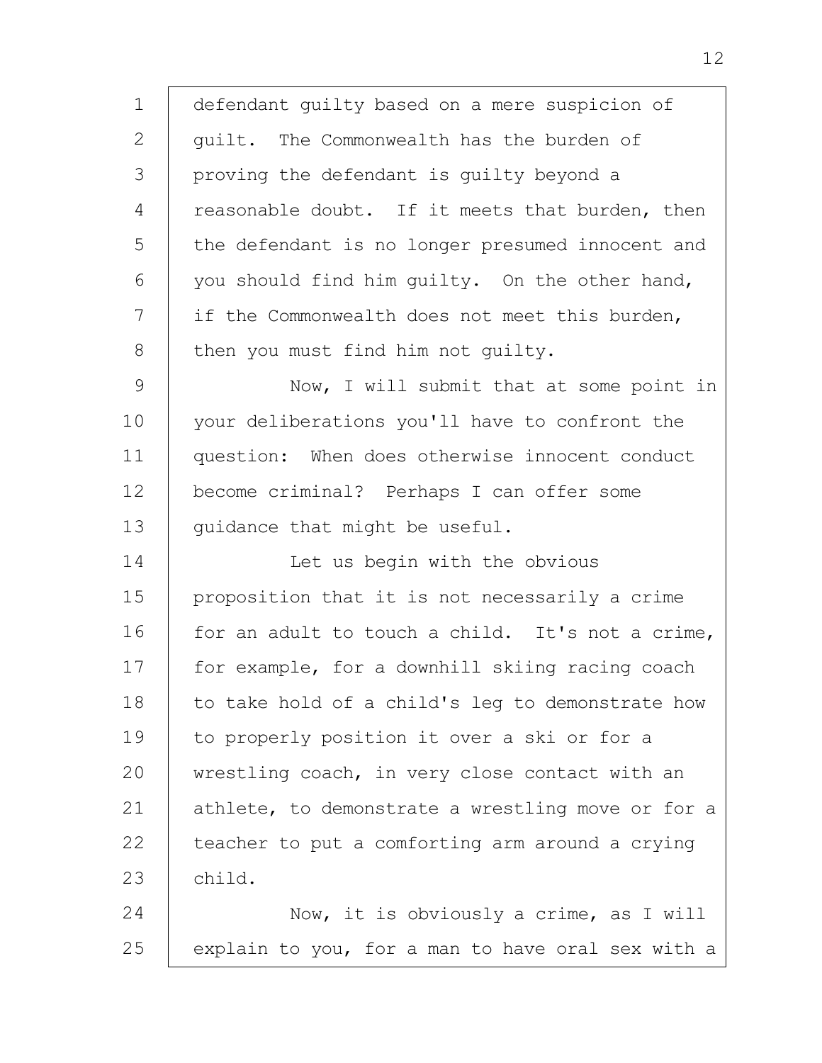defendant guilty based on a mere suspicion of guilt. The Commonwealth has the burden of proving the defendant is guilty beyond a reasonable doubt. If it meets that burden, then the defendant is no longer presumed innocent and you should find him guilty. On the other hand, if the Commonwealth does not meet this burden, then you must find him not guilty.

Now, I will submit that at some point in your deliberations you'll have to confront the question: When does otherwise innocent conduct become criminal? Perhaps I can offer some guidance that might be useful.

Let us begin with the obvious proposition that it is not necessarily a crime for an adult to touch a child. It's not a crime, for example, for a downhill skiing racing coach to take hold of a child's leg to demonstrate how to properly position it over a ski or for a wrestling coach, in very close contact with an athlete, to demonstrate a wrestling move or for a teacher to put a comforting arm around a crying child.

Now, it is obviously a crime, as I will explain to you, for a man to have oral sex with a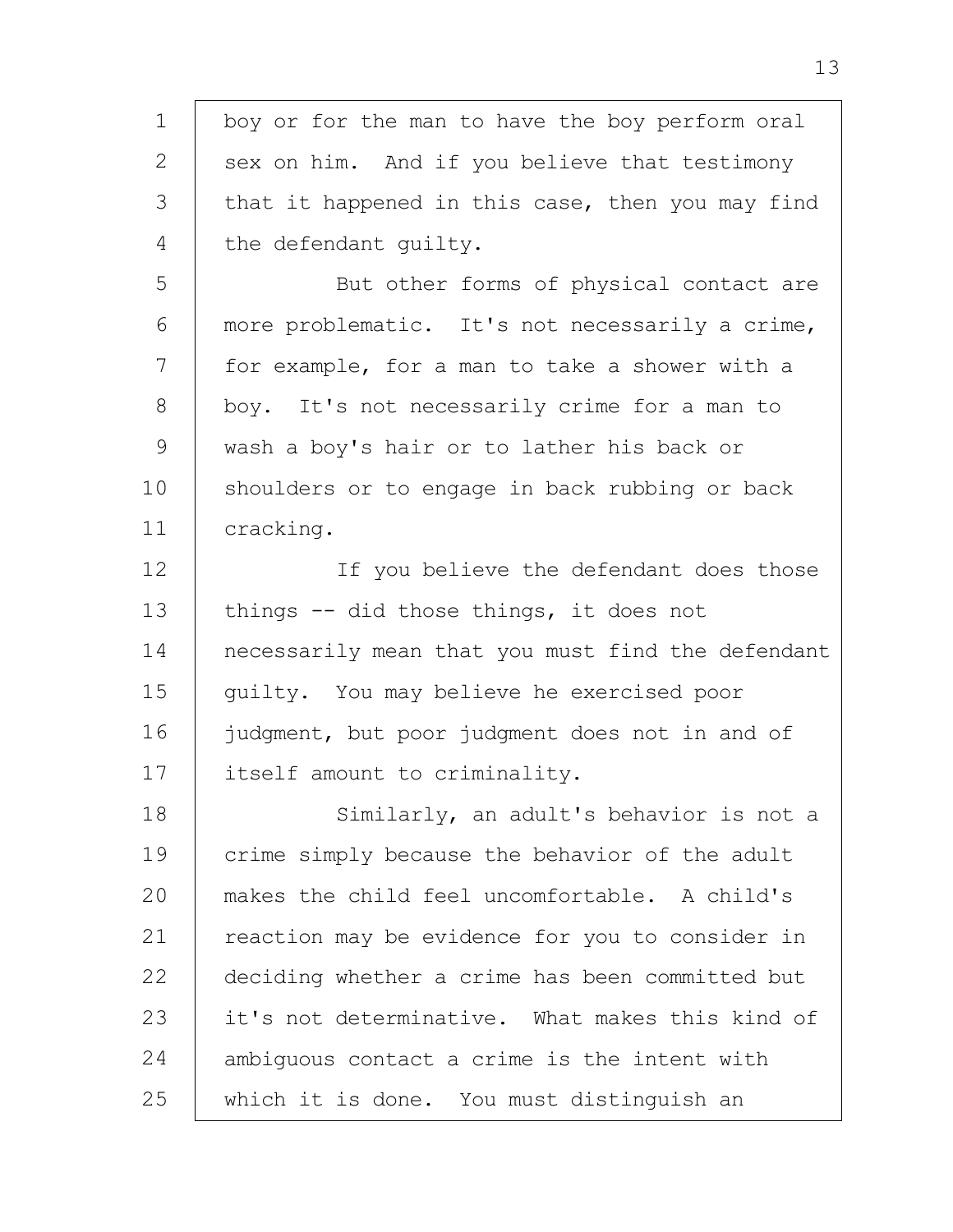boy or for the man to have the boy perform oral sex on him. And if you believe that testimony that it happened in this case, then you may find the defendant guilty.

But other forms of physical contact are more problematic. It's not necessarily a crime, for example, for a man to take a shower with a boy. It's not necessarily crime for a man to wash a boy's hair or to lather his back or shoulders or to engage in back rubbing or back cracking.

If you believe the defendant does those things -- did those things, it does not necessarily mean that you must find the defendant guilty. You may believe he exercised poor judgment, but poor judgment does not in and of itself amount to criminality.

Similarly, an adult's behavior is not a crime simply because the behavior of the adult makes the child feel uncomfortable. A child's reaction may be evidence for you to consider in deciding whether a crime has been committed but it's not determinative. What makes this kind of ambiguous contact a crime is the intent with which it is done. You must distinguish an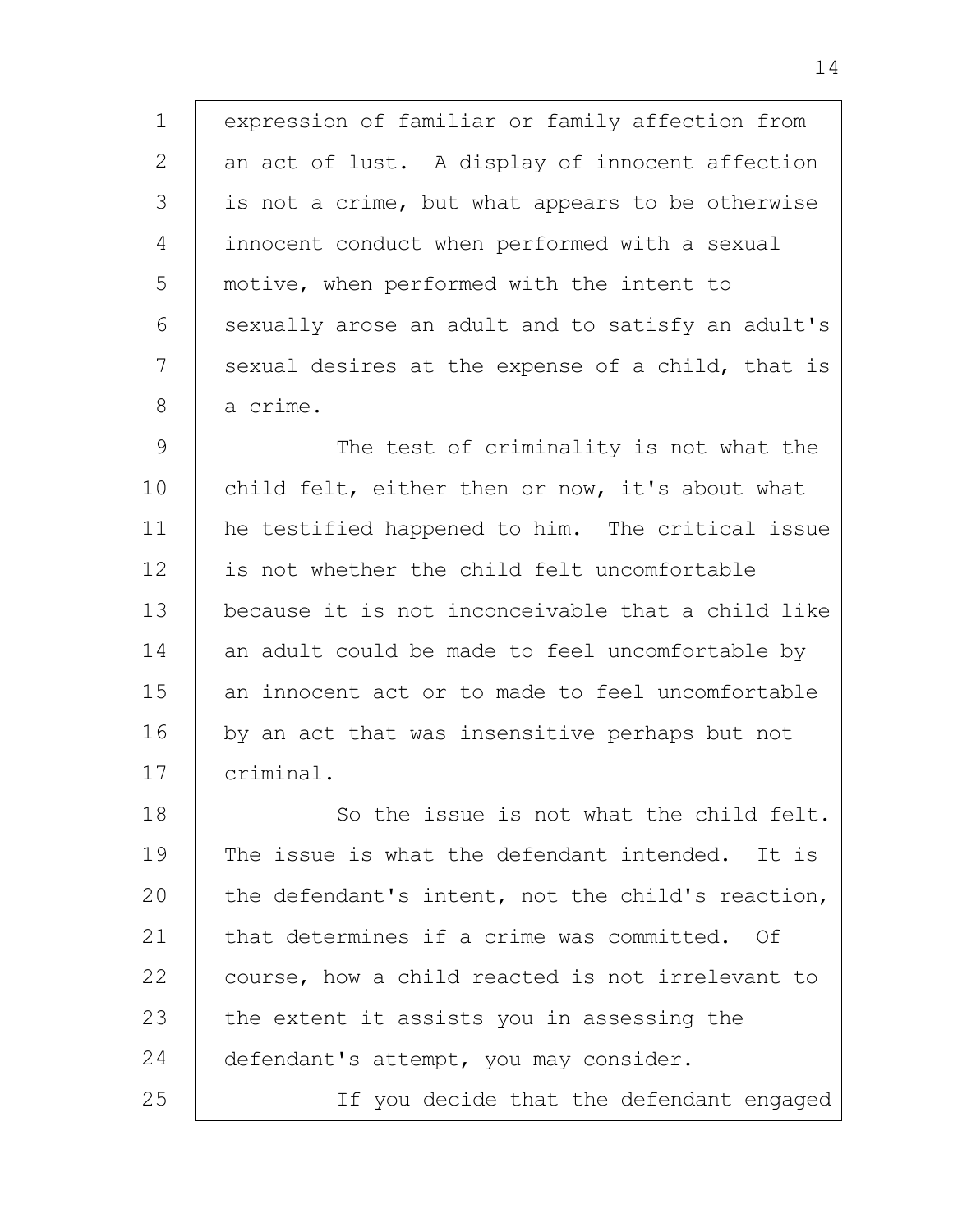expression of familiar or family affection from an act of lust. A display of innocent affection is not a crime, but what appears to be otherwise innocent conduct when performed with a sexual motive, when performed with the intent to sexually arose an adult and to satisfy an adult's sexual desires at the expense of a child, that is a crime.

The test of criminality is not what the child felt, either then or now, it's about what he testified happened to him. The critical issue is not whether the child felt uncomfortable because it is not inconceivable that a child like an adult could be made to feel uncomfortable by an innocent act or to made to feel uncomfortable by an act that was insensitive perhaps but not criminal.

So the issue is not what the child felt. The issue is what the defendant intended. It is the defendant's intent, not the child's reaction, that determines if a crime was committed. Of course, how a child reacted is not irrelevant to the extent it assists you in assessing the defendant's attempt, you may consider.

If you decide that the defendant engaged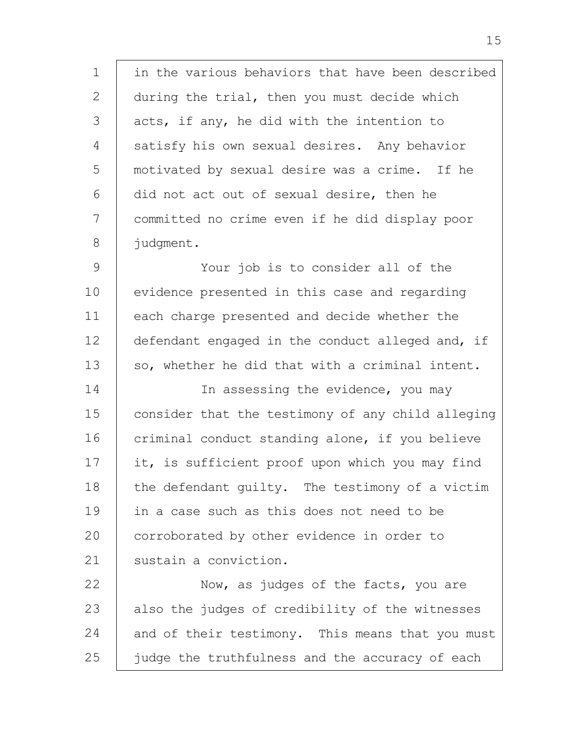in the various behaviors that have been described during the trial, then you must decide which acts, if any, he did with the intention to satisfy his own sexual desires. Any behavior motivated by sexual desire was a crime. If he did not act out of sexual desire, then he committed no crime even if he did display poor judgment.

Your job is to consider all of the evidence presented in this case and regarding each charge presented and decide whether the defendant engaged in the conduct alleged and, if so, whether he did that with a criminal intent.

In assessing the evidence, you may consider that the testimony of any child alleging criminal conduct standing alone, if you believe it, is sufficient proof upon which you may find the defendant guilty. The testimony of a victim in a case such as this does not need to be corroborated by other evidence in order to sustain a conviction.

Now, as judges of the facts, you are also the judges of credibility of the witnesses and of their testimony. This means that you must judge the truthfulness and the accuracy of each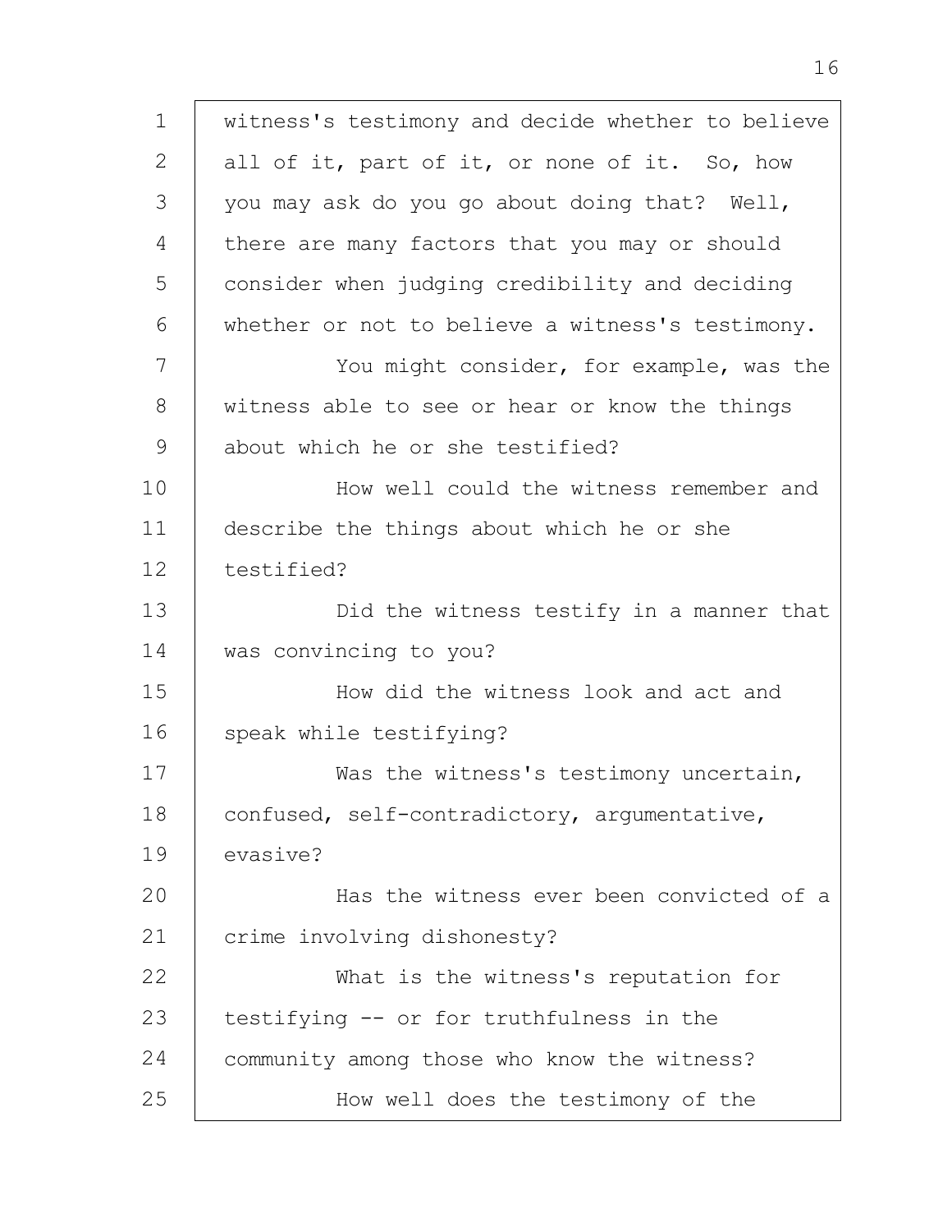witness's testimony and decide whether to believe all of it, part of it, or none of it. So, how you may ask do you go about doing that? Well, there are many factors that you may or should consider when judging credibility and deciding whether or not to believe a witness's testimony.

You might consider, for example, was the witness able to see or hear or know the things about which he or she testified?

How well could the witness remember and describe the things about which he or she testified?

Did the witness testify in a manner that was convincing to you?

How did the witness look and act and speak while testifying?

Was the witness's testimony uncertain, confused, self-contradictory, argumentative, evasive?

Has the witness ever been convicted of a crime involving dishonesty?

What is the witness's reputation for testifying -- or for truthfulness in the community among those who know the witness?

How well does the testimony of the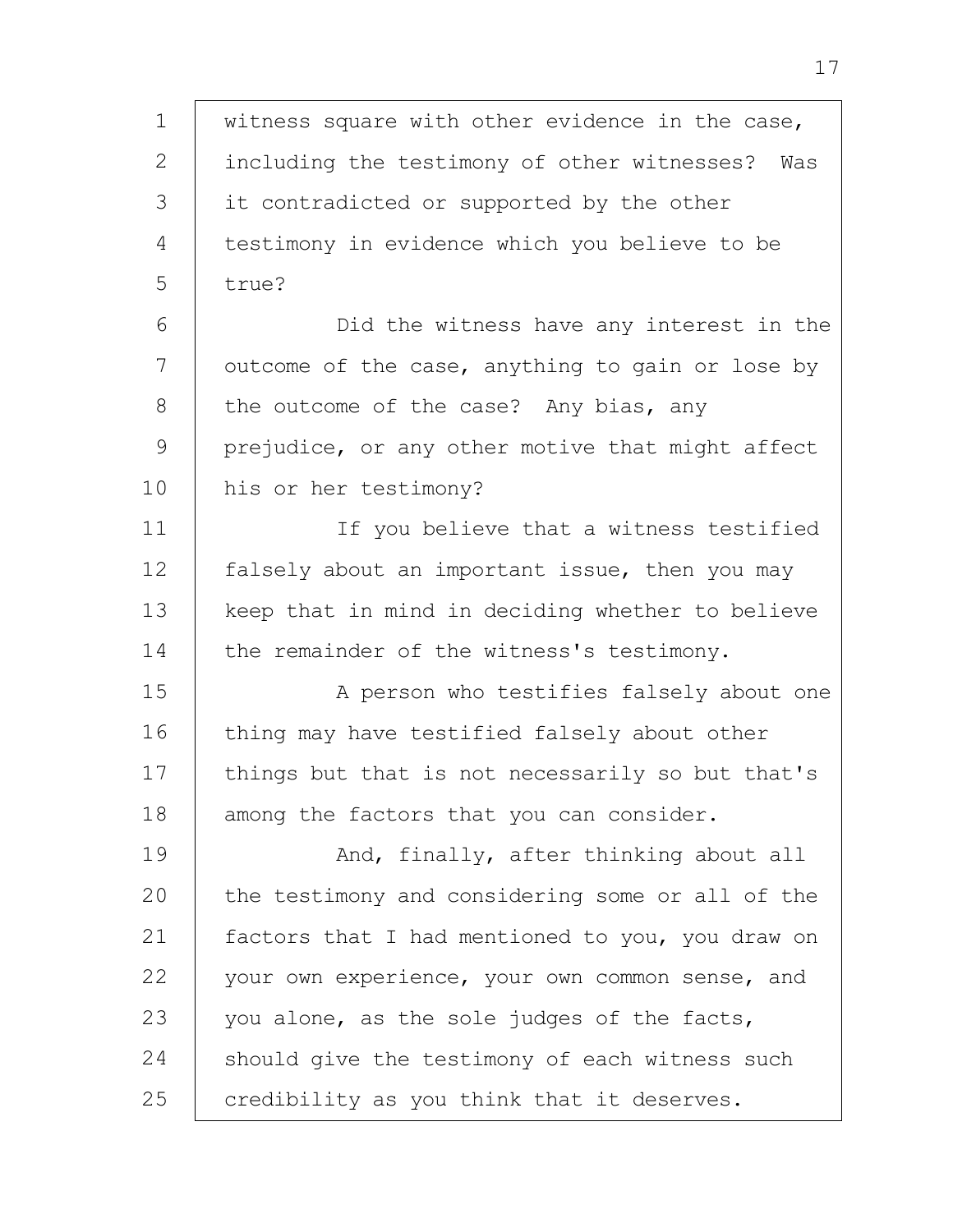witness square with other evidence in the case, including the testimony of other witnesses? Was it contradicted or supported by the other testimony in evidence which you believe to be true?

Did the witness have any interest in the outcome of the case, anything to gain or lose by the outcome of the case? Any bias, any prejudice, or any other motive that might affect his or her testimony?

If you believe that a witness testified falsely about an important issue, then you may keep that in mind in deciding whether to believe the remainder of the witness's testimony.

A person who testifies falsely about one thing may have testified falsely about other things but that is not necessarily so but that's among the factors that you can consider.

And, finally, after thinking about all the testimony and considering some or all of the factors that I had mentioned to you, you draw on your own experience, your own common sense, and you alone, as the sole judges of the facts, should give the testimony of each witness such credibility as you think that it deserves.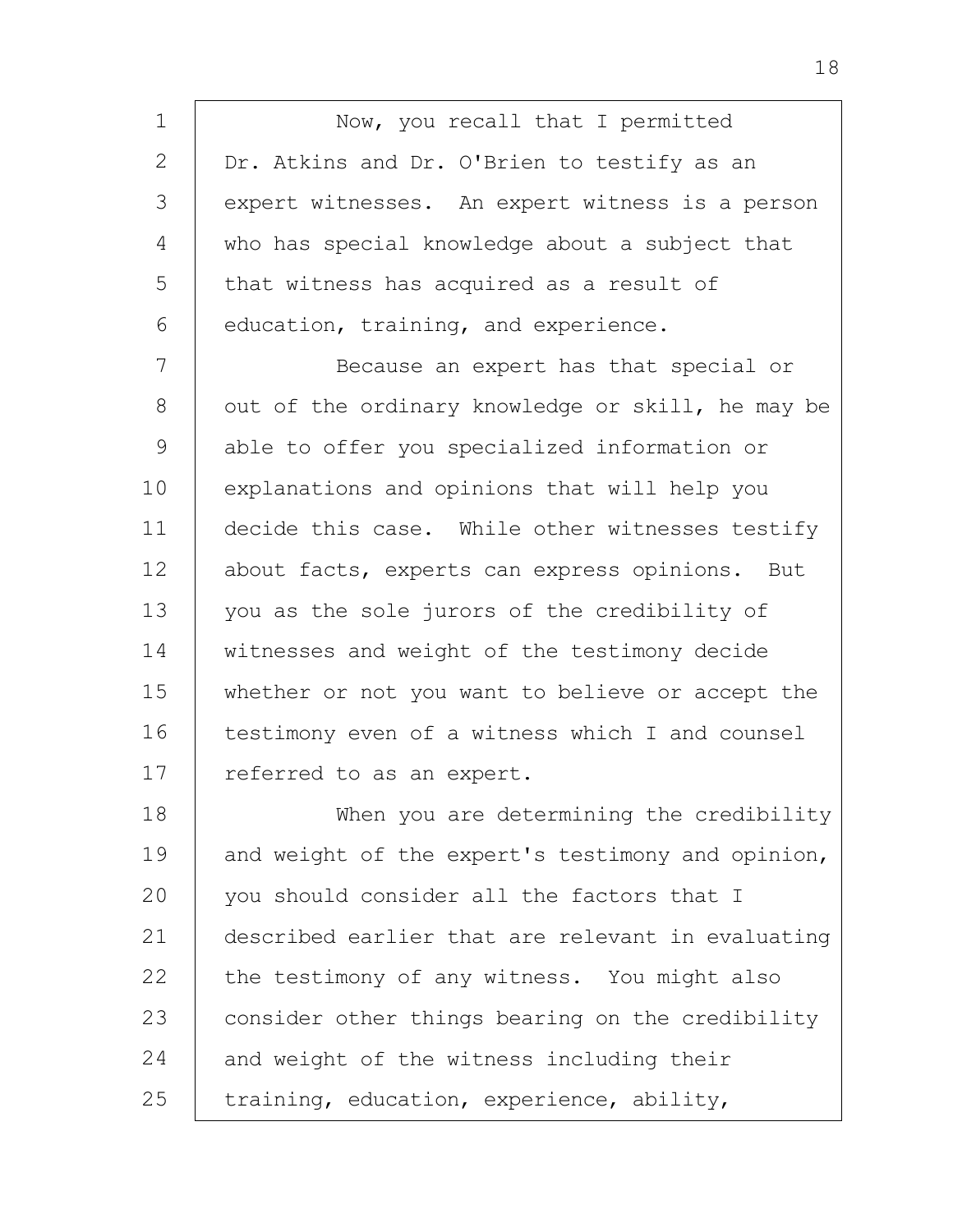Now, you recall that I permitted Dr. Atkins and Dr. O'Brien to testify as an expert witnesses. An expert witness is a person who has special knowledge about a subject that that witness has acquired as a result of education, training, and experience.

Because an expert has that special or out of the ordinary knowledge or skill, he may be able to offer you specialized information or explanations and opinions that will help you decide this case. While other witnesses testify about facts, experts can express opinions. But you as the sole jurors of the credibility of witnesses and weight of the testimony decide whether or not you want to believe or accept the testimony even of a witness which I and counsel referred to as an expert.

When you are determining the credibility and weight of the expert's testimony and opinion, you should consider all the factors that I described earlier that are relevant in evaluating the testimony of any witness. You might also consider other things bearing on the credibility and weight of the witness including their training, education, experience, ability,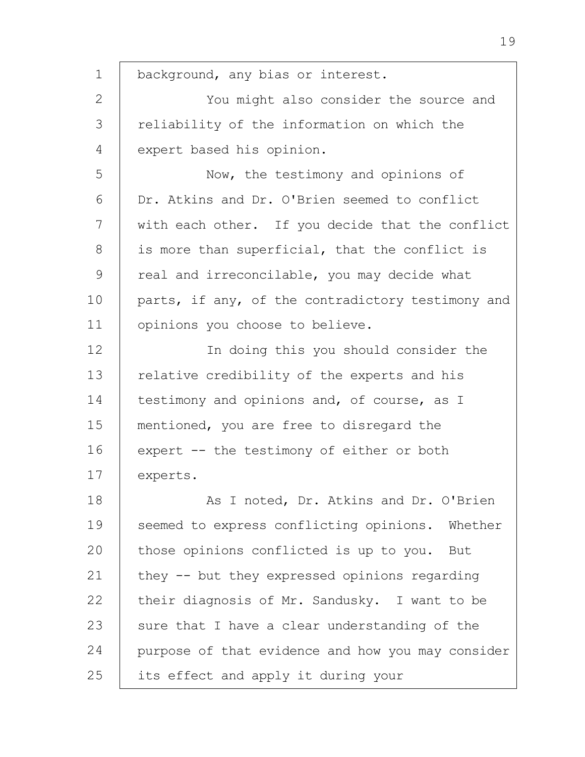background, any bias or interest.

You might also consider the source and reliability of the information on which the expert based his opinion.

Now, the testimony and opinions of Dr. Atkins and Dr. O'Brien seemed to conflict with each other. If you decide that the conflict is more than superficial, that the conflict is real and irreconcilable, you may decide what parts, if any, of the contradictory testimony and opinions you choose to believe.

In doing this you should consider the relative credibility of the experts and his testimony and opinions and, of course, as I mentioned, you are free to disregard the expert -- the testimony of either or both experts.

As I noted, Dr. Atkins and Dr. O'Brien seemed to express conflicting opinions. Whether those opinions conflicted is up to you. But they -- but they expressed opinions regarding their diagnosis of Mr. Sandusky. I want to be sure that I have a clear understanding of the purpose of that evidence and how you may consider its effect and apply it during your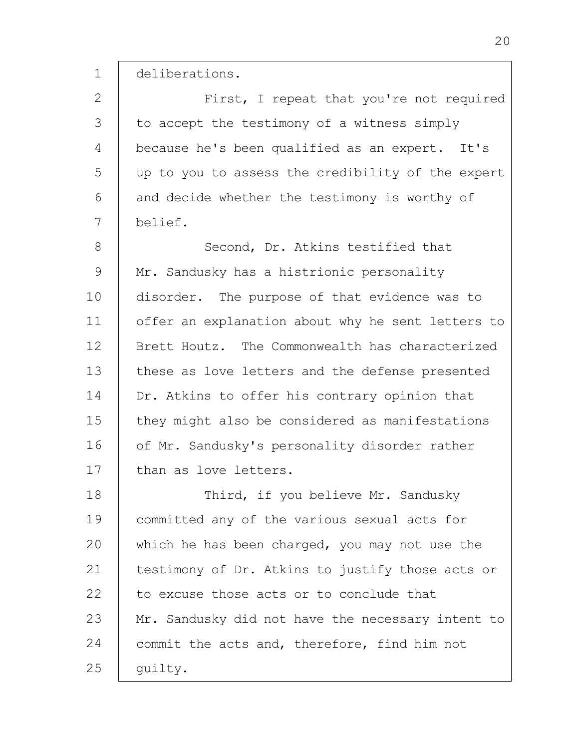deliberations.

First, I repeat that you're not required to accept the testimony of a witness simply because he's been qualified as an expert. It's up to you to assess the credibility of the expert and decide whether the testimony is worthy of belief.

Second, Dr. Atkins testified that Mr. Sandusky has a histrionic personality disorder. The purpose of that evidence was to offer an explanation about why he sent letters to Brett Houtz. The Commonwealth has characterized these as love letters and the defense presented Dr. Atkins to offer his contrary opinion that they might also be considered as manifestations of Mr. Sandusky's personality disorder rather than as love letters.

Third, if you believe Mr. Sandusky committed any of the various sexual acts for which he has been charged, you may not use the testimony of Dr. Atkins to justify those acts or to excuse those acts or to conclude that Mr. Sandusky did not have the necessary intent to commit the acts and, therefore, find him not guilty.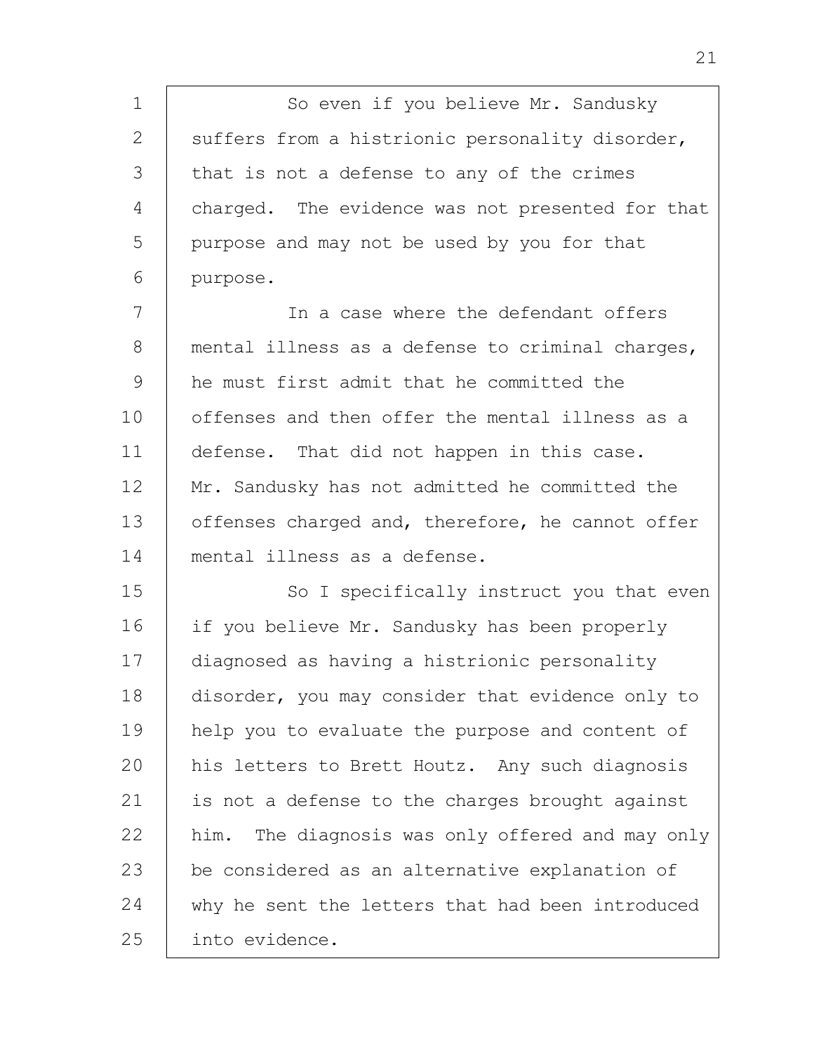So even if you believe Mr. Sandusky suffers from a histrionic personality disorder, that is not a defense to any of the crimes charged. The evidence was not presented for that purpose and may not be used by you for that purpose.

In a case where the defendant offers mental illness as a defense to criminal charges, he must first admit that he committed the offenses and then offer the mental illness as a defense. That did not happen in this case. Mr. Sandusky has not admitted he committed the offenses charged and, therefore, he cannot offer mental illness as a defense.

So I specifically instruct you that even if you believe Mr. Sandusky has been properly diagnosed as having a histrionic personality disorder, you may consider that evidence only to help you to evaluate the purpose and content of his letters to Brett Houtz. Any such diagnosis is not a defense to the charges brought against him. The diagnosis was only offered and may only be considered as an alternative explanation of why he sent the letters that had been introduced into evidence.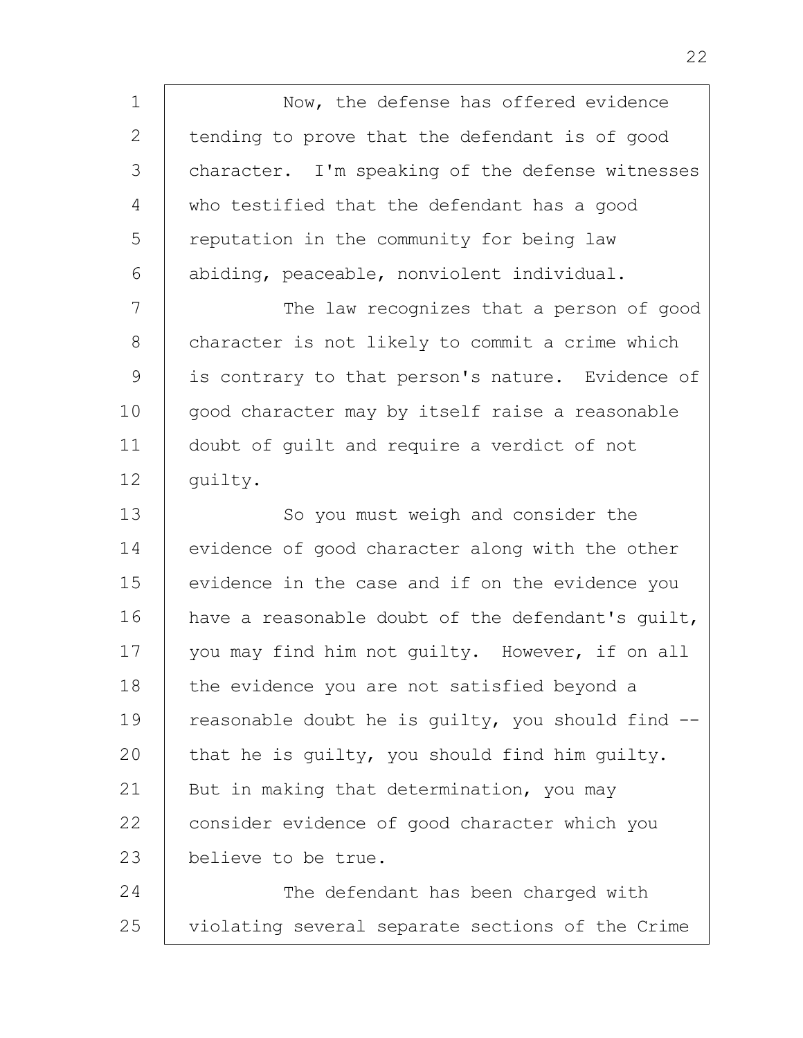Now, the defense has offered evidence tending to prove that the defendant is of good character. I'm speaking of the defense witnesses who testified that the defendant has a good reputation in the community for being law abiding, peaceable, nonviolent individual.

The law recognizes that a person of good character is not likely to commit a crime which is contrary to that person's nature. Evidence of good character may by itself raise a reasonable doubt of guilt and require a verdict of not guilty.

So you must weigh and consider the evidence of good character along with the other evidence in the case and if on the evidence you have a reasonable doubt of the defendant's guilt, you may find him not guilty. However, if on all the evidence you are not satisfied beyond a reasonable doubt he is guilty, you should find -- that he is guilty, you should find him guilty. But in making that determination, you may consider evidence of good character which you believe to be true.

The defendant has been charged with violating several separate sections of the Crime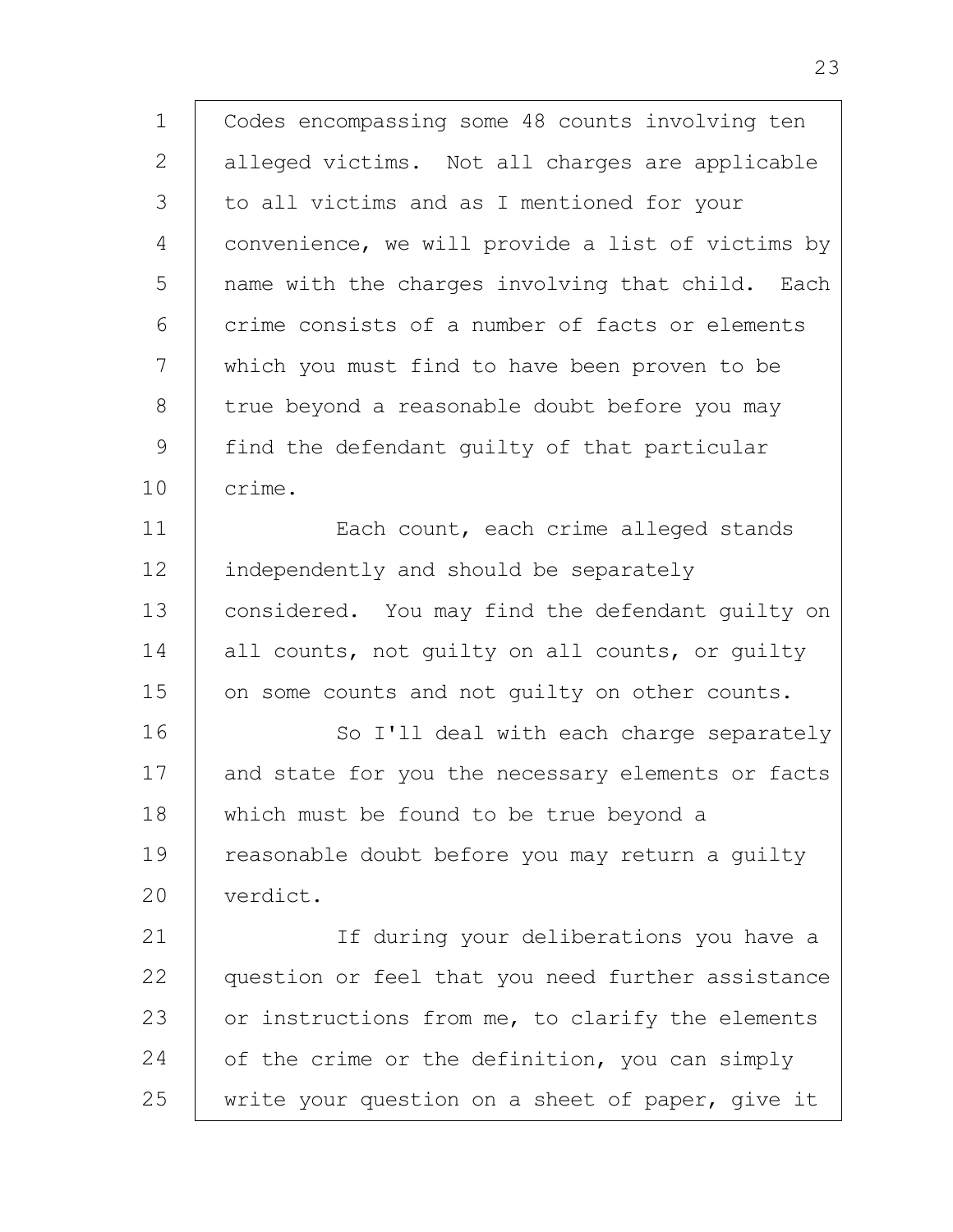Codes encompassing some 48 counts involving ten alleged victims. Not all charges are applicable to all victims and as I mentioned for your convenience, we will provide a list of victims by name with the charges involving that child. Each crime consists of a number of facts or elements which you must find to have been proven to be true beyond a reasonable doubt before you may find the defendant guilty of that particular crime.

Each count, each crime alleged stands independently and should be separately considered. You may find the defendant guilty on all counts, not guilty on all counts, or guilty on some counts and not guilty on other counts.

So I'll deal with each charge separately and state for you the necessary elements or facts which must be found to be true beyond a reasonable doubt before you may return a guilty verdict.

If during your deliberations you have a question or feel that you need further assistance or instructions from me, to clarify the elements of the crime or the definition, you can simply write your question on a sheet of paper, give it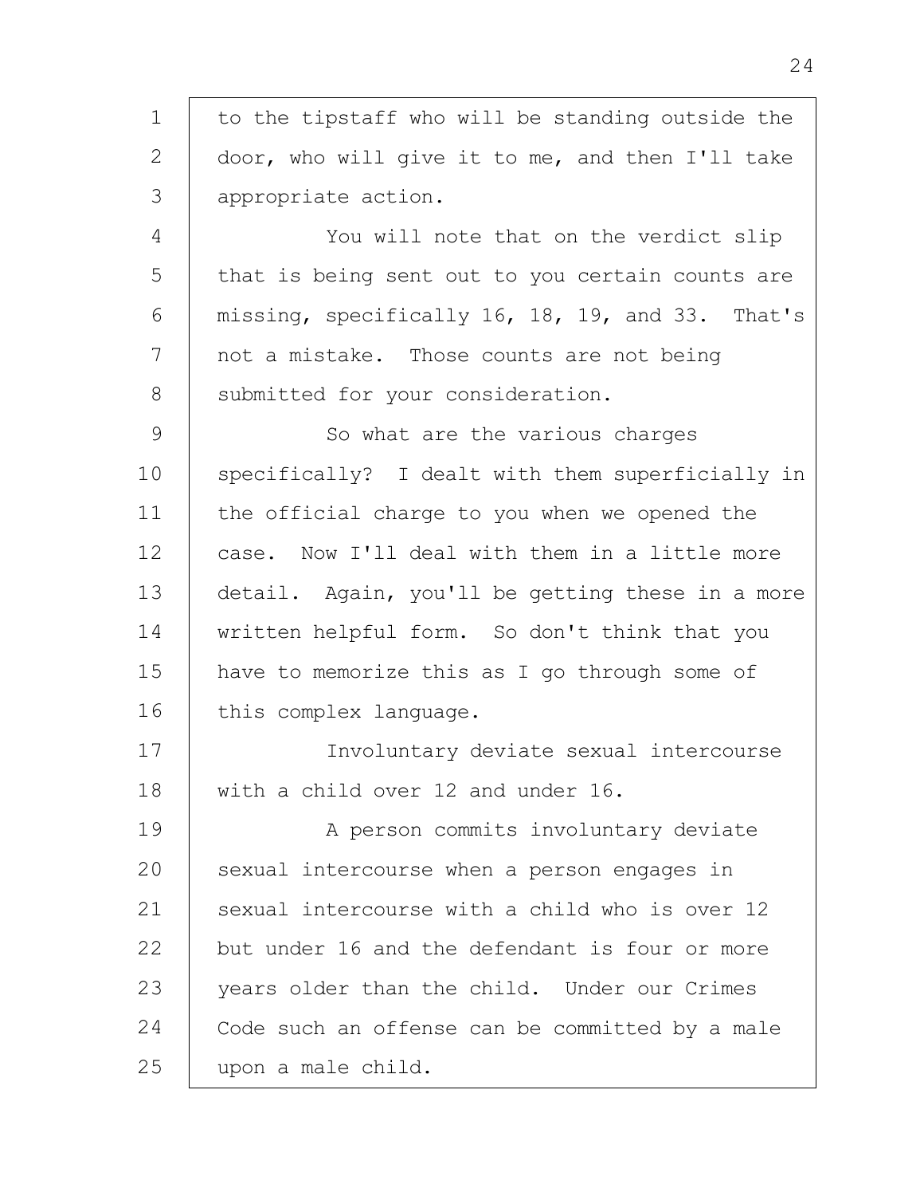to the tipstaff who will be standing outside the door, who will give it to me, and then I'll take appropriate action.

You will note that on the verdict slip that is being sent out to you certain counts are missing, specifically 16, 18, 19, and 33. That's not a mistake. Those counts are not being submitted for your consideration.

So what are the various charges specifically? I dealt with them superficially in the official charge to you when we opened the case. Now I'll deal with them in a little more detail. Again, you'll be getting these in a more written helpful form. So don't think that you have to memorize this as I go through some of this complex language.

Involuntary deviate sexual intercourse with a child over 12 and under 16.

A person commits involuntary deviate sexual intercourse when a person engages in sexual intercourse with a child who is over 12 but under 16 and the defendant is four or more years older than the child. Under our Crimes Code such an offense can be committed by a male upon a male child.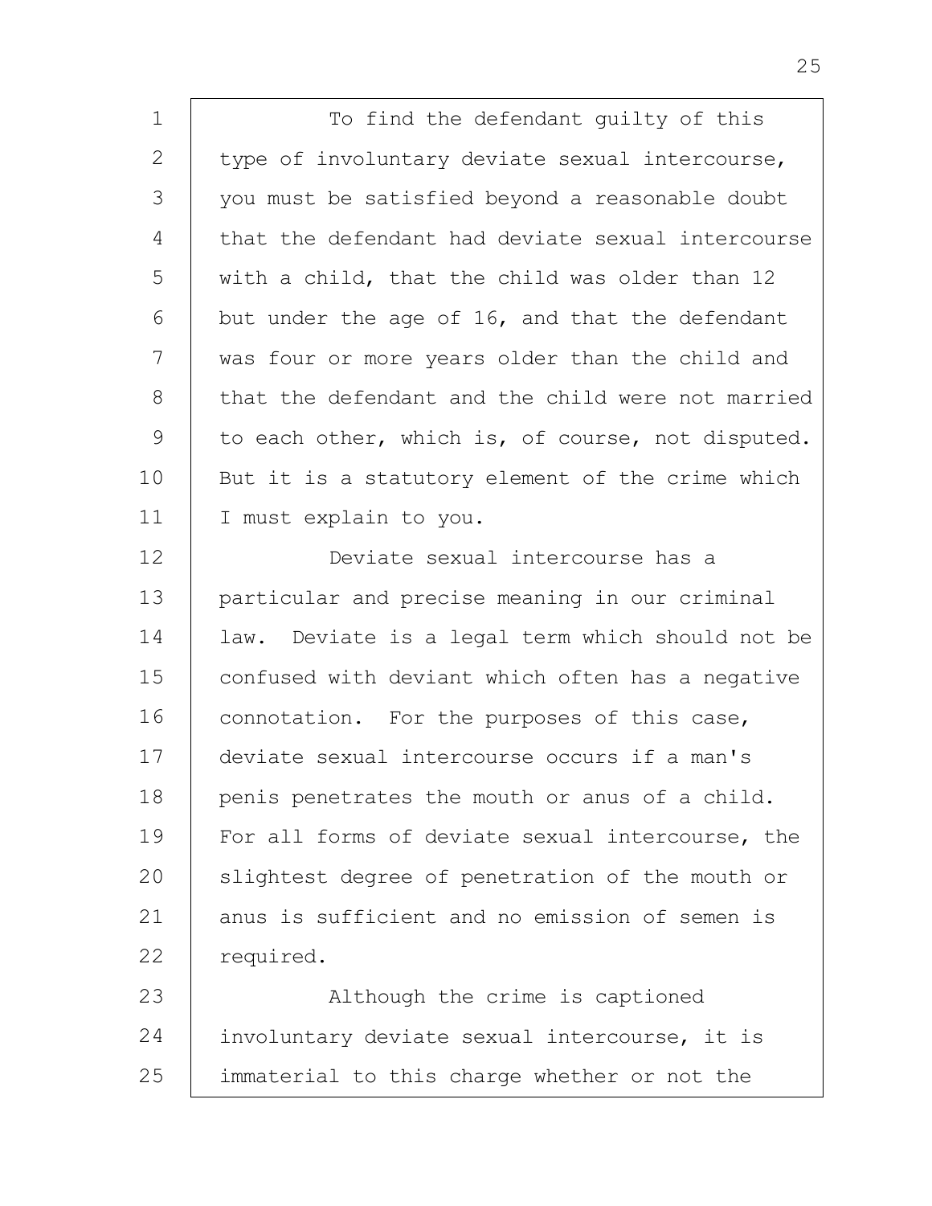To find the defendant guilty of this type of involuntary deviate sexual intercourse, you must be satisfied beyond a reasonable doubt that the defendant had deviate sexual intercourse with a child, that the child was older than 12 but under the age of 16, and that the defendant was four or more years older than the child and that the defendant and the child were not married to each other, which is, of course, not disputed. But it is a statutory element of the crime which I must explain to you.

Deviate sexual intercourse has a particular and precise meaning in our criminal law. Deviate is a legal term which should not be confused with deviant which often has a negative connotation. For the purposes of this case, deviate sexual intercourse occurs if a man's penis penetrates the mouth or anus of a child. For all forms of deviate sexual intercourse, the slightest degree of penetration of the mouth or anus is sufficient and no emission of semen is required.

Although the crime is captioned involuntary deviate sexual intercourse, it is immaterial to this charge whether or not the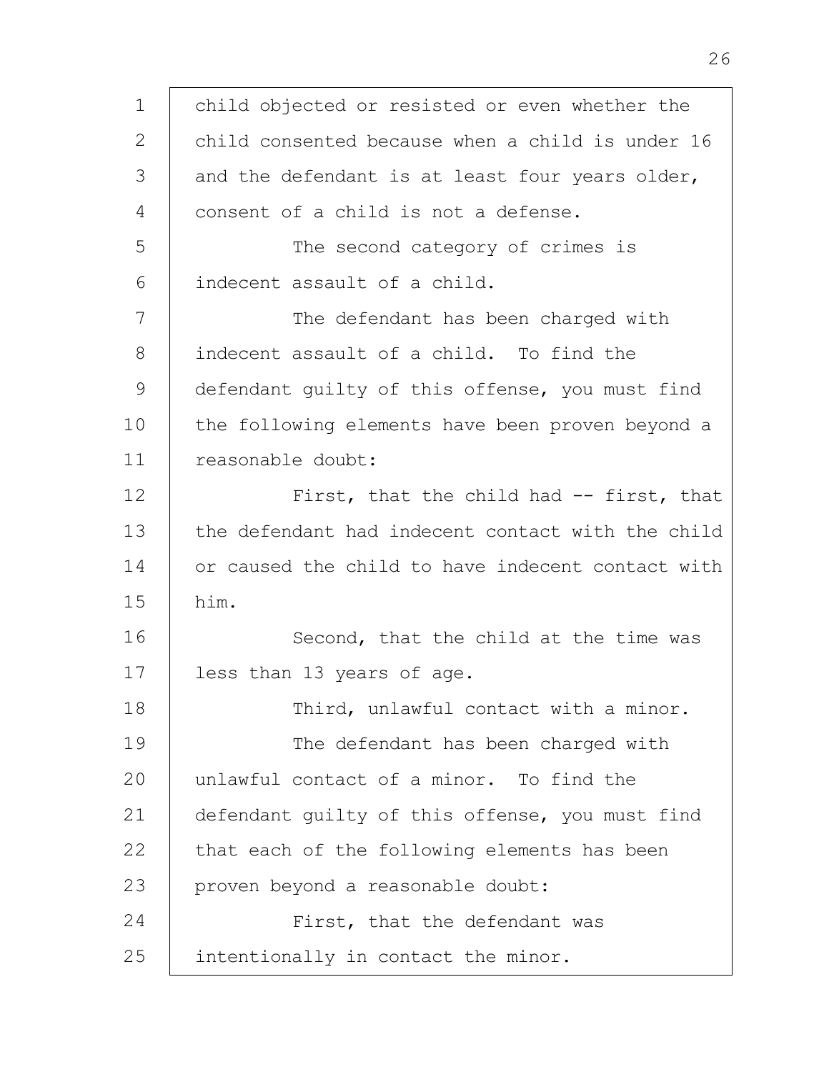child objected or resisted or even whether the child consented because when a child is under 16 and the defendant is at least four years older, consent of a child is not a defense.

The second category of crimes is indecent assault of a child.

The defendant has been charged with indecent assault of a child. To find the defendant guilty of this offense, you must find the following elements have been proven beyond a reasonable doubt:

First, that the child had -- first, that the defendant had indecent contact with the child or caused the child to have indecent contact with him.

Second, that the child at the time was less than 13 years of age.

Third, unlawful contact with a minor.

The defendant has been charged with unlawful contact of a minor. To find the defendant guilty of this offense, you must find that each of the following elements has been proven beyond a reasonable doubt:

First, that the defendant was intentionally in contact the minor.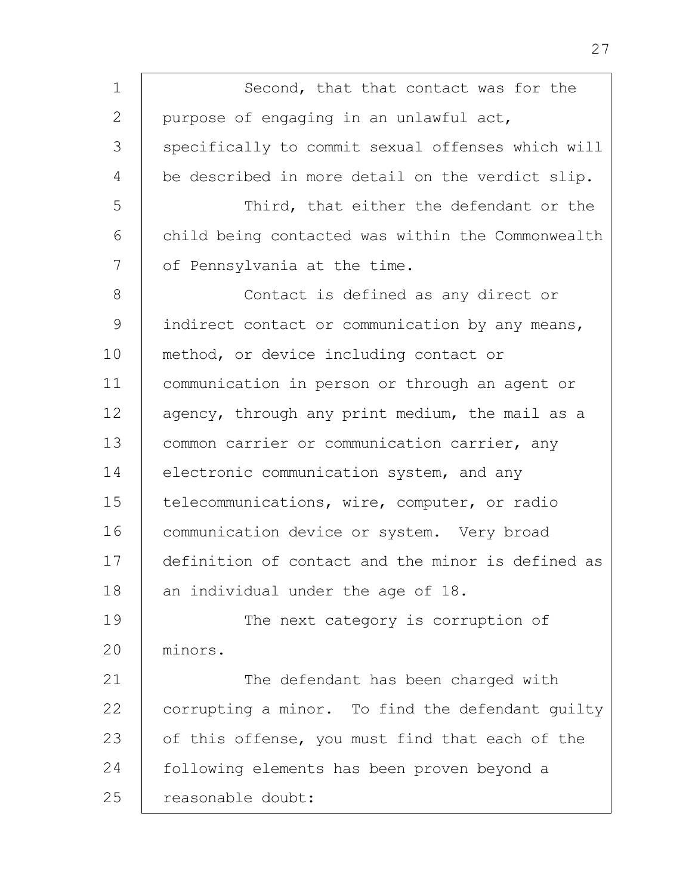Second, that that contact was for the purpose of engaging in an unlawful act, specifically to commit sexual offenses which will be described in more detail on the verdict slip.

Third, that either the defendant or the child being contacted was within the Commonwealth of Pennsylvania at the time.

Contact is defined as any direct or indirect contact or communication by any means, method, or device including contact or communication in person or through an agent or agency, through any print medium, the mail as a common carrier or communication carrier, any electronic communication system, and any telecommunications, wire, computer, or radio communication device or system. Very broad definition of contact and the minor is defined as an individual under the age of 18.

The next category is corruption of minors.

The defendant has been charged with corrupting a minor. To find the defendant guilty of this offense, you must find that each of the following elements has been proven beyond a reasonable doubt: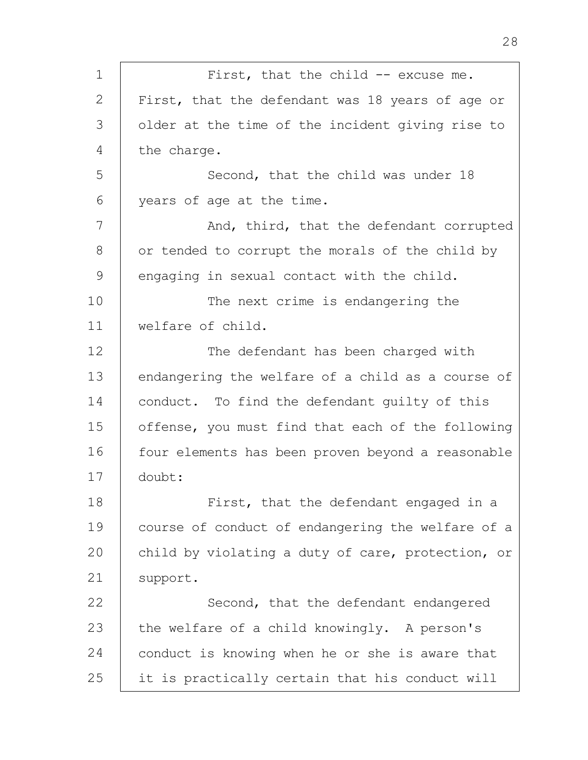First, that the child -- excuse me. First, that the defendant was 18 years of age or older at the time of the incident giving rise to the charge.

Second, that the child was under 18 years of age at the time.

And, third, that the defendant corrupted or tended to corrupt the morals of the child by engaging in sexual contact with the child.

The next crime is endangering the welfare of child.

The defendant has been charged with endangering the welfare of a child as a course of conduct. To find the defendant guilty of this offense, you must find that each of the following four elements has been proven beyond a reasonable doubt:

First, that the defendant engaged in a course of conduct of endangering the welfare of a child by violating a duty of care, protection, or support.

Second, that the defendant endangered the welfare of a child knowingly. A person's conduct is knowing when he or she is aware that it is practically certain that his conduct will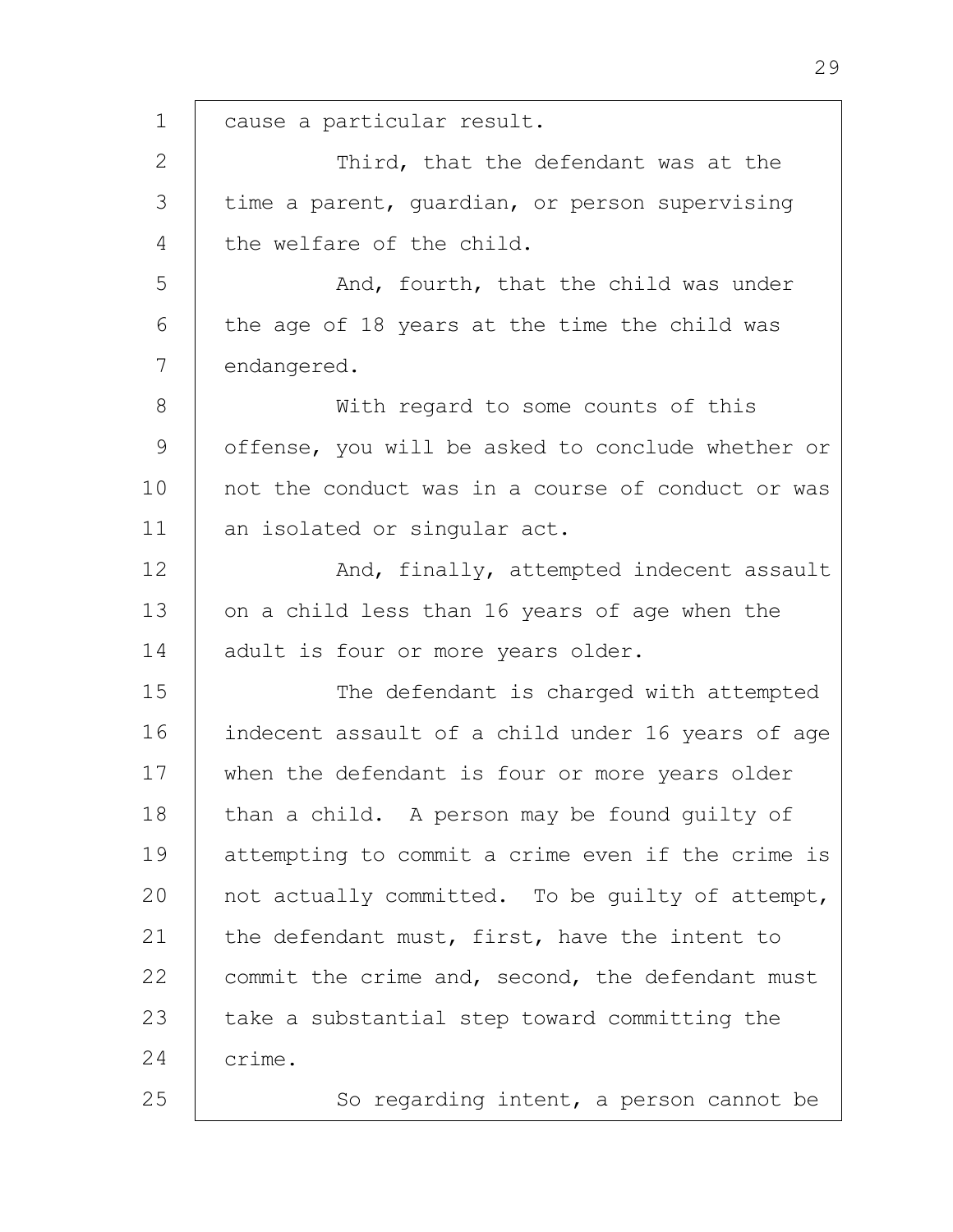cause a particular result.

Third, that the defendant was at the time a parent, guardian, or person supervising the welfare of the child.

And, fourth, that the child was under the age of 18 years at the time the child was endangered.

With regard to some counts of this offense, you will be asked to conclude whether or not the conduct was in a course of conduct or was an isolated or singular act.

And, finally, attempted indecent assault on a child less than 16 years of age when the adult is four or more years older.

The defendant is charged with attempted indecent assault of a child under 16 years of age when the defendant is four or more years older than a child. A person may be found guilty of attempting to commit a crime even if the crime is not actually committed. To be guilty of attempt, the defendant must, first, have the intent to commit the crime and, second, the defendant must take a substantial step toward committing the crime.

So regarding intent, a person cannot be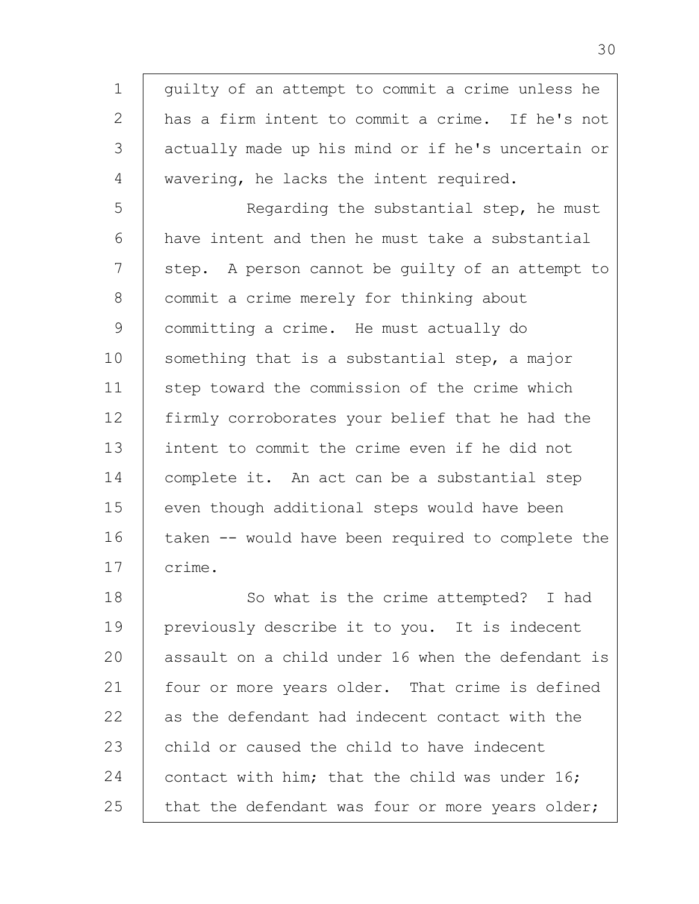guilty of an attempt to commit a crime unless he has a firm intent to commit a crime. If he's not actually made up his mind or if he's uncertain or wavering, he lacks the intent required.

Regarding the substantial step, he must have intent and then he must take a substantial step. A person cannot be guilty of an attempt to commit a crime merely for thinking about committing a crime. He must actually do something that is a substantial step, a major step toward the commission of the crime which firmly corroborates your belief that he had the intent to commit the crime even if he did not complete it. An act can be a substantial step even though additional steps would have been taken -- would have been required to complete the crime.

So what is the crime attempted? I had previously describe it to you. It is indecent assault on a child under 16 when the defendant is four or more years older. That crime is defined as the defendant had indecent contact with the child or caused the child to have indecent contact with him; that the child was under 16; that the defendant was four or more years older;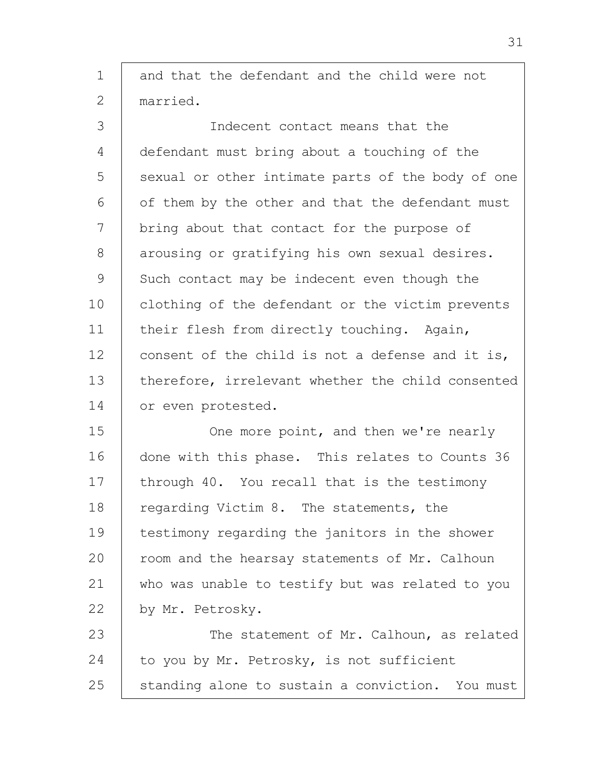and that the defendant and the child were not married.

Indecent contact means that the defendant must bring about a touching of the sexual or other intimate parts of the body of one of them by the other and that the defendant must bring about that contact for the purpose of arousing or gratifying his own sexual desires. Such contact may be indecent even though the clothing of the defendant or the victim prevents their flesh from directly touching. Again, consent of the child is not a defense and it is, therefore, irrelevant whether the child consented or even protested.

One more point, and then we're nearly done with this phase. This relates to Counts 36 through 40. You recall that is the testimony regarding Victim 8. The statements, the testimony regarding the janitors in the shower room and the hearsay statements of Mr. Calhoun who was unable to testify but was related to you by Mr. Petrosky.

The statement of Mr. Calhoun, as related to you by Mr. Petrosky, is not sufficient standing alone to sustain a conviction. You must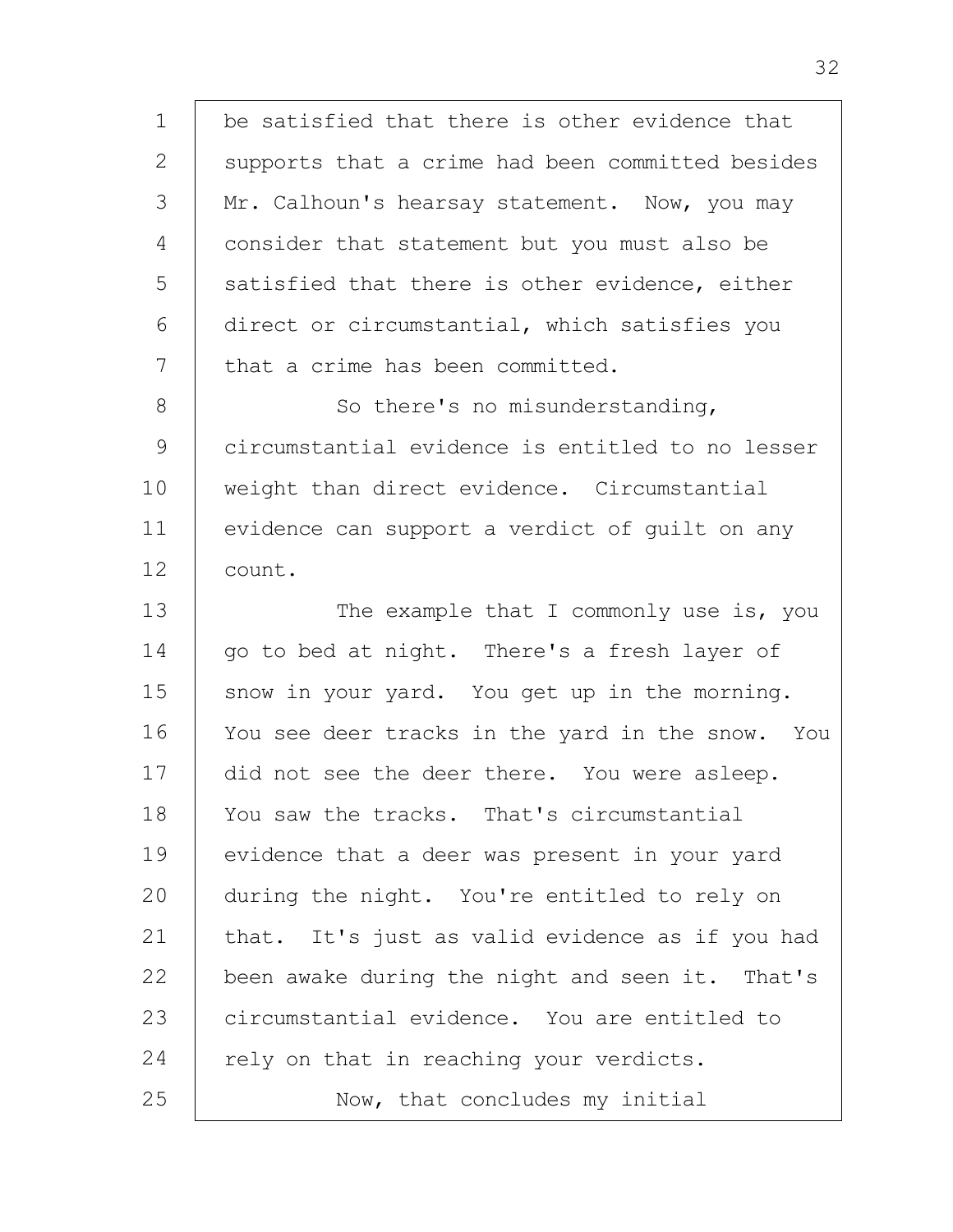be satisfied that there is other evidence that supports that a crime had been committed besides Mr. Calhoun's hearsay statement. Now, you may consider that statement but you must also be satisfied that there is other evidence, either direct or circumstantial, which satisfies you that a crime has been committed.

So there's no misunderstanding, circumstantial evidence is entitled to no lesser weight than direct evidence. Circumstantial evidence can support a verdict of guilt on any count.

The example that I commonly use is, you go to bed at night. There's a fresh layer of snow in your yard. You get up in the morning. You see deer tracks in the yard in the snow. You did not see the deer there. You were asleep. You saw the tracks. That's circumstantial evidence that a deer was present in your yard during the night. You're entitled to rely on that. It's just as valid evidence as if you had been awake during the night and seen it. That's circumstantial evidence. You are entitled to rely on that in reaching your verdicts.

Now, that concludes my initial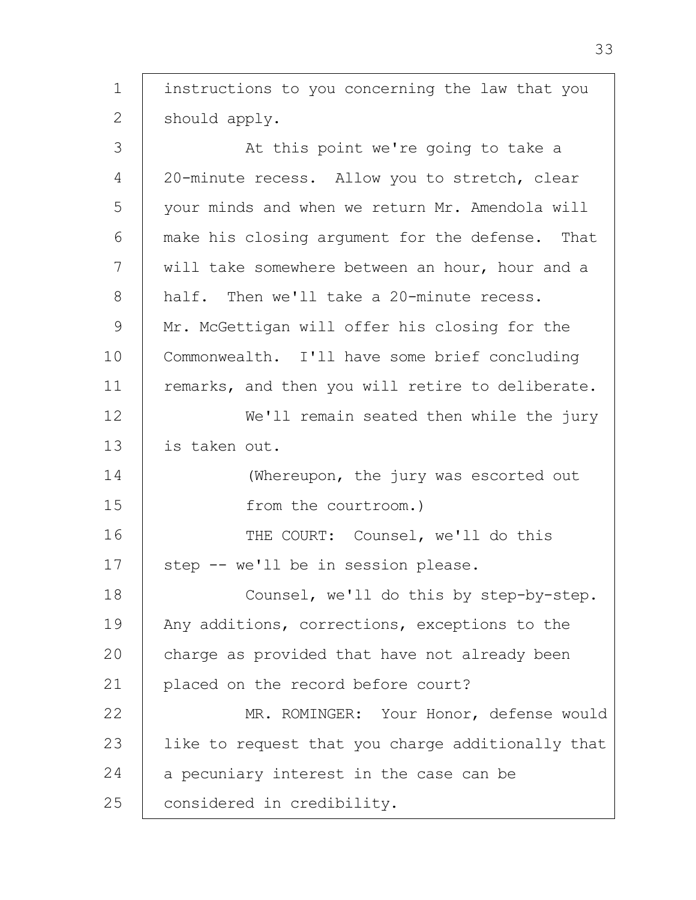instructions to you concerning the law that you should apply.

At this point we're going to take a 20-minute recess. Allow you to stretch, clear your minds and when we return Mr. Amendola will make his closing argument for the defense. That will take somewhere between an hour, hour and a half. Then we'll take a 20-minute recess. Mr. McGettigan will offer his closing for the Commonwealth. I'll have some brief concluding remarks, and then you will retire to deliberate.

We'll remain seated then while the jury is taken out.

(Whereupon, the jury was escorted out from the courtroom.)

THE COURT: Counsel, we'll do this step -- we'll be in session please.

Counsel, we'll do this by step-by-step. Any additions, corrections, exceptions to the charge as provided that have not already been placed on the record before court?

MR. ROMINGER: Your Honor, defense would like to request that you charge additionally that a pecuniary interest in the case can be considered in credibility.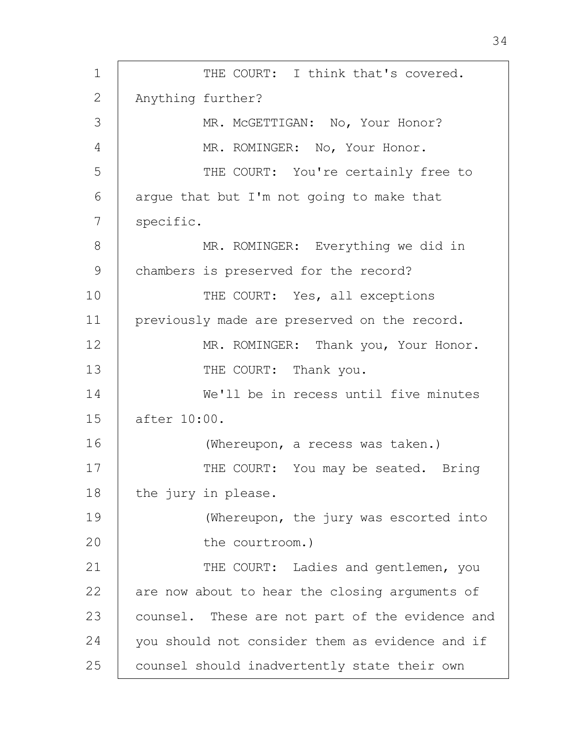THE COURT: I think that's covered. Anything further?

MR. McGETTIGAN: No, Your Honor?

MR. ROMINGER: No, Your Honor.

THE COURT: You're certainly free to argue that but I'm not going to make that specific.

MR. ROMINGER: Everything we did in chambers is preserved for the record?

THE COURT: Yes, all exceptions previously made are preserved on the record.

MR. ROMINGER: Thank you, Your Honor.

THE COURT: Thank you.

We'll be in recess until five minutes after 10:00.

(Whereupon, a recess was taken.)

THE COURT: You may be seated. Bring the jury in please.

(Whereupon, the jury was escorted into the courtroom.)

THE COURT: Ladies and gentlemen, you are now about to hear the closing arguments of counsel. These are not part of the evidence and you should not consider them as evidence and if counsel should inadvertently state their own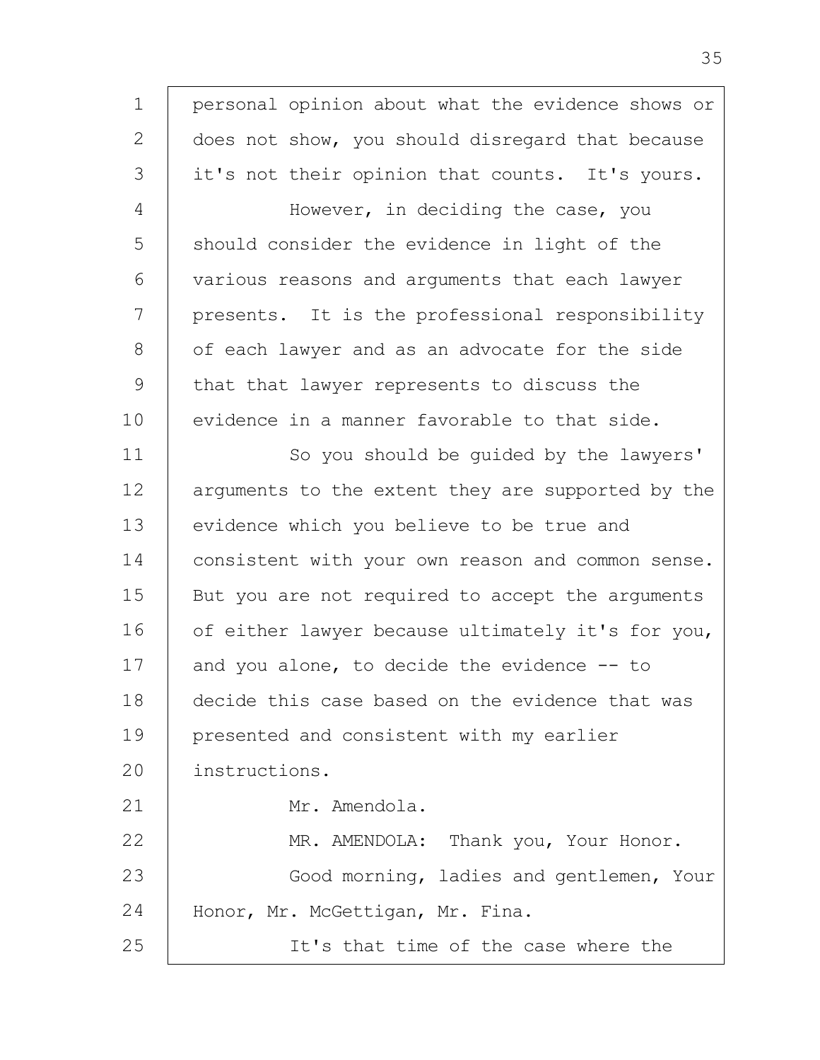personal opinion about what the evidence shows or does not show, you should disregard that because it's not their opinion that counts. It's yours.

However, in deciding the case, you should consider the evidence in light of the various reasons and arguments that each lawyer presents. It is the professional responsibility of each lawyer and as an advocate for the side that that lawyer represents to discuss the evidence in a manner favorable to that side.

So you should be guided by the lawyers' arguments to the extent they are supported by the evidence which you believe to be true and consistent with your own reason and common sense. But you are not required to accept the arguments of either lawyer because ultimately it's for you, and you alone, to decide the evidence -- to decide this case based on the evidence that was presented and consistent with my earlier instructions.

Mr. Amendola.

MR. AMENDOLA: Thank you, Your Honor.

Good morning, ladies and gentlemen, Your Honor, Mr. McGettigan, Mr. Fina.

It's that time of the case where the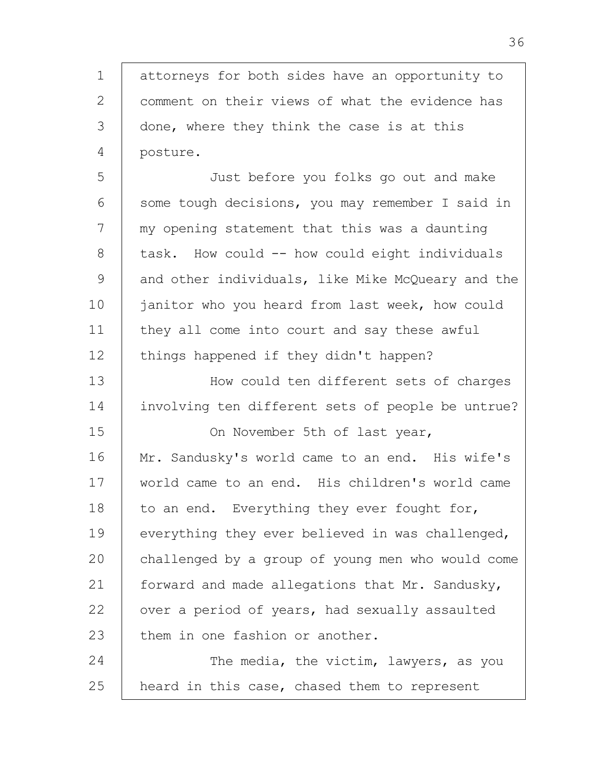attorneys for both sides have an opportunity to comment on their views of what the evidence has done, where they think the case is at this posture.

Just before you folks go out and make some tough decisions, you may remember I said in my opening statement that this was a daunting task. How could -- how could eight individuals and other individuals, like Mike McQueary and the janitor who you heard from last week, how could they all come into court and say these awful things happened if they didn't happen?

How could ten different sets of charges involving ten different sets of people be untrue?

On November 5th of last year, Mr. Sandusky's world came to an end. His wife's world came to an end. His children's world came to an end. Everything they ever fought for, everything they ever believed in was challenged, challenged by a group of young men who would come forward and made allegations that Mr. Sandusky, over a period of years, had sexually assaulted them in one fashion or another.

The media, the victim, lawyers, as you heard in this case, chased them to represent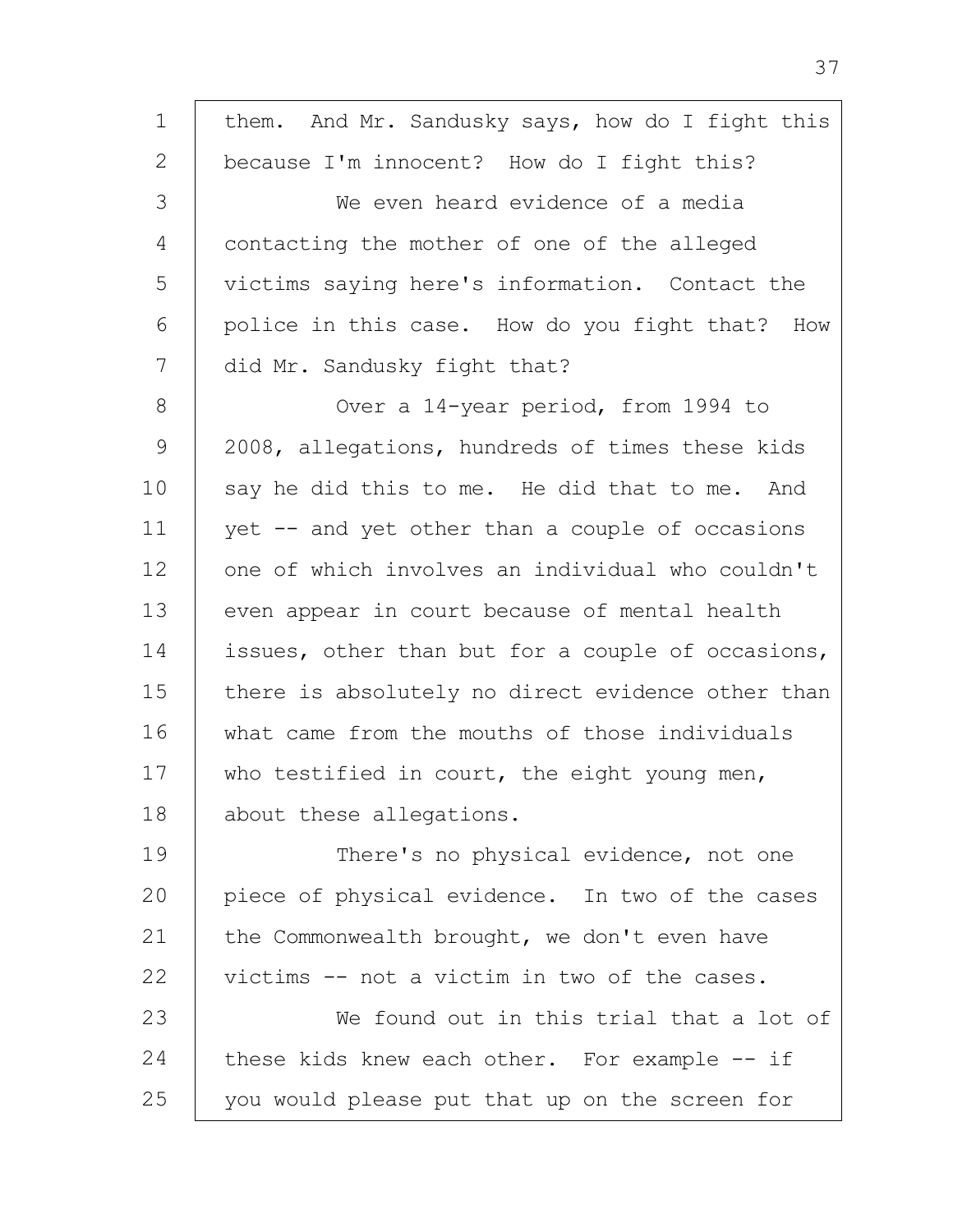them. And Mr. Sandusky says, how do I fight this because I'm innocent? How do I fight this?

We even heard evidence of a media contacting the mother of one of the alleged victims saying here's information. Contact the police in this case. How do you fight that? How did Mr. Sandusky fight that?

Over a 14-year period, from 1994 to 2008, allegations, hundreds of times these kids say he did this to me. He did that to me. And yet -- and yet other than a couple of occasions one of which involves an individual who couldn't even appear in court because of mental health issues, other than but for a couple of occasions, there is absolutely no direct evidence other than what came from the mouths of those individuals who testified in court, the eight young men, about these allegations.

There's no physical evidence, not one piece of physical evidence. In two of the cases the Commonwealth brought, we don't even have victims -- not a victim in two of the cases.

We found out in this trial that a lot of these kids knew each other. For example -- if you would please put that up on the screen for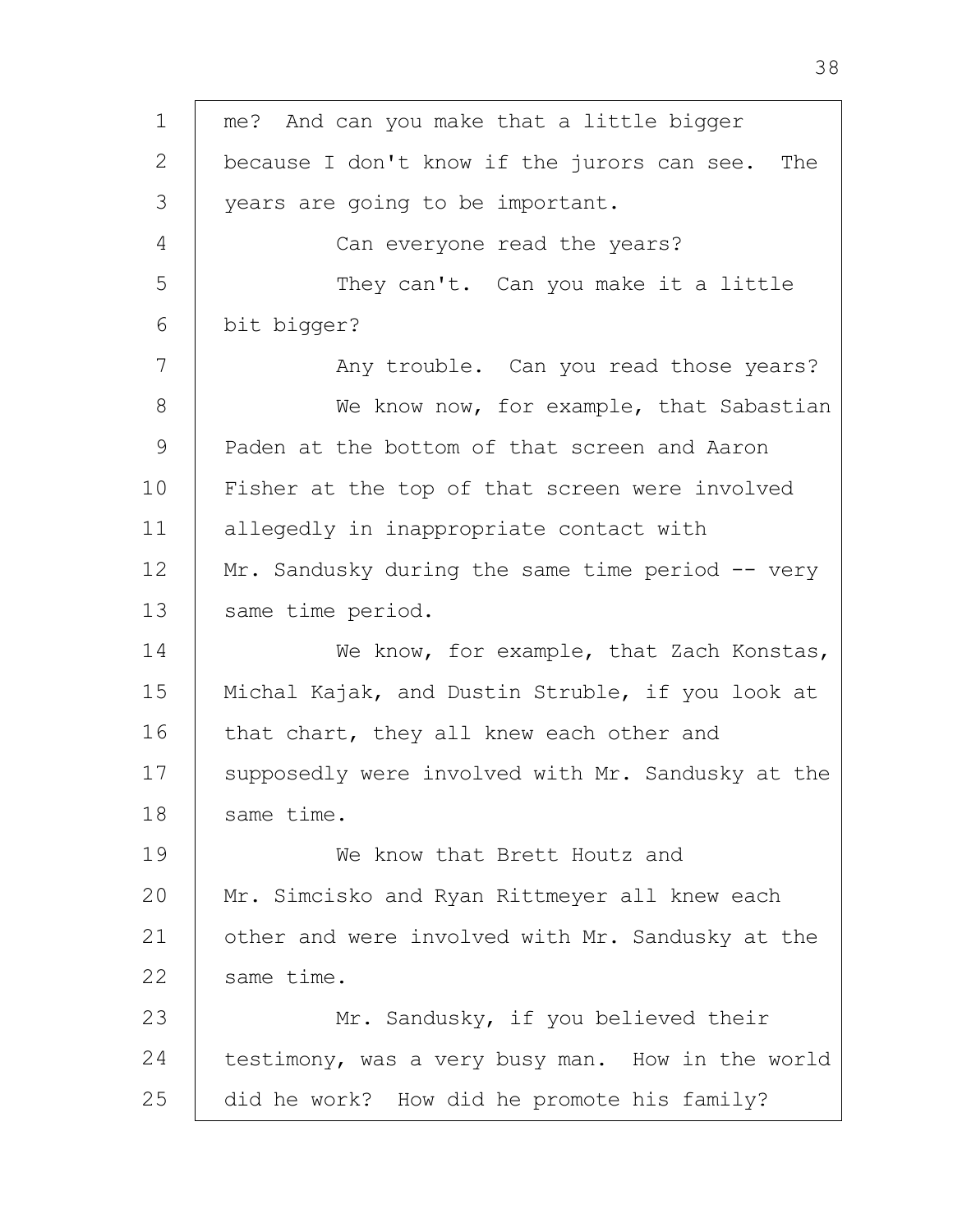me? And can you make that a little bigger because I don't know if the jurors can see. The years are going to be important.

Can everyone read the years?

They can't. Can you make it a little bit bigger?

Any trouble. Can you read those years?

We know now, for example, that Sabastian Paden at the bottom of that screen and Aaron Fisher at the top of that screen were involved allegedly in inappropriate contact with Mr. Sandusky during the same time period -- very same time period.

We know, for example, that Zach Konstas, Michal Kajak, and Dustin Struble, if you look at that chart, they all knew each other and supposedly were involved with Mr. Sandusky at the same time.

We know that Brett Houtz and Mr. Simcisko and Ryan Rittmeyer all knew each other and were involved with Mr. Sandusky at the same time.

Mr. Sandusky, if you believed their testimony, was a very busy man. How in the world did he work? How did he promote his family?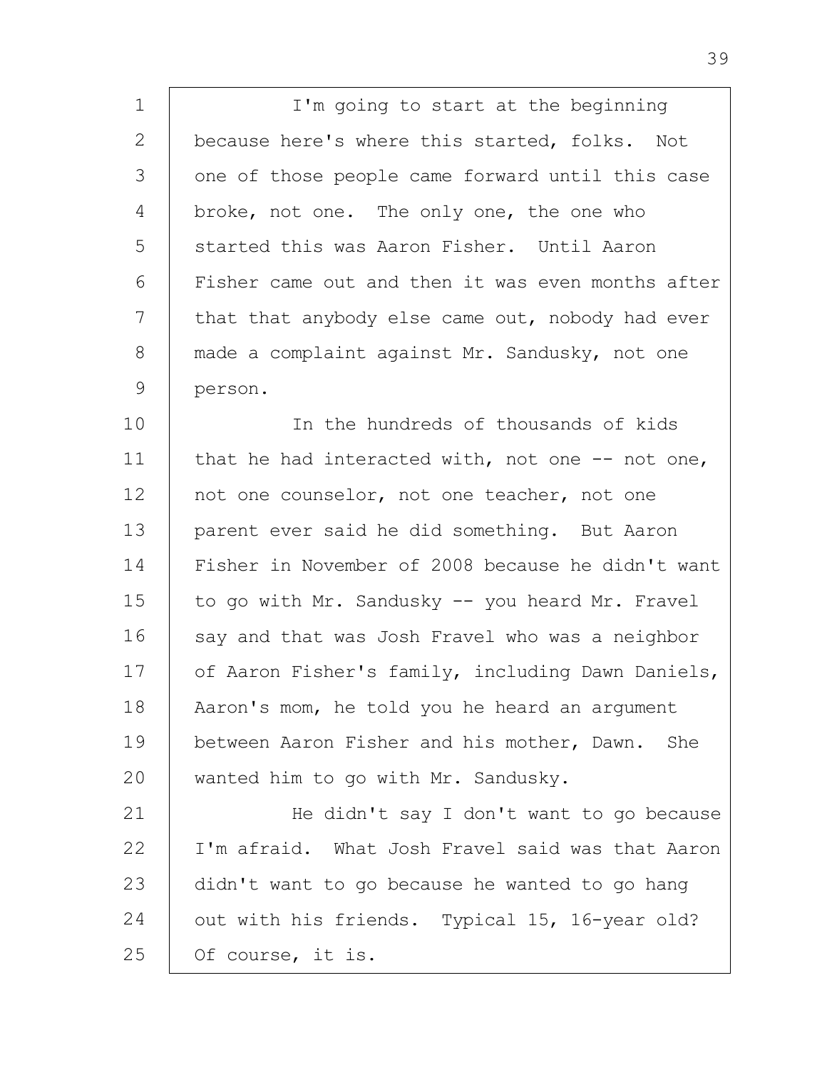I'm going to start at the beginning because here's where this started, folks. Not one of those people came forward until this case broke, not one. The only one, the one who started this was Aaron Fisher. Until Aaron Fisher came out and then it was even months after that that anybody else came out, nobody had ever made a complaint against Mr. Sandusky, not one person.

In the hundreds of thousands of kids that he had interacted with, not one -- not one, not one counselor, not one teacher, not one parent ever said he did something. But Aaron Fisher in November of 2008 because he didn't want to go with Mr. Sandusky -- you heard Mr. Fravel say and that was Josh Fravel who was a neighbor of Aaron Fisher's family, including Dawn Daniels, Aaron's mom, he told you he heard an argument between Aaron Fisher and his mother, Dawn. She wanted him to go with Mr. Sandusky.

He didn't say I don't want to go because I'm afraid. What Josh Fravel said was that Aaron didn't want to go because he wanted to go hang out with his friends. Typical 15, 16-year old? Of course, it is.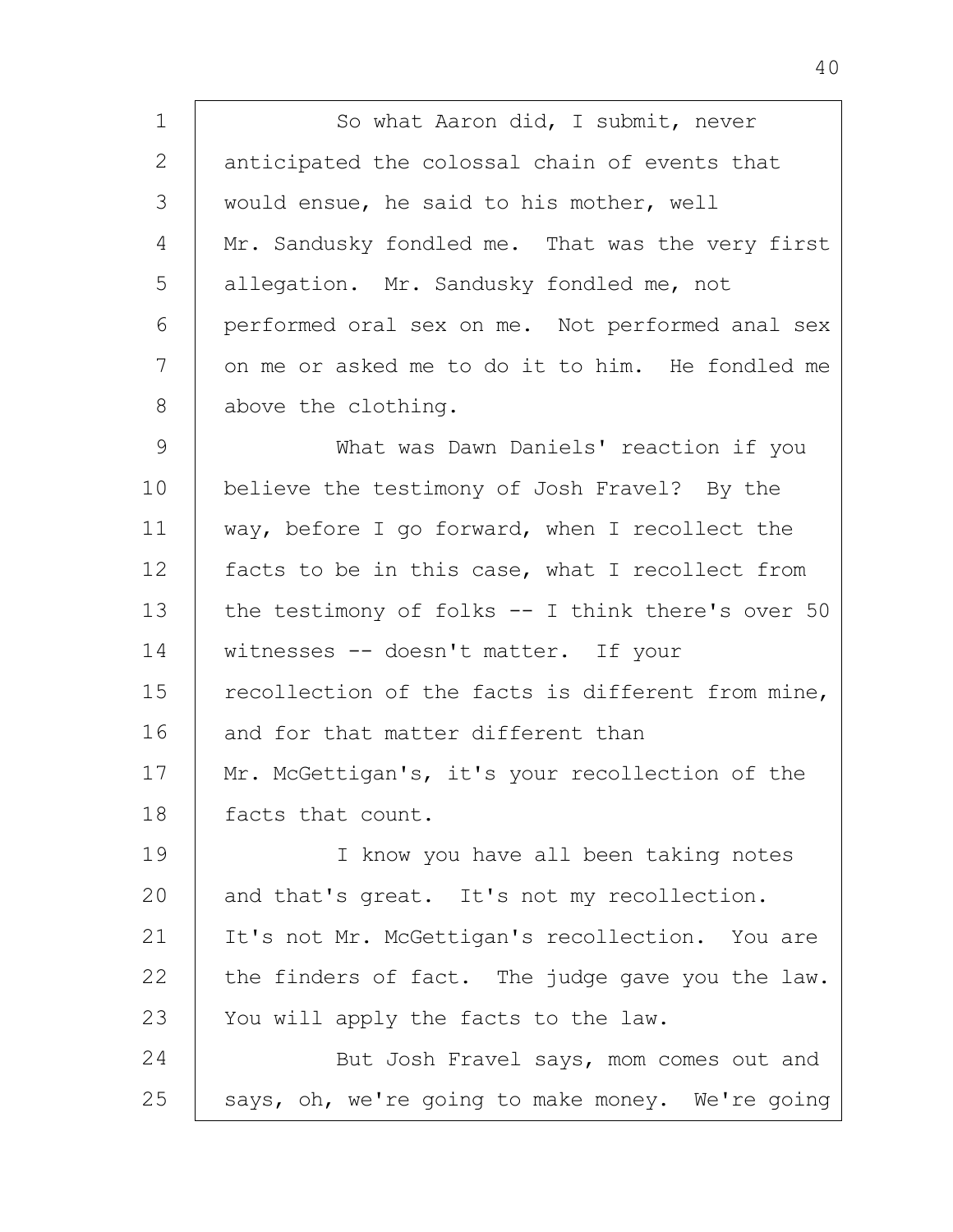So what Aaron did, I submit, never anticipated the colossal chain of events that would ensue, he said to his mother, well Mr. Sandusky fondled me. That was the very first allegation. Mr. Sandusky fondled me, not performed oral sex on me. Not performed anal sex on me or asked me to do it to him. He fondled me above the clothing.

What was Dawn Daniels' reaction if you believe the testimony of Josh Fravel? By the way, before I go forward, when I recollect the facts to be in this case, what I recollect from the testimony of folks -- I think there's over 50 witnesses -- doesn't matter. If your recollection of the facts is different from mine, and for that matter different than Mr. McGettigan's, it's your recollection of the facts that count.

I know you have all been taking notes and that's great. It's not my recollection. It's not Mr. McGettigan's recollection. You are the finders of fact. The judge gave you the law. You will apply the facts to the law.

But Josh Fravel says, mom comes out and says, oh, we're going to make money. We're going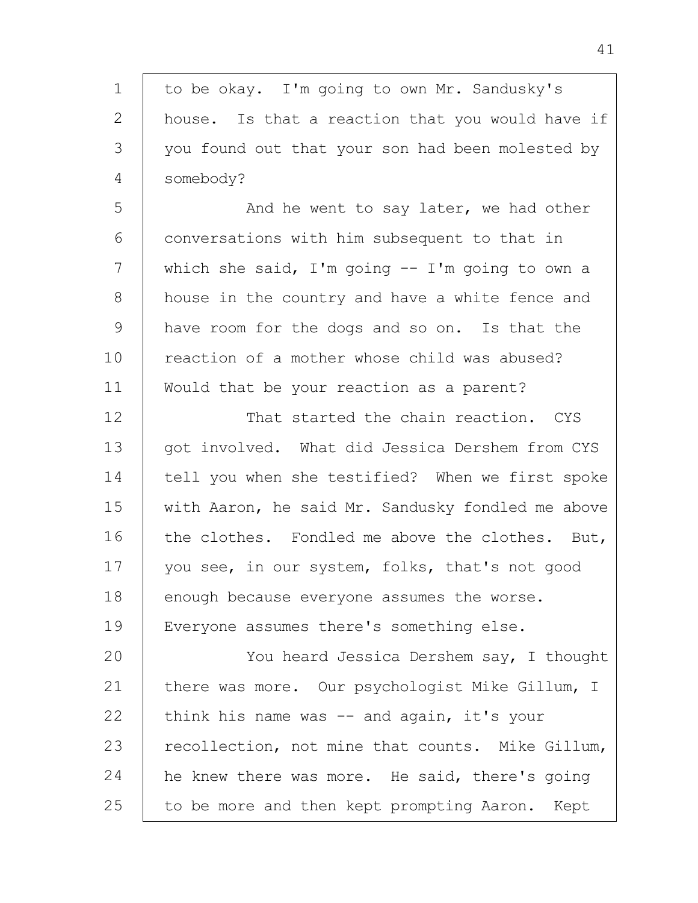to be okay. I'm going to own Mr. Sandusky's house. Is that a reaction that you would have if you found out that your son had been molested by somebody?

And he went to say later, we had other conversations with him subsequent to that in which she said, I'm going -- I'm going to own a house in the country and have a white fence and have room for the dogs and so on. Is that the reaction of a mother whose child was abused? Would that be your reaction as a parent?

That started the chain reaction. CYS got involved. What did Jessica Dershem from CYS tell you when she testified? When we first spoke with Aaron, he said Mr. Sandusky fondled me above the clothes. Fondled me above the clothes. But, you see, in our system, folks, that's not good enough because everyone assumes the worse. Everyone assumes there's something else.

You heard Jessica Dershem say, I thought there was more. Our psychologist Mike Gillum, I think his name was -- and again, it's your recollection, not mine that counts. Mike Gillum, he knew there was more. He said, there's going to be more and then kept prompting Aaron. Kept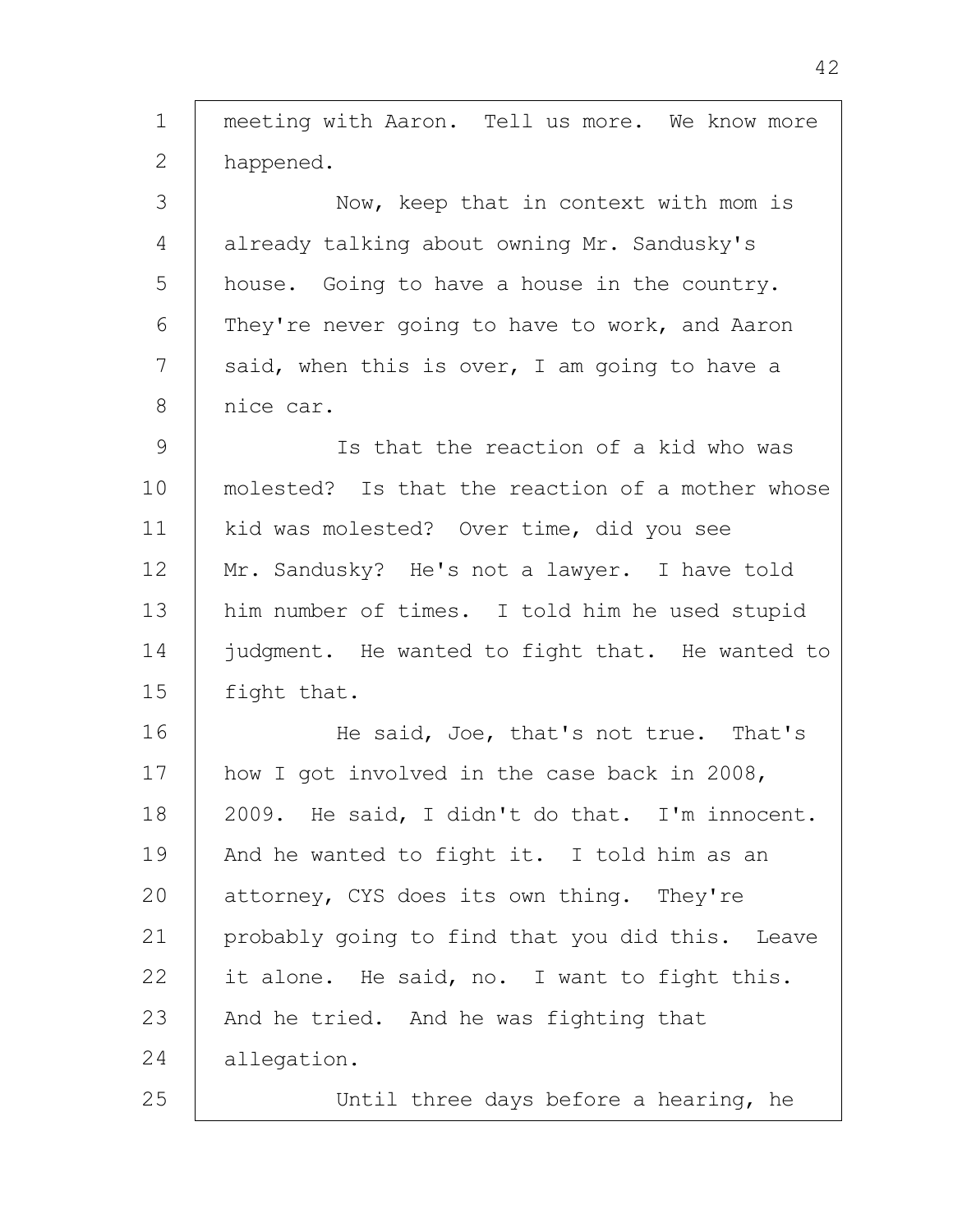meeting with Aaron. Tell us more. We know more happened.

Now, keep that in context with mom is already talking about owning Mr. Sandusky's house. Going to have a house in the country. They're never going to have to work, and Aaron said, when this is over, I am going to have a nice car.

Is that the reaction of a kid who was molested? Is that the reaction of a mother whose kid was molested? Over time, did you see Mr. Sandusky? He's not a lawyer. I have told him number of times. I told him he used stupid judgment. He wanted to fight that. He wanted to fight that.

He said, Joe, that's not true. That's how I got involved in the case back in 2008, 2009. He said, I didn't do that. I'm innocent. And he wanted to fight it. I told him as an attorney, CYS does its own thing. They're probably going to find that you did this. Leave it alone. He said, no. I want to fight this. And he tried. And he was fighting that allegation.

Until three days before a hearing, he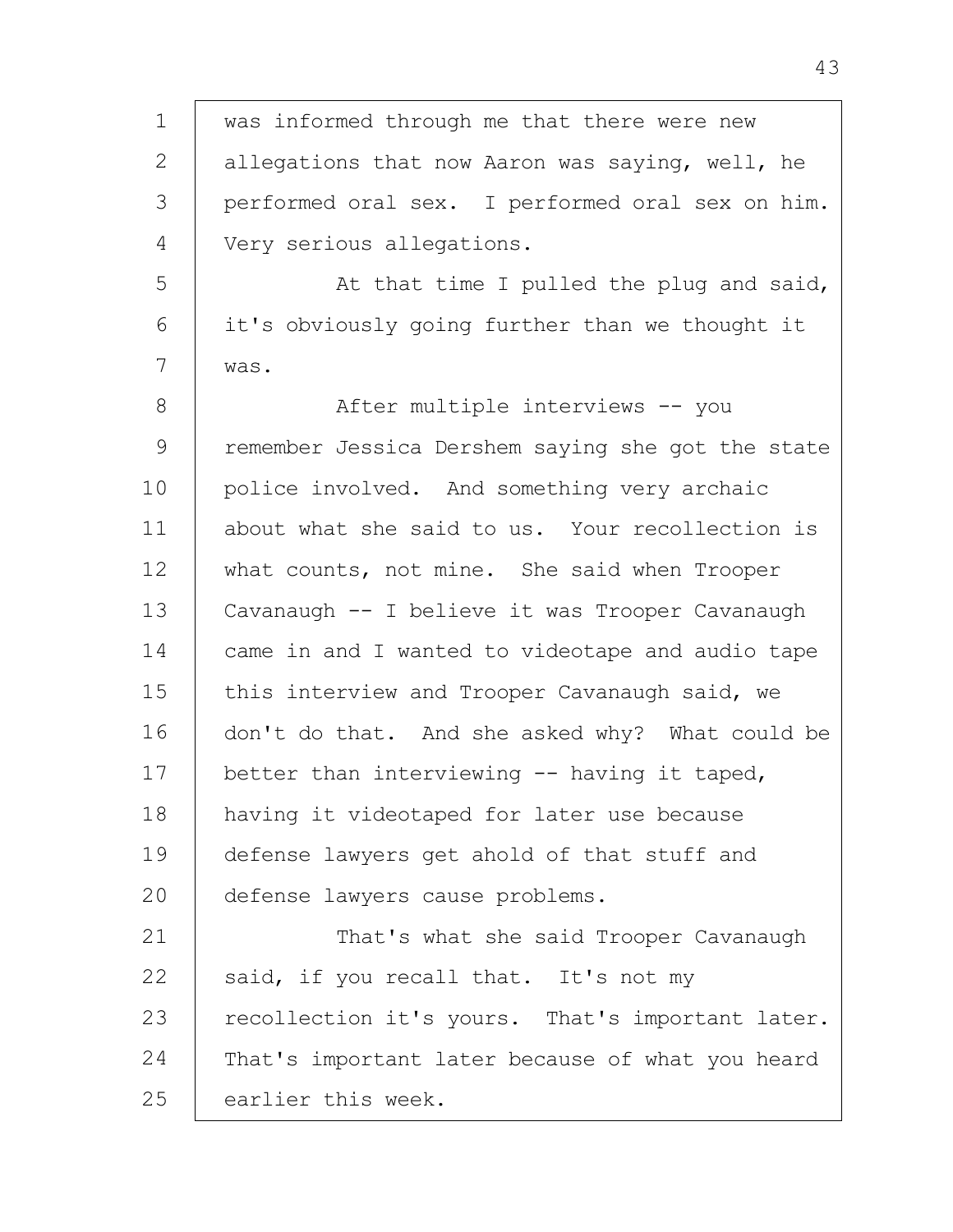was informed through me that there were new allegations that now Aaron was saying, well, he performed oral sex. I performed oral sex on him. Very serious allegations.

At that time I pulled the plug and said, it's obviously going further than we thought it was.

After multiple interviews -- you remember Jessica Dershem saying she got the state police involved. And something very archaic about what she said to us. Your recollection is what counts, not mine. She said when Trooper Cavanaugh -- I believe it was Trooper Cavanaugh came in and I wanted to videotape and audio tape this interview and Trooper Cavanaugh said, we don't do that. And she asked why? What could be better than interviewing -- having it taped, having it videotaped for later use because defense lawyers get ahold of that stuff and defense lawyers cause problems.

That's what she said Trooper Cavanaugh said, if you recall that. It's not my recollection it's yours. That's important later. That's important later because of what you heard earlier this week.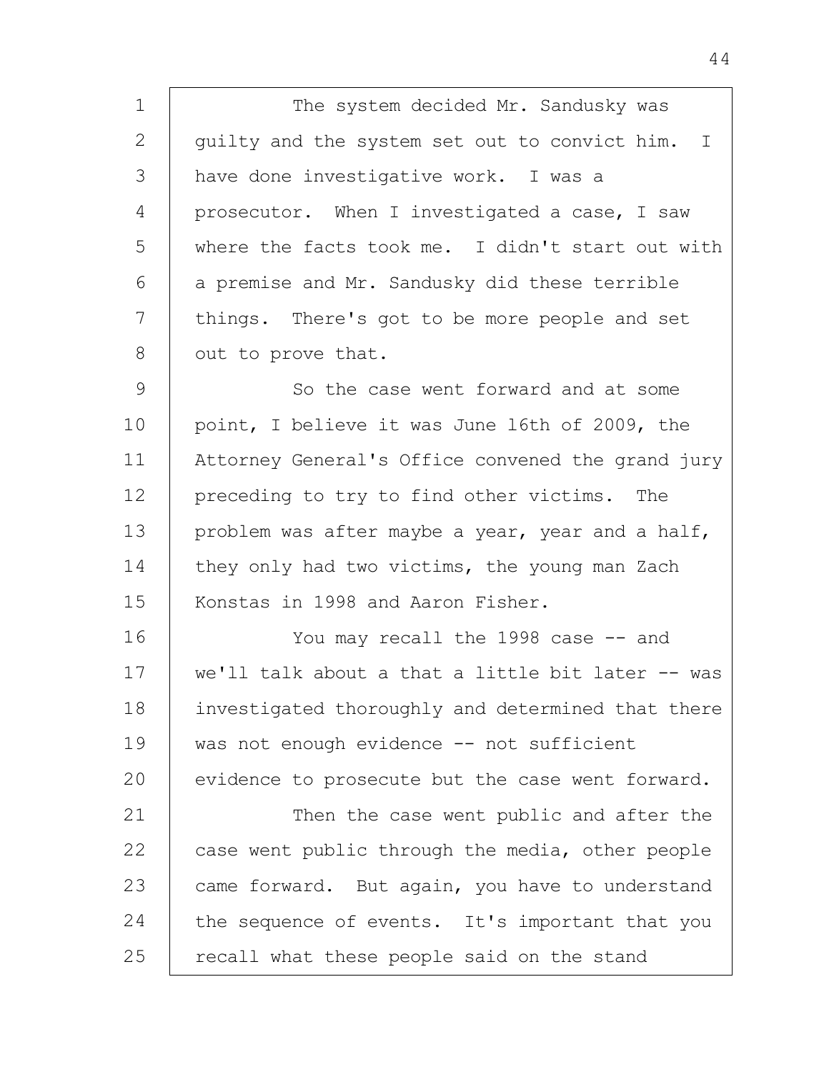The system decided Mr. Sandusky was guilty and the system set out to convict him. I have done investigative work. I was a prosecutor. When I investigated a case, I saw where the facts took me. I didn't start out with a premise and Mr. Sandusky did these terrible things. There's got to be more people and set out to prove that.

So the case went forward and at some point, I believe it was June 16th of 2009, the Attorney General's Office convened the grand jury preceding to try to find other victims. The problem was after maybe a year, year and a half, they only had two victims, the young man Zach Konstas in 1998 and Aaron Fisher.

You may recall the 1998 case -- and we'll talk about a that a little bit later -- was investigated thoroughly and determined that there was not enough evidence -- not sufficient evidence to prosecute but the case went forward.

Then the case went public and after the case went public through the media, other people came forward. But again, you have to understand the sequence of events. It's important that you recall what these people said on the stand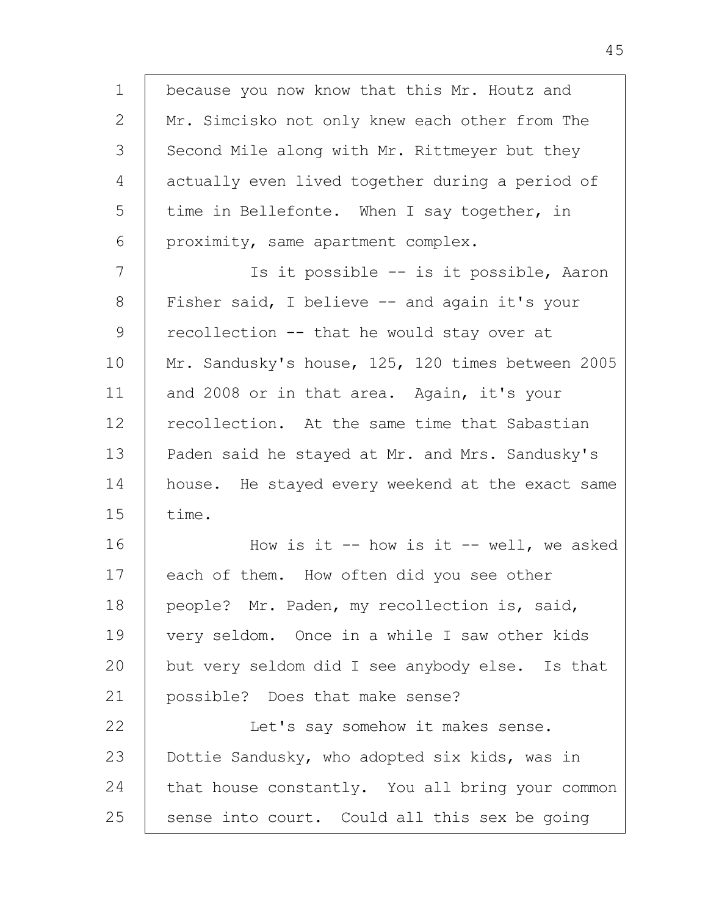because you now know that this Mr. Houtz and Mr. Simcisko not only knew each other from The Second Mile along with Mr. Rittmeyer but they actually even lived together during a period of time in Bellefonte. When I say together, in proximity, same apartment complex.

Is it possible -- is it possible, Aaron Fisher said, I believe -- and again it's your recollection -- that he would stay over at Mr. Sandusky's house, 125, 120 times between 2005 and 2008 or in that area. Again, it's your recollection. At the same time that Sabastian Paden said he stayed at Mr. and Mrs. Sandusky's house. He stayed every weekend at the exact same time.

How is it -- how is it -- well, we asked each of them. How often did you see other people? Mr. Paden, my recollection is, said, very seldom. Once in a while I saw other kids but very seldom did I see anybody else. Is that possible? Does that make sense?

Let's say somehow it makes sense. Dottie Sandusky, who adopted six kids, was in that house constantly. You all bring your common sense into court. Could all this sex be going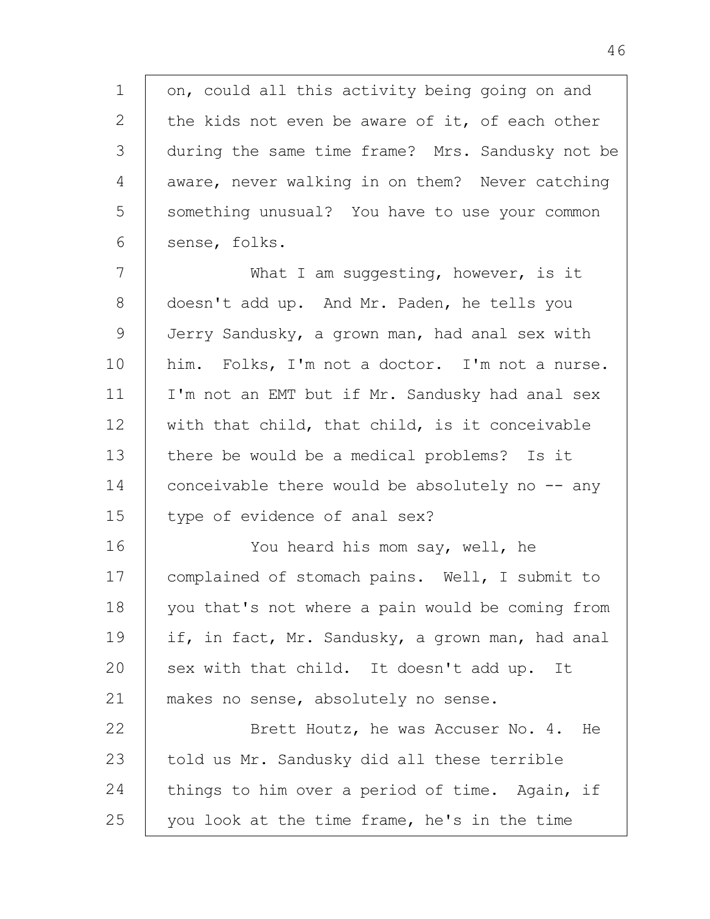on, could all this activity being going on and the kids not even be aware of it, of each other during the same time frame? Mrs. Sandusky not be aware, never walking in on them? Never catching something unusual? You have to use your common sense, folks.

What I am suggesting, however, is it doesn't add up. And Mr. Paden, he tells you Jerry Sandusky, a grown man, had anal sex with him. Folks, I'm not a doctor. I'm not a nurse. I'm not an EMT but if Mr. Sandusky had anal sex with that child, that child, is it conceivable there be would be a medical problems? Is it conceivable there would be absolutely no -- any type of evidence of anal sex?

You heard his mom say, well, he complained of stomach pains. Well, I submit to you that's not where a pain would be coming from if, in fact, Mr. Sandusky, a grown man, had anal sex with that child. It doesn't add up. It makes no sense, absolutely no sense.

Brett Houtz, he was Accuser No. 4. He told us Mr. Sandusky did all these terrible things to him over a period of time. Again, if you look at the time frame, he's in the time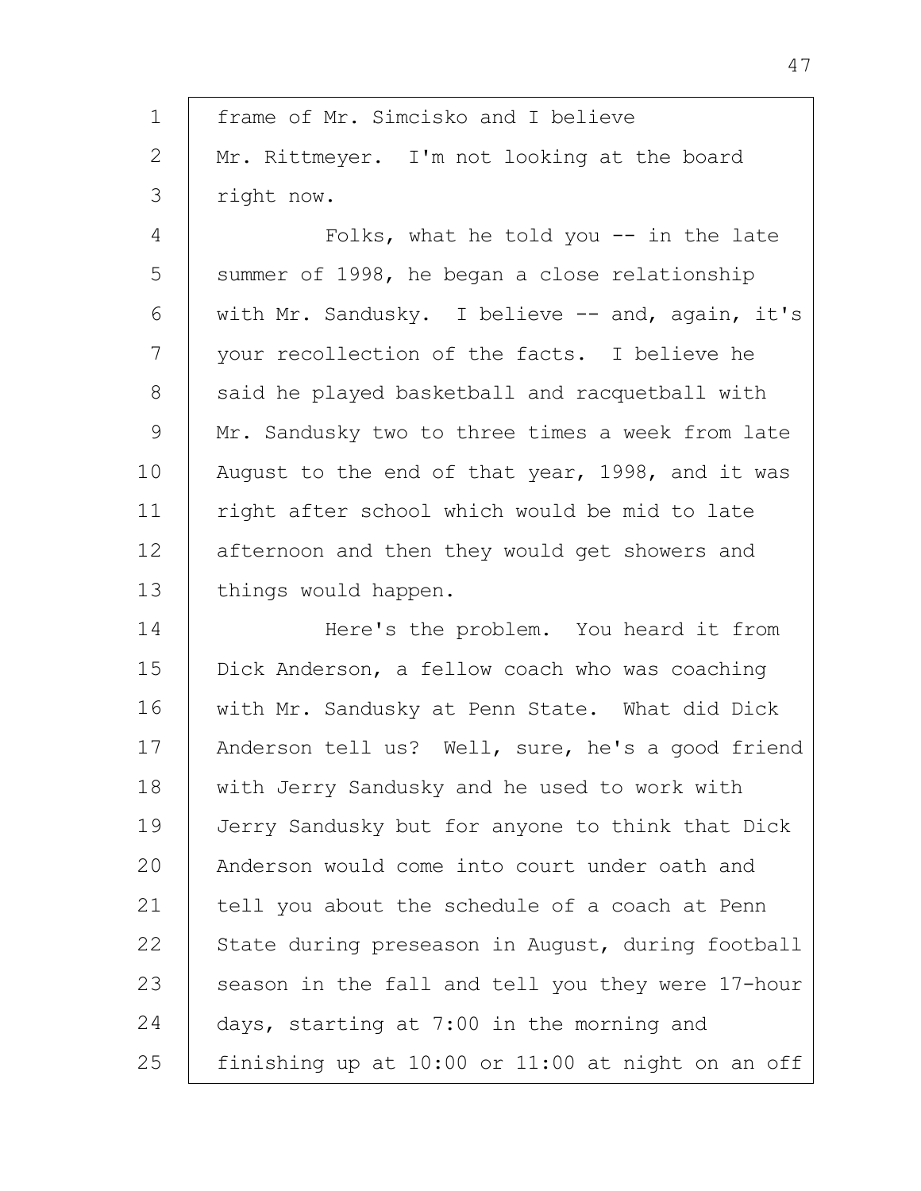1 frame of Mr. Simcisko and I believe
2 Mr. Rittmeyer. I'm not looking at the board
3 right now.
4 Folks, what he told you -- in the late
5 summer of 1998, he began a close relationship
6 with Mr. Sandusky. I believe -- and, again, it's
7 your recollection of the facts. I believe he
8 said he played basketball and racquetball with
9 Mr. Sandusky two to three times a week from late
10 August to the end of that year, 1998, and it was
11 right after school which would be mid to late
12 afternoon and then they would get showers and
13 things would happen.
14 Here's the problem. You heard it from
15 Dick Anderson, a fellow coach who was coaching
16 with Mr. Sandusky at Penn State. What did Dick
17 Anderson tell us? Well, sure, he's a good friend
18 with Jerry Sandusky and he used to work with
19 Jerry Sandusky but for anyone to think that Dick
20 Anderson would come into court under oath and
21 tell you about the schedule of a coach at Penn
22 State during preseason in August, during football
23 season in the fall and tell you they were 17-hour
24 days, starting at 7:00 in the morning and
25 finishing up at 10:00 or 11:00 at night on an off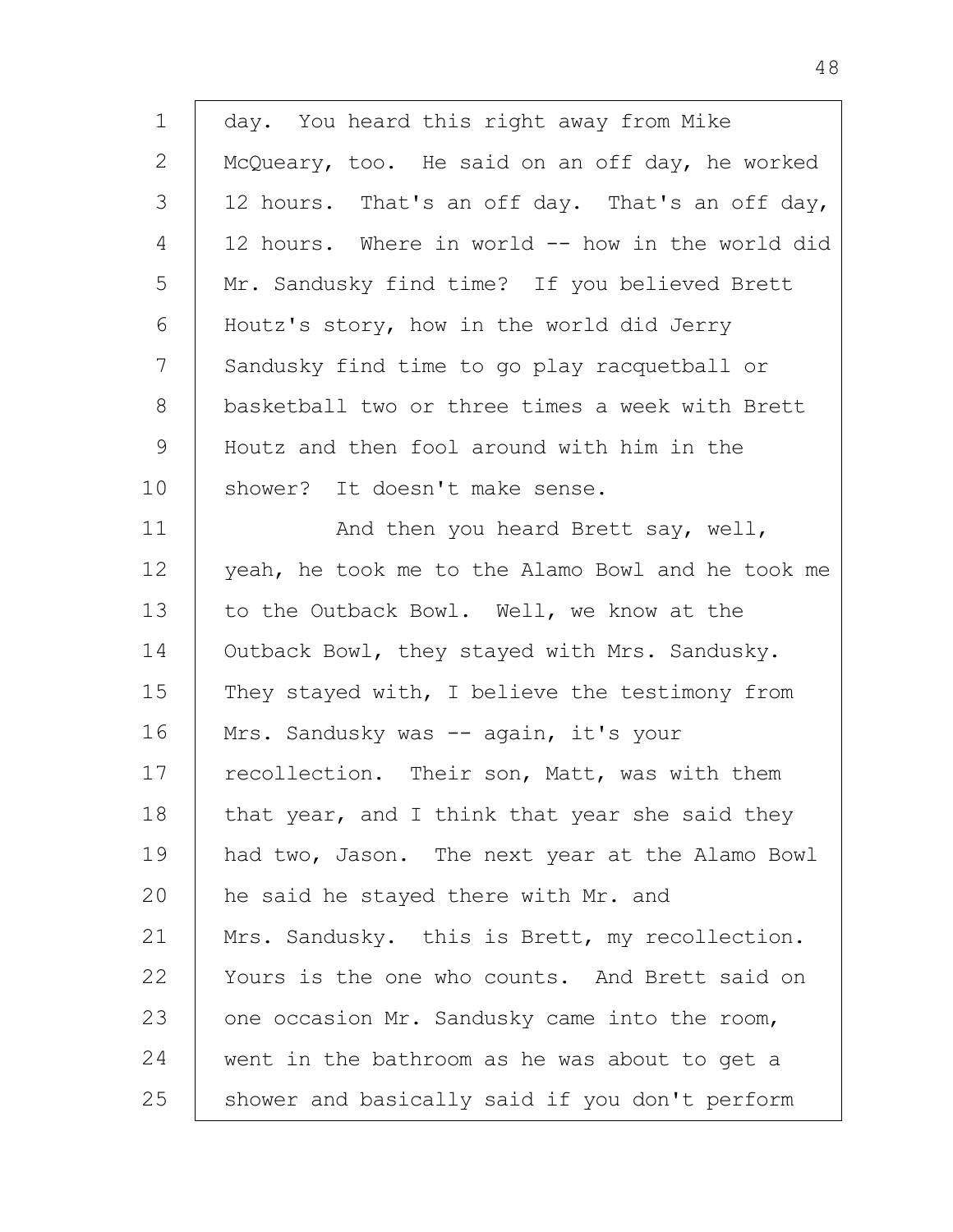day. You heard this right away from Mike McQueary, too. He said on an off day, he worked 12 hours. That's an off day. That's an off day, 12 hours. Where in world -- how in the world did Mr. Sandusky find time? If you believed Brett Houtz's story, how in the world did Jerry Sandusky find time to go play racquetball or basketball two or three times a week with Brett Houtz and then fool around with him in the shower? It doesn't make sense.

And then you heard Brett say, well, yeah, he took me to the Alamo Bowl and he took me to the Outback Bowl. Well, we know at the Outback Bowl, they stayed with Mrs. Sandusky. They stayed with, I believe the testimony from Mrs. Sandusky was -- again, it's your recollection. Their son, Matt, was with them that year, and I think that year she said they had two, Jason. The next year at the Alamo Bowl he said he stayed there with Mr. and Mrs. Sandusky. this is Brett, my recollection. Yours is the one who counts. And Brett said on one occasion Mr. Sandusky came into the room, went in the bathroom as he was about to get a shower and basically said if you don't perform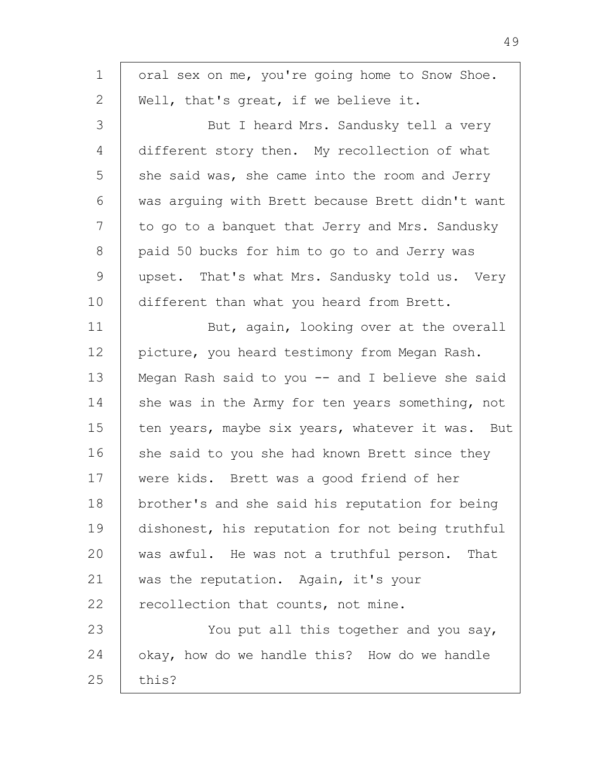oral sex on me, you're going home to Snow Shoe. Well, that's great, if we believe it.

But I heard Mrs. Sandusky tell a very different story then. My recollection of what she said was, she came into the room and Jerry was arguing with Brett because Brett didn't want to go to a banquet that Jerry and Mrs. Sandusky paid 50 bucks for him to go to and Jerry was upset. That's what Mrs. Sandusky told us. Very different than what you heard from Brett.

But, again, looking over at the overall picture, you heard testimony from Megan Rash. Megan Rash said to you -- and I believe she said she was in the Army for ten years something, not ten years, maybe six years, whatever it was. But she said to you she had known Brett since they were kids. Brett was a good friend of her brother's and she said his reputation for being dishonest, his reputation for not being truthful was awful. He was not a truthful person. That was the reputation. Again, it's your recollection that counts, not mine.

You put all this together and you say, okay, how do we handle this? How do we handle this?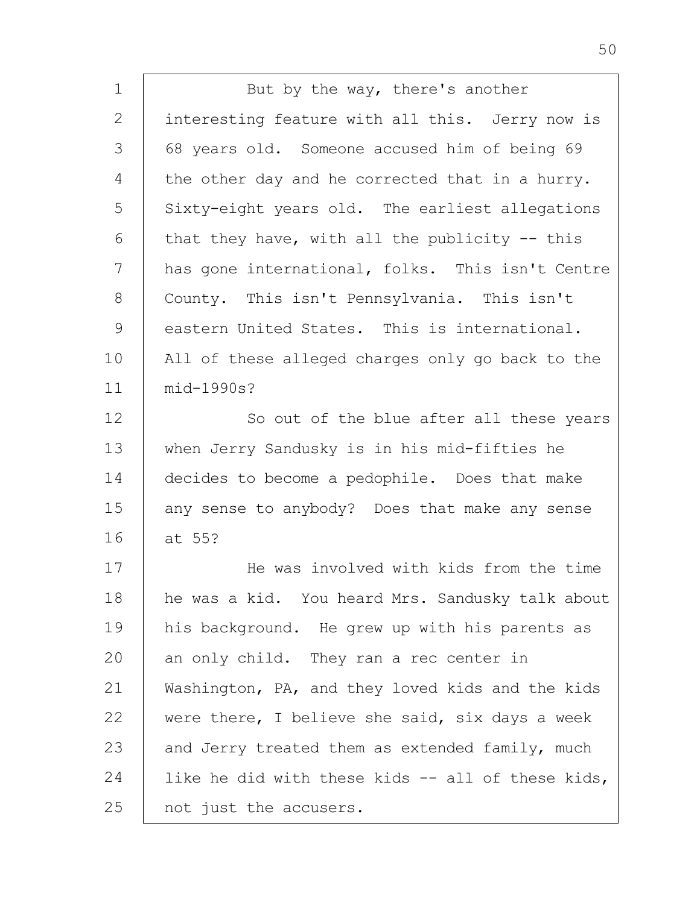But by the way, there's another interesting feature with all this. Jerry now is 68 years old. Someone accused him of being 69 the other day and he corrected that in a hurry. Sixty-eight years old. The earliest allegations that they have, with all the publicity -- this has gone international, folks. This isn't Centre County. This isn't Pennsylvania. This isn't eastern United States. This is international. All of these alleged charges only go back to the mid-1990s?

So out of the blue after all these years when Jerry Sandusky is in his mid-fifties he decides to become a pedophile. Does that make any sense to anybody? Does that make any sense at 55?

He was involved with kids from the time he was a kid. You heard Mrs. Sandusky talk about his background. He grew up with his parents as an only child. They ran a rec center in Washington, PA, and they loved kids and the kids were there, I believe she said, six days a week and Jerry treated them as extended family, much like he did with these kids -- all of these kids, not just the accusers.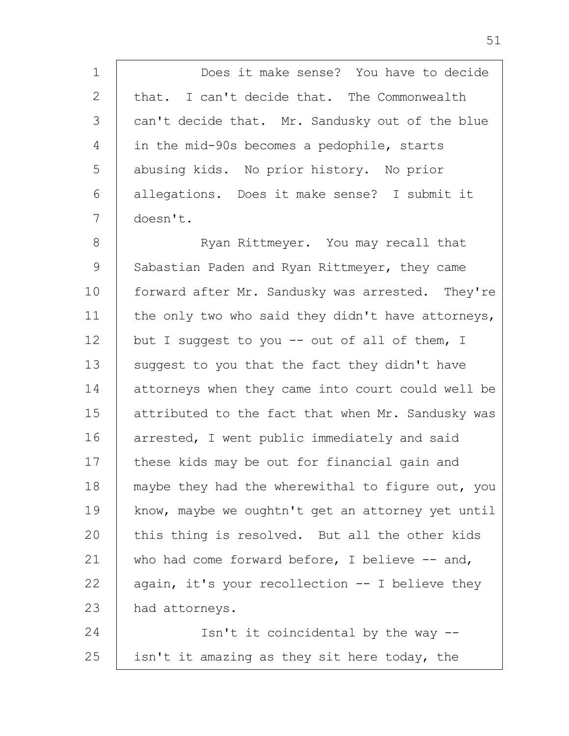Does it make sense? You have to decide that. I can't decide that. The Commonwealth can't decide that. Mr. Sandusky out of the blue in the mid-90s becomes a pedophile, starts abusing kids. No prior history. No prior allegations. Does it make sense? I submit it doesn't.

Ryan Rittmeyer. You may recall that Sabastian Paden and Ryan Rittmeyer, they came forward after Mr. Sandusky was arrested. They're the only two who said they didn't have attorneys, but I suggest to you -- out of all of them, I suggest to you that the fact they didn't have attorneys when they came into court could well be attributed to the fact that when Mr. Sandusky was arrested, I went public immediately and said these kids may be out for financial gain and maybe they had the wherewithal to figure out, you know, maybe we oughtn't get an attorney yet until this thing is resolved. But all the other kids who had come forward before, I believe -- and, again, it's your recollection -- I believe they had attorneys.

Isn't it coincidental by the way -- isn't it amazing as they sit here today, the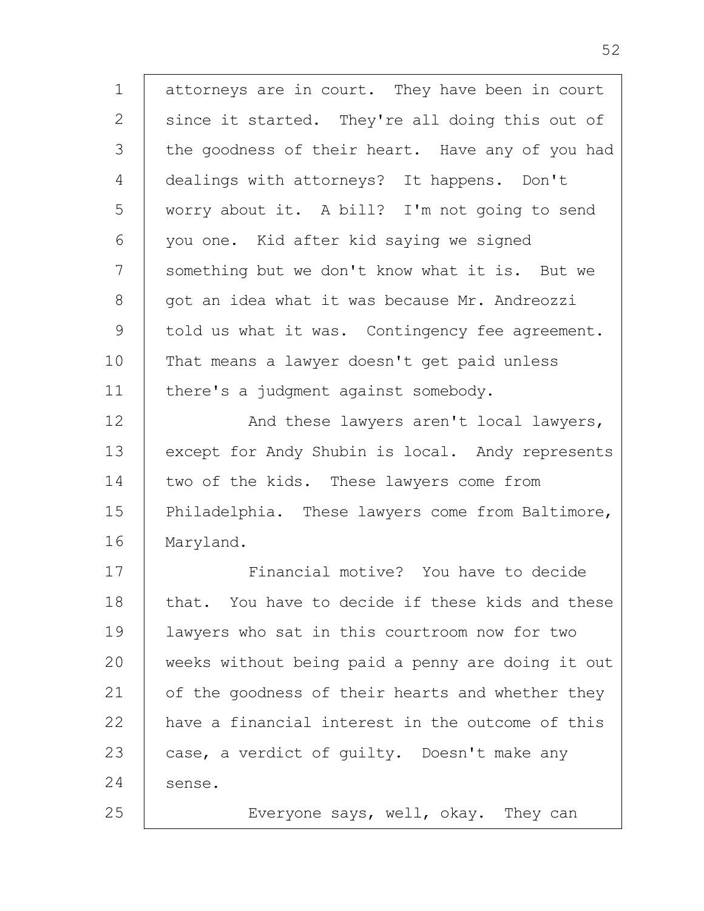attorneys are in court. They have been in court since it started. They're all doing this out of the goodness of their heart. Have any of you had dealings with attorneys? It happens. Don't worry about it. A bill? I'm not going to send you one. Kid after kid saying we signed something but we don't know what it is. But we got an idea what it was because Mr. Andreozzi told us what it was. Contingency fee agreement. That means a lawyer doesn't get paid unless there's a judgment against somebody.

And these lawyers aren't local lawyers, except for Andy Shubin is local. Andy represents two of the kids. These lawyers come from Philadelphia. These lawyers come from Baltimore, Maryland.

Financial motive? You have to decide that. You have to decide if these kids and these lawyers who sat in this courtroom now for two weeks without being paid a penny are doing it out of the goodness of their hearts and whether they have a financial interest in the outcome of this case, a verdict of guilty. Doesn't make any sense.

Everyone says, well, okay. They can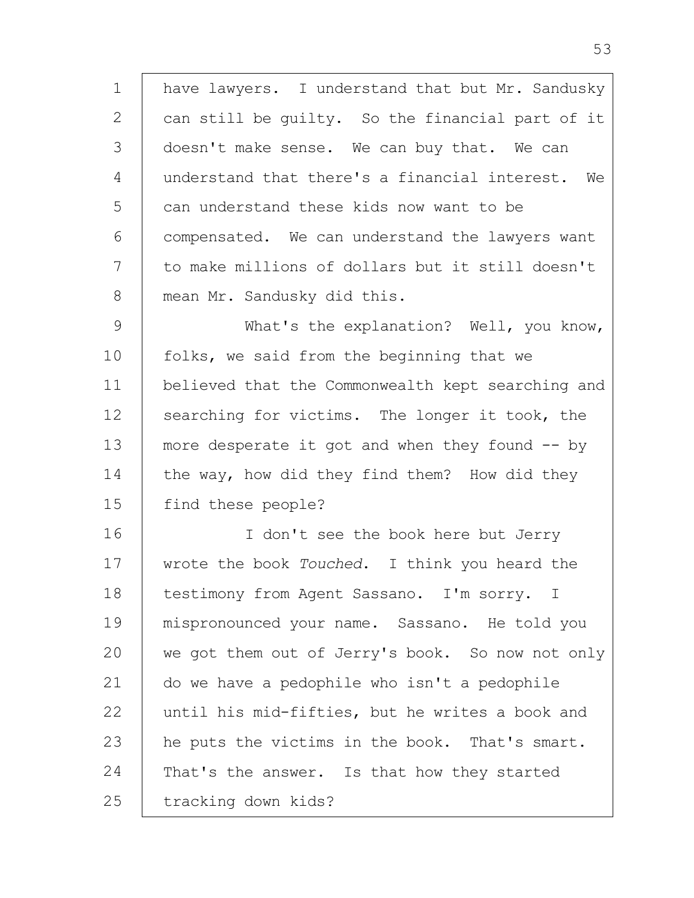have lawyers. I understand that but Mr. Sandusky can still be guilty. So the financial part of it doesn't make sense. We can buy that. We can understand that there's a financial interest. We can understand these kids now want to be compensated. We can understand the lawyers want to make millions of dollars but it still doesn't mean Mr. Sandusky did this.

What's the explanation? Well, you know, folks, we said from the beginning that we believed that the Commonwealth kept searching and searching for victims. The longer it took, the more desperate it got and when they found -- by the way, how did they find them? How did they find these people?

I don't see the book here but Jerry wrote the book *Touched*. I think you heard the testimony from Agent Sassano. I'm sorry. I mispronounced your name. Sassano. He told you we got them out of Jerry's book. So now not only do we have a pedophile who isn't a pedophile until his mid-fifties, but he writes a book and he puts the victims in the book. That's smart. That's the answer. Is that how they started tracking down kids?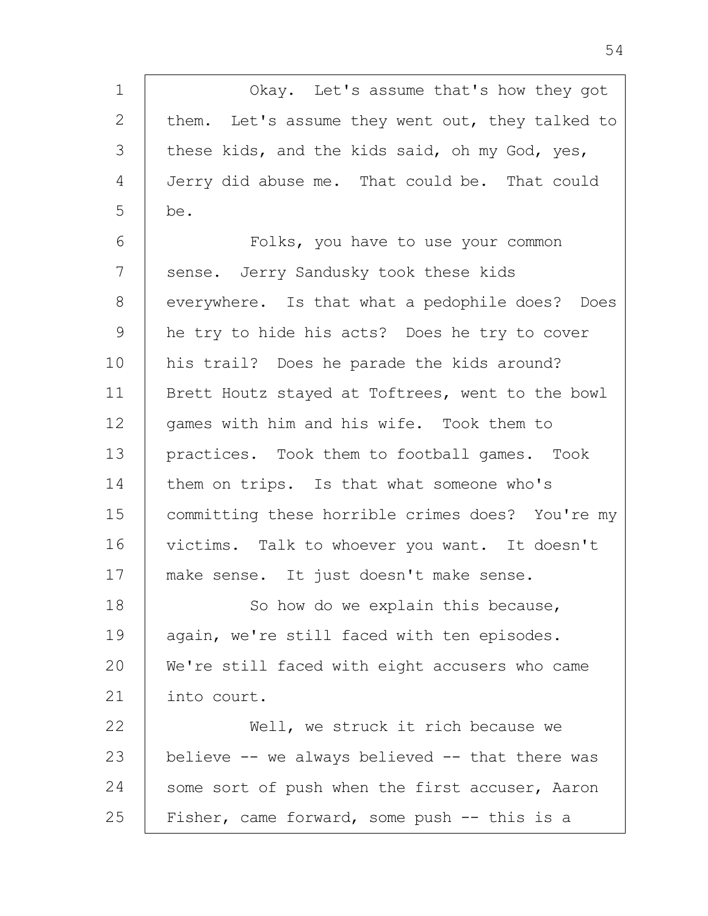Okay. Let's assume that's how they got them. Let's assume they went out, they talked to these kids, and the kids said, oh my God, yes, Jerry did abuse me. That could be. That could be.

Folks, you have to use your common sense. Jerry Sandusky took these kids everywhere. Is that what a pedophile does? Does he try to hide his acts? Does he try to cover his trail? Does he parade the kids around? Brett Houtz stayed at Toftrees, went to the bowl games with him and his wife. Took them to practices. Took them to football games. Took them on trips. Is that what someone who's committing these horrible crimes does? You're my victims. Talk to whoever you want. It doesn't make sense. It just doesn't make sense.

So how do we explain this because, again, we're still faced with ten episodes. We're still faced with eight accusers who came into court.

Well, we struck it rich because we believe -- we always believed -- that there was some sort of push when the first accuser, Aaron Fisher, came forward, some push -- this is a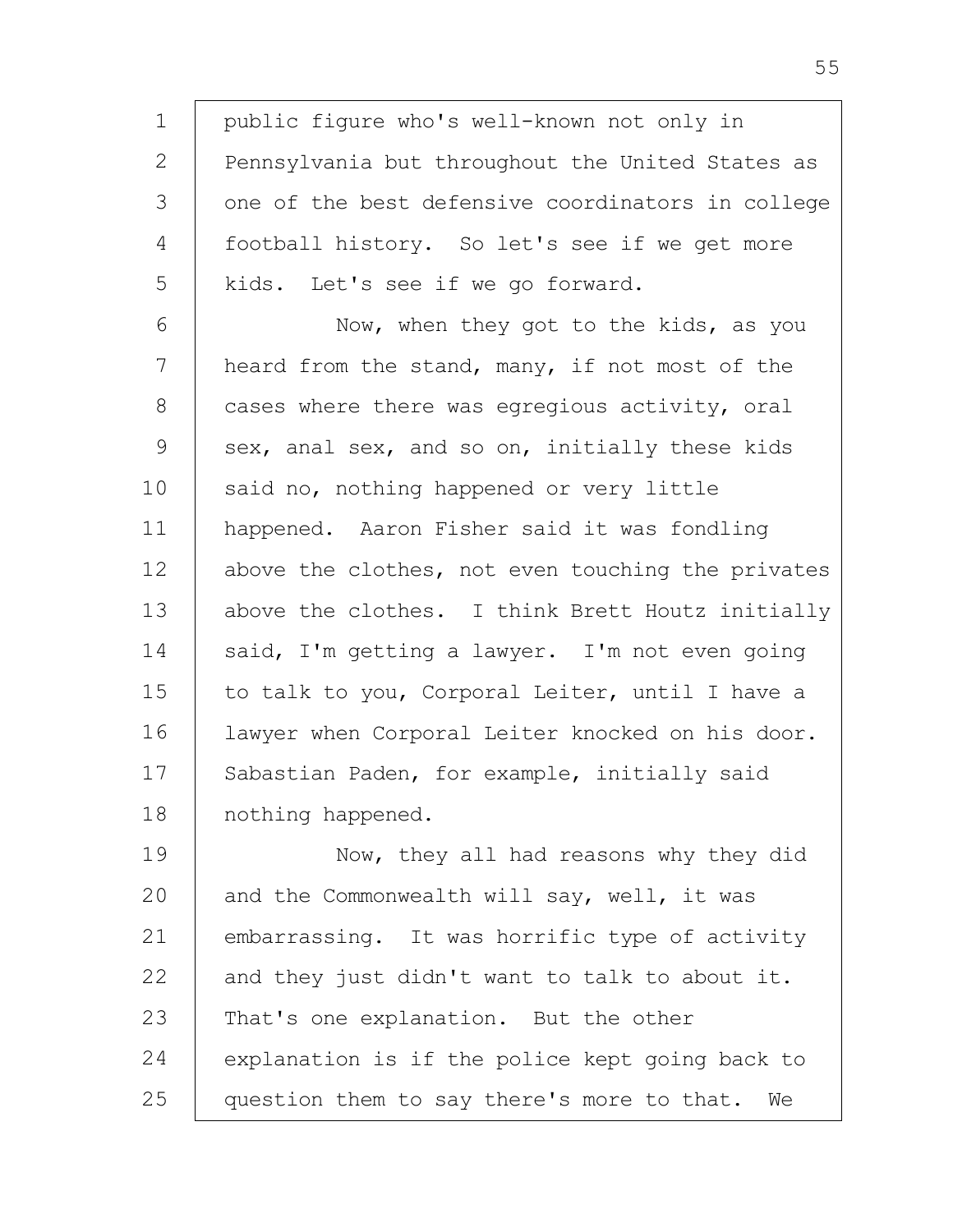public figure who's well-known not only in Pennsylvania but throughout the United States as one of the best defensive coordinators in college football history. So let's see if we get more kids. Let's see if we go forward.

Now, when they got to the kids, as you heard from the stand, many, if not most of the cases where there was egregious activity, oral sex, anal sex, and so on, initially these kids said no, nothing happened or very little happened. Aaron Fisher said it was fondling above the clothes, not even touching the privates above the clothes. I think Brett Houtz initially said, I'm getting a lawyer. I'm not even going to talk to you, Corporal Leiter, until I have a lawyer when Corporal Leiter knocked on his door. Sabastian Paden, for example, initially said nothing happened.

Now, they all had reasons why they did and the Commonwealth will say, well, it was embarrassing. It was horrific type of activity and they just didn't want to talk to about it. That's one explanation. But the other explanation is if the police kept going back to question them to say there's more to that. We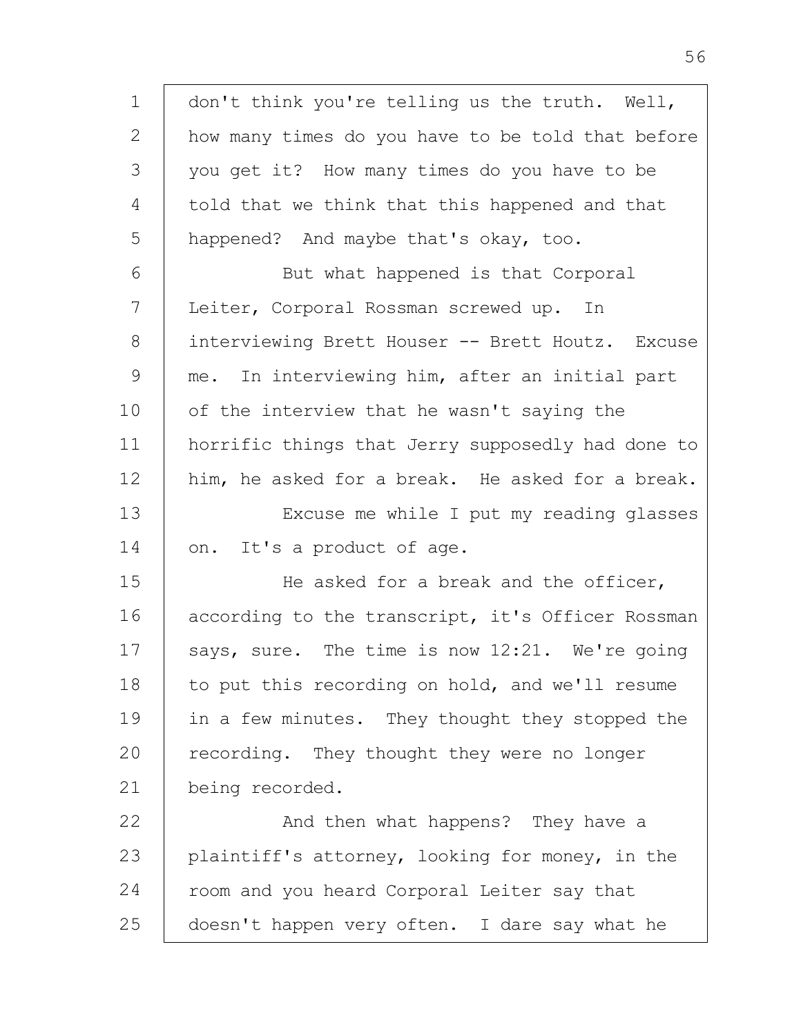don't think you're telling us the truth. Well, how many times do you have to be told that before you get it? How many times do you have to be told that we think that this happened and that happened? And maybe that's okay, too.

But what happened is that Corporal Leiter, Corporal Rossman screwed up. In interviewing Brett Houser -- Brett Houtz. Excuse me. In interviewing him, after an initial part of the interview that he wasn't saying the horrific things that Jerry supposedly had done to him, he asked for a break. He asked for a break.

Excuse me while I put my reading glasses on. It's a product of age.

He asked for a break and the officer, according to the transcript, it's Officer Rossman says, sure. The time is now 12:21. We're going to put this recording on hold, and we'll resume in a few minutes. They thought they stopped the recording. They thought they were no longer being recorded.

And then what happens? They have a plaintiff's attorney, looking for money, in the room and you heard Corporal Leiter say that doesn't happen very often. I dare say what he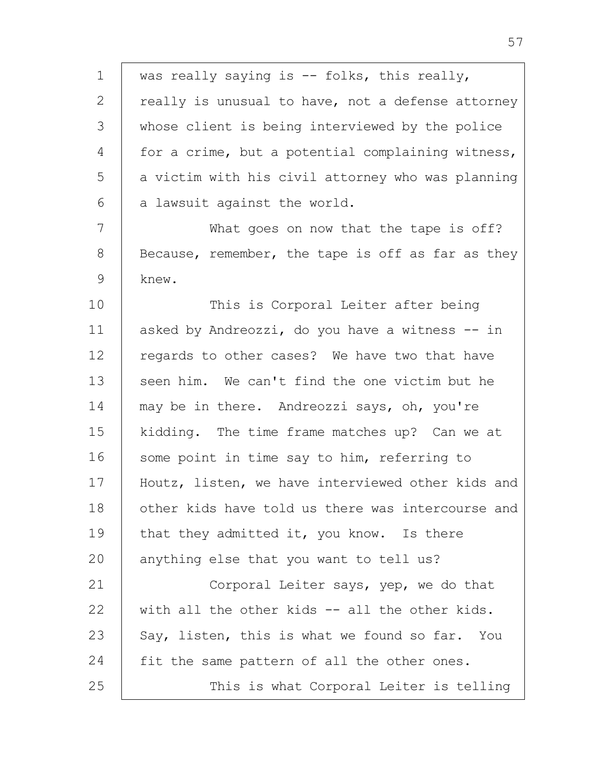was really saying is -- folks, this really, really is unusual to have, not a defense attorney whose client is being interviewed by the police for a crime, but a potential complaining witness, a victim with his civil attorney who was planning a lawsuit against the world.

What goes on now that the tape is off? Because, remember, the tape is off as far as they knew.

This is Corporal Leiter after being asked by Andreozzi, do you have a witness -- in regards to other cases? We have two that have seen him. We can't find the one victim but he may be in there. Andreozzi says, oh, you're kidding. The time frame matches up? Can we at some point in time say to him, referring to Houtz, listen, we have interviewed other kids and other kids have told us there was intercourse and that they admitted it, you know. Is there anything else that you want to tell us?

Corporal Leiter says, yep, we do that with all the other kids -- all the other kids. Say, listen, this is what we found so far. You fit the same pattern of all the other ones.

This is what Corporal Leiter is telling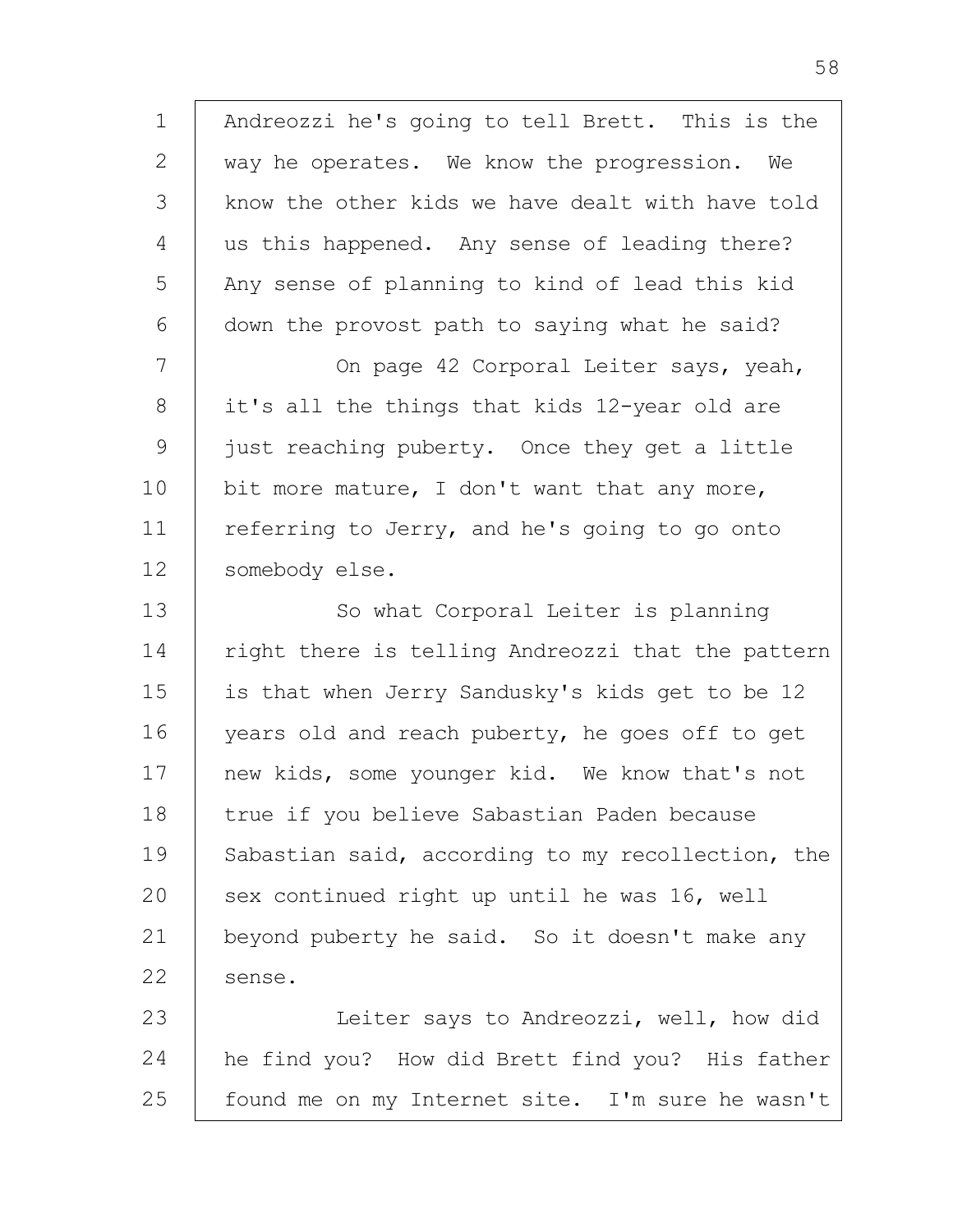Andreozzi he's going to tell Brett. This is the way he operates. We know the progression. We know the other kids we have dealt with have told us this happened. Any sense of leading there? Any sense of planning to kind of lead this kid down the provost path to saying what he said?

On page 42 Corporal Leiter says, yeah, it's all the things that kids 12-year old are just reaching puberty. Once they get a little bit more mature, I don't want that any more, referring to Jerry, and he's going to go onto somebody else.

So what Corporal Leiter is planning right there is telling Andreozzi that the pattern is that when Jerry Sandusky's kids get to be 12 years old and reach puberty, he goes off to get new kids, some younger kid. We know that's not true if you believe Sabastian Paden because Sabastian said, according to my recollection, the sex continued right up until he was 16, well beyond puberty he said. So it doesn't make any sense.

Leiter says to Andreozzi, well, how did he find you? How did Brett find you? His father found me on my Internet site. I'm sure he wasn't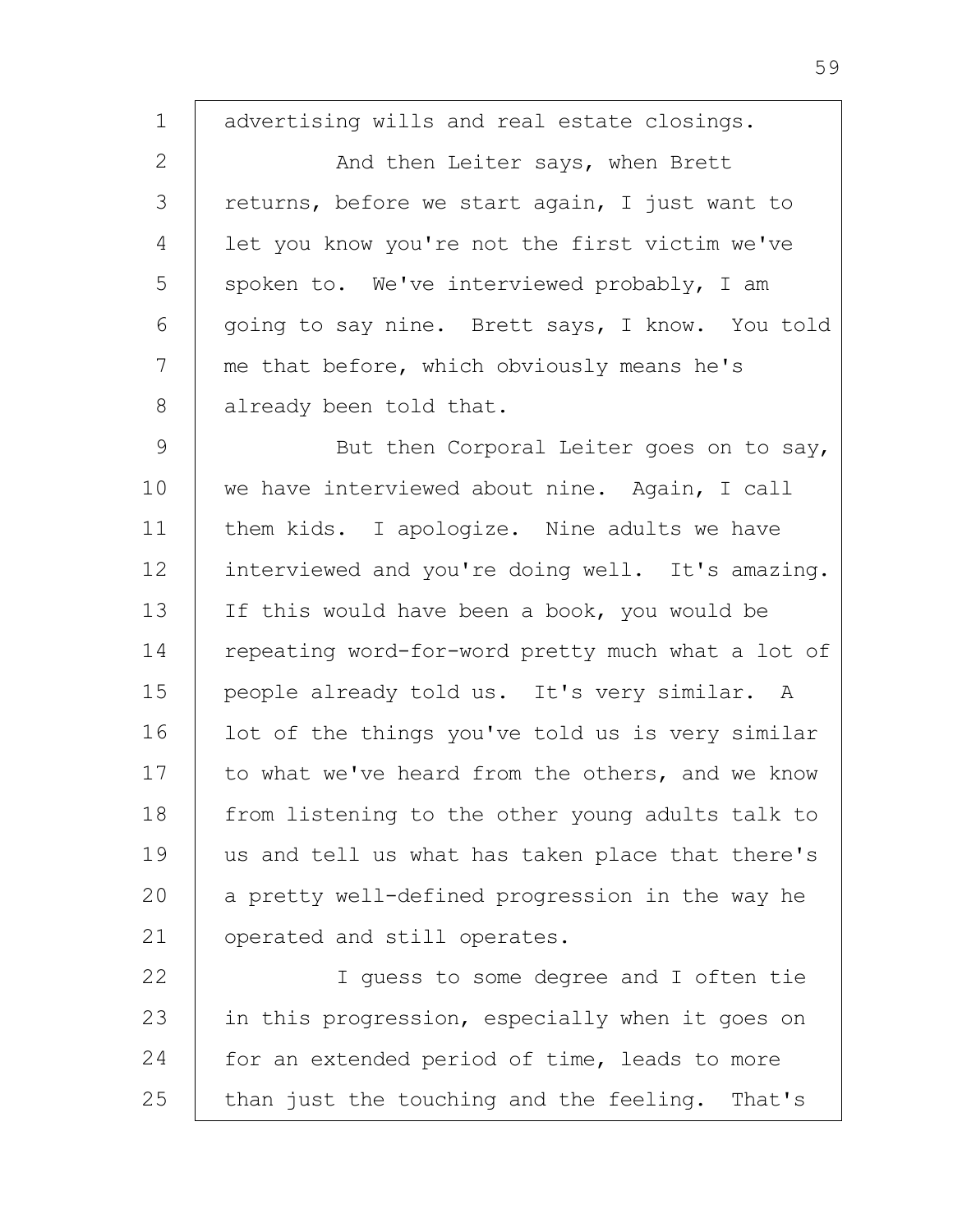advertising wills and real estate closings.

And then Leiter says, when Brett returns, before we start again, I just want to let you know you're not the first victim we've spoken to. We've interviewed probably, I am going to say nine. Brett says, I know. You told me that before, which obviously means he's already been told that.

But then Corporal Leiter goes on to say, we have interviewed about nine. Again, I call them kids. I apologize. Nine adults we have interviewed and you're doing well. It's amazing. If this would have been a book, you would be repeating word-for-word pretty much what a lot of people already told us. It's very similar. A lot of the things you've told us is very similar to what we've heard from the others, and we know from listening to the other young adults talk to us and tell us what has taken place that there's a pretty well-defined progression in the way he operated and still operates.

I guess to some degree and I often tie in this progression, especially when it goes on for an extended period of time, leads to more than just the touching and the feeling. That's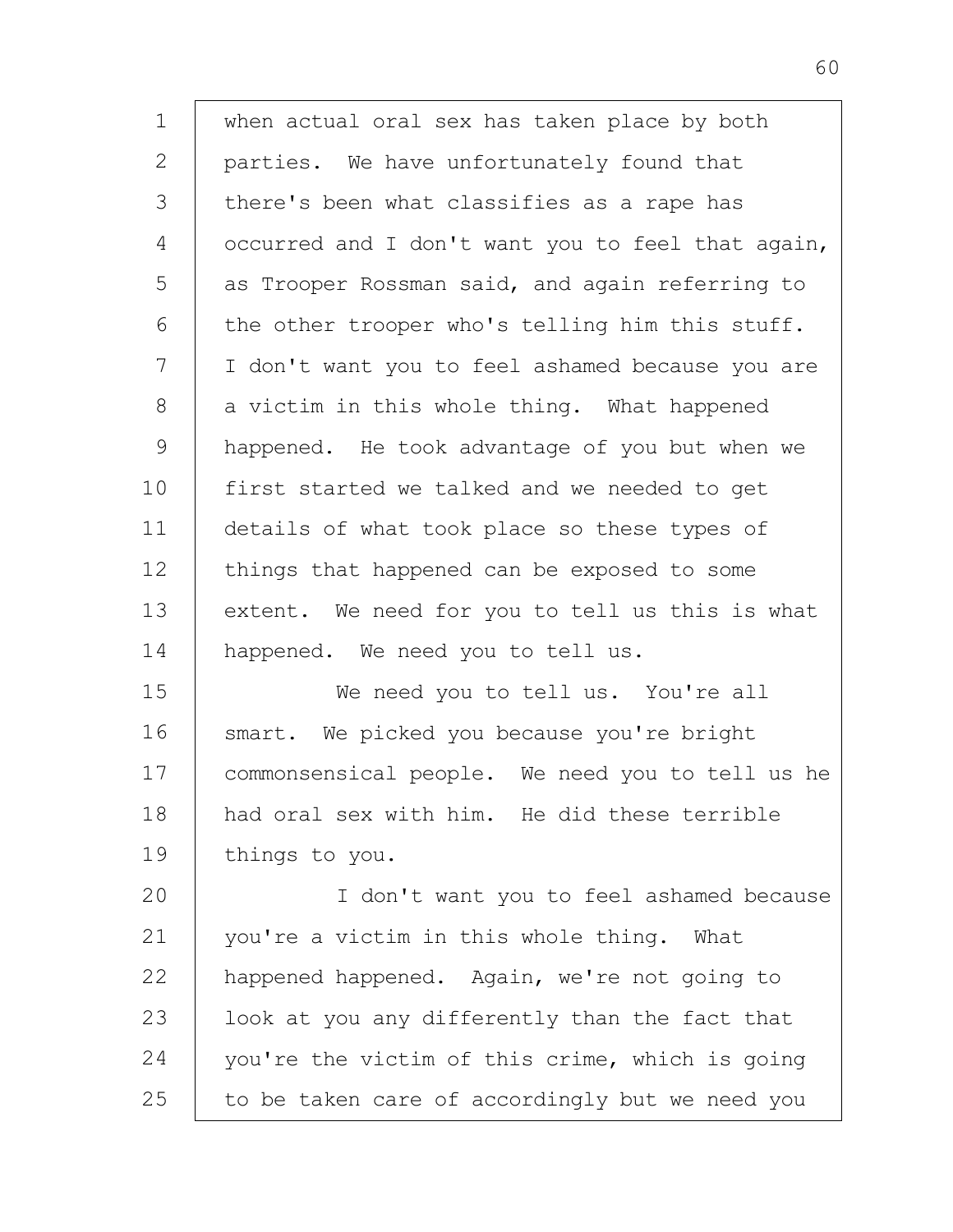when actual oral sex has taken place by both parties. We have unfortunately found that there's been what classifies as a rape has occurred and I don't want you to feel that again, as Trooper Rossman said, and again referring to the other trooper who's telling him this stuff. I don't want you to feel ashamed because you are a victim in this whole thing. What happened happened. He took advantage of you but when we first started we talked and we needed to get details of what took place so these types of things that happened can be exposed to some extent. We need for you to tell us this is what happened. We need you to tell us.

We need you to tell us. You're all smart. We picked you because you're bright commonsensical people. We need you to tell us he had oral sex with him. He did these terrible things to you.

I don't want you to feel ashamed because you're a victim in this whole thing. What happened happened. Again, we're not going to look at you any differently than the fact that you're the victim of this crime, which is going to be taken care of accordingly but we need you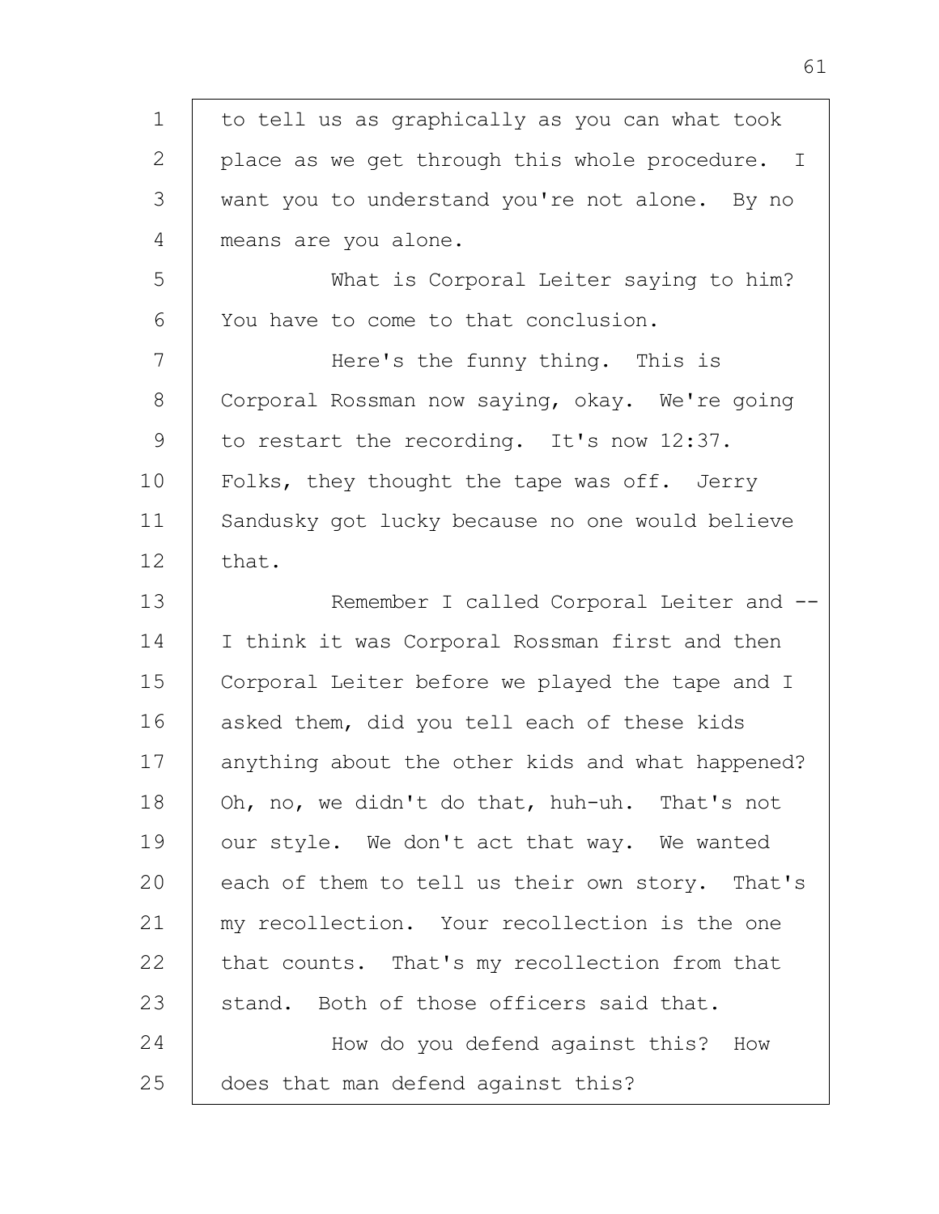to tell us as graphically as you can what took place as we get through this whole procedure. I want you to understand you're not alone. By no means are you alone.

What is Corporal Leiter saying to him? You have to come to that conclusion.

Here's the funny thing. This is Corporal Rossman now saying, okay. We're going to restart the recording. It's now 12:37. Folks, they thought the tape was off. Jerry Sandusky got lucky because no one would believe that.

Remember I called Corporal Leiter and -- I think it was Corporal Rossman first and then Corporal Leiter before we played the tape and I asked them, did you tell each of these kids anything about the other kids and what happened? Oh, no, we didn't do that, huh-uh. That's not our style. We don't act that way. We wanted each of them to tell us their own story. That's my recollection. Your recollection is the one that counts. That's my recollection from that stand. Both of those officers said that.

How do you defend against this? How does that man defend against this?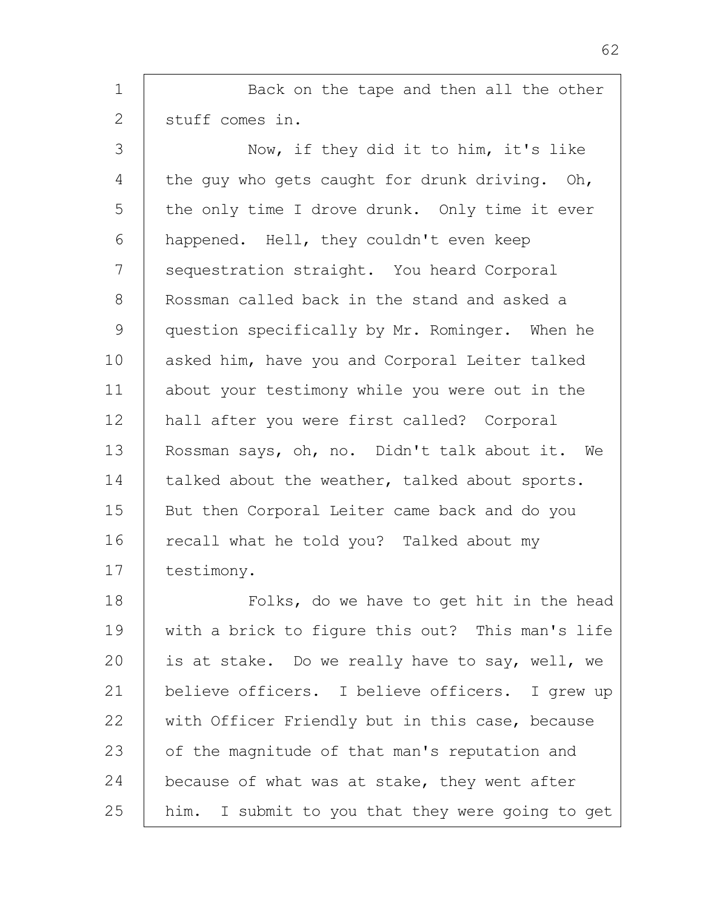Back on the tape and then all the other stuff comes in.

Now, if they did it to him, it's like the guy who gets caught for drunk driving. Oh, the only time I drove drunk. Only time it ever happened. Hell, they couldn't even keep sequestration straight. You heard Corporal Rossman called back in the stand and asked a question specifically by Mr. Rominger. When he asked him, have you and Corporal Leiter talked about your testimony while you were out in the hall after you were first called? Corporal Rossman says, oh, no. Didn't talk about it. We talked about the weather, talked about sports. But then Corporal Leiter came back and do you recall what he told you? Talked about my testimony.

Folks, do we have to get hit in the head with a brick to figure this out? This man's life is at stake. Do we really have to say, well, we believe officers. I believe officers. I grew up with Officer Friendly but in this case, because of the magnitude of that man's reputation and because of what was at stake, they went after him. I submit to you that they were going to get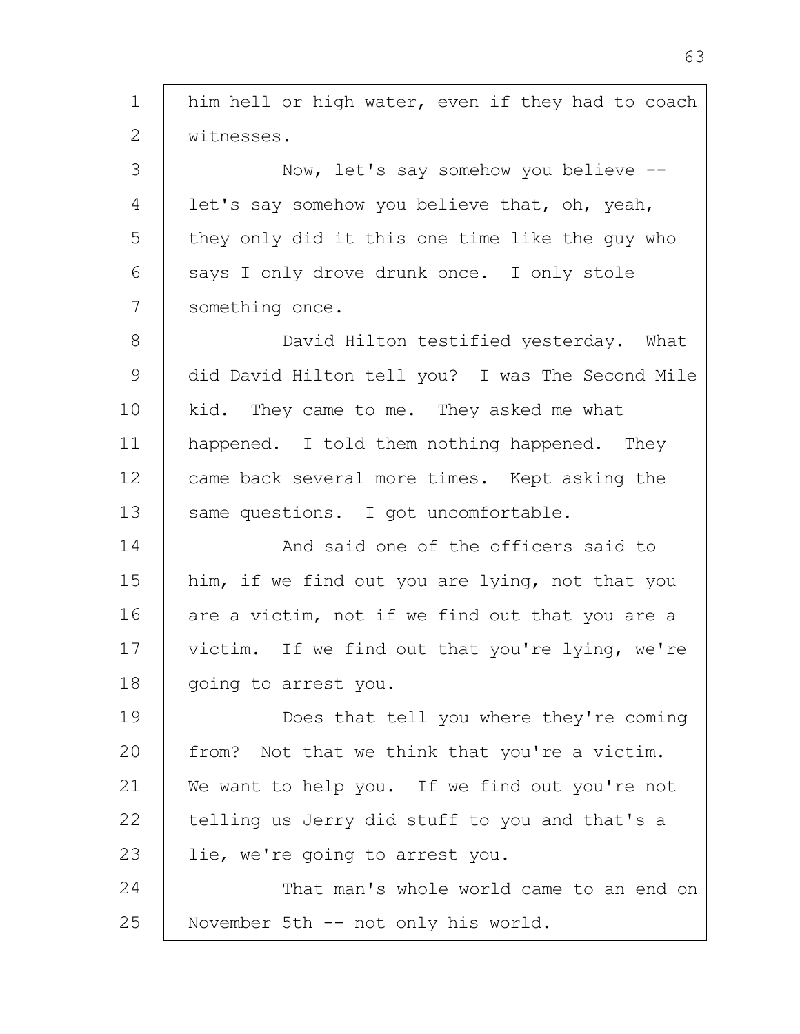him hell or high water, even if they had to coach witnesses.

Now, let's say somehow you believe -- let's say somehow you believe that, oh, yeah, they only did it this one time like the guy who says I only drove drunk once. I only stole something once.

David Hilton testified yesterday. What did David Hilton tell you? I was The Second Mile kid. They came to me. They asked me what happened. I told them nothing happened. They came back several more times. Kept asking the same questions. I got uncomfortable.

And said one of the officers said to him, if we find out you are lying, not that you are a victim, not if we find out that you are a victim. If we find out that you're lying, we're going to arrest you.

Does that tell you where they're coming from? Not that we think that you're a victim. We want to help you. If we find out you're not telling us Jerry did stuff to you and that's a lie, we're going to arrest you.

That man's whole world came to an end on November 5th -- not only his world.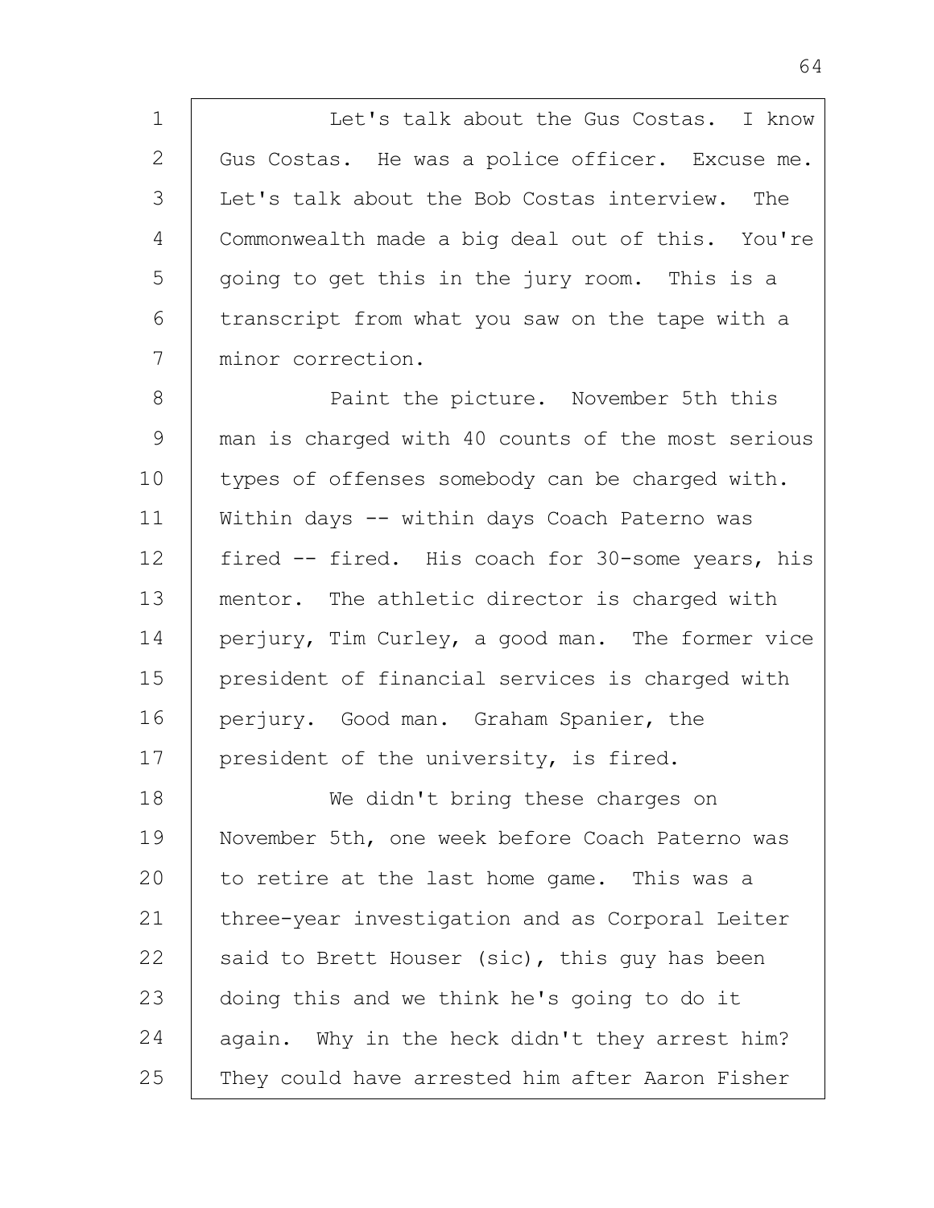Let's talk about the Gus Costas. I know Gus Costas. He was a police officer. Excuse me. Let's talk about the Bob Costas interview. The Commonwealth made a big deal out of this. You're going to get this in the jury room. This is a transcript from what you saw on the tape with a minor correction.

Paint the picture. November 5th this man is charged with 40 counts of the most serious types of offenses somebody can be charged with. Within days -- within days Coach Paterno was fired -- fired. His coach for 30-some years, his mentor. The athletic director is charged with perjury, Tim Curley, a good man. The former vice president of financial services is charged with perjury. Good man. Graham Spanier, the president of the university, is fired.

We didn't bring these charges on November 5th, one week before Coach Paterno was to retire at the last home game. This was a three-year investigation and as Corporal Leiter said to Brett Houser (sic), this guy has been doing this and we think he's going to do it again. Why in the heck didn't they arrest him? They could have arrested him after Aaron Fisher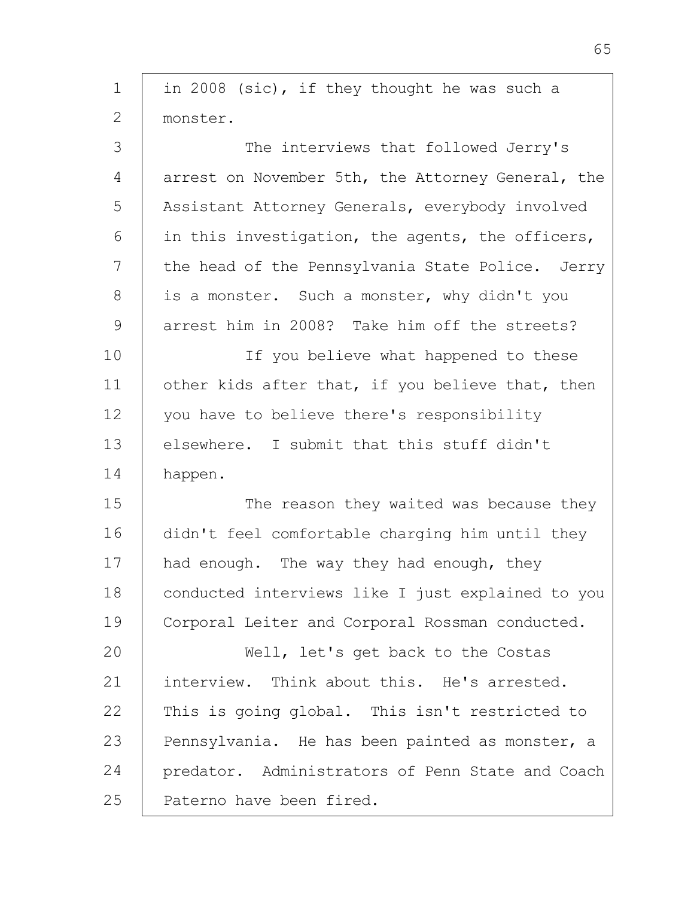in 2008 (sic), if they thought he was such a monster.

The interviews that followed Jerry's arrest on November 5th, the Attorney General, the Assistant Attorney Generals, everybody involved in this investigation, the agents, the officers, the head of the Pennsylvania State Police. Jerry is a monster. Such a monster, why didn't you arrest him in 2008? Take him off the streets?

If you believe what happened to these other kids after that, if you believe that, then you have to believe there's responsibility elsewhere. I submit that this stuff didn't happen.

The reason they waited was because they didn't feel comfortable charging him until they had enough. The way they had enough, they conducted interviews like I just explained to you Corporal Leiter and Corporal Rossman conducted.

Well, let's get back to the Costas interview. Think about this. He's arrested. This is going global. This isn't restricted to Pennsylvania. He has been painted as monster, a predator. Administrators of Penn State and Coach Paterno have been fired.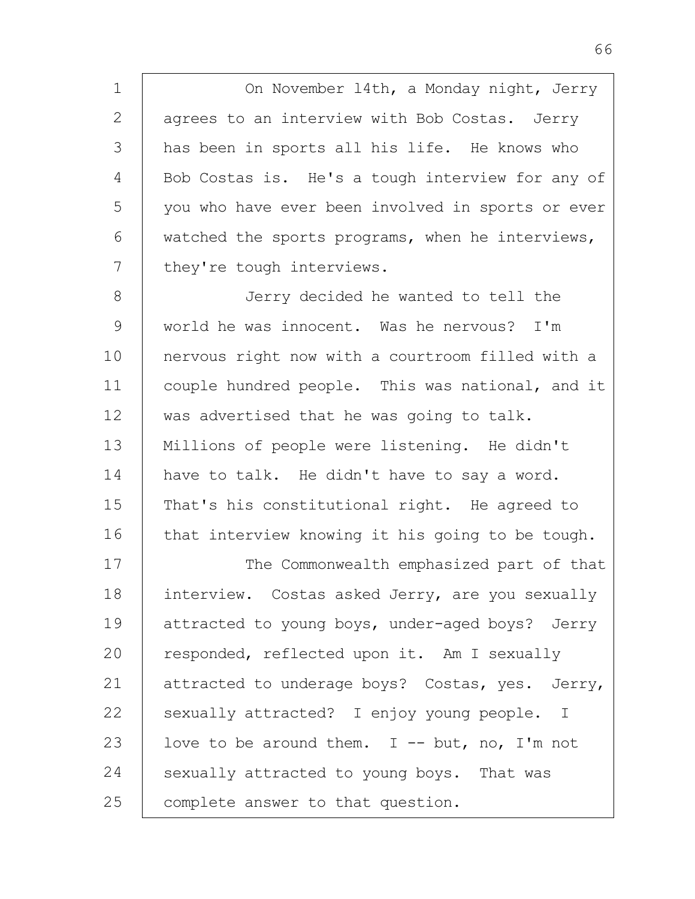On November 14th, a Monday night, Jerry agrees to an interview with Bob Costas. Jerry has been in sports all his life. He knows who Bob Costas is. He's a tough interview for any of you who have ever been involved in sports or ever watched the sports programs, when he interviews, they're tough interviews.

Jerry decided he wanted to tell the world he was innocent. Was he nervous? I'm nervous right now with a courtroom filled with a couple hundred people. This was national, and it was advertised that he was going to talk. Millions of people were listening. He didn't have to talk. He didn't have to say a word. That's his constitutional right. He agreed to that interview knowing it his going to be tough.

The Commonwealth emphasized part of that interview. Costas asked Jerry, are you sexually attracted to young boys, under-aged boys? Jerry responded, reflected upon it. Am I sexually attracted to underage boys? Costas, yes. Jerry, sexually attracted? I enjoy young people. I love to be around them. I -- but, no, I'm not sexually attracted to young boys. That was complete answer to that question.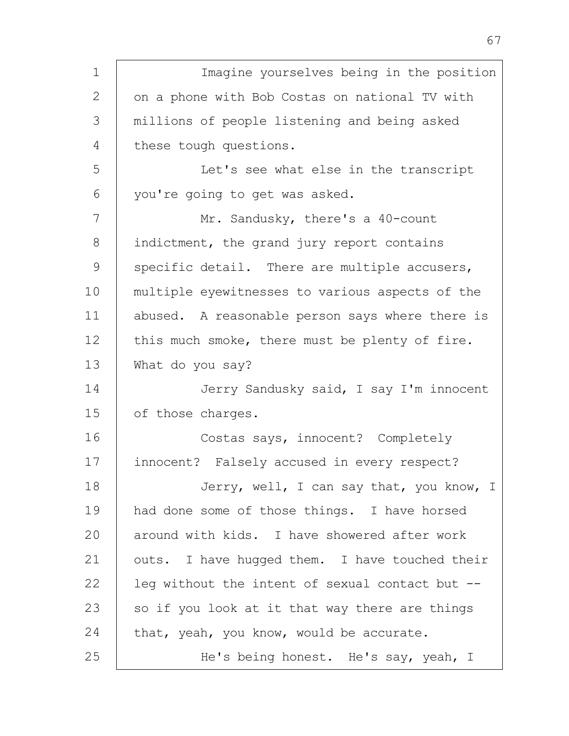Imagine yourselves being in the position on a phone with Bob Costas on national TV with millions of people listening and being asked these tough questions.

Let's see what else in the transcript you're going to get was asked.

Mr. Sandusky, there's a 40-count indictment, the grand jury report contains specific detail. There are multiple accusers, multiple eyewitnesses to various aspects of the abused. A reasonable person says where there is this much smoke, there must be plenty of fire. What do you say?

Jerry Sandusky said, I say I'm innocent of those charges.

Costas says, innocent? Completely innocent? Falsely accused in every respect?

Jerry, well, I can say that, you know, I had done some of those things. I have horsed around with kids. I have showered after work outs. I have hugged them. I have touched their leg without the intent of sexual contact but -- so if you look at it that way there are things that, yeah, you know, would be accurate.

He's being honest. He's say, yeah, I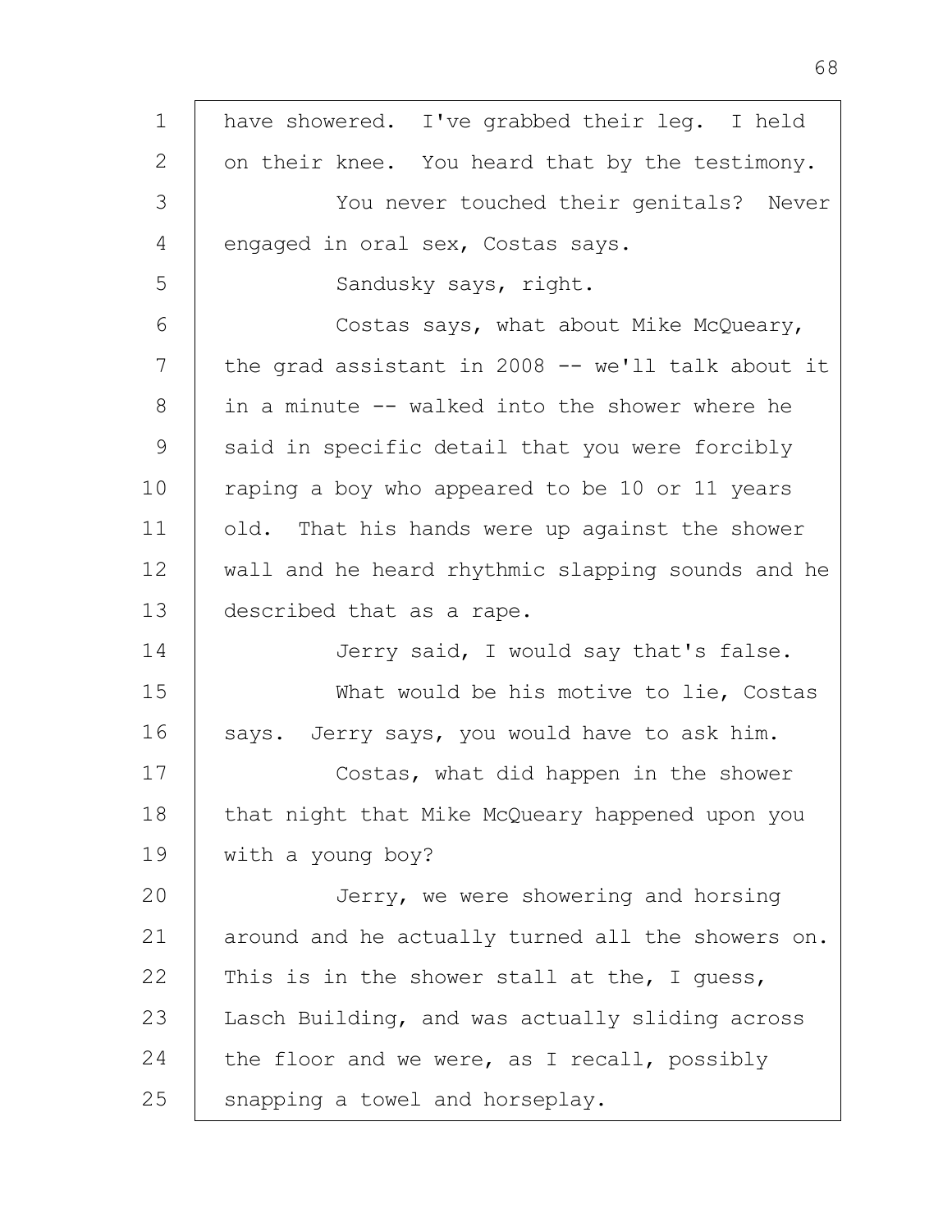have showered. I've grabbed their leg. I held on their knee. You heard that by the testimony.

You never touched their genitals? Never engaged in oral sex, Costas says.

Sandusky says, right.

Costas says, what about Mike McQueary, the grad assistant in 2008 -- we'll talk about it in a minute -- walked into the shower where he said in specific detail that you were forcibly raping a boy who appeared to be 10 or 11 years old. That his hands were up against the shower wall and he heard rhythmic slapping sounds and he described that as a rape.

Jerry said, I would say that's false.

What would be his motive to lie, Costas says. Jerry says, you would have to ask him.

Costas, what did happen in the shower that night that Mike McQueary happened upon you with a young boy?

Jerry, we were showering and horsing around and he actually turned all the showers on. This is in the shower stall at the, I guess, Lasch Building, and was actually sliding across the floor and we were, as I recall, possibly snapping a towel and horseplay.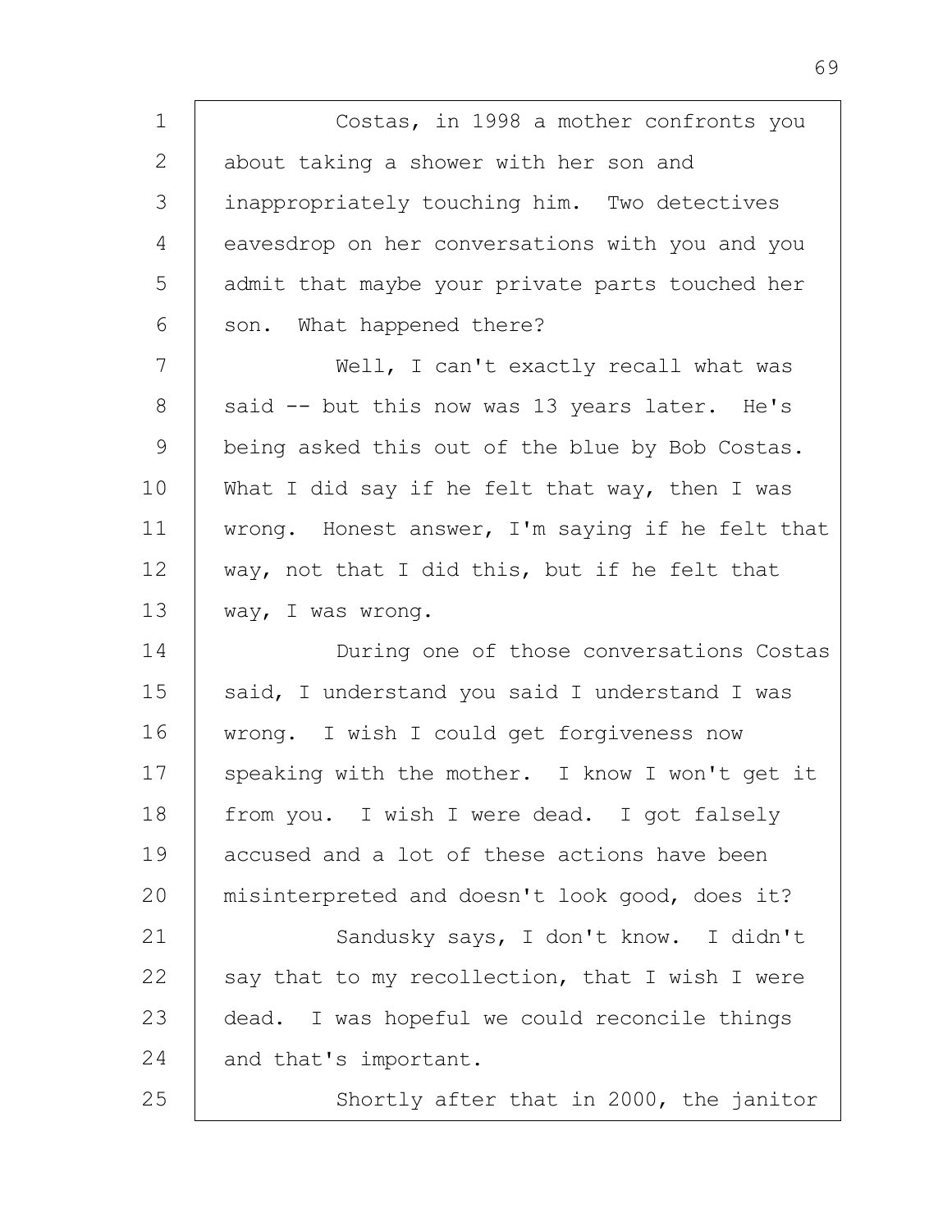Costas, in 1998 a mother confronts you about taking a shower with her son and inappropriately touching him. Two detectives eavesdrop on her conversations with you and you admit that maybe your private parts touched her son. What happened there?

Well, I can't exactly recall what was said -- but this now was 13 years later. He's being asked this out of the blue by Bob Costas. What I did say if he felt that way, then I was wrong. Honest answer, I'm saying if he felt that way, not that I did this, but if he felt that way, I was wrong.

During one of those conversations Costas said, I understand you said I understand I was wrong. I wish I could get forgiveness now speaking with the mother. I know I won't get it from you. I wish I were dead. I got falsely accused and a lot of these actions have been misinterpreted and doesn't look good, does it?

Sandusky says, I don't know. I didn't say that to my recollection, that I wish I were dead. I was hopeful we could reconcile things and that's important.

Shortly after that in 2000, the janitor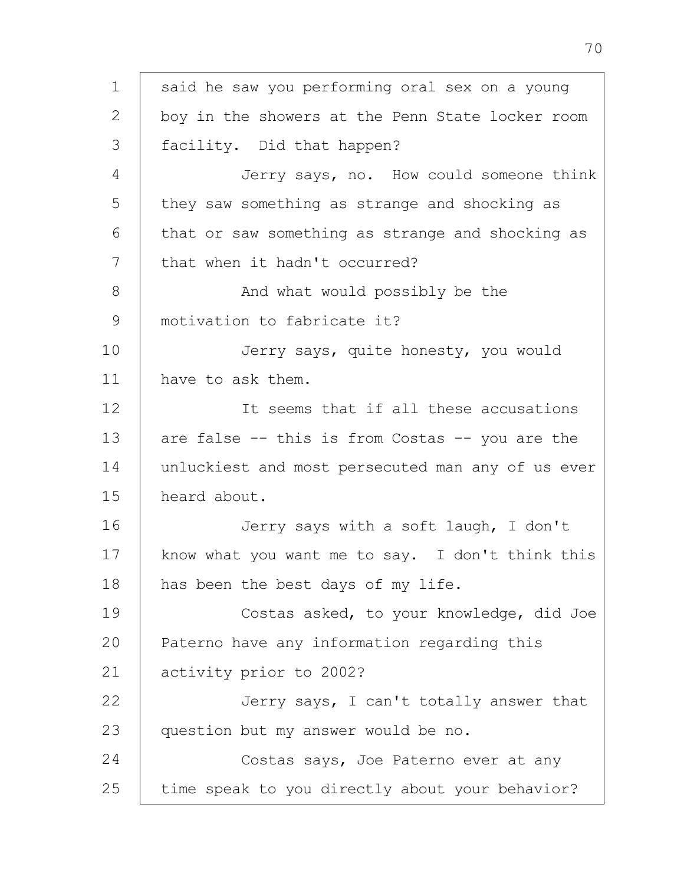1 said he saw you performing oral sex on a young
2 boy in the showers at the Penn State locker room
3 facility. Did that happen?
4 Jerry says, no. How could someone think
5 they saw something as strange and shocking as
6 that or saw something as strange and shocking as
7 that when it hadn't occurred?
8 And what would possibly be the
9 motivation to fabricate it?
10 Jerry says, quite honesty, you would
11 have to ask them.
12 It seems that if all these accusations
13 are false -- this is from Costas -- you are the
14 unluckiest and most persecuted man any of us ever
15 heard about.
16 Jerry says with a soft laugh, I don't
17 know what you want me to say. I don't think this
18 has been the best days of my life.
19 Costas asked, to your knowledge, did Joe
20 Paterno have any information regarding this
21 activity prior to 2002?
22 Jerry says, I can't totally answer that
23 question but my answer would be no.
24 Costas says, Joe Paterno ever at any
25 time speak to you directly about your behavior?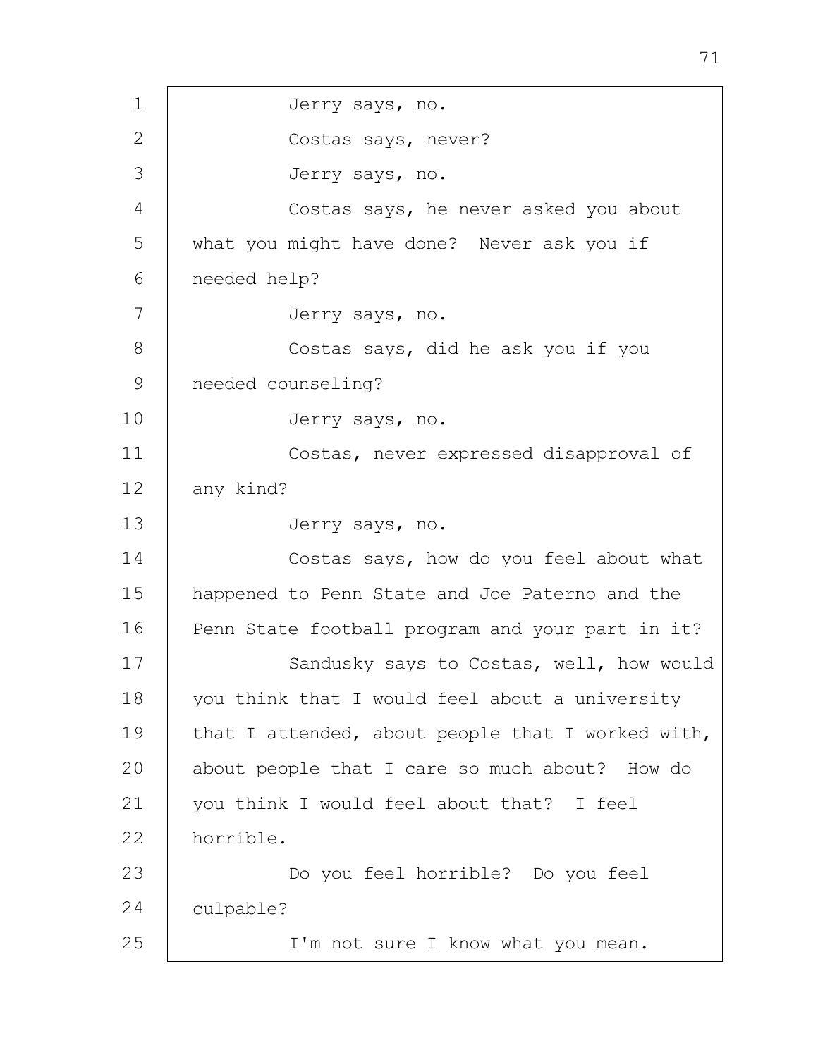Jerry says, no.

Costas says, never?

Jerry says, no.

Costas says, he never asked you about what you might have done? Never ask you if needed help?

Jerry says, no.

Costas says, did he ask you if you needed counseling?

Jerry says, no.

Costas, never expressed disapproval of any kind?

Jerry says, no.

Costas says, how do you feel about what happened to Penn State and Joe Paterno and the Penn State football program and your part in it?

Sandusky says to Costas, well, how would you think that I would feel about a university that I attended, about people that I worked with, about people that I care so much about? How do you think I would feel about that? I feel horrible.

Do you feel horrible? Do you feel culpable?

I'm not sure I know what you mean.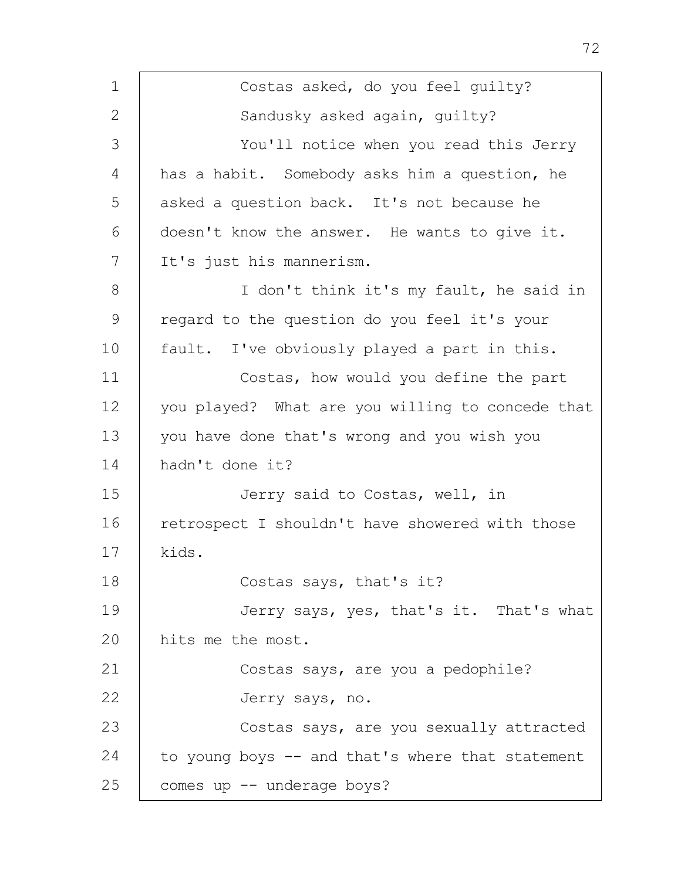Costas asked, do you feel guilty?

Sandusky asked again, guilty?

You'll notice when you read this Jerry has a habit. Somebody asks him a question, he asked a question back. It's not because he doesn't know the answer. He wants to give it. It's just his mannerism.

I don't think it's my fault, he said in regard to the question do you feel it's your fault. I've obviously played a part in this.

Costas, how would you define the part you played? What are you willing to concede that you have done that's wrong and you wish you hadn't done it?

Jerry said to Costas, well, in retrospect I shouldn't have showered with those kids.

Costas says, that's it?

Jerry says, yes, that's it. That's what hits me the most.

Costas says, are you a pedophile?

Jerry says, no.

Costas says, are you sexually attracted to young boys -- and that's where that statement comes up -- underage boys?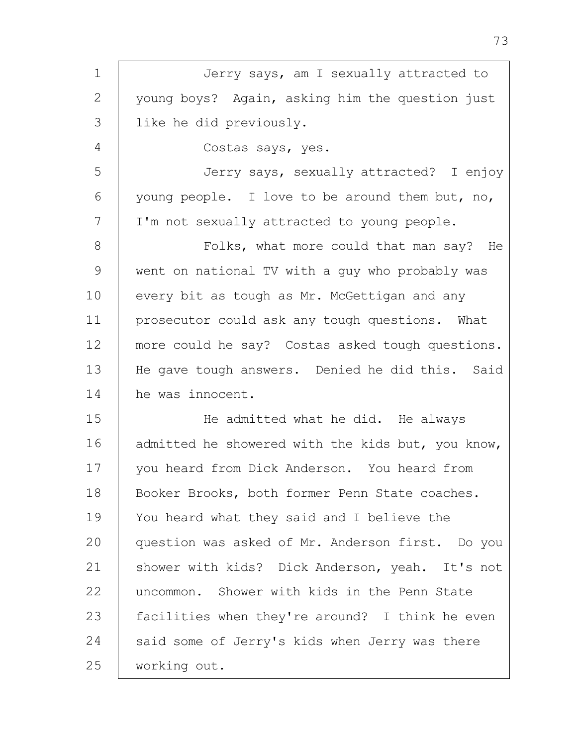Jerry says, am I sexually attracted to young boys? Again, asking him the question just like he did previously.

Costas says, yes.

Jerry says, sexually attracted? I enjoy young people. I love to be around them but, no, I'm not sexually attracted to young people.

Folks, what more could that man say? He went on national TV with a guy who probably was every bit as tough as Mr. McGettigan and any prosecutor could ask any tough questions. What more could he say? Costas asked tough questions. He gave tough answers. Denied he did this. Said he was innocent.

He admitted what he did. He always admitted he showered with the kids but, you know, you heard from Dick Anderson. You heard from Booker Brooks, both former Penn State coaches. You heard what they said and I believe the question was asked of Mr. Anderson first. Do you shower with kids? Dick Anderson, yeah. It's not uncommon. Shower with kids in the Penn State facilities when they're around? I think he even said some of Jerry's kids when Jerry was there working out.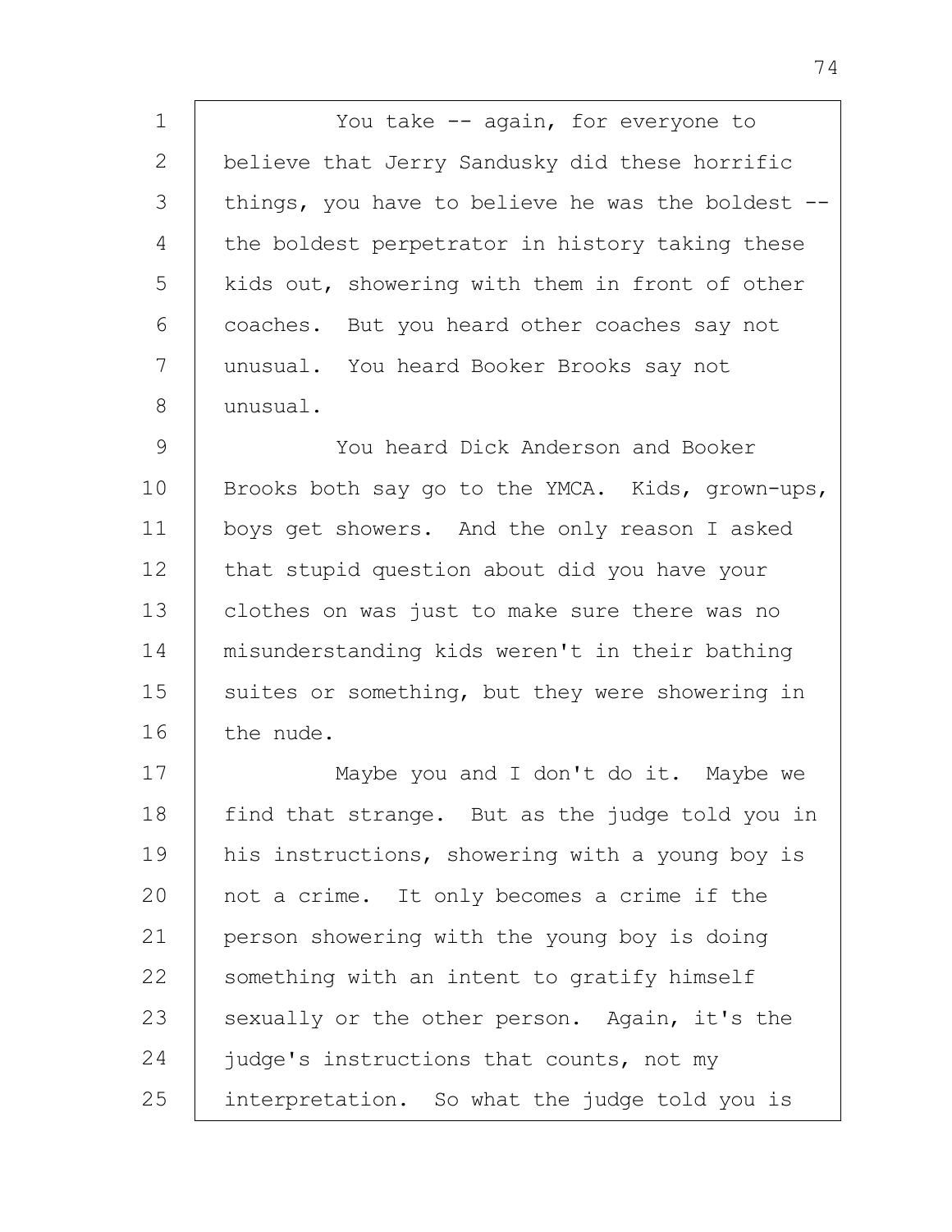You take -- again, for everyone to believe that Jerry Sandusky did these horrific things, you have to believe he was the boldest -- the boldest perpetrator in history taking these kids out, showering with them in front of other coaches. But you heard other coaches say not unusual. You heard Booker Brooks say not unusual.

You heard Dick Anderson and Booker Brooks both say go to the YMCA. Kids, grown-ups, boys get showers. And the only reason I asked that stupid question about did you have your clothes on was just to make sure there was no misunderstanding kids weren't in their bathing suites or something, but they were showering in the nude.

Maybe you and I don't do it. Maybe we find that strange. But as the judge told you in his instructions, showering with a young boy is not a crime. It only becomes a crime if the person showering with the young boy is doing something with an intent to gratify himself sexually or the other person. Again, it's the judge's instructions that counts, not my interpretation. So what the judge told you is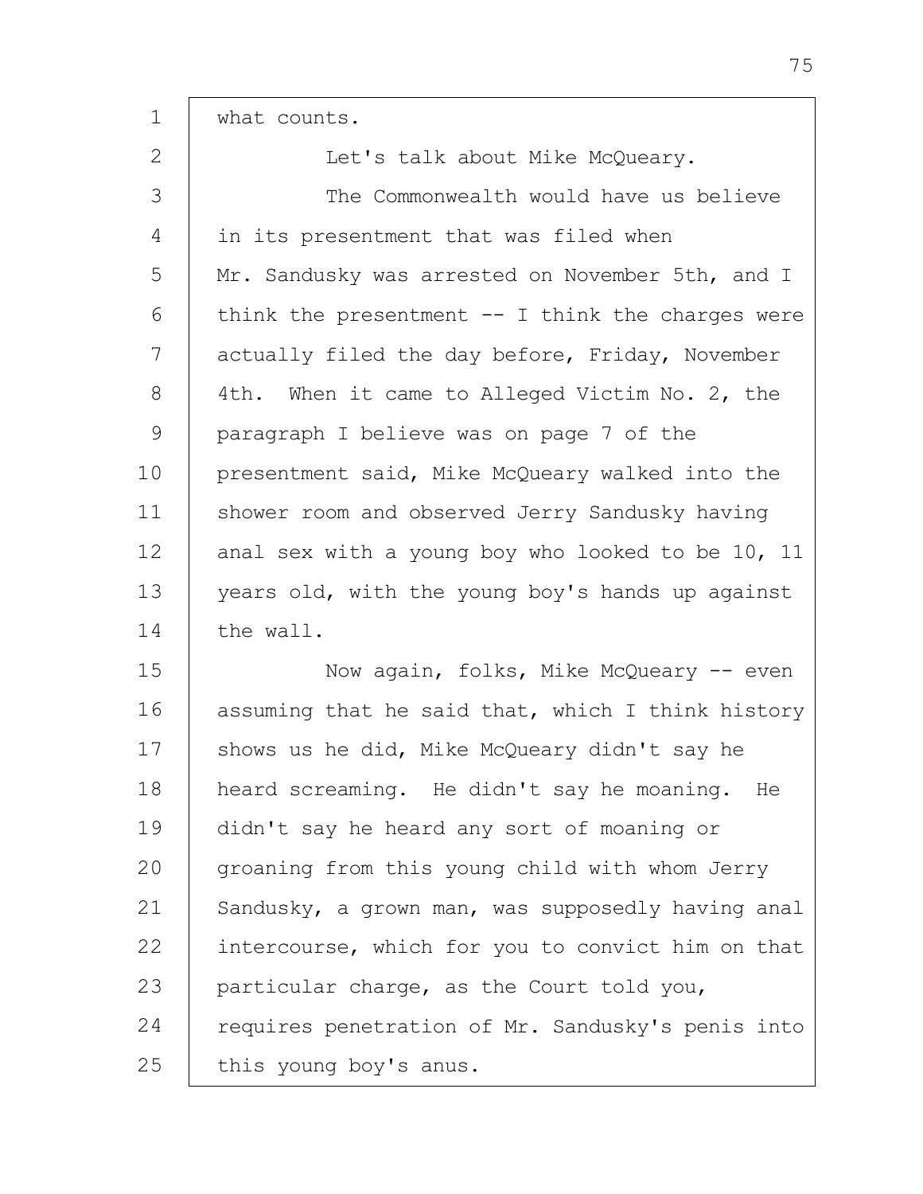what counts.

Let's talk about Mike McQueary.

The Commonwealth would have us believe in its presentment that was filed when Mr. Sandusky was arrested on November 5th, and I think the presentment -- I think the charges were actually filed the day before, Friday, November 4th. When it came to Alleged Victim No. 2, the paragraph I believe was on page 7 of the presentment said, Mike McQueary walked into the shower room and observed Jerry Sandusky having anal sex with a young boy who looked to be 10, 11 years old, with the young boy's hands up against the wall.

Now again, folks, Mike McQueary -- even assuming that he said that, which I think history shows us he did, Mike McQueary didn't say he heard screaming. He didn't say he moaning. He didn't say he heard any sort of moaning or groaning from this young child with whom Jerry Sandusky, a grown man, was supposedly having anal intercourse, which for you to convict him on that particular charge, as the Court told you, requires penetration of Mr. Sandusky's penis into this young boy's anus.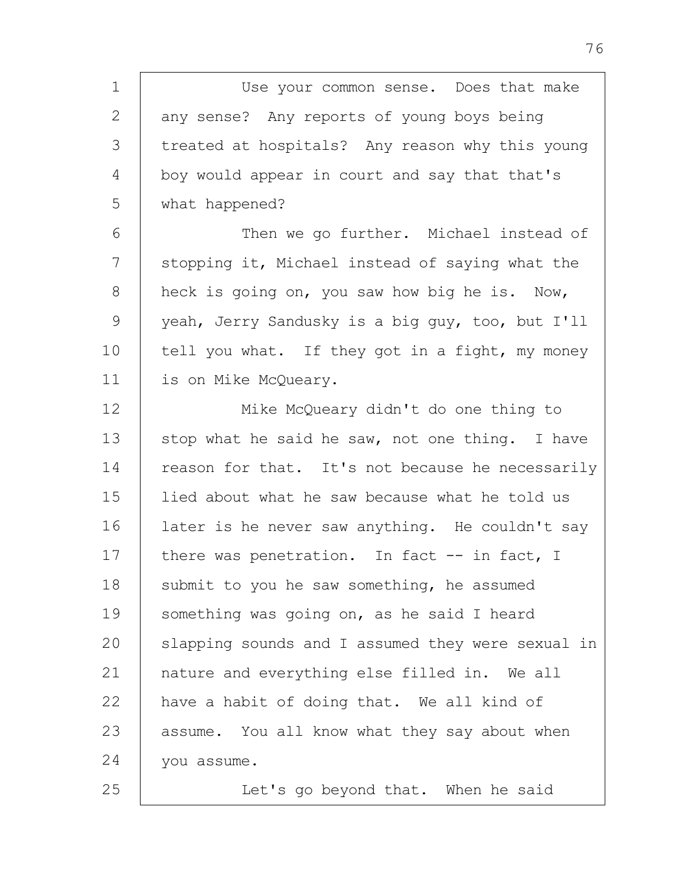Use your common sense. Does that make any sense? Any reports of young boys being treated at hospitals? Any reason why this young boy would appear in court and say that that's what happened?

Then we go further. Michael instead of stopping it, Michael instead of saying what the heck is going on, you saw how big he is. Now, yeah, Jerry Sandusky is a big guy, too, but I'll tell you what. If they got in a fight, my money is on Mike McQueary.

Mike McQueary didn't do one thing to stop what he said he saw, not one thing. I have reason for that. It's not because he necessarily lied about what he saw because what he told us later is he never saw anything. He couldn't say there was penetration. In fact -- in fact, I submit to you he saw something, he assumed something was going on, as he said I heard slapping sounds and I assumed they were sexual in nature and everything else filled in. We all have a habit of doing that. We all kind of assume. You all know what they say about when you assume.

Let's go beyond that. When he said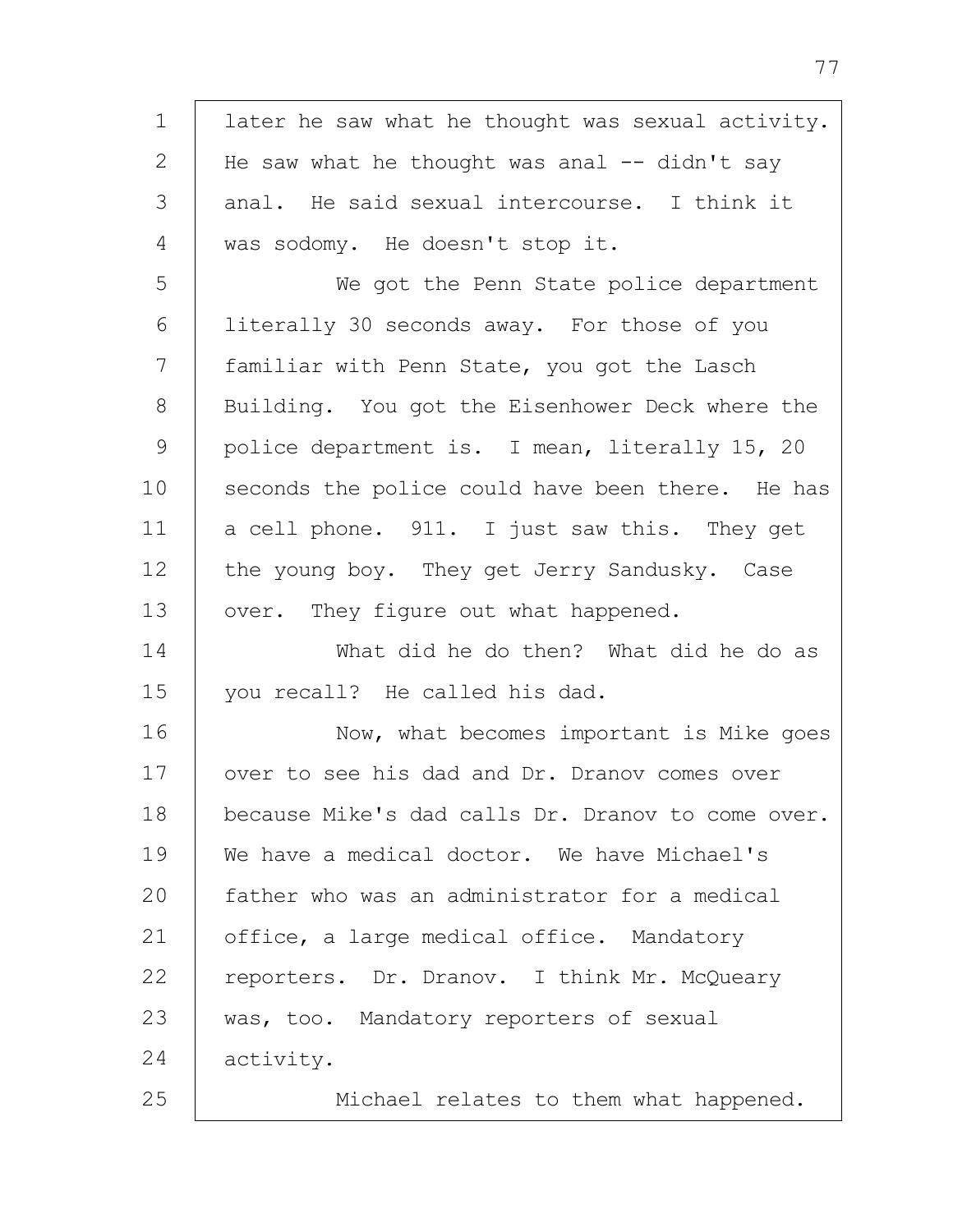later he saw what he thought was sexual activity. He saw what he thought was anal -- didn't say anal. He said sexual intercourse. I think it was sodomy. He doesn't stop it.

We got the Penn State police department literally 30 seconds away. For those of you familiar with Penn State, you got the Lasch Building. You got the Eisenhower Deck where the police department is. I mean, literally 15, 20 seconds the police could have been there. He has a cell phone. 911. I just saw this. They get the young boy. They get Jerry Sandusky. Case over. They figure out what happened.

What did he do then? What did he do as you recall? He called his dad.

Now, what becomes important is Mike goes over to see his dad and Dr. Dranov comes over because Mike's dad calls Dr. Dranov to come over. We have a medical doctor. We have Michael's father who was an administrator for a medical office, a large medical office. Mandatory reporters. Dr. Dranov. I think Mr. McQueary was, too. Mandatory reporters of sexual activity.

Michael relates to them what happened.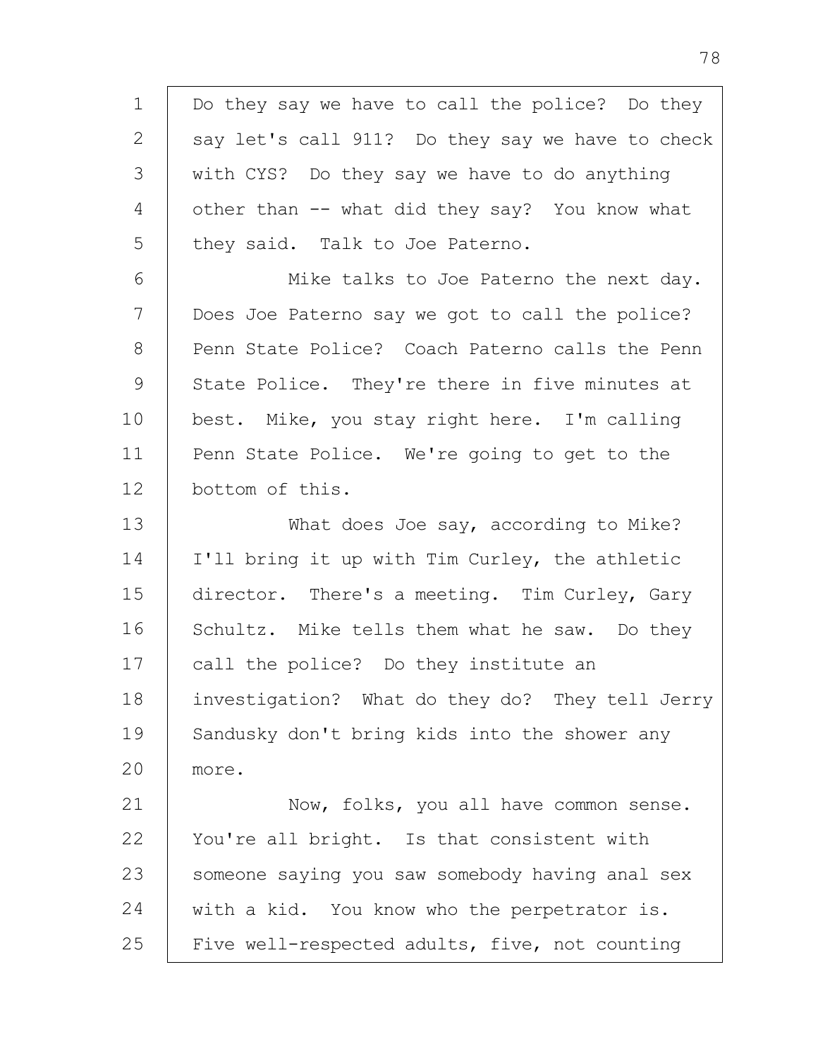Do they say we have to call the police? Do they say let's call 911? Do they say we have to check with CYS? Do they say we have to do anything other than -- what did they say? You know what they said. Talk to Joe Paterno.

Mike talks to Joe Paterno the next day. Does Joe Paterno say we got to call the police? Penn State Police? Coach Paterno calls the Penn State Police. They're there in five minutes at best. Mike, you stay right here. I'm calling Penn State Police. We're going to get to the bottom of this.

What does Joe say, according to Mike? I'll bring it up with Tim Curley, the athletic director. There's a meeting. Tim Curley, Gary Schultz. Mike tells them what he saw. Do they call the police? Do they institute an investigation? What do they do? They tell Jerry Sandusky don't bring kids into the shower any more.

Now, folks, you all have common sense. You're all bright. Is that consistent with someone saying you saw somebody having anal sex with a kid. You know who the perpetrator is. Five well-respected adults, five, not counting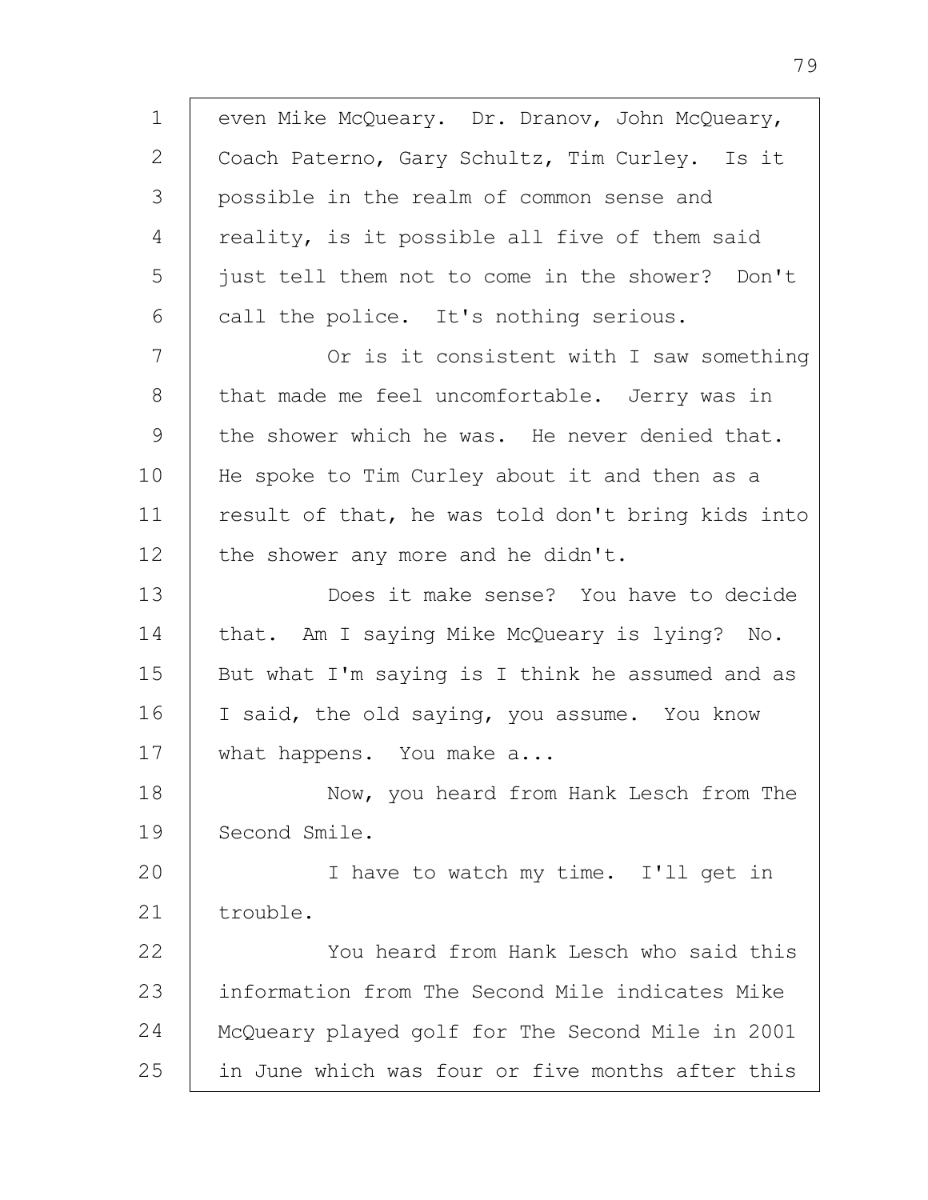even Mike McQueary. Dr. Dranov, John McQueary, Coach Paterno, Gary Schultz, Tim Curley. Is it possible in the realm of common sense and reality, is it possible all five of them said just tell them not to come in the shower? Don't call the police. It's nothing serious.

Or is it consistent with I saw something that made me feel uncomfortable. Jerry was in the shower which he was. He never denied that. He spoke to Tim Curley about it and then as a result of that, he was told don't bring kids into the shower any more and he didn't.

Does it make sense? You have to decide that. Am I saying Mike McQueary is lying? No. But what I'm saying is I think he assumed and as I said, the old saying, you assume. You know what happens. You make a...

Now, you heard from Hank Lesch from The Second Smile.

I have to watch my time. I'll get in trouble.

You heard from Hank Lesch who said this information from The Second Mile indicates Mike McQueary played golf for The Second Mile in 2001 in June which was four or five months after this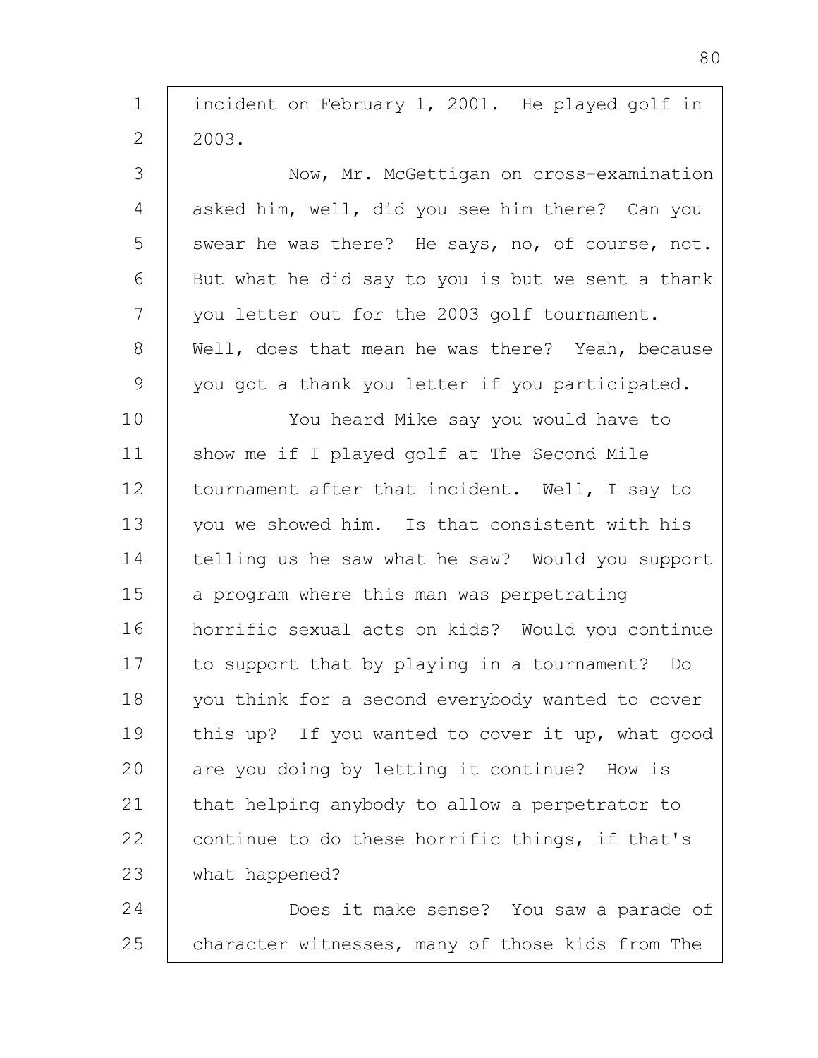incident on February 1, 2001. He played golf in 2003.

Now, Mr. McGettigan on cross-examination asked him, well, did you see him there? Can you swear he was there? He says, no, of course, not. But what he did say to you is but we sent a thank you letter out for the 2003 golf tournament. Well, does that mean he was there? Yeah, because you got a thank you letter if you participated.

You heard Mike say you would have to show me if I played golf at The Second Mile tournament after that incident. Well, I say to you we showed him. Is that consistent with his telling us he saw what he saw? Would you support a program where this man was perpetrating horrific sexual acts on kids? Would you continue to support that by playing in a tournament? Do you think for a second everybody wanted to cover this up? If you wanted to cover it up, what good are you doing by letting it continue? How is that helping anybody to allow a perpetrator to continue to do these horrific things, if that's what happened?

Does it make sense? You saw a parade of character witnesses, many of those kids from The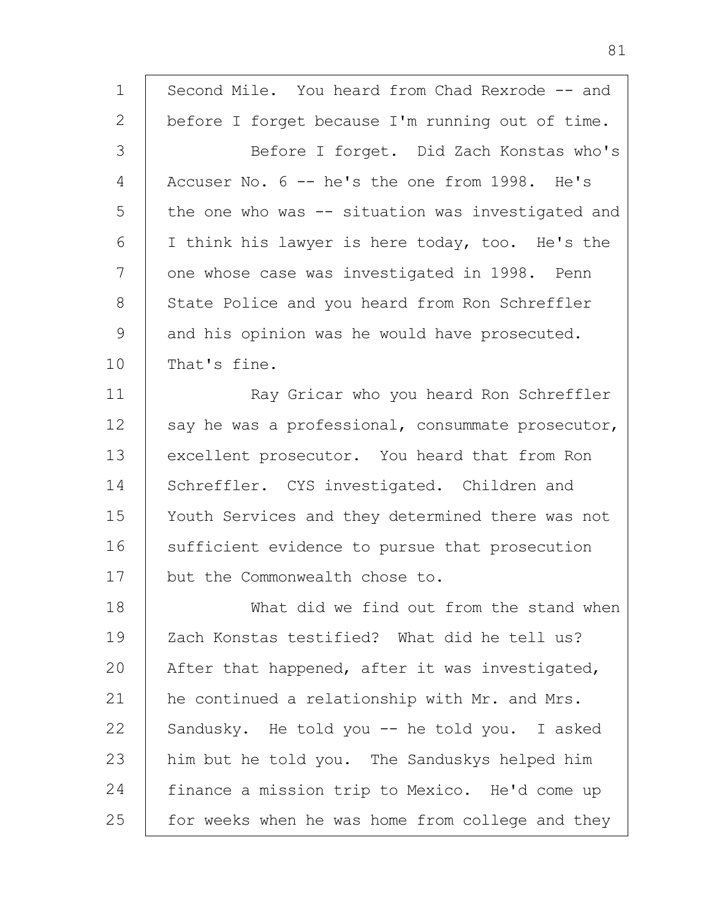1 Second Mile. You heard from Chad Rexrode -- and
2 before I forget because I'm running out of time.
3 Before I forget. Did Zach Konstas who's
4 Accuser No. 6 -- he's the one from 1998. He's
5 the one who was -- situation was investigated and
6 I think his lawyer is here today, too. He's the
7 one whose case was investigated in 1998. Penn
8 State Police and you heard from Ron Schreffler
9 and his opinion was he would have prosecuted.
10 That's fine.
11 Ray Gricar who you heard Ron Schreffler
12 say he was a professional, consummate prosecutor,
13 excellent prosecutor. You heard that from Ron
14 Schreffler. CYS investigated. Children and
15 Youth Services and they determined there was not
16 sufficient evidence to pursue that prosecution
17 but the Commonwealth chose to.
18 What did we find out from the stand when
19 Zach Konstas testified? What did he tell us?
20 After that happened, after it was investigated,
21 he continued a relationship with Mr. and Mrs.
22 Sandusky. He told you -- he told you. I asked
23 him but he told you. The Sanduskys helped him
24 finance a mission trip to Mexico. He'd come up
25 for weeks when he was home from college and they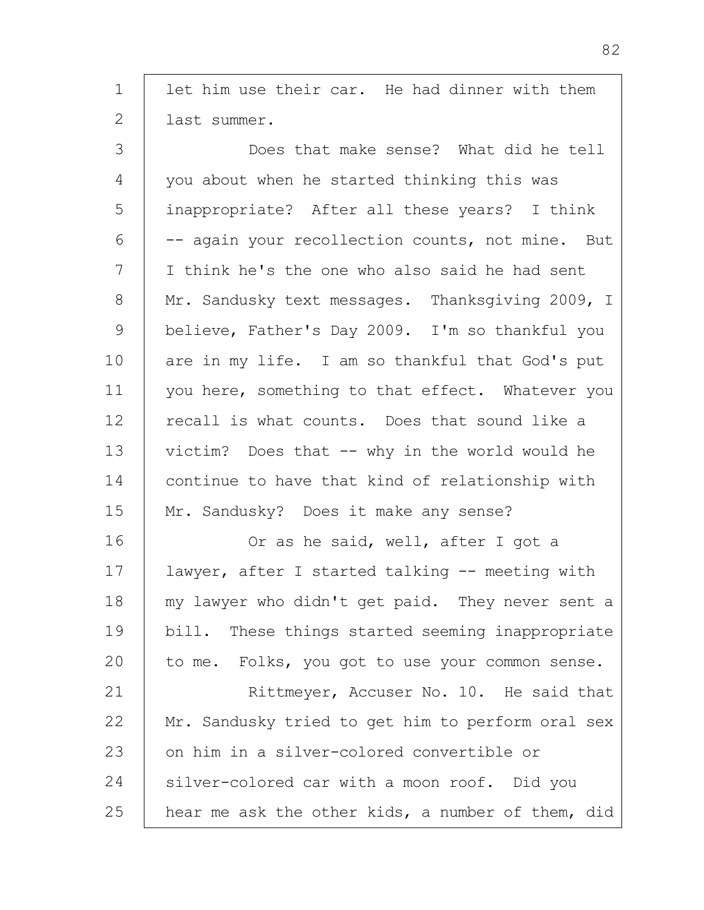let him use their car. He had dinner with them last summer.

Does that make sense? What did he tell you about when he started thinking this was inappropriate? After all these years? I think -- again your recollection counts, not mine. But I think he's the one who also said he had sent Mr. Sandusky text messages. Thanksgiving 2009, I believe, Father's Day 2009. I'm so thankful you are in my life. I am so thankful that God's put you here, something to that effect. Whatever you recall is what counts. Does that sound like a victim? Does that -- why in the world would he continue to have that kind of relationship with Mr. Sandusky? Does it make any sense?

Or as he said, well, after I got a lawyer, after I started talking -- meeting with my lawyer who didn't get paid. They never sent a bill. These things started seeming inappropriate to me. Folks, you got to use your common sense.

Rittmeyer, Accuser No. 10. He said that Mr. Sandusky tried to get him to perform oral sex on him in a silver-colored convertible or silver-colored car with a moon roof. Did you hear me ask the other kids, a number of them, did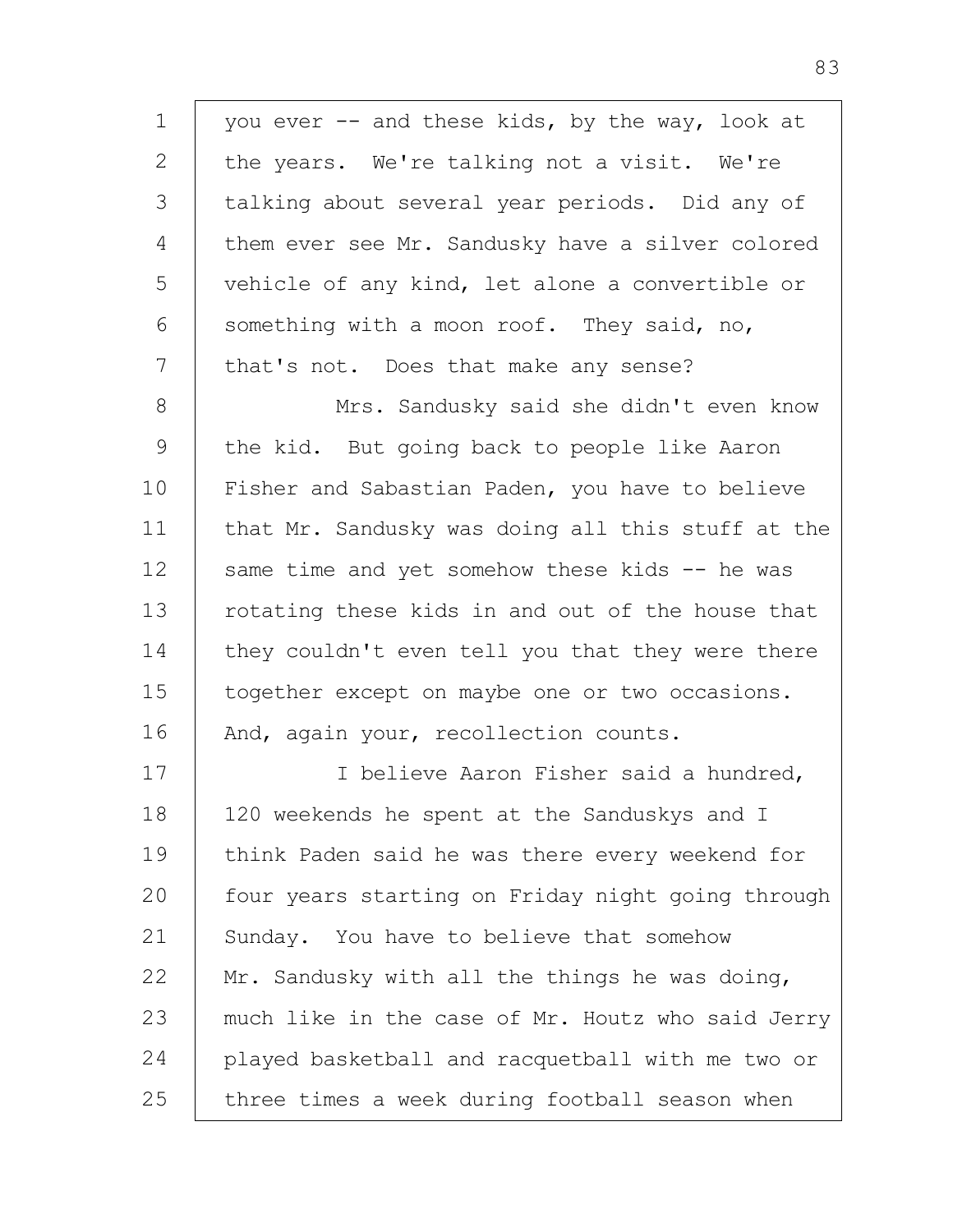you ever -- and these kids, by the way, look at the years. We're talking not a visit. We're talking about several year periods. Did any of them ever see Mr. Sandusky have a silver colored vehicle of any kind, let alone a convertible or something with a moon roof. They said, no, that's not. Does that make any sense?

Mrs. Sandusky said she didn't even know the kid. But going back to people like Aaron Fisher and Sabastian Paden, you have to believe that Mr. Sandusky was doing all this stuff at the same time and yet somehow these kids -- he was rotating these kids in and out of the house that they couldn't even tell you that they were there together except on maybe one or two occasions. And, again your, recollection counts.

I believe Aaron Fisher said a hundred, 120 weekends he spent at the Sanduskys and I think Paden said he was there every weekend for four years starting on Friday night going through Sunday. You have to believe that somehow Mr. Sandusky with all the things he was doing, much like in the case of Mr. Houtz who said Jerry played basketball and racquetball with me two or three times a week during football season when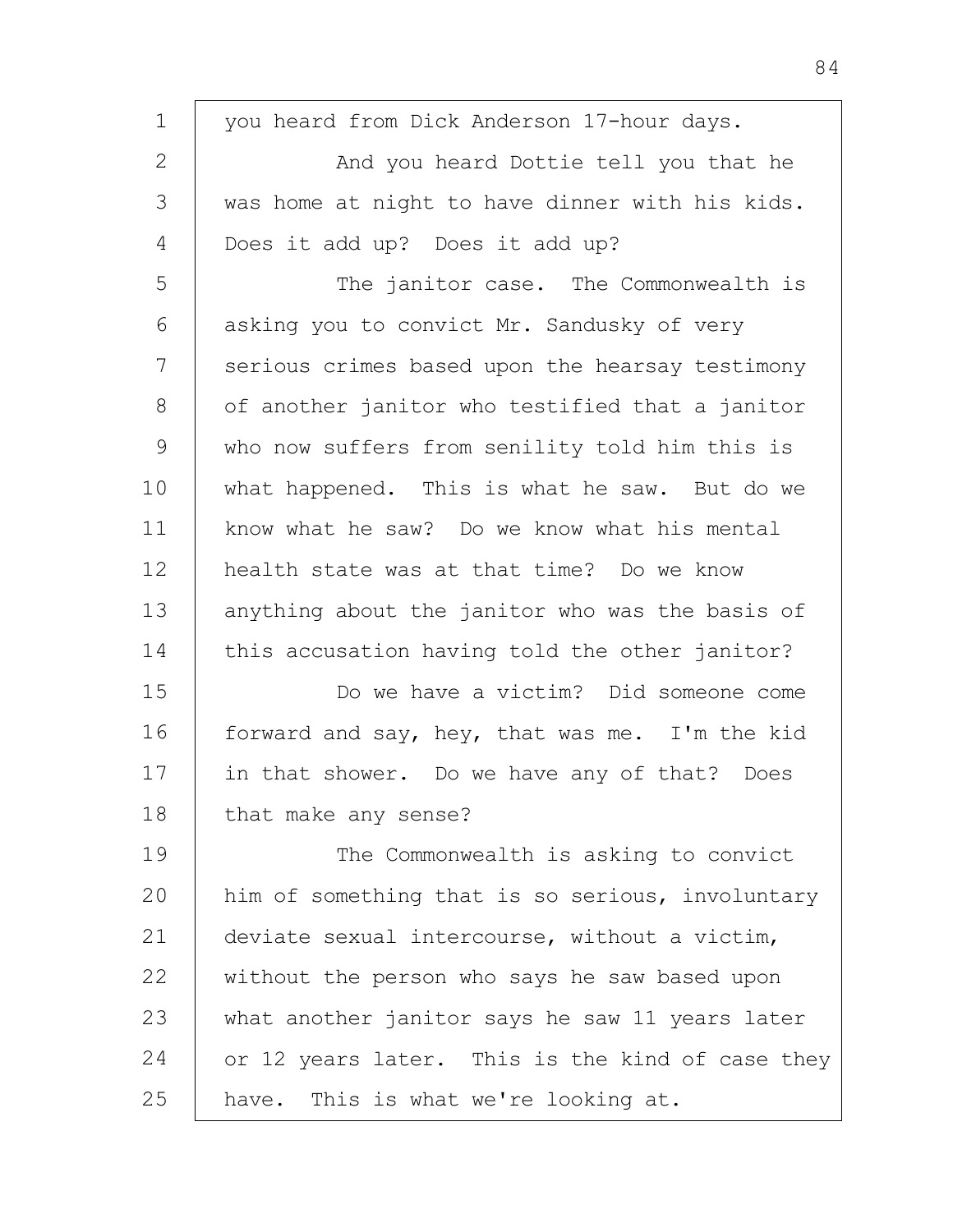you heard from Dick Anderson 17-hour days.

And you heard Dottie tell you that he was home at night to have dinner with his kids. Does it add up? Does it add up?

The janitor case. The Commonwealth is asking you to convict Mr. Sandusky of very serious crimes based upon the hearsay testimony of another janitor who testified that a janitor who now suffers from senility told him this is what happened. This is what he saw. But do we know what he saw? Do we know what his mental health state was at that time? Do we know anything about the janitor who was the basis of this accusation having told the other janitor?

Do we have a victim? Did someone come forward and say, hey, that was me. I'm the kid in that shower. Do we have any of that? Does that make any sense?

The Commonwealth is asking to convict him of something that is so serious, involuntary deviate sexual intercourse, without a victim, without the person who says he saw based upon what another janitor says he saw 11 years later or 12 years later. This is the kind of case they have. This is what we're looking at.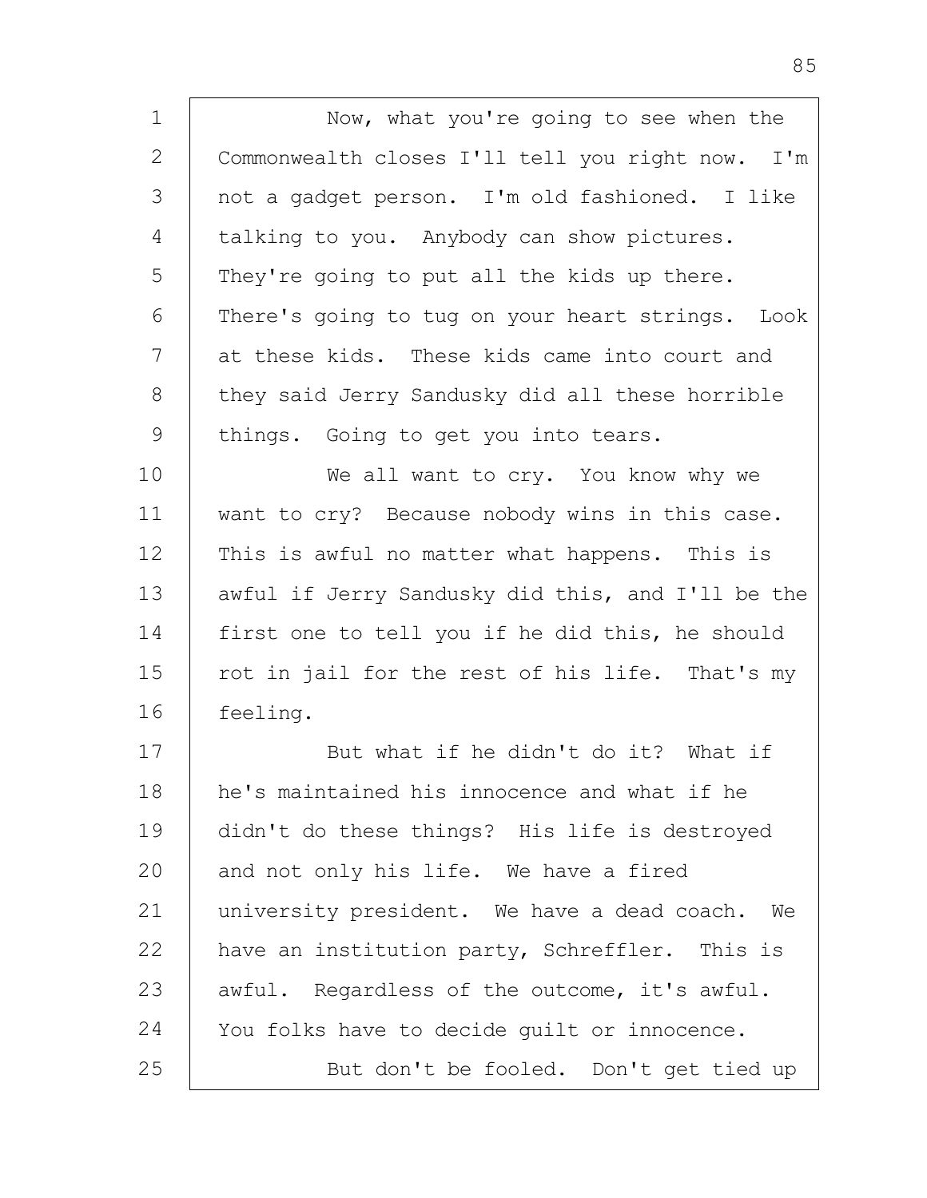Now, what you're going to see when the Commonwealth closes I'll tell you right now. I'm not a gadget person. I'm old fashioned. I like talking to you. Anybody can show pictures. They're going to put all the kids up there. There's going to tug on your heart strings. Look at these kids. These kids came into court and they said Jerry Sandusky did all these horrible things. Going to get you into tears.

We all want to cry. You know why we want to cry? Because nobody wins in this case. This is awful no matter what happens. This is awful if Jerry Sandusky did this, and I'll be the first one to tell you if he did this, he should rot in jail for the rest of his life. That's my feeling.

But what if he didn't do it? What if he's maintained his innocence and what if he didn't do these things? His life is destroyed and not only his life. We have a fired university president. We have a dead coach. We have an institution party, Schreffler. This is awful. Regardless of the outcome, it's awful. You folks have to decide guilt or innocence.

But don't be fooled. Don't get tied up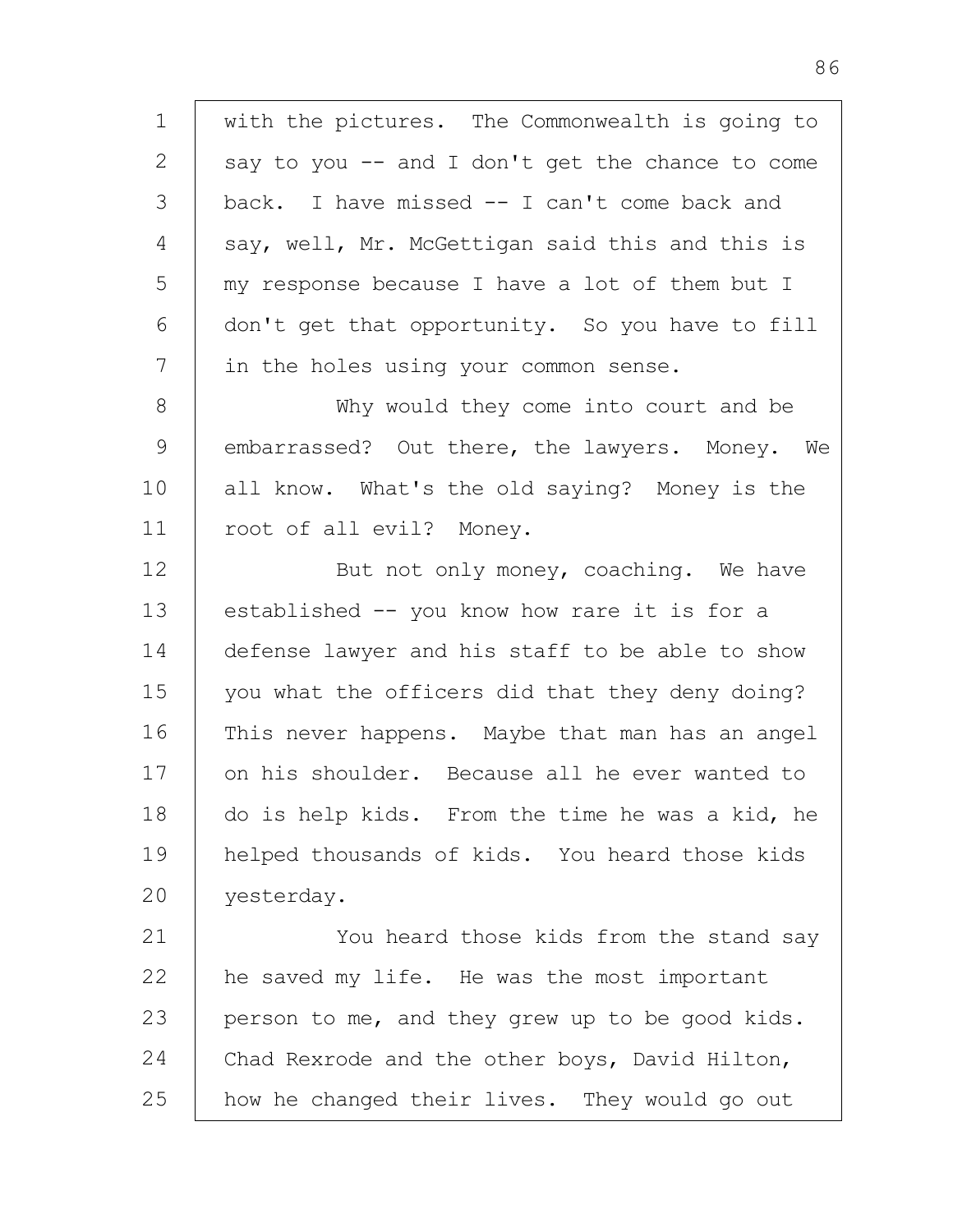with the pictures. The Commonwealth is going to say to you -- and I don't get the chance to come back. I have missed -- I can't come back and say, well, Mr. McGettigan said this and this is my response because I have a lot of them but I don't get that opportunity. So you have to fill in the holes using your common sense.

Why would they come into court and be embarrassed? Out there, the lawyers. Money. We all know. What's the old saying? Money is the root of all evil? Money.

But not only money, coaching. We have established -- you know how rare it is for a defense lawyer and his staff to be able to show you what the officers did that they deny doing? This never happens. Maybe that man has an angel on his shoulder. Because all he ever wanted to do is help kids. From the time he was a kid, he helped thousands of kids. You heard those kids yesterday.

You heard those kids from the stand say he saved my life. He was the most important person to me, and they grew up to be good kids. Chad Rexrode and the other boys, David Hilton, how he changed their lives. They would go out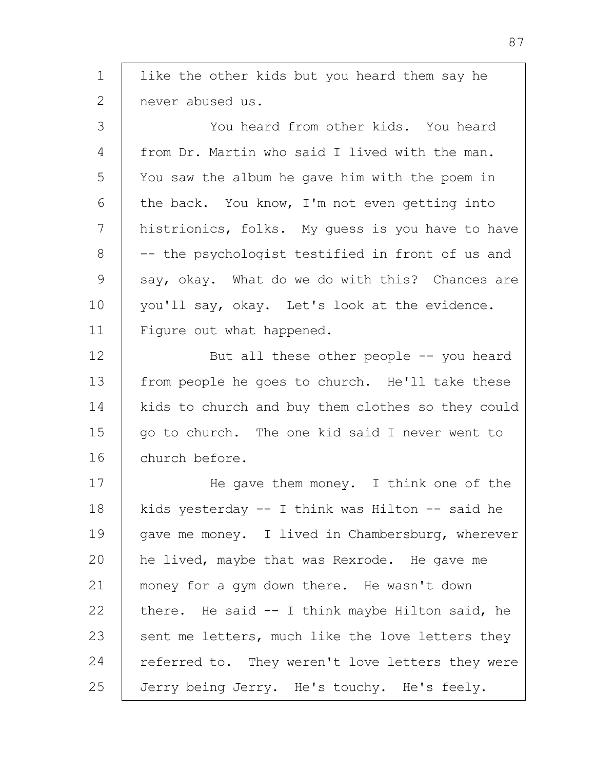like the other kids but you heard them say he never abused us.

You heard from other kids. You heard from Dr. Martin who said I lived with the man. You saw the album he gave him with the poem in the back. You know, I'm not even getting into histrionics, folks. My guess is you have to have -- the psychologist testified in front of us and say, okay. What do we do with this? Chances are you'll say, okay. Let's look at the evidence. Figure out what happened.

But all these other people -- you heard from people he goes to church. He'll take these kids to church and buy them clothes so they could go to church. The one kid said I never went to church before.

He gave them money. I think one of the kids yesterday -- I think was Hilton -- said he gave me money. I lived in Chambersburg, wherever he lived, maybe that was Rexrode. He gave me money for a gym down there. He wasn't down there. He said -- I think maybe Hilton said, he sent me letters, much like the love letters they referred to. They weren't love letters they were Jerry being Jerry. He's touchy. He's feely.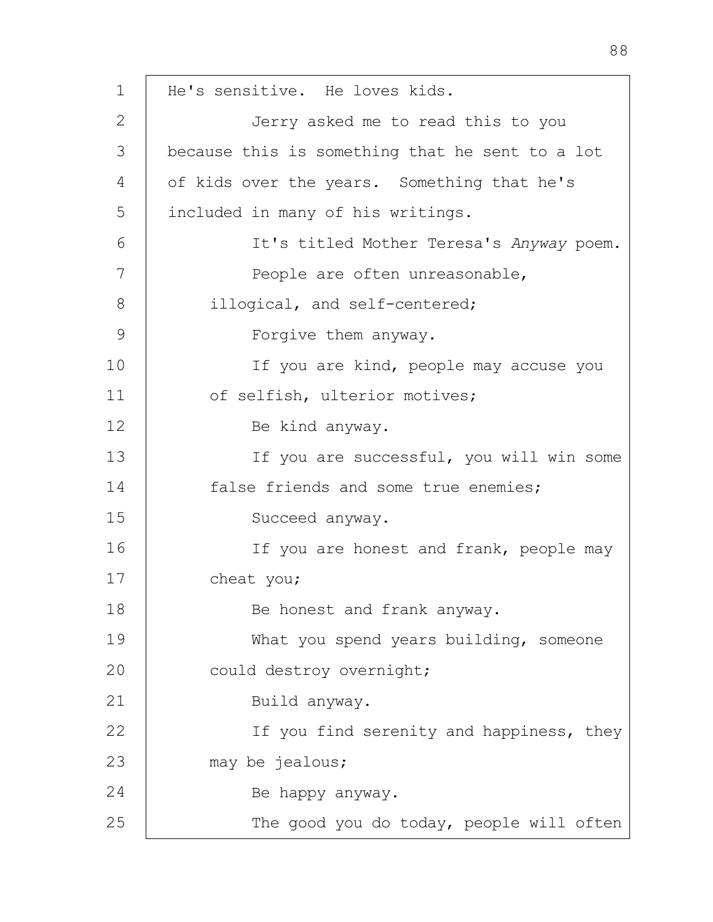He's sensitive. He loves kids.

Jerry asked me to read this to you because this is something that he sent to a lot of kids over the years. Something that he's included in many of his writings.

It's titled Mother Teresa's *Anyway* poem.

People are often unreasonable, illogical, and self-centered;

Forgive them anyway.

If you are kind, people may accuse you of selfish, ulterior motives;

Be kind anyway.

If you are successful, you will win some false friends and some true enemies;

Succeed anyway.

If you are honest and frank, people may cheat you;

Be honest and frank anyway.

What you spend years building, someone could destroy overnight;

Build anyway.

If you find serenity and happiness, they may be jealous;

Be happy anyway.

The good you do today, people will often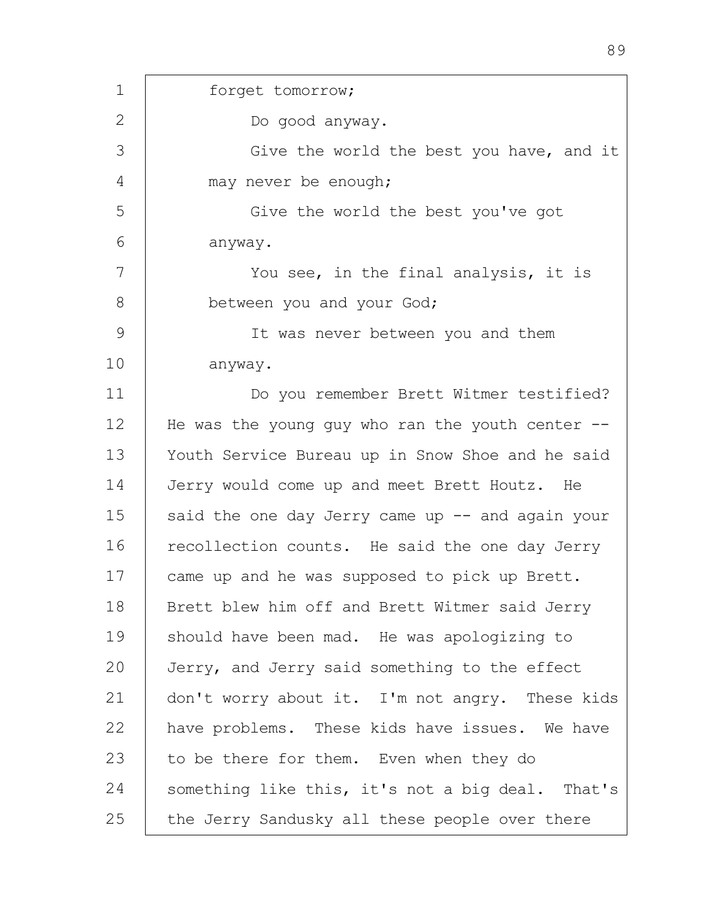forget tomorrow;

Do good anyway.

Give the world the best you have, and it may never be enough;

Give the world the best you've got anyway.

You see, in the final analysis, it is between you and your God;

It was never between you and them anyway.

Do you remember Brett Witmer testified? He was the young guy who ran the youth center -- Youth Service Bureau up in Snow Shoe and he said Jerry would come up and meet Brett Houtz. He said the one day Jerry came up -- and again your recollection counts. He said the one day Jerry came up and he was supposed to pick up Brett. Brett blew him off and Brett Witmer said Jerry should have been mad. He was apologizing to Jerry, and Jerry said something to the effect don't worry about it. I'm not angry. These kids have problems. These kids have issues. We have to be there for them. Even when they do something like this, it's not a big deal. That's the Jerry Sandusky all these people over there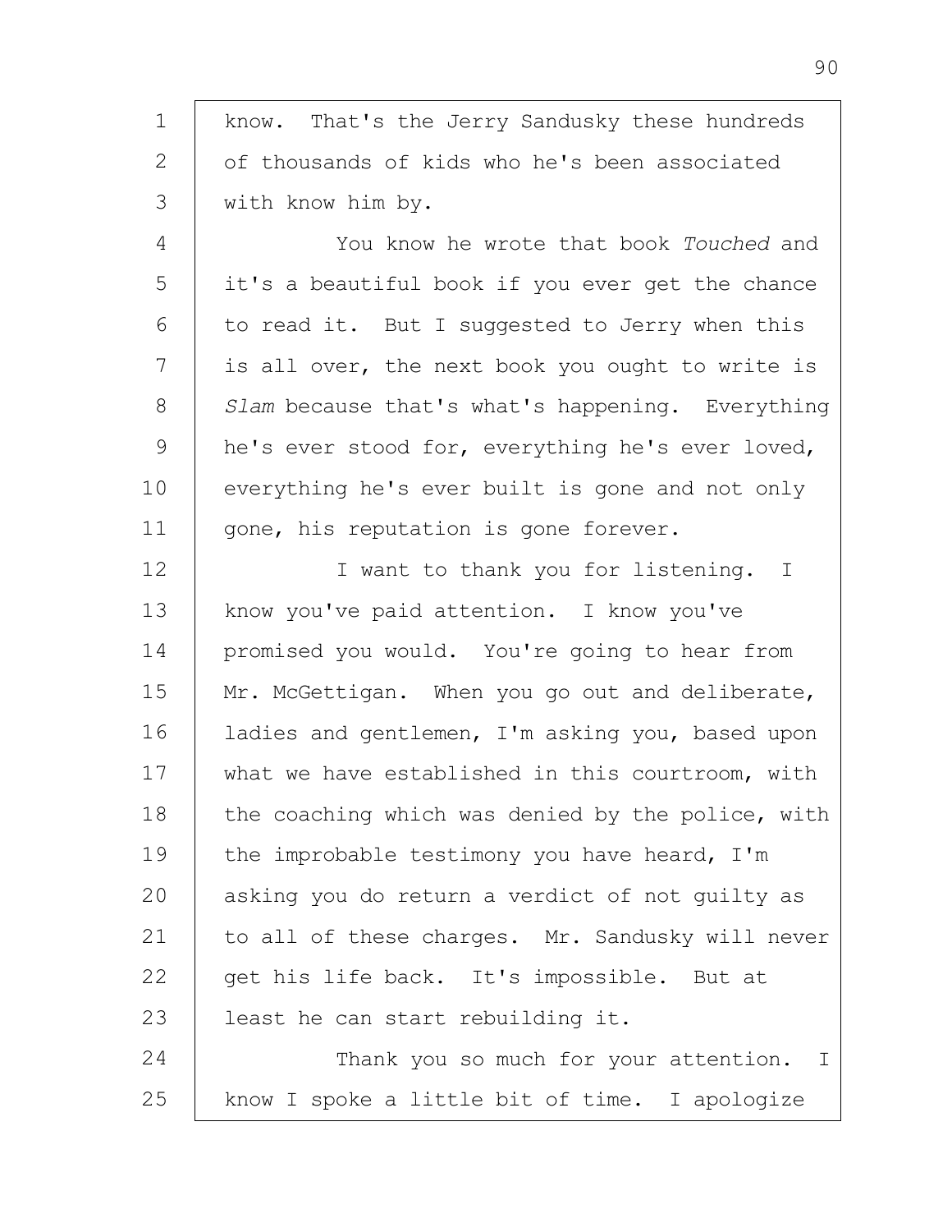know. That's the Jerry Sandusky these hundreds of thousands of kids who he's been associated with know him by.

You know he wrote that book *Touched* and it's a beautiful book if you ever get the chance to read it. But I suggested to Jerry when this is all over, the next book you ought to write is *Slam* because that's what's happening. Everything he's ever stood for, everything he's ever loved, everything he's ever built is gone and not only gone, his reputation is gone forever.

I want to thank you for listening. I know you've paid attention. I know you've promised you would. You're going to hear from Mr. McGettigan. When you go out and deliberate, ladies and gentlemen, I'm asking you, based upon what we have established in this courtroom, with the coaching which was denied by the police, with the improbable testimony you have heard, I'm asking you do return a verdict of not guilty as to all of these charges. Mr. Sandusky will never get his life back. It's impossible. But at least he can start rebuilding it.

Thank you so much for your attention. I know I spoke a little bit of time. I apologize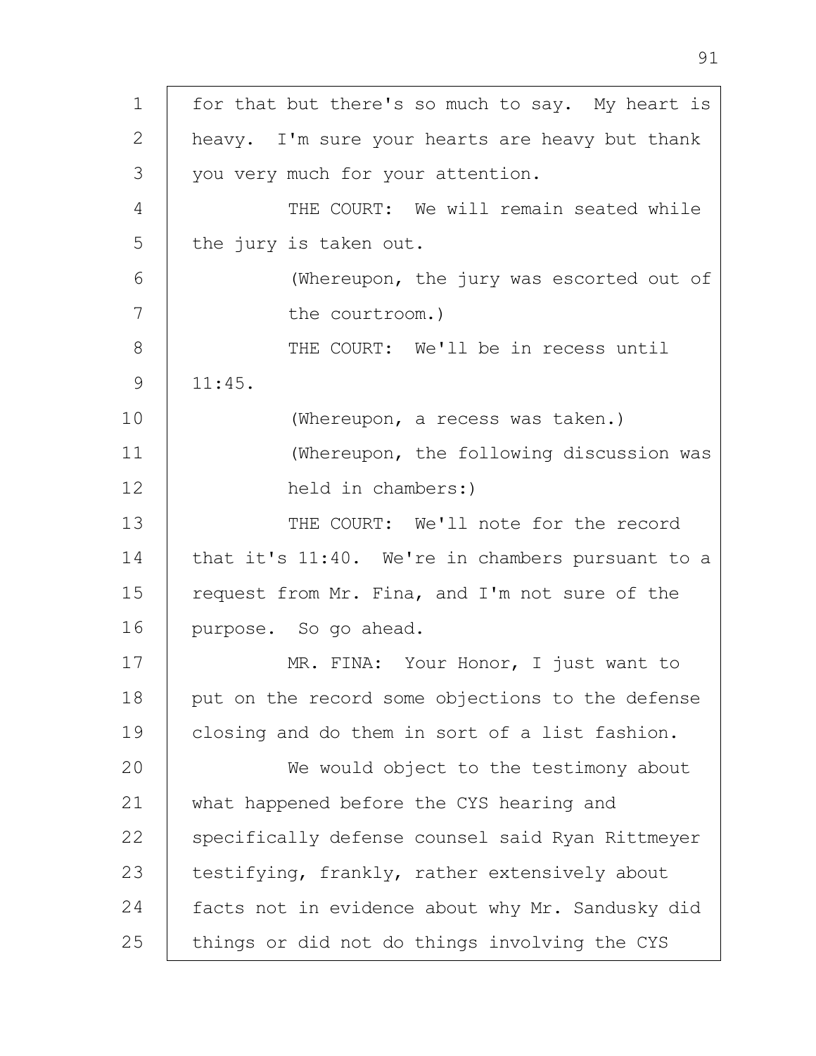for that but there's so much to say. My heart is heavy. I'm sure your hearts are heavy but thank you very much for your attention.

THE COURT: We will remain seated while the jury is taken out.

(Whereupon, the jury was escorted out of the courtroom.)

THE COURT: We'll be in recess until 11:45.

(Whereupon, a recess was taken.)

(Whereupon, the following discussion was held in chambers:)

THE COURT: We'll note for the record that it's 11:40. We're in chambers pursuant to a request from Mr. Fina, and I'm not sure of the purpose. So go ahead.

MR. FINA: Your Honor, I just want to put on the record some objections to the defense closing and do them in sort of a list fashion.

We would object to the testimony about what happened before the CYS hearing and specifically defense counsel said Ryan Rittmeyer testifying, frankly, rather extensively about facts not in evidence about why Mr. Sandusky did things or did not do things involving the CYS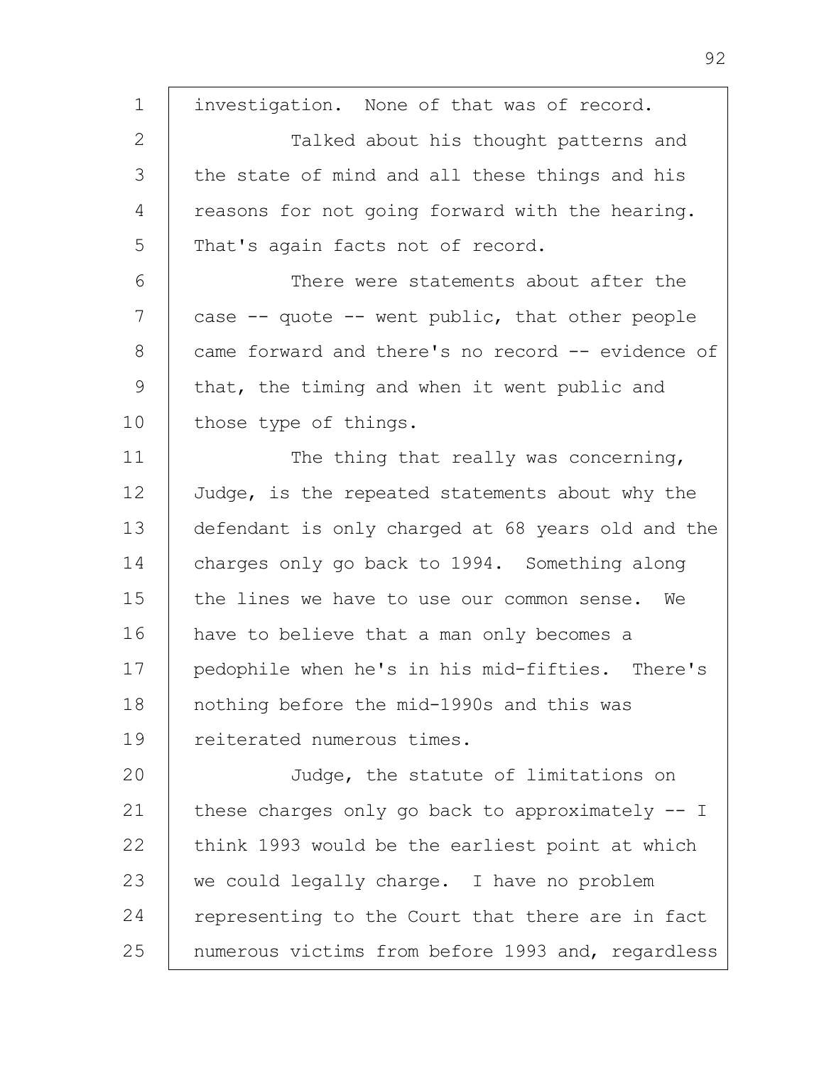investigation. None of that was of record.

Talked about his thought patterns and the state of mind and all these things and his reasons for not going forward with the hearing. That's again facts not of record.

There were statements about after the case -- quote -- went public, that other people came forward and there's no record -- evidence of that, the timing and when it went public and those type of things.

The thing that really was concerning, Judge, is the repeated statements about why the defendant is only charged at 68 years old and the charges only go back to 1994. Something along the lines we have to use our common sense. We have to believe that a man only becomes a pedophile when he's in his mid-fifties. There's nothing before the mid-1990s and this was reiterated numerous times.

Judge, the statute of limitations on these charges only go back to approximately -- I think 1993 would be the earliest point at which we could legally charge. I have no problem representing to the Court that there are in fact numerous victims from before 1993 and, regardless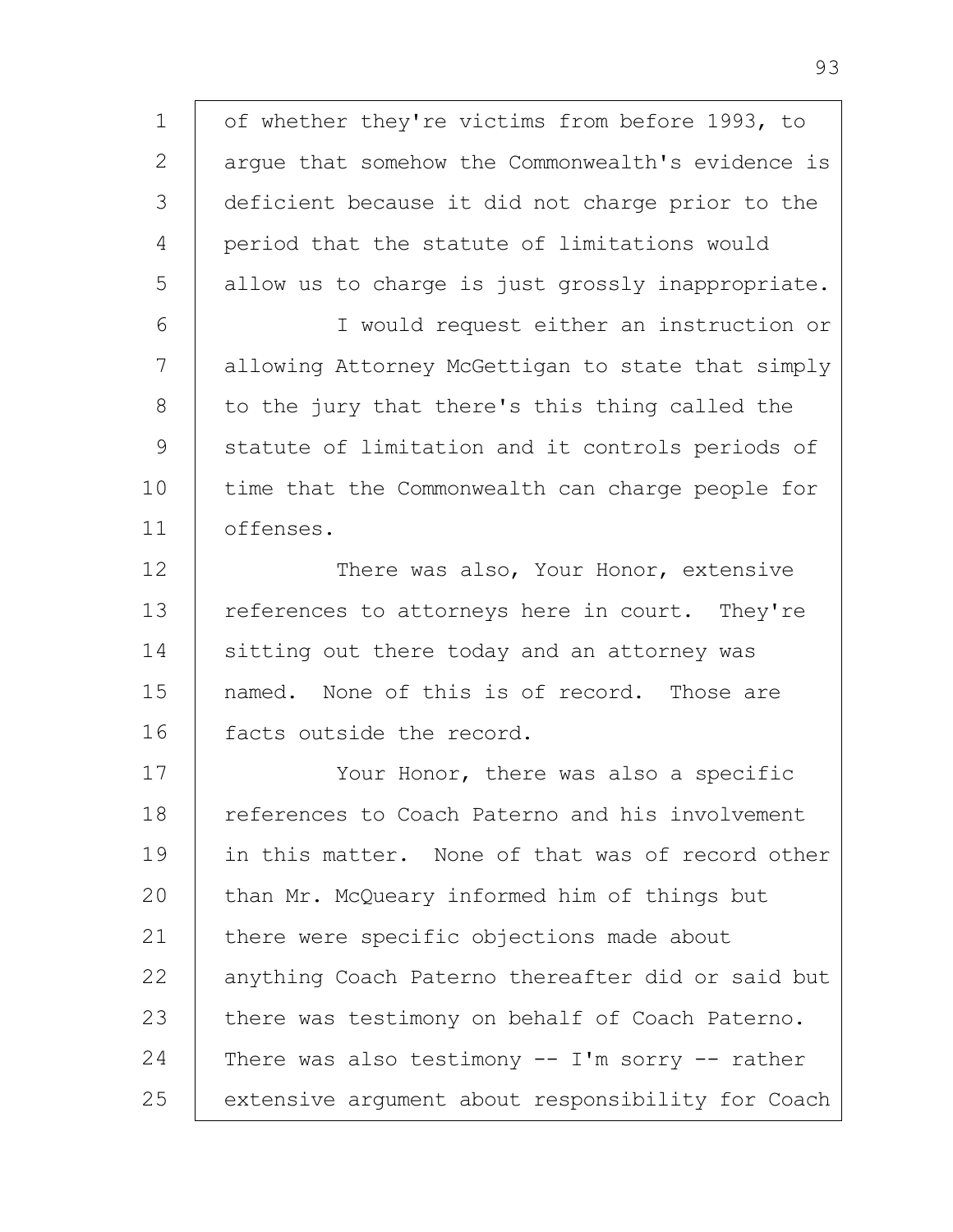of whether they're victims from before 1993, to argue that somehow the Commonwealth's evidence is deficient because it did not charge prior to the period that the statute of limitations would allow us to charge is just grossly inappropriate.

I would request either an instruction or allowing Attorney McGettigan to state that simply to the jury that there's this thing called the statute of limitation and it controls periods of time that the Commonwealth can charge people for offenses.

There was also, Your Honor, extensive references to attorneys here in court. They're sitting out there today and an attorney was named. None of this is of record. Those are facts outside the record.

Your Honor, there was also a specific references to Coach Paterno and his involvement in this matter. None of that was of record other than Mr. McQueary informed him of things but there were specific objections made about anything Coach Paterno thereafter did or said but there was testimony on behalf of Coach Paterno. There was also testimony -- I'm sorry -- rather extensive argument about responsibility for Coach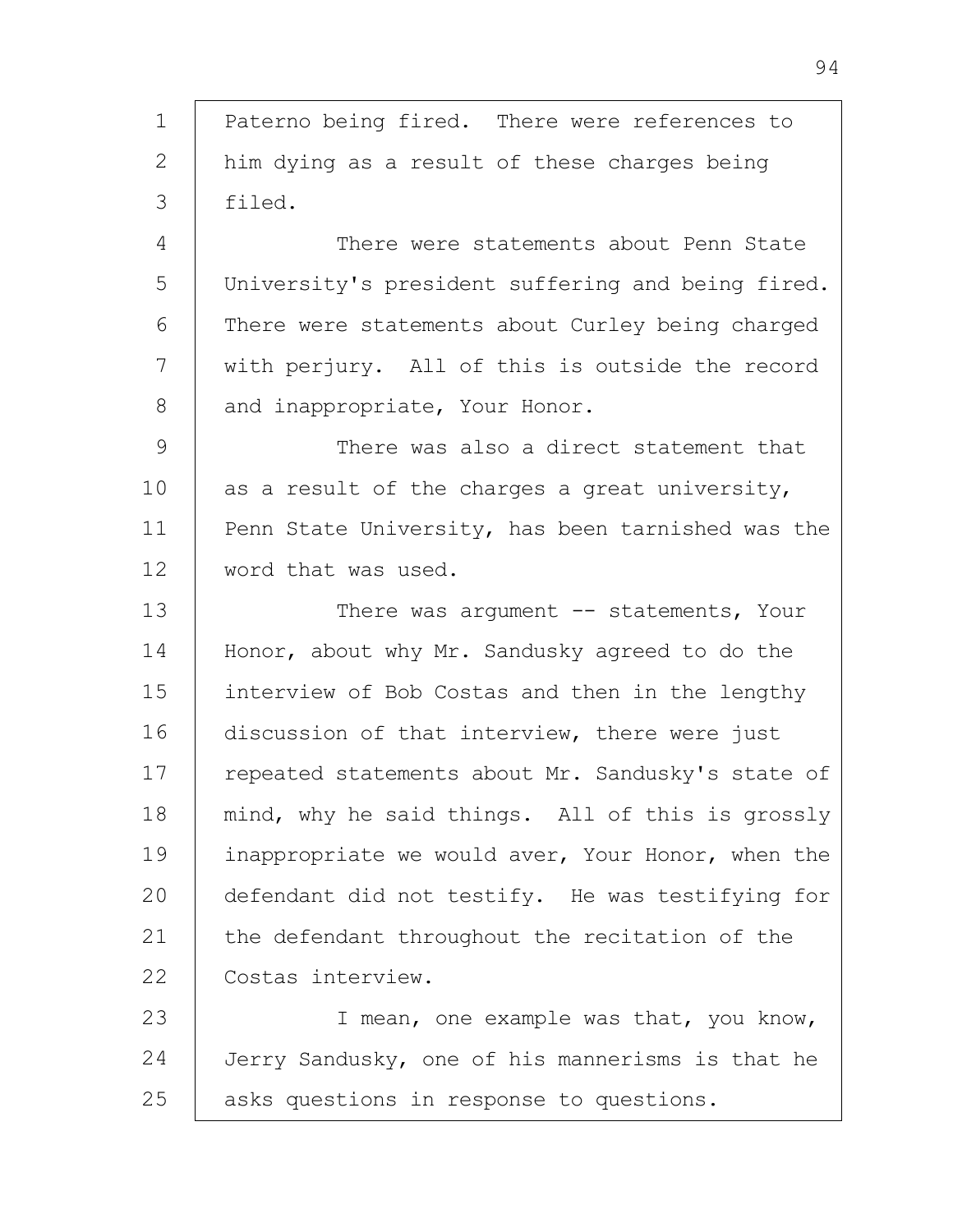Paterno being fired. There were references to him dying as a result of these charges being filed.

There were statements about Penn State University's president suffering and being fired. There were statements about Curley being charged with perjury. All of this is outside the record and inappropriate, Your Honor.

There was also a direct statement that as a result of the charges a great university, Penn State University, has been tarnished was the word that was used.

There was argument -- statements, Your Honor, about why Mr. Sandusky agreed to do the interview of Bob Costas and then in the lengthy discussion of that interview, there were just repeated statements about Mr. Sandusky's state of mind, why he said things. All of this is grossly inappropriate we would aver, Your Honor, when the defendant did not testify. He was testifying for the defendant throughout the recitation of the Costas interview.

I mean, one example was that, you know, Jerry Sandusky, one of his mannerisms is that he asks questions in response to questions.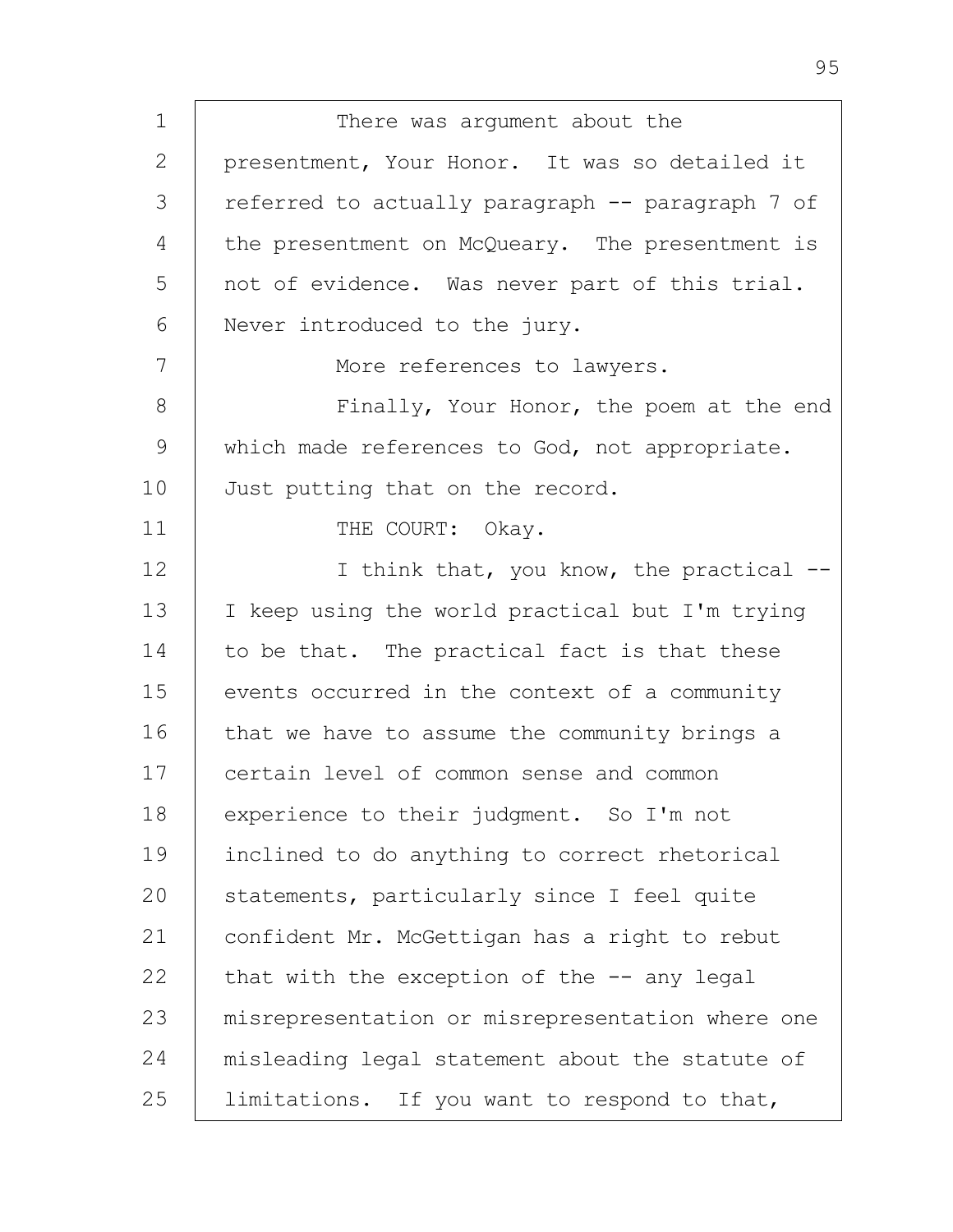There was argument about the presentment, Your Honor. It was so detailed it referred to actually paragraph -- paragraph 7 of the presentment on McQueary. The presentment is not of evidence. Was never part of this trial. Never introduced to the jury.

More references to lawyers.

Finally, Your Honor, the poem at the end which made references to God, not appropriate. Just putting that on the record.

THE COURT: Okay.

I think that, you know, the practical -- I keep using the world practical but I'm trying to be that. The practical fact is that these events occurred in the context of a community that we have to assume the community brings a certain level of common sense and common experience to their judgment. So I'm not inclined to do anything to correct rhetorical statements, particularly since I feel quite confident Mr. McGettigan has a right to rebut that with the exception of the -- any legal misrepresentation or misrepresentation where one misleading legal statement about the statute of limitations. If you want to respond to that,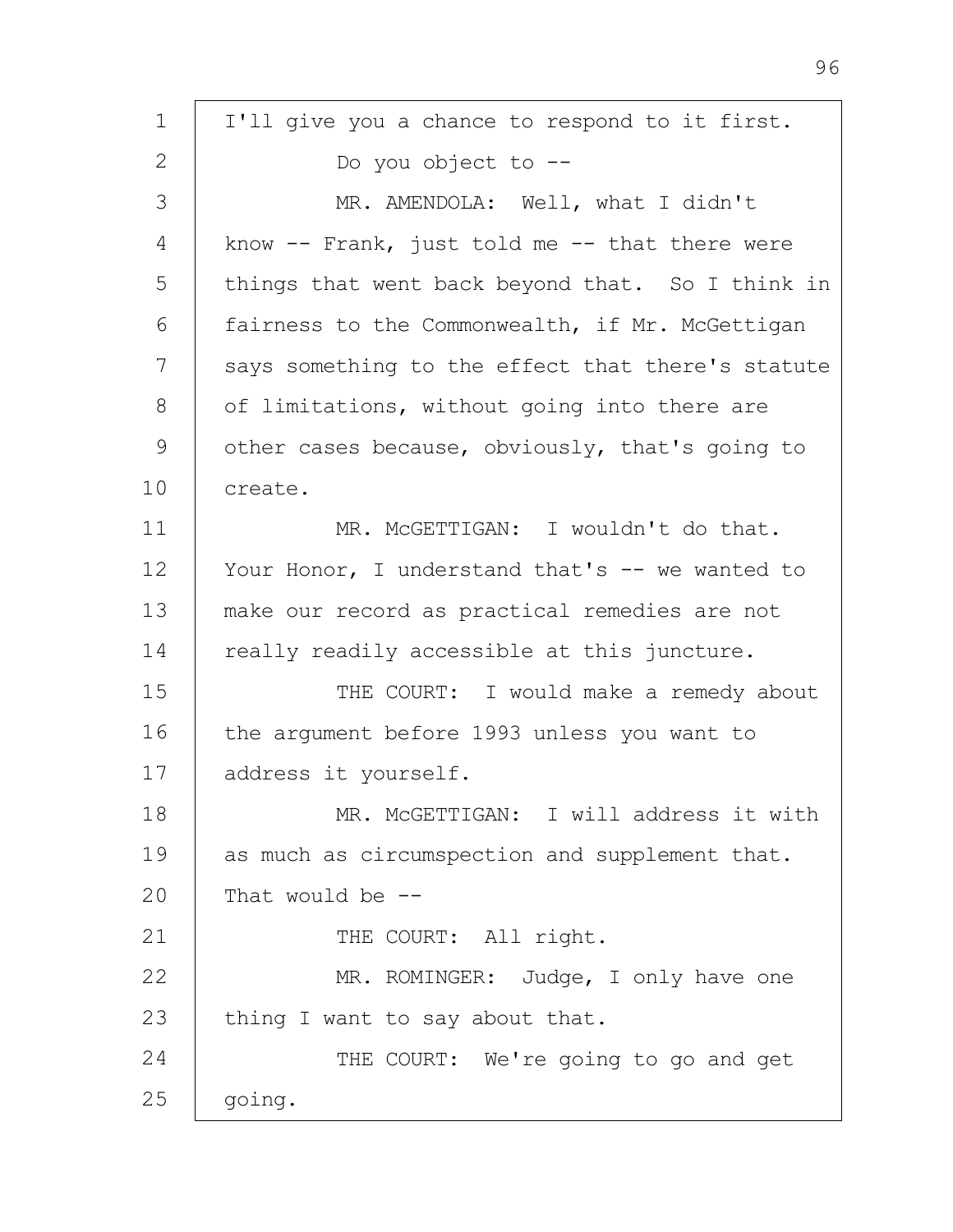I'll give you a chance to respond to it first.

Do you object to --

MR. AMENDOLA: Well, what I didn't know -- Frank, just told me -- that there were things that went back beyond that. So I think in fairness to the Commonwealth, if Mr. McGettigan says something to the effect that there's statute of limitations, without going into there are other cases because, obviously, that's going to create.

MR. McGETTIGAN: I wouldn't do that. Your Honor, I understand that's -- we wanted to make our record as practical remedies are not really readily accessible at this juncture.

THE COURT: I would make a remedy about the argument before 1993 unless you want to address it yourself.

MR. McGETTIGAN: I will address it with as much as circumspection and supplement that. That would be --

THE COURT: All right.

MR. ROMINGER: Judge, I only have one thing I want to say about that.

THE COURT: We're going to go and get going.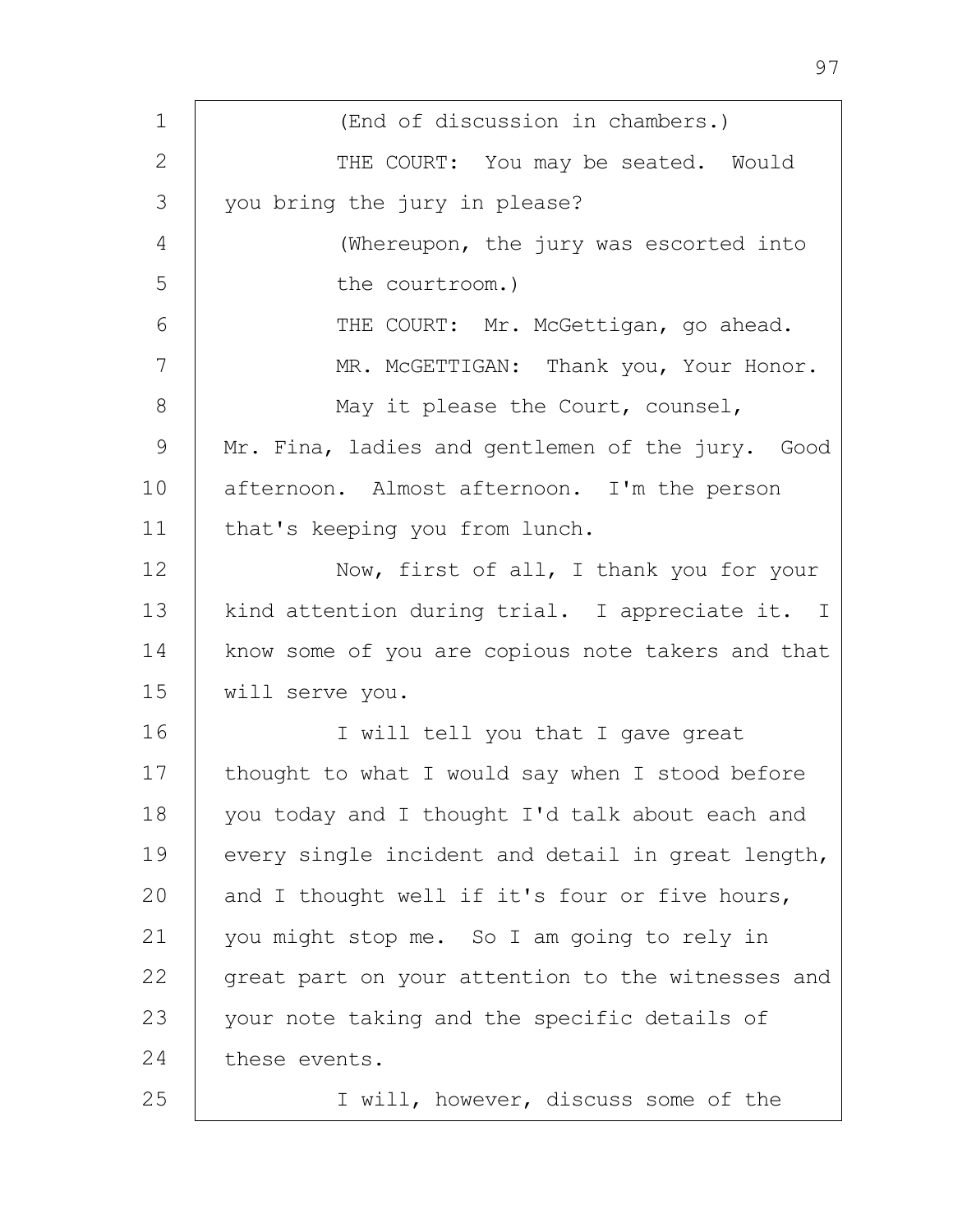(End of discussion in chambers.)

THE COURT: You may be seated. Would you bring the jury in please?

(Whereupon, the jury was escorted into the courtroom.)

THE COURT: Mr. McGettigan, go ahead.

MR. McGETTIGAN: Thank you, Your Honor.

May it please the Court, counsel, Mr. Fina, ladies and gentlemen of the jury. Good afternoon. Almost afternoon. I'm the person that's keeping you from lunch.

Now, first of all, I thank you for your kind attention during trial. I appreciate it. I know some of you are copious note takers and that will serve you.

I will tell you that I gave great thought to what I would say when I stood before you today and I thought I'd talk about each and every single incident and detail in great length, and I thought well if it's four or five hours, you might stop me. So I am going to rely in great part on your attention to the witnesses and your note taking and the specific details of these events.

I will, however, discuss some of the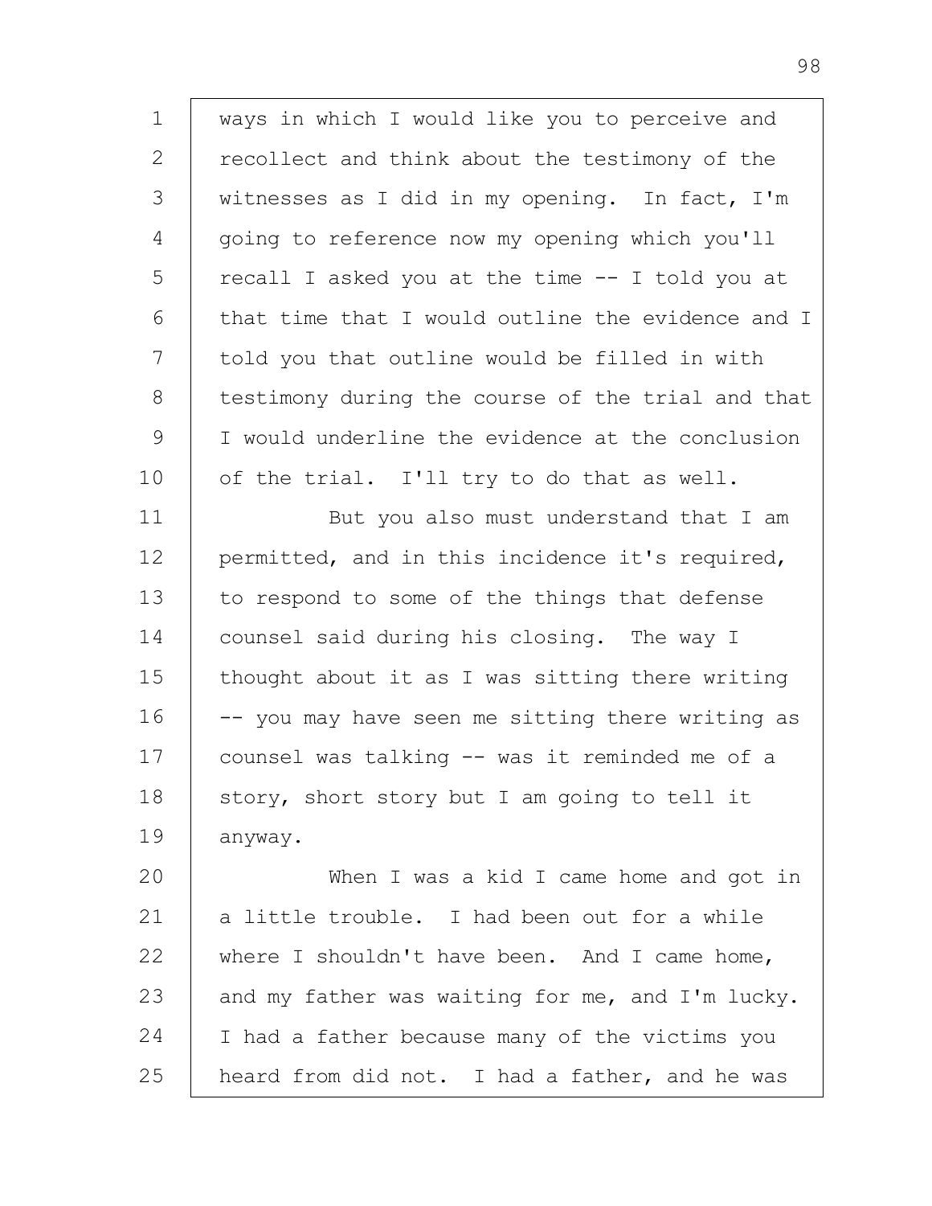ways in which I would like you to perceive and recollect and think about the testimony of the witnesses as I did in my opening. In fact, I'm going to reference now my opening which you'll recall I asked you at the time -- I told you at that time that I would outline the evidence and I told you that outline would be filled in with testimony during the course of the trial and that I would underline the evidence at the conclusion of the trial. I'll try to do that as well.

But you also must understand that I am permitted, and in this incidence it's required, to respond to some of the things that defense counsel said during his closing. The way I thought about it as I was sitting there writing -- you may have seen me sitting there writing as counsel was talking -- was it reminded me of a story, short story but I am going to tell it anyway.

When I was a kid I came home and got in a little trouble. I had been out for a while where I shouldn't have been. And I came home, and my father was waiting for me, and I'm lucky. I had a father because many of the victims you heard from did not. I had a father, and he was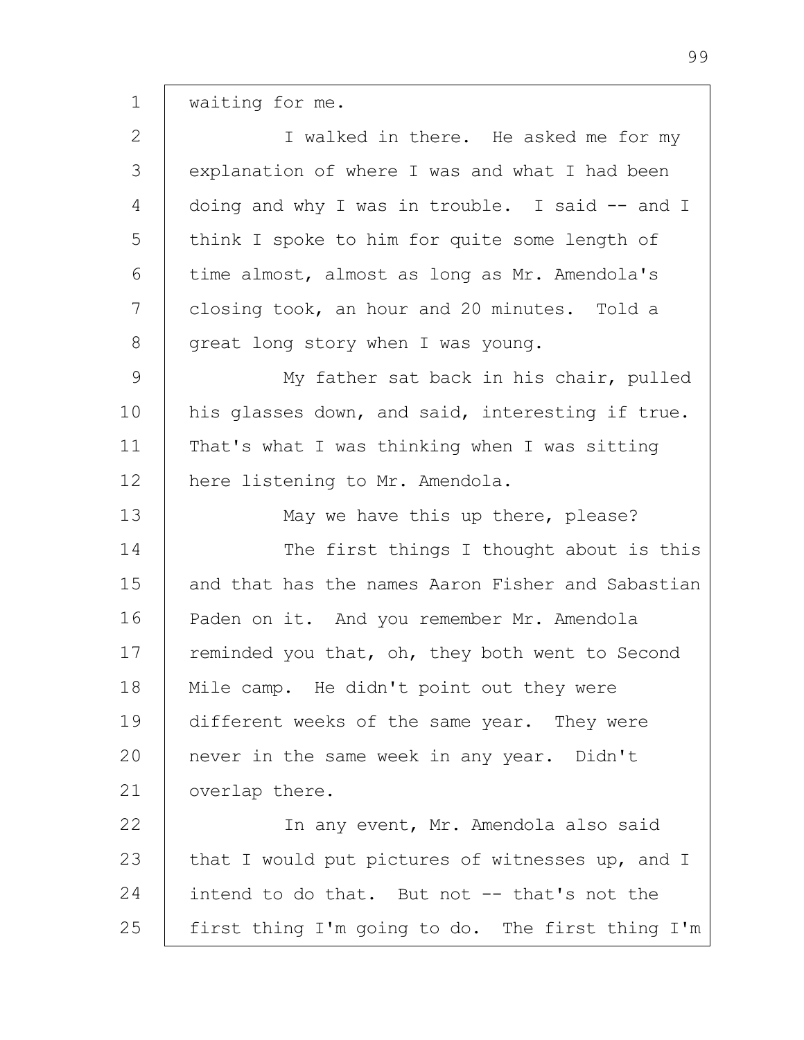waiting for me.

I walked in there. He asked me for my explanation of where I was and what I had been doing and why I was in trouble. I said -- and I think I spoke to him for quite some length of time almost, almost as long as Mr. Amendola's closing took, an hour and 20 minutes. Told a great long story when I was young.

My father sat back in his chair, pulled his glasses down, and said, interesting if true. That's what I was thinking when I was sitting here listening to Mr. Amendola.

May we have this up there, please?

The first things I thought about is this and that has the names Aaron Fisher and Sabastian Paden on it. And you remember Mr. Amendola reminded you that, oh, they both went to Second Mile camp. He didn't point out they were different weeks of the same year. They were never in the same week in any year. Didn't overlap there.

In any event, Mr. Amendola also said that I would put pictures of witnesses up, and I intend to do that. But not -- that's not the first thing I'm going to do. The first thing I'm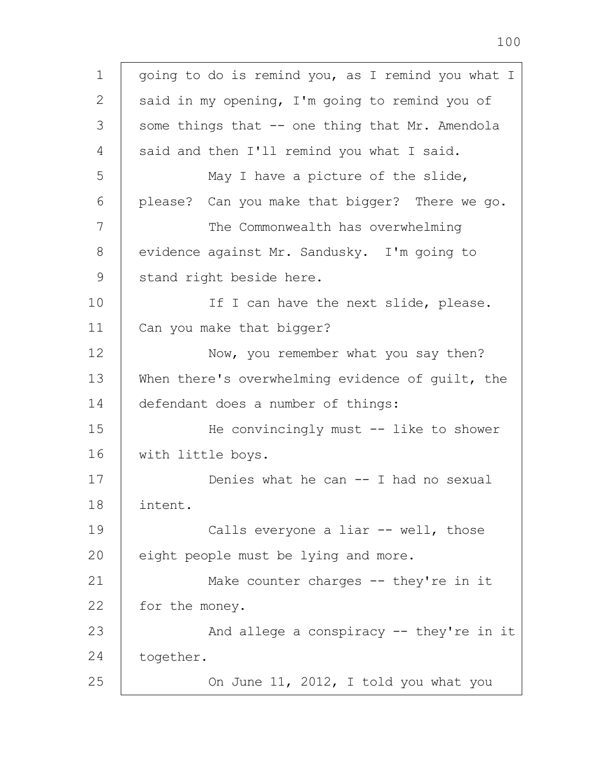going to do is remind you, as I remind you what I said in my opening, I'm going to remind you of some things that -- one thing that Mr. Amendola said and then I'll remind you what I said.

May I have a picture of the slide, please? Can you make that bigger? There we go.

The Commonwealth has overwhelming evidence against Mr. Sandusky. I'm going to stand right beside here.

If I can have the next slide, please. Can you make that bigger?

Now, you remember what you say then? When there's overwhelming evidence of guilt, the defendant does a number of things:

He convincingly must -- like to shower with little boys.

Denies what he can -- I had no sexual intent.

Calls everyone a liar -- well, those eight people must be lying and more.

Make counter charges -- they're in it for the money.

And allege a conspiracy -- they're in it together.

On June 11, 2012, I told you what you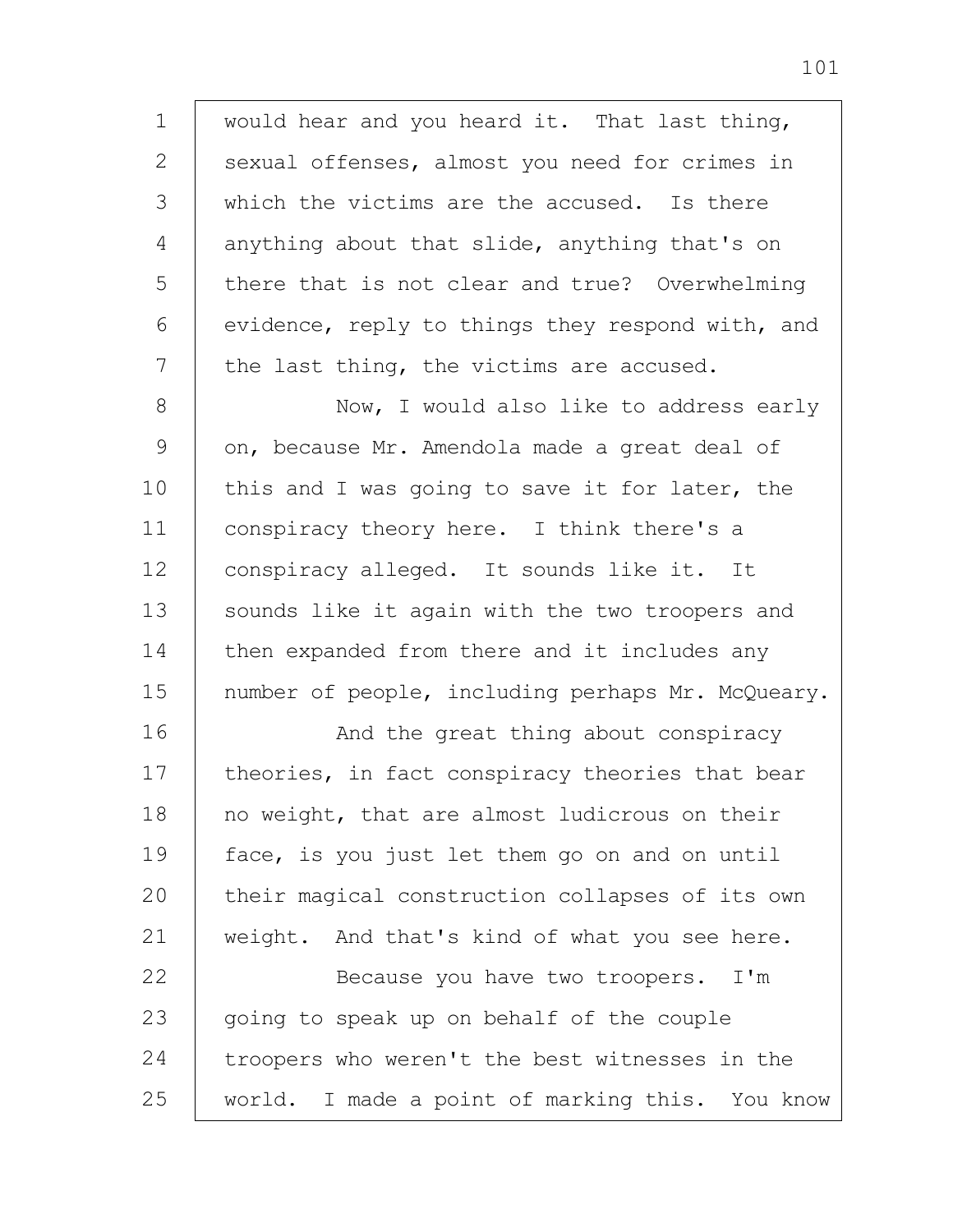would hear and you heard it. That last thing, sexual offenses, almost you need for crimes in which the victims are the accused. Is there anything about that slide, anything that's on there that is not clear and true? Overwhelming evidence, reply to things they respond with, and the last thing, the victims are accused.

Now, I would also like to address early on, because Mr. Amendola made a great deal of this and I was going to save it for later, the conspiracy theory here. I think there's a conspiracy alleged. It sounds like it. It sounds like it again with the two troopers and then expanded from there and it includes any number of people, including perhaps Mr. McQueary.

And the great thing about conspiracy theories, in fact conspiracy theories that bear no weight, that are almost ludicrous on their face, is you just let them go on and on until their magical construction collapses of its own weight. And that's kind of what you see here.

Because you have two troopers. I'm going to speak up on behalf of the couple troopers who weren't the best witnesses in the world. I made a point of marking this. You know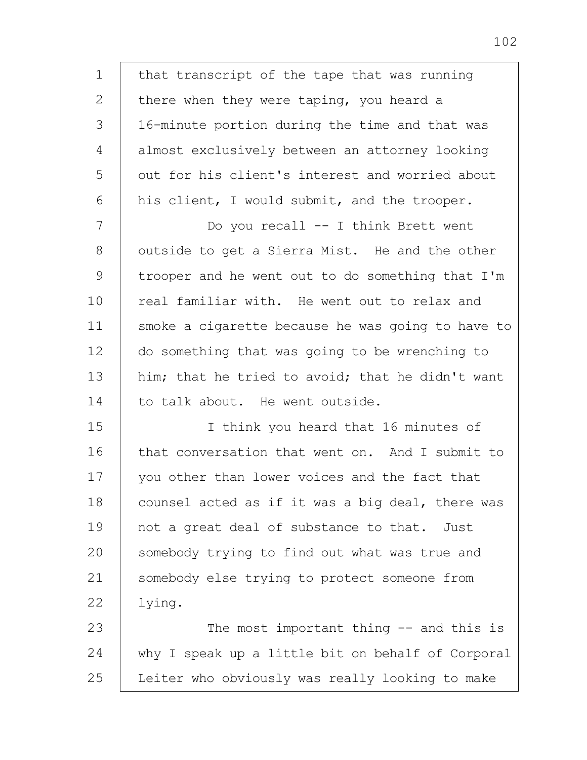that transcript of the tape that was running there when they were taping, you heard a 16-minute portion during the time and that was almost exclusively between an attorney looking out for his client's interest and worried about his client, I would submit, and the trooper.

Do you recall -- I think Brett went outside to get a Sierra Mist. He and the other trooper and he went out to do something that I'm real familiar with. He went out to relax and smoke a cigarette because he was going to have to do something that was going to be wrenching to him; that he tried to avoid; that he didn't want to talk about. He went outside.

I think you heard that 16 minutes of that conversation that went on. And I submit to you other than lower voices and the fact that counsel acted as if it was a big deal, there was not a great deal of substance to that. Just somebody trying to find out what was true and somebody else trying to protect someone from lying.

The most important thing -- and this is why I speak up a little bit on behalf of Corporal Leiter who obviously was really looking to make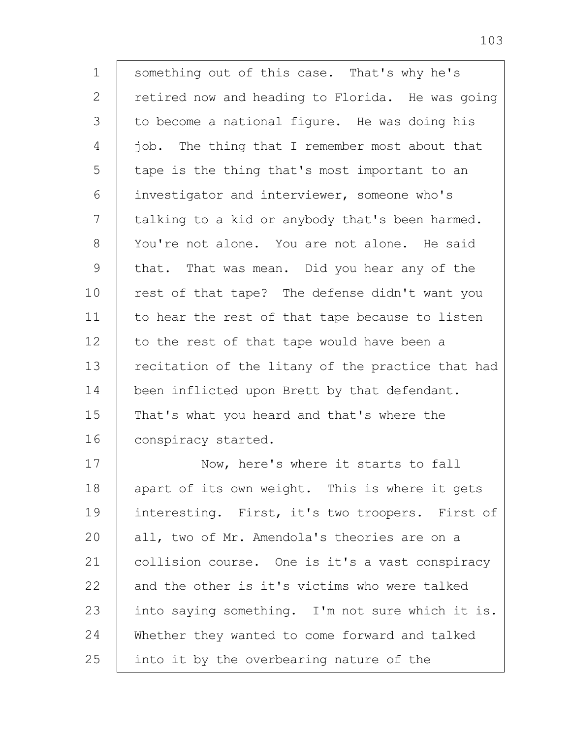something out of this case. That's why he's retired now and heading to Florida. He was going to become a national figure. He was doing his job. The thing that I remember most about that tape is the thing that's most important to an investigator and interviewer, someone who's talking to a kid or anybody that's been harmed. You're not alone. You are not alone. He said that. That was mean. Did you hear any of the rest of that tape? The defense didn't want you to hear the rest of that tape because to listen to the rest of that tape would have been a recitation of the litany of the practice that had been inflicted upon Brett by that defendant. That's what you heard and that's where the conspiracy started.

Now, here's where it starts to fall apart of its own weight. This is where it gets interesting. First, it's two troopers. First of all, two of Mr. Amendola's theories are on a collision course. One is it's a vast conspiracy and the other is it's victims who were talked into saying something. I'm not sure which it is. Whether they wanted to come forward and talked into it by the overbearing nature of the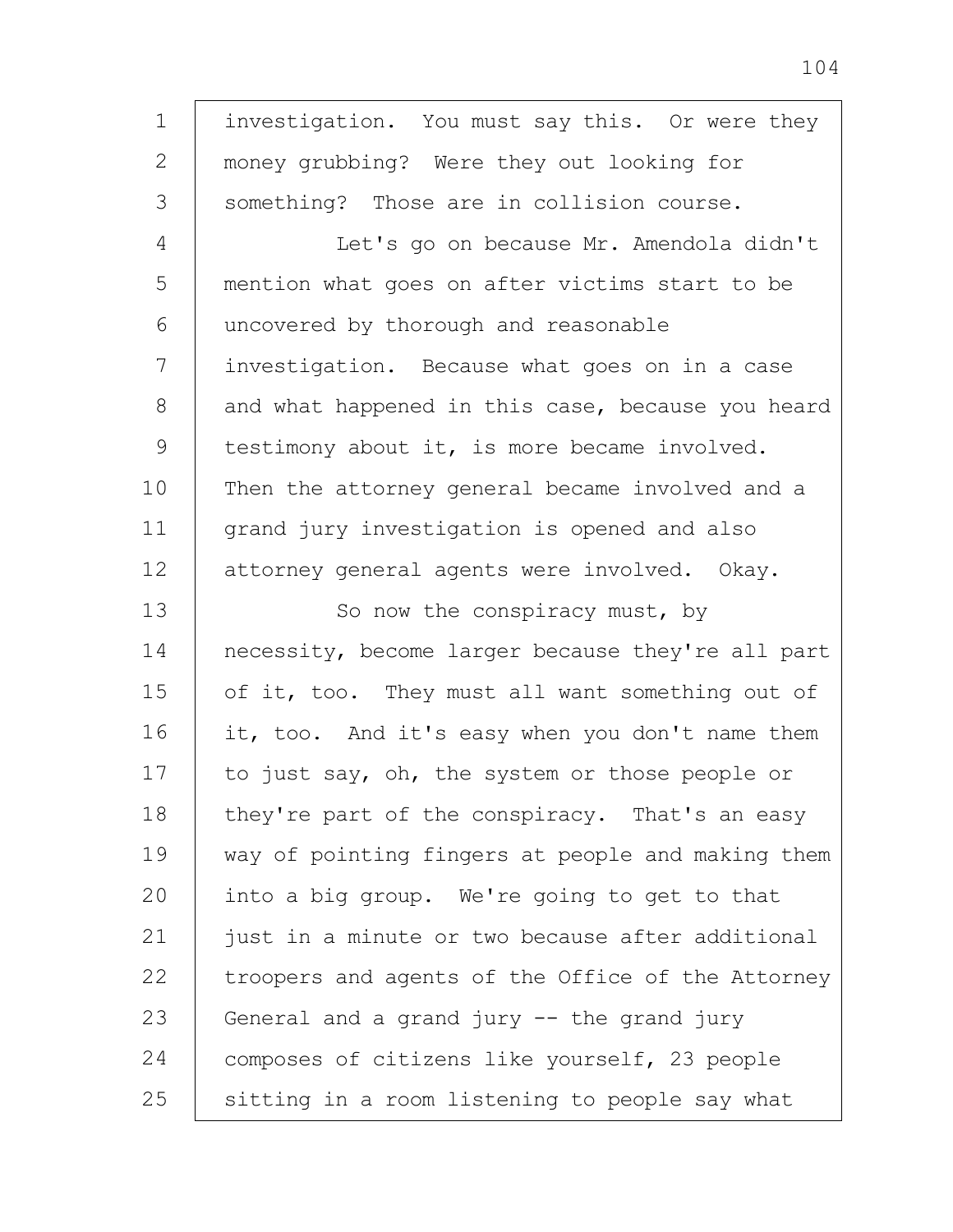investigation. You must say this. Or were they money grubbing? Were they out looking for something? Those are in collision course.

Let's go on because Mr. Amendola didn't mention what goes on after victims start to be uncovered by thorough and reasonable investigation. Because what goes on in a case and what happened in this case, because you heard testimony about it, is more became involved. Then the attorney general became involved and a grand jury investigation is opened and also attorney general agents were involved. Okay.

So now the conspiracy must, by necessity, become larger because they're all part of it, too. They must all want something out of it, too. And it's easy when you don't name them to just say, oh, the system or those people or they're part of the conspiracy. That's an easy way of pointing fingers at people and making them into a big group. We're going to get to that just in a minute or two because after additional troopers and agents of the Office of the Attorney General and a grand jury -- the grand jury composes of citizens like yourself, 23 people sitting in a room listening to people say what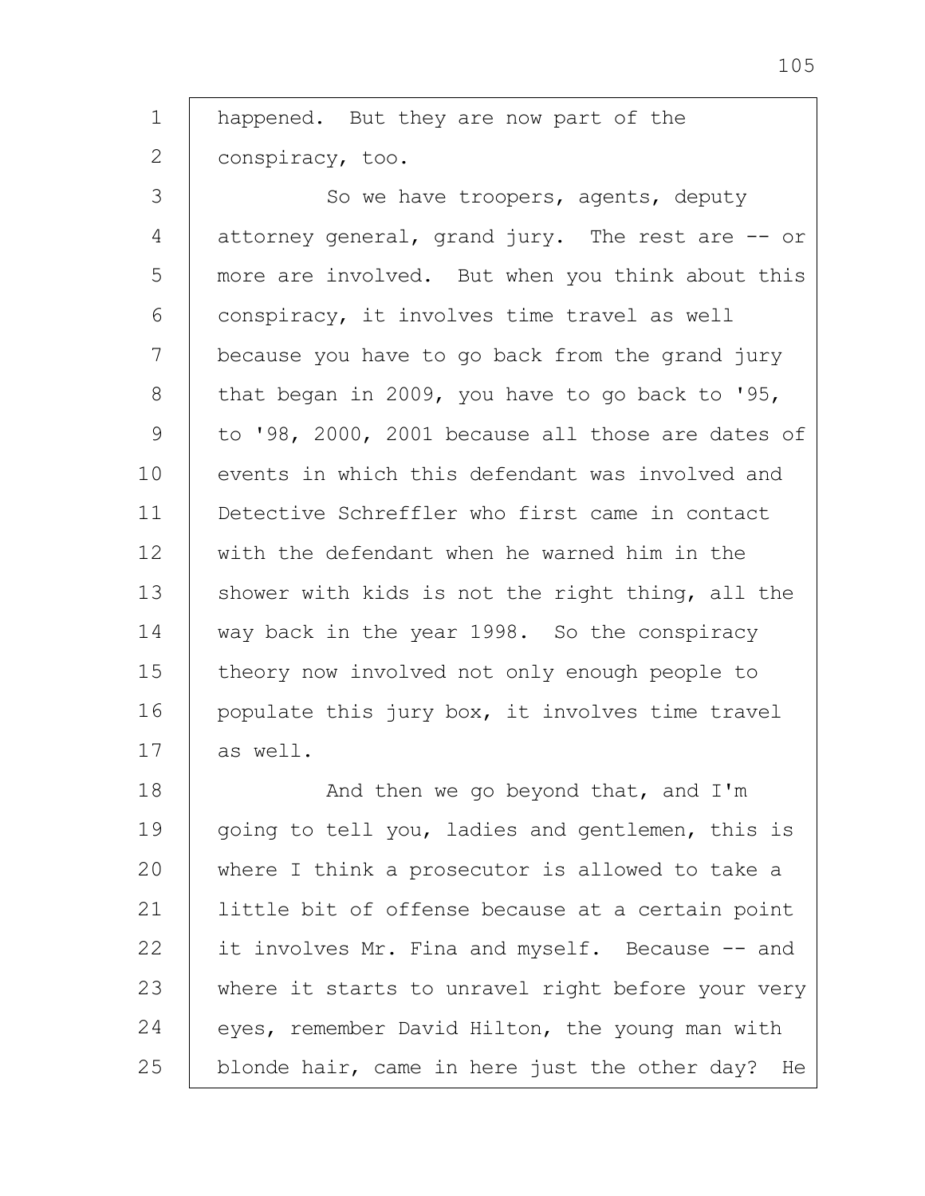happened. But they are now part of the conspiracy, too.

So we have troopers, agents, deputy attorney general, grand jury. The rest are -- or more are involved. But when you think about this conspiracy, it involves time travel as well because you have to go back from the grand jury that began in 2009, you have to go back to '95, to '98, 2000, 2001 because all those are dates of events in which this defendant was involved and Detective Schreffler who first came in contact with the defendant when he warned him in the shower with kids is not the right thing, all the way back in the year 1998. So the conspiracy theory now involved not only enough people to populate this jury box, it involves time travel as well.

And then we go beyond that, and I'm going to tell you, ladies and gentlemen, this is where I think a prosecutor is allowed to take a little bit of offense because at a certain point it involves Mr. Fina and myself. Because -- and where it starts to unravel right before your very eyes, remember David Hilton, the young man with blonde hair, came in here just the other day? He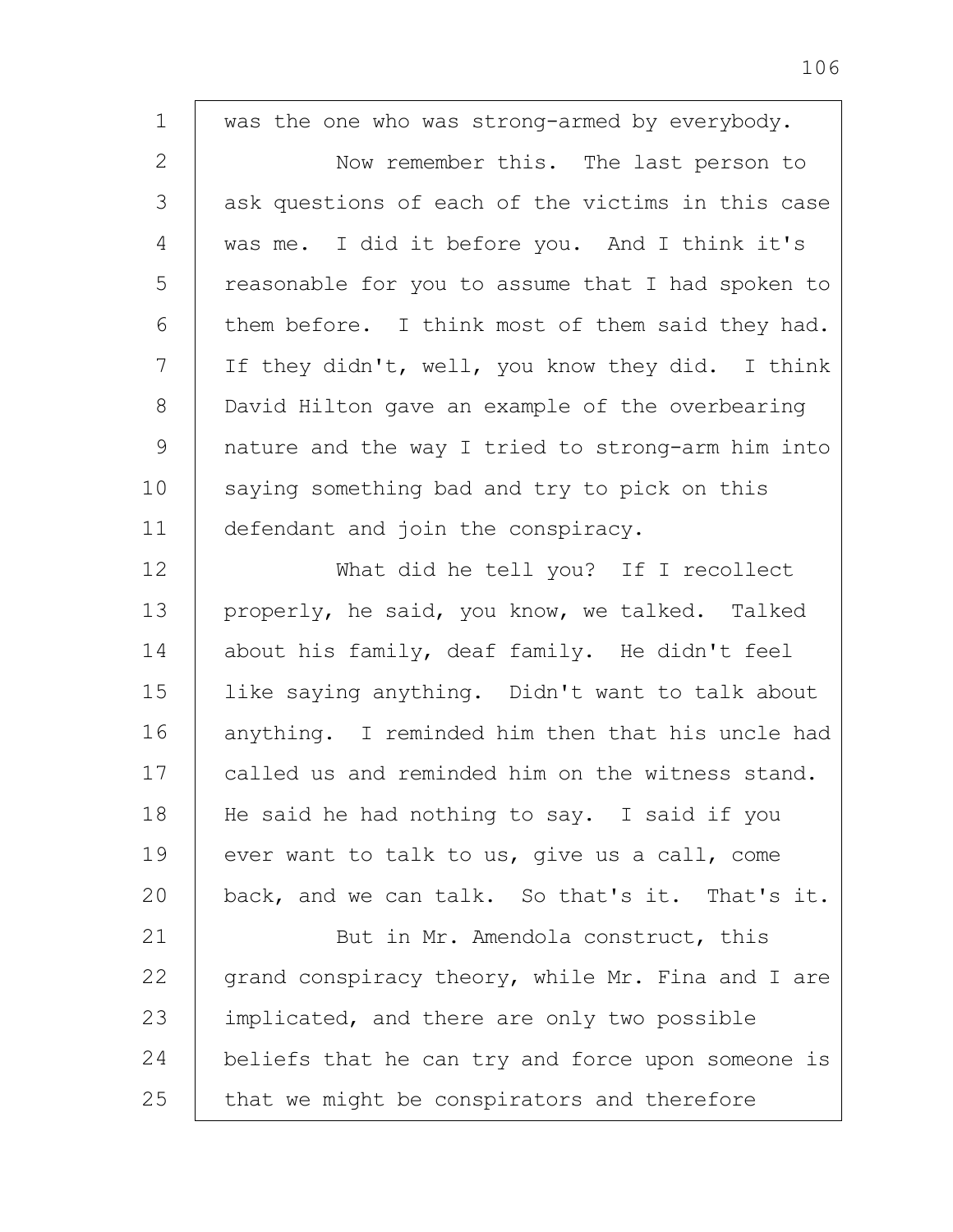was the one who was strong-armed by everybody.

Now remember this. The last person to ask questions of each of the victims in this case was me. I did it before you. And I think it's reasonable for you to assume that I had spoken to them before. I think most of them said they had. If they didn't, well, you know they did. I think David Hilton gave an example of the overbearing nature and the way I tried to strong-arm him into saying something bad and try to pick on this defendant and join the conspiracy.

What did he tell you? If I recollect properly, he said, you know, we talked. Talked about his family, deaf family. He didn't feel like saying anything. Didn't want to talk about anything. I reminded him then that his uncle had called us and reminded him on the witness stand. He said he had nothing to say. I said if you ever want to talk to us, give us a call, come back, and we can talk. So that's it. That's it.

But in Mr. Amendola construct, this grand conspiracy theory, while Mr. Fina and I are implicated, and there are only two possible beliefs that he can try and force upon someone is that we might be conspirators and therefore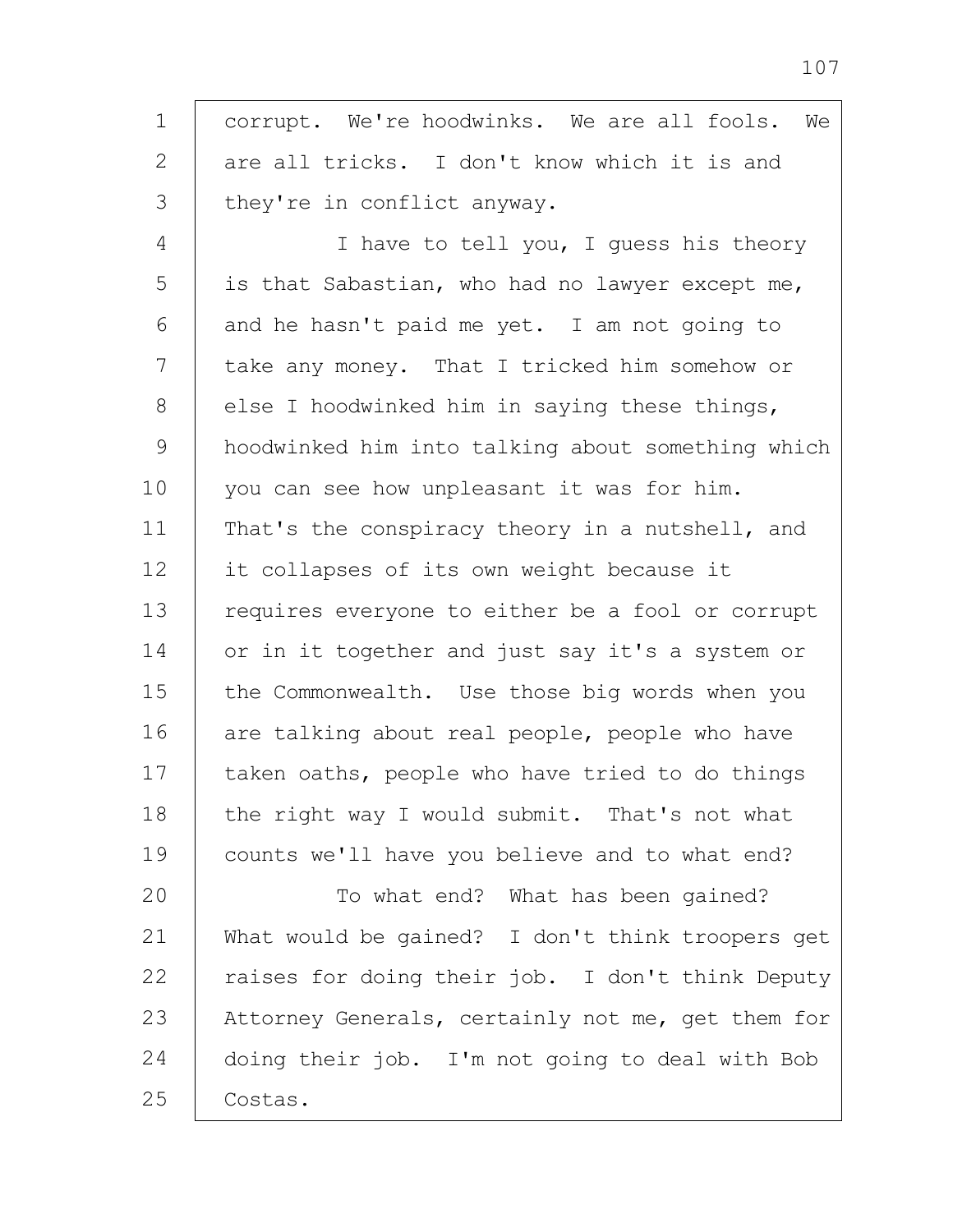corrupt. We're hoodwinks. We are all fools. We are all tricks. I don't know which it is and they're in conflict anyway.

I have to tell you, I guess his theory is that Sabastian, who had no lawyer except me, and he hasn't paid me yet. I am not going to take any money. That I tricked him somehow or else I hoodwinked him in saying these things, hoodwinked him into talking about something which you can see how unpleasant it was for him. That's the conspiracy theory in a nutshell, and it collapses of its own weight because it requires everyone to either be a fool or corrupt or in it together and just say it's a system or the Commonwealth. Use those big words when you are talking about real people, people who have taken oaths, people who have tried to do things the right way I would submit. That's not what counts we'll have you believe and to what end?

To what end? What has been gained? What would be gained? I don't think troopers get raises for doing their job. I don't think Deputy Attorney Generals, certainly not me, get them for doing their job. I'm not going to deal with Bob Costas.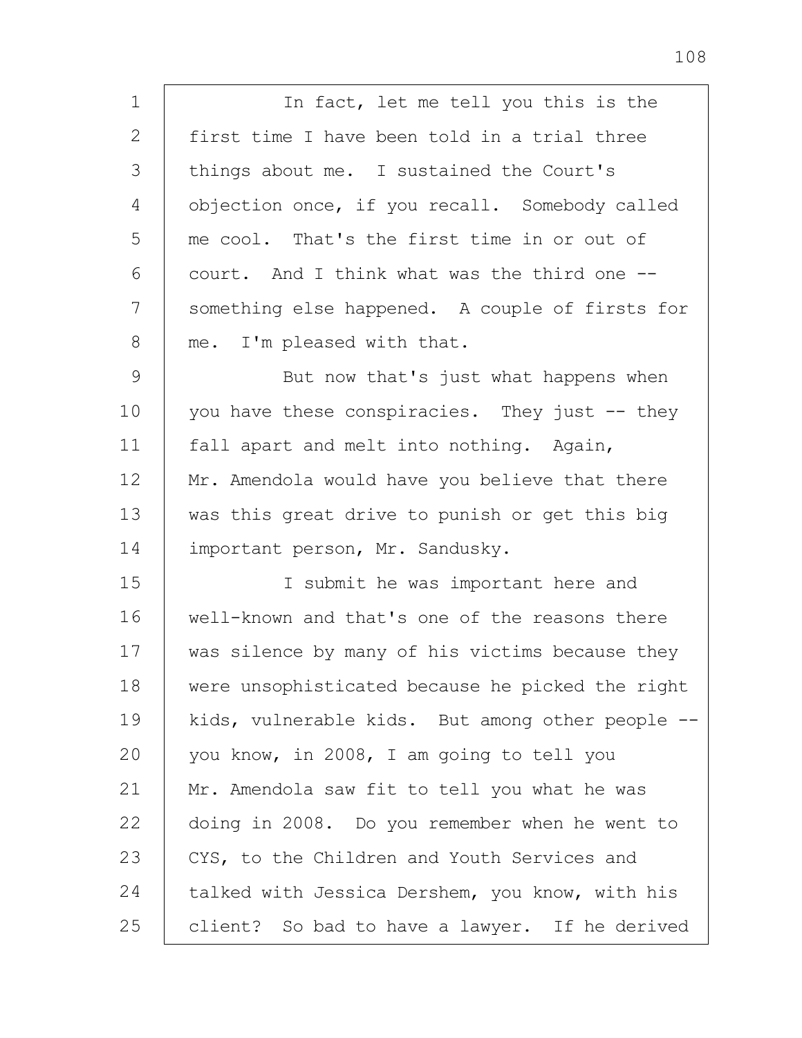In fact, let me tell you this is the first time I have been told in a trial three things about me. I sustained the Court's objection once, if you recall. Somebody called me cool. That's the first time in or out of court. And I think what was the third one -- something else happened. A couple of firsts for me. I'm pleased with that.

But now that's just what happens when you have these conspiracies. They just -- they fall apart and melt into nothing. Again, Mr. Amendola would have you believe that there was this great drive to punish or get this big important person, Mr. Sandusky.

I submit he was important here and well-known and that's one of the reasons there was silence by many of his victims because they were unsophisticated because he picked the right kids, vulnerable kids. But among other people -- you know, in 2008, I am going to tell you Mr. Amendola saw fit to tell you what he was doing in 2008. Do you remember when he went to CYS, to the Children and Youth Services and talked with Jessica Dershem, you know, with his client? So bad to have a lawyer. If he derived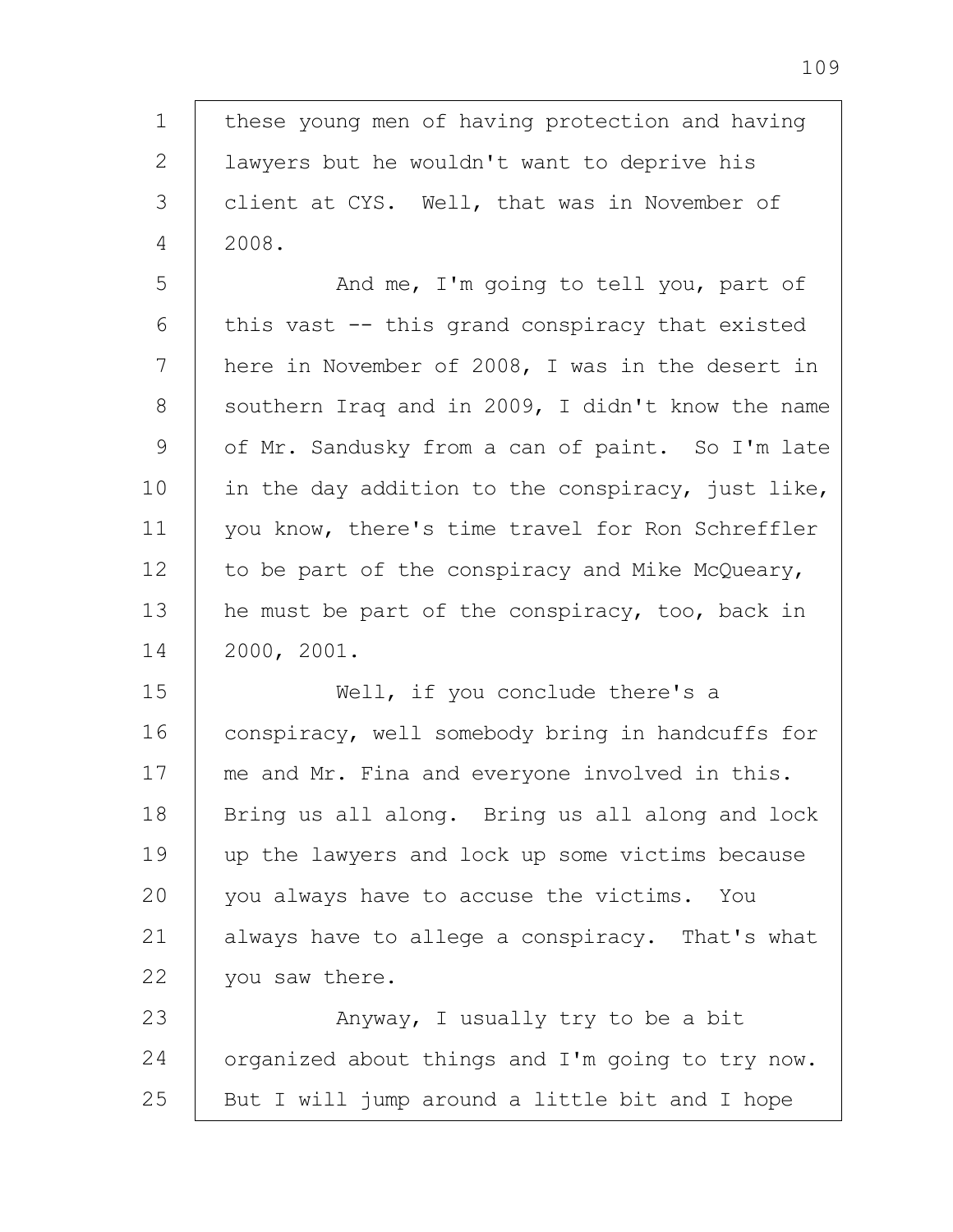these young men of having protection and having lawyers but he wouldn't want to deprive his client at CYS. Well, that was in November of 2008.

And me, I'm going to tell you, part of this vast -- this grand conspiracy that existed here in November of 2008, I was in the desert in southern Iraq and in 2009, I didn't know the name of Mr. Sandusky from a can of paint. So I'm late in the day addition to the conspiracy, just like, you know, there's time travel for Ron Schreffler to be part of the conspiracy and Mike McQueary, he must be part of the conspiracy, too, back in 2000, 2001.

Well, if you conclude there's a conspiracy, well somebody bring in handcuffs for me and Mr. Fina and everyone involved in this. Bring us all along. Bring us all along and lock up the lawyers and lock up some victims because you always have to accuse the victims. You always have to allege a conspiracy. That's what you saw there.

Anyway, I usually try to be a bit organized about things and I'm going to try now. But I will jump around a little bit and I hope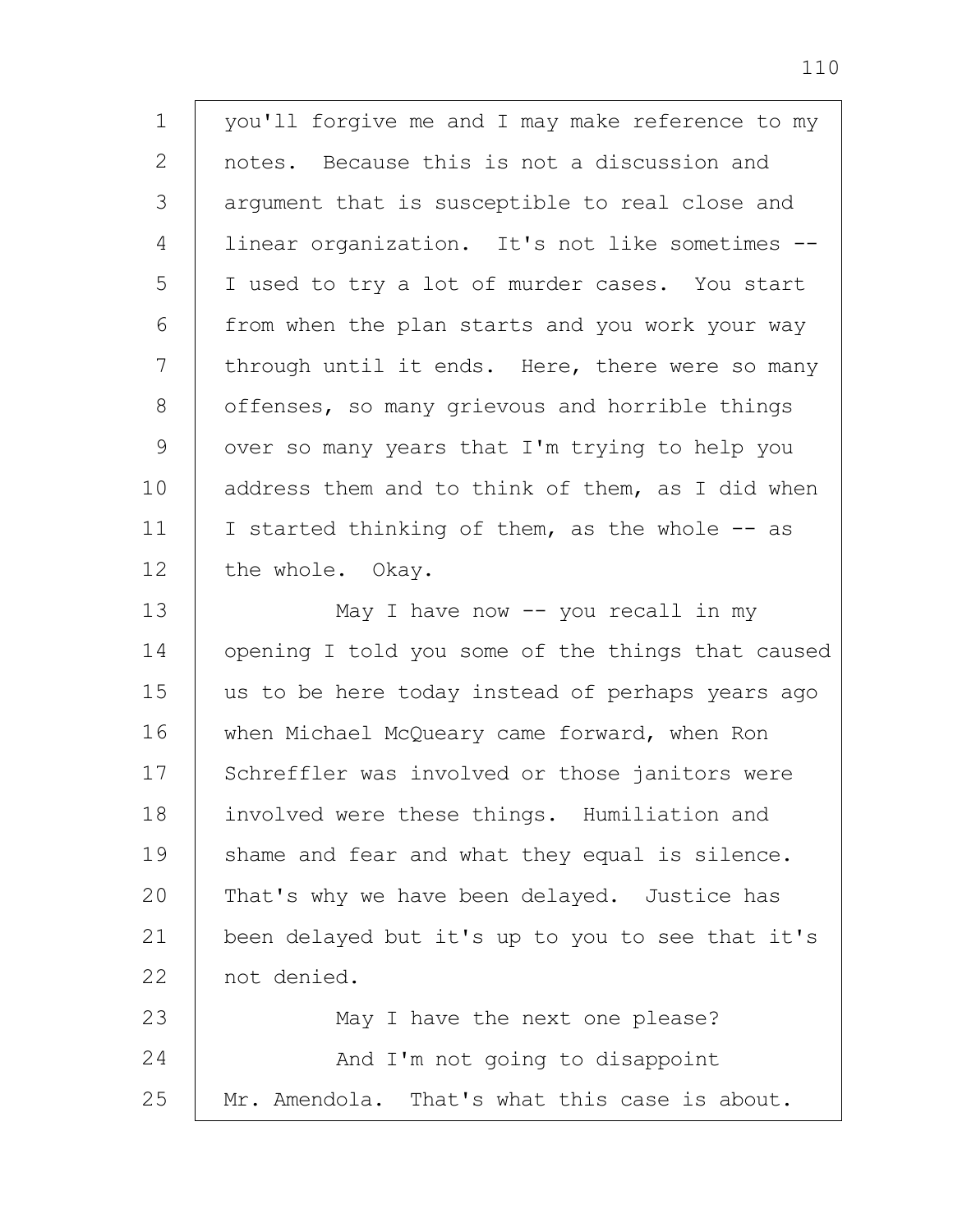you'll forgive me and I may make reference to my notes. Because this is not a discussion and argument that is susceptible to real close and linear organization. It's not like sometimes -- I used to try a lot of murder cases. You start from when the plan starts and you work your way through until it ends. Here, there were so many offenses, so many grievous and horrible things over so many years that I'm trying to help you address them and to think of them, as I did when I started thinking of them, as the whole -- as the whole. Okay.

May I have now -- you recall in my opening I told you some of the things that caused us to be here today instead of perhaps years ago when Michael McQueary came forward, when Ron Schreffler was involved or those janitors were involved were these things. Humiliation and shame and fear and what they equal is silence. That's why we have been delayed. Justice has been delayed but it's up to you to see that it's not denied.

May I have the next one please?

And I'm not going to disappoint Mr. Amendola. That's what this case is about.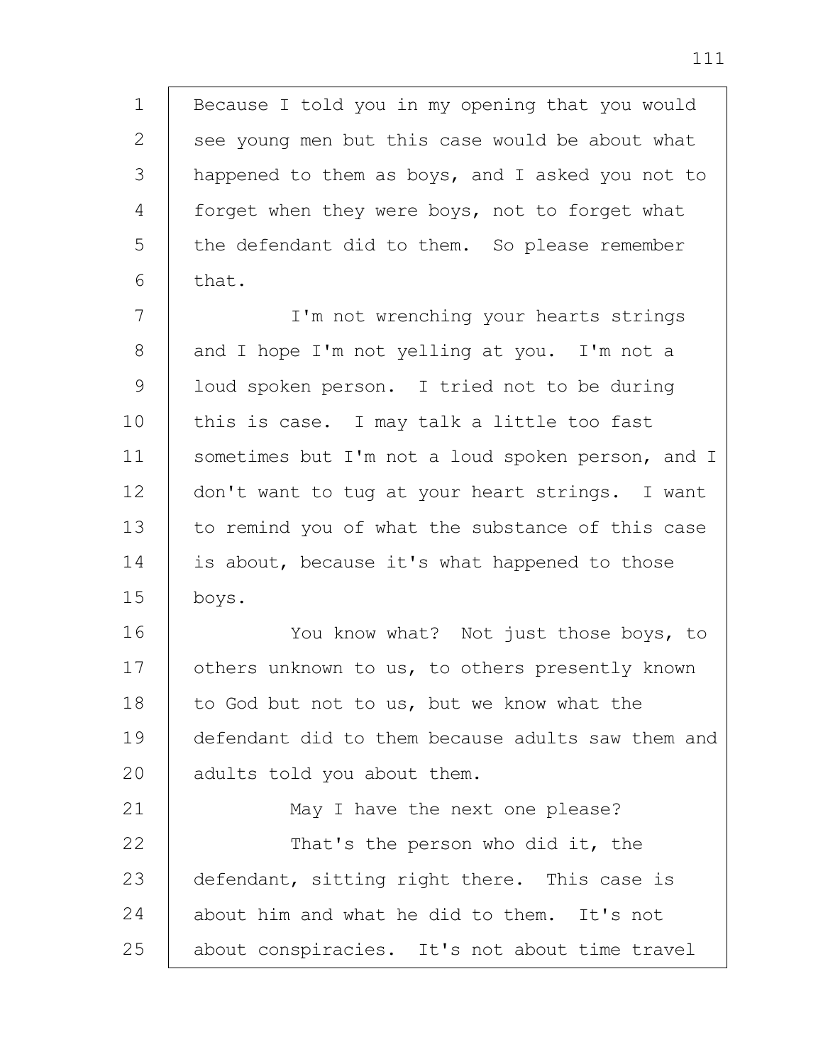Because I told you in my opening that you would see young men but this case would be about what happened to them as boys, and I asked you not to forget when they were boys, not to forget what the defendant did to them. So please remember that.

I'm not wrenching your hearts strings and I hope I'm not yelling at you. I'm not a loud spoken person. I tried not to be during this is case. I may talk a little too fast sometimes but I'm not a loud spoken person, and I don't want to tug at your heart strings. I want to remind you of what the substance of this case is about, because it's what happened to those boys.

You know what? Not just those boys, to others unknown to us, to others presently known to God but not to us, but we know what the defendant did to them because adults saw them and adults told you about them.

May I have the next one please?

That's the person who did it, the defendant, sitting right there. This case is about him and what he did to them. It's not about conspiracies. It's not about time travel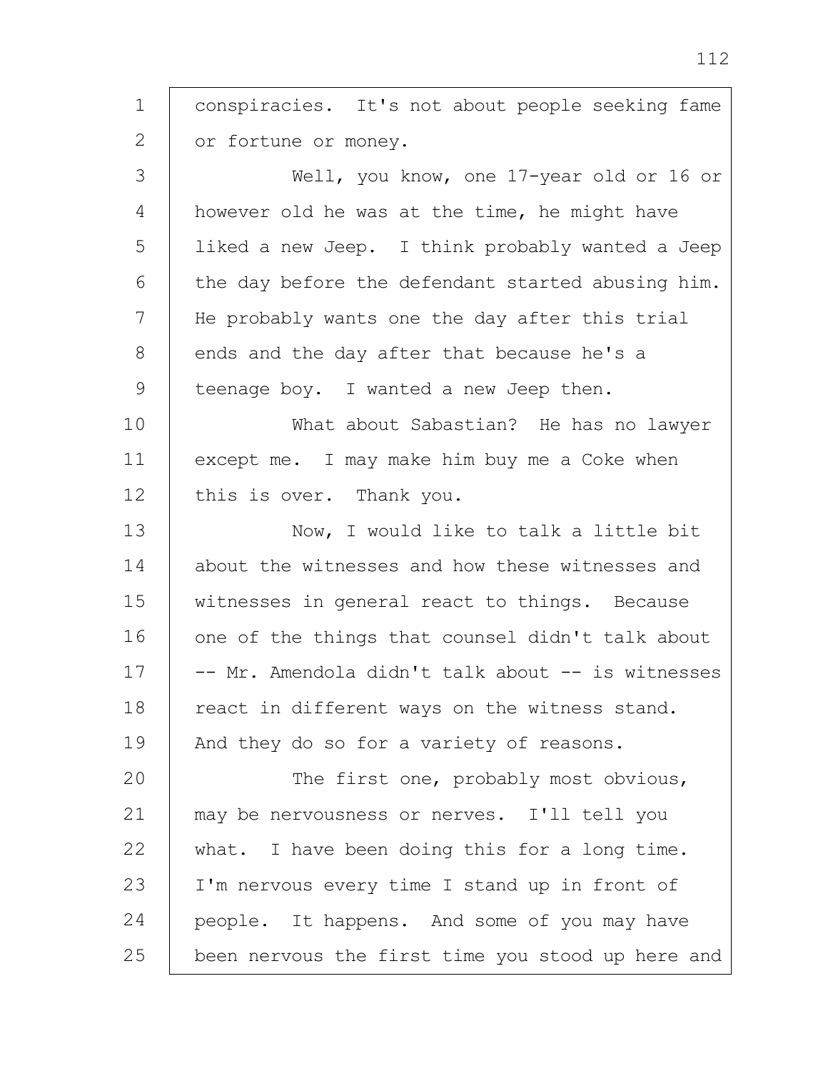1 conspiracies. It's not about people seeking fame
2 or fortune or money.
3 Well, you know, one 17-year old or 16 or
4 however old he was at the time, he might have
5 liked a new Jeep. I think probably wanted a Jeep
6 the day before the defendant started abusing him.
7 He probably wants one the day after this trial
8 ends and the day after that because he's a
9 teenage boy. I wanted a new Jeep then.
10 What about Sabastian? He has no lawyer
11 except me. I may make him buy me a Coke when
12 this is over. Thank you.
13 Now, I would like to talk a little bit
14 about the witnesses and how these witnesses and
15 witnesses in general react to things. Because
16 one of the things that counsel didn't talk about
17 -- Mr. Amendola didn't talk about -- is witnesses
18 react in different ways on the witness stand.
19 And they do so for a variety of reasons.
20 The first one, probably most obvious,
21 may be nervousness or nerves. I'll tell you
22 what. I have been doing this for a long time.
23 I'm nervous every time I stand up in front of
24 people. It happens. And some of you may have
25 been nervous the first time you stood up here and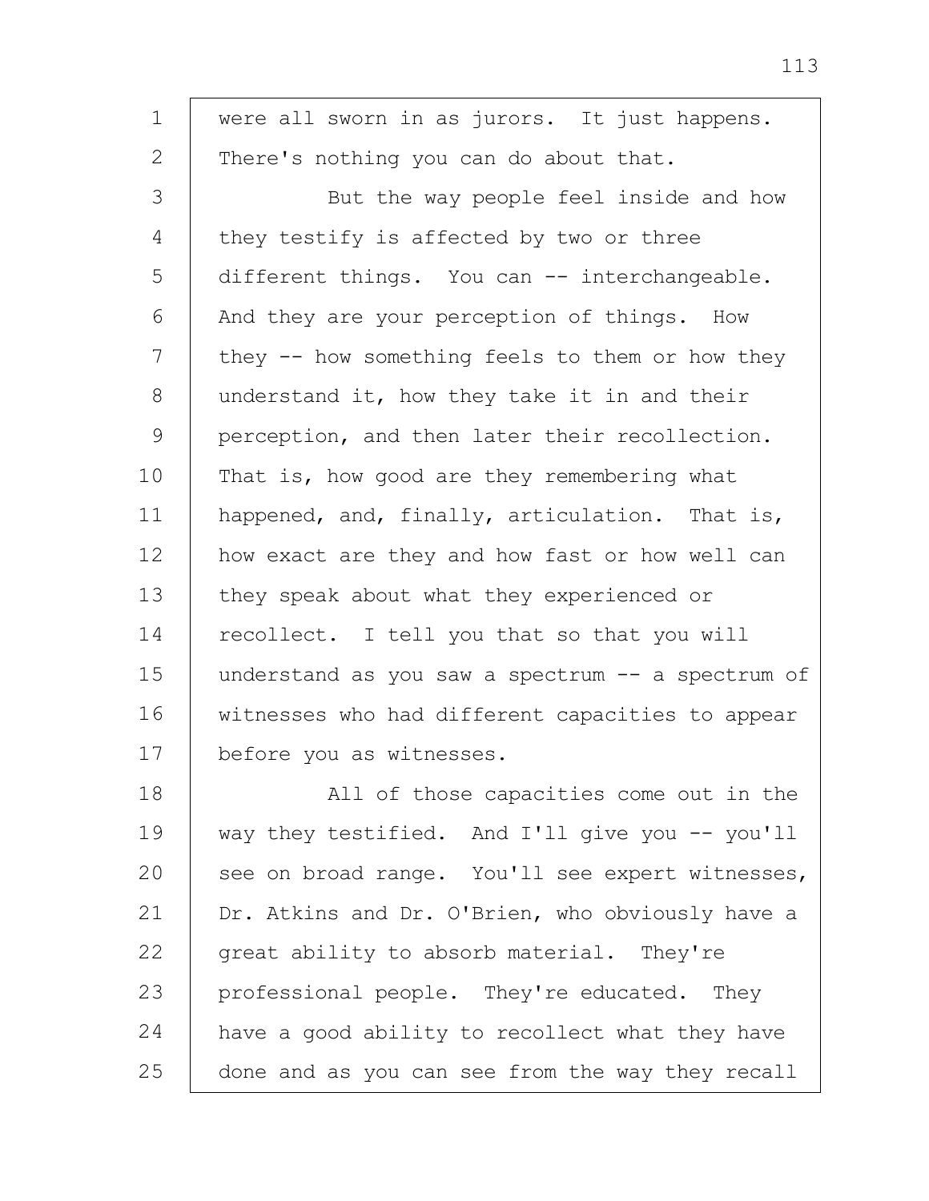were all sworn in as jurors. It just happens. There's nothing you can do about that.

But the way people feel inside and how they testify is affected by two or three different things. You can -- interchangeable. And they are your perception of things. How they -- how something feels to them or how they understand it, how they take it in and their perception, and then later their recollection. That is, how good are they remembering what happened, and, finally, articulation. That is, how exact are they and how fast or how well can they speak about what they experienced or recollect. I tell you that so that you will understand as you saw a spectrum -- a spectrum of witnesses who had different capacities to appear before you as witnesses.

All of those capacities come out in the way they testified. And I'll give you -- you'll see on broad range. You'll see expert witnesses, Dr. Atkins and Dr. O'Brien, who obviously have a great ability to absorb material. They're professional people. They're educated. They have a good ability to recollect what they have done and as you can see from the way they recall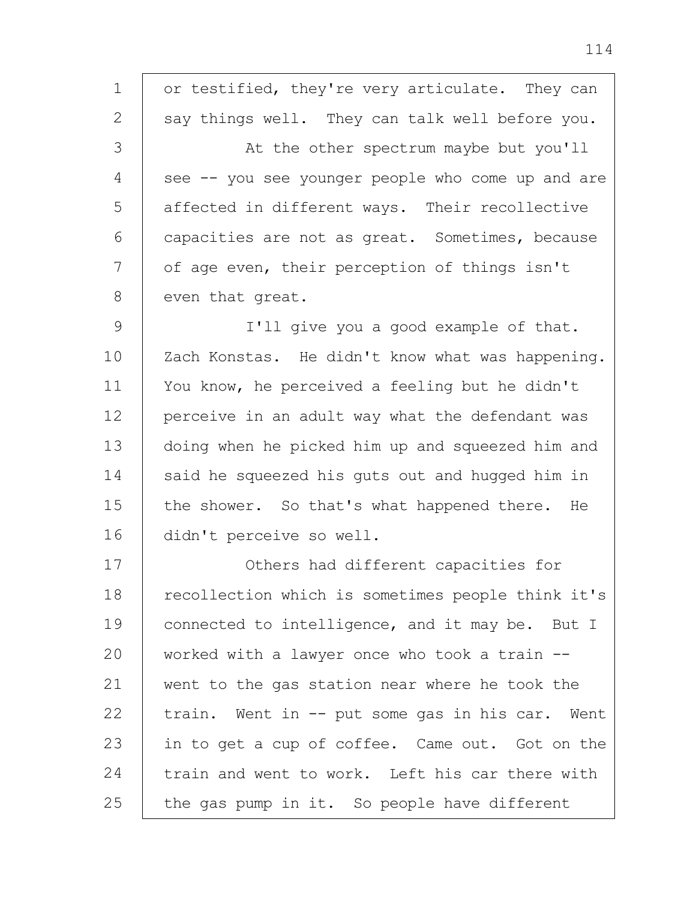or testified, they're very articulate. They can say things well. They can talk well before you.

At the other spectrum maybe but you'll see -- you see younger people who come up and are affected in different ways. Their recollective capacities are not as great. Sometimes, because of age even, their perception of things isn't even that great.

I'll give you a good example of that. Zach Konstas. He didn't know what was happening. You know, he perceived a feeling but he didn't perceive in an adult way what the defendant was doing when he picked him up and squeezed him and said he squeezed his guts out and hugged him in the shower. So that's what happened there. He didn't perceive so well.

Others had different capacities for recollection which is sometimes people think it's connected to intelligence, and it may be. But I worked with a lawyer once who took a train -- went to the gas station near where he took the train. Went in -- put some gas in his car. Went in to get a cup of coffee. Came out. Got on the train and went to work. Left his car there with the gas pump in it. So people have different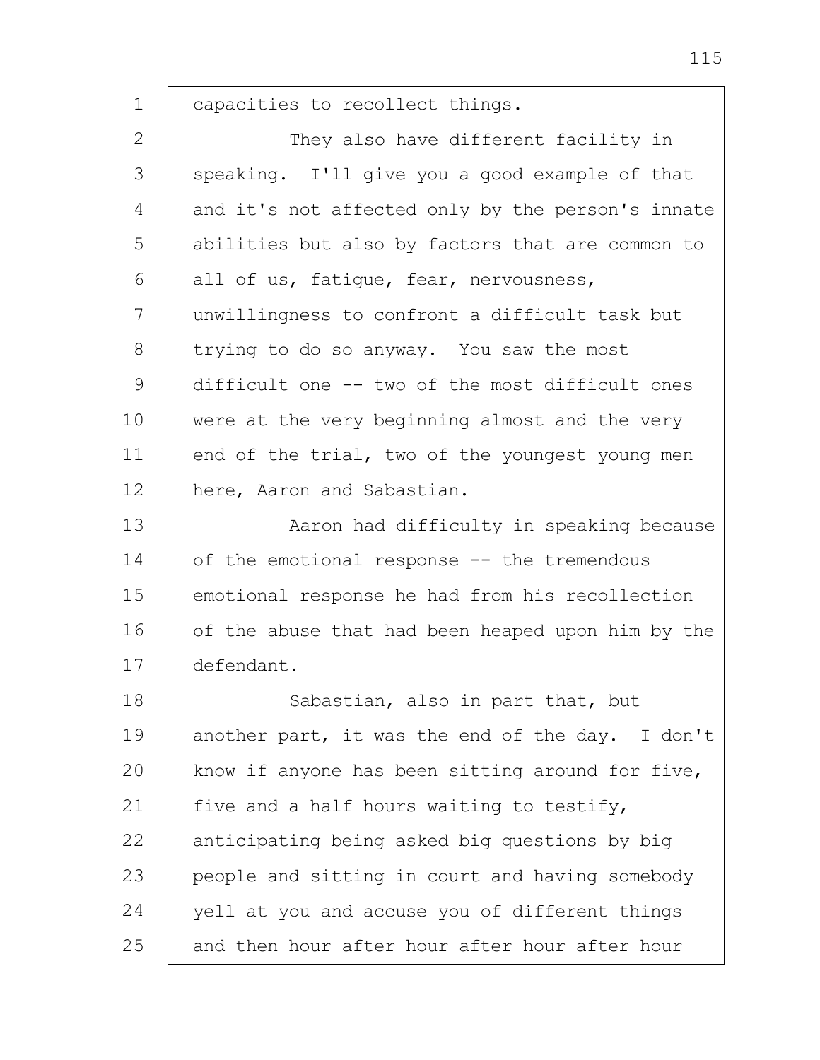capacities to recollect things.

They also have different facility in speaking. I'll give you a good example of that and it's not affected only by the person's innate abilities but also by factors that are common to all of us, fatigue, fear, nervousness, unwillingness to confront a difficult task but trying to do so anyway. You saw the most difficult one -- two of the most difficult ones were at the very beginning almost and the very end of the trial, two of the youngest young men here, Aaron and Sabastian.

Aaron had difficulty in speaking because of the emotional response -- the tremendous emotional response he had from his recollection of the abuse that had been heaped upon him by the defendant.

Sabastian, also in part that, but another part, it was the end of the day. I don't know if anyone has been sitting around for five, five and a half hours waiting to testify, anticipating being asked big questions by big people and sitting in court and having somebody yell at you and accuse you of different things and then hour after hour after hour after hour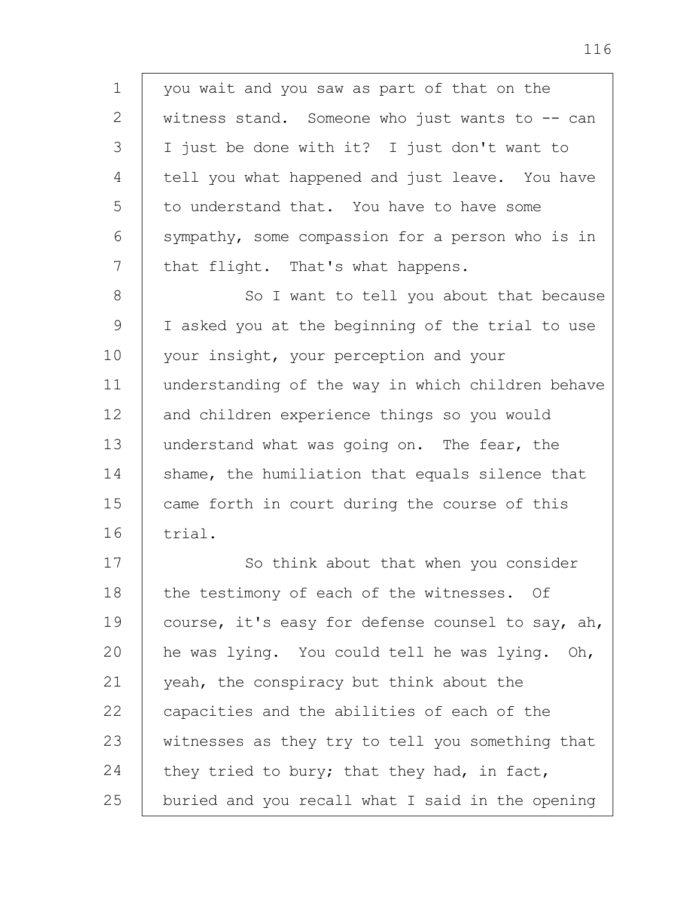you wait and you saw as part of that on the witness stand. Someone who just wants to -- can I just be done with it? I just don't want to tell you what happened and just leave. You have to understand that. You have to have some sympathy, some compassion for a person who is in that flight. That's what happens.

So I want to tell you about that because I asked you at the beginning of the trial to use your insight, your perception and your understanding of the way in which children behave and children experience things so you would understand what was going on. The fear, the shame, the humiliation that equals silence that came forth in court during the course of this trial.

So think about that when you consider the testimony of each of the witnesses. Of course, it's easy for defense counsel to say, ah, he was lying. You could tell he was lying. Oh, yeah, the conspiracy but think about the capacities and the abilities of each of the witnesses as they try to tell you something that they tried to bury; that they had, in fact, buried and you recall what I said in the opening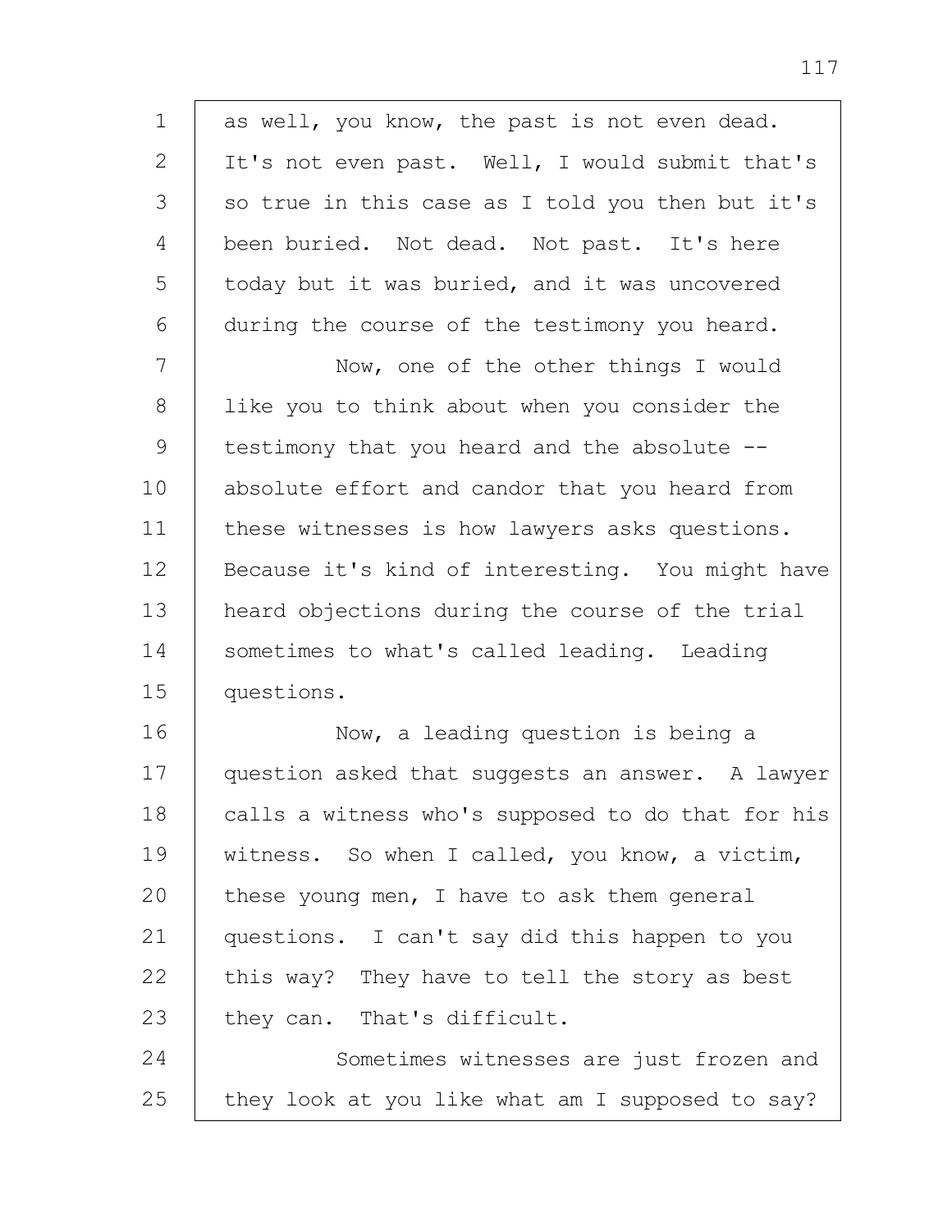as well, you know, the past is not even dead. It's not even past. Well, I would submit that's so true in this case as I told you then but it's been buried. Not dead. Not past. It's here today but it was buried, and it was uncovered during the course of the testimony you heard.

Now, one of the other things I would like you to think about when you consider the testimony that you heard and the absolute -- absolute effort and candor that you heard from these witnesses is how lawyers asks questions. Because it's kind of interesting. You might have heard objections during the course of the trial sometimes to what's called leading. Leading questions.

Now, a leading question is being a question asked that suggests an answer. A lawyer calls a witness who's supposed to do that for his witness. So when I called, you know, a victim, these young men, I have to ask them general questions. I can't say did this happen to you this way? They have to tell the story as best they can. That's difficult.

Sometimes witnesses are just frozen and they look at you like what am I supposed to say?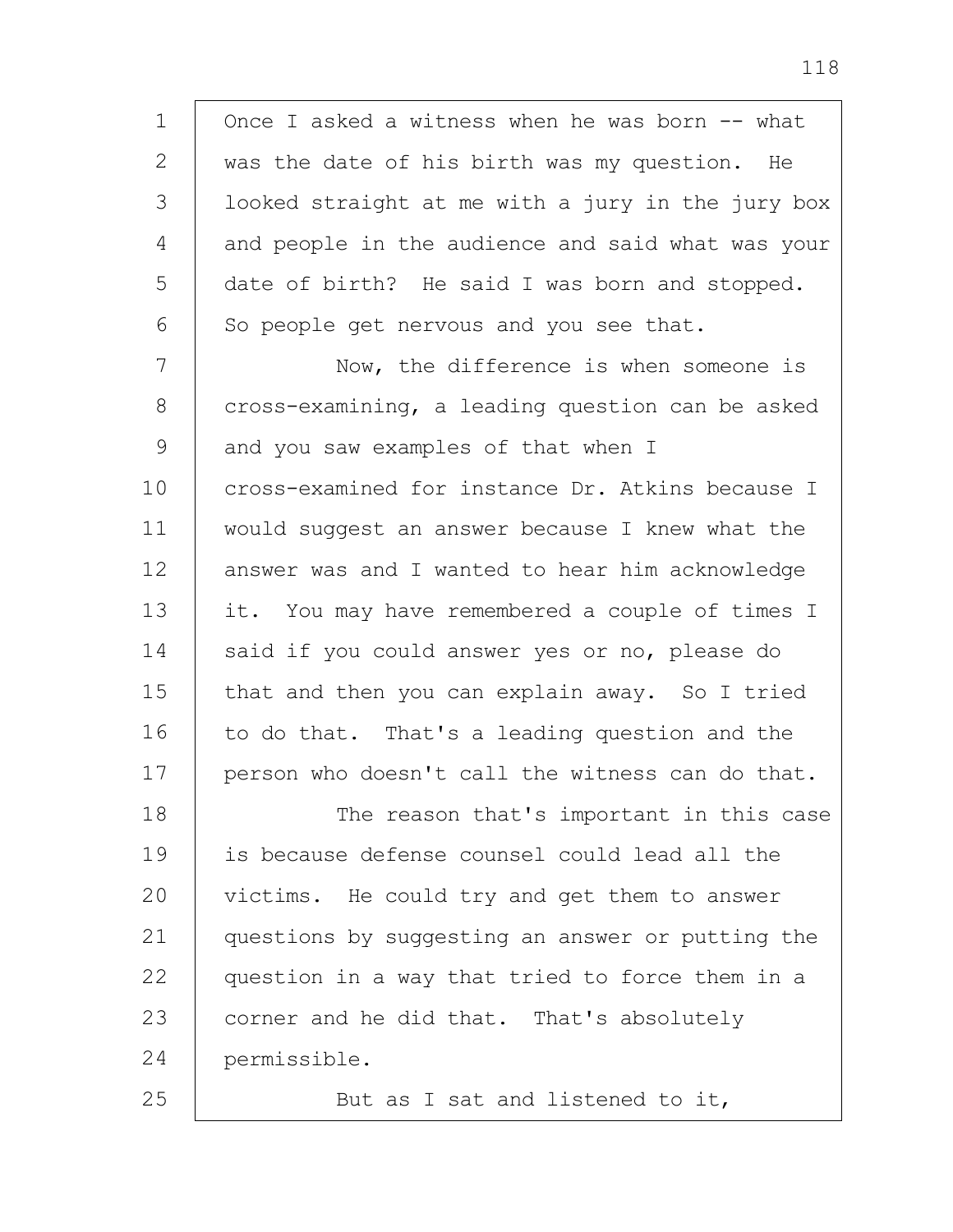Once I asked a witness when he was born -- what was the date of his birth was my question. He looked straight at me with a jury in the jury box and people in the audience and said what was your date of birth? He said I was born and stopped. So people get nervous and you see that.

Now, the difference is when someone is cross-examining, a leading question can be asked and you saw examples of that when I cross-examined for instance Dr. Atkins because I would suggest an answer because I knew what the answer was and I wanted to hear him acknowledge it. You may have remembered a couple of times I said if you could answer yes or no, please do that and then you can explain away. So I tried to do that. That's a leading question and the person who doesn't call the witness can do that.

The reason that's important in this case is because defense counsel could lead all the victims. He could try and get them to answer questions by suggesting an answer or putting the question in a way that tried to force them in a corner and he did that. That's absolutely permissible.

But as I sat and listened to it,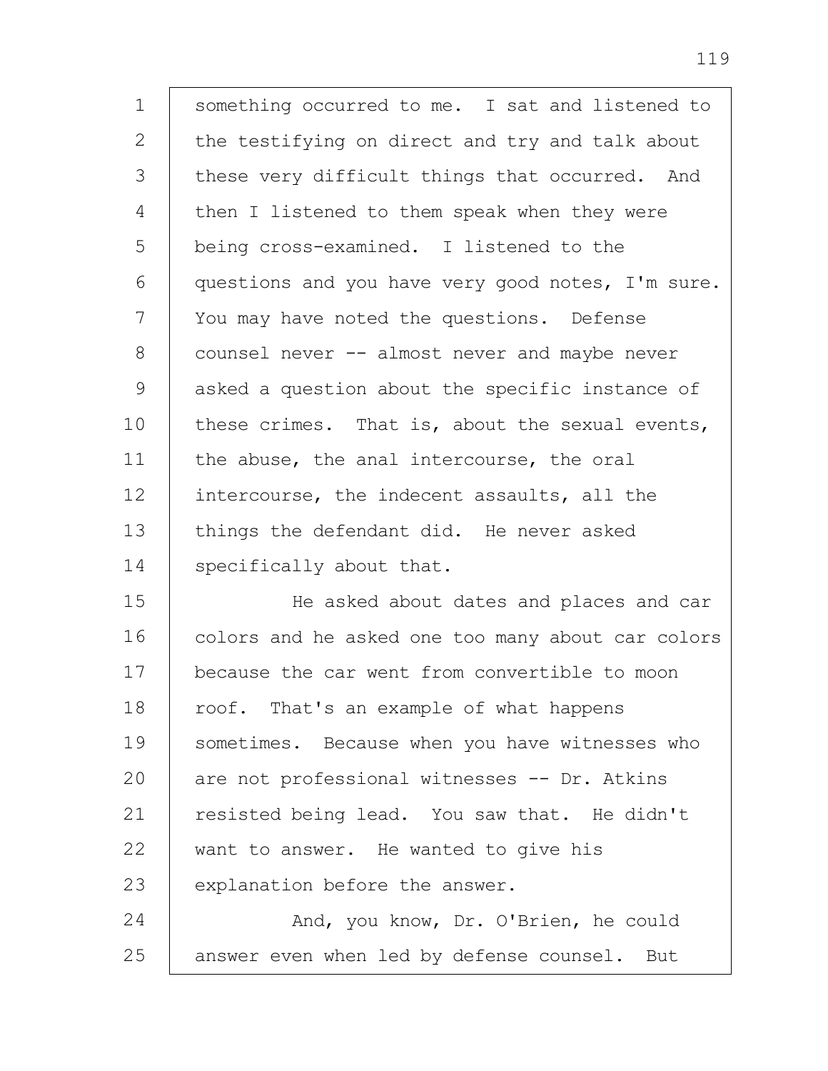something occurred to me. I sat and listened to the testifying on direct and try and talk about these very difficult things that occurred. And then I listened to them speak when they were being cross-examined. I listened to the questions and you have very good notes, I'm sure. You may have noted the questions. Defense counsel never -- almost never and maybe never asked a question about the specific instance of these crimes. That is, about the sexual events, the abuse, the anal intercourse, the oral intercourse, the indecent assaults, all the things the defendant did. He never asked specifically about that.

He asked about dates and places and car colors and he asked one too many about car colors because the car went from convertible to moon roof. That's an example of what happens sometimes. Because when you have witnesses who are not professional witnesses -- Dr. Atkins resisted being lead. You saw that. He didn't want to answer. He wanted to give his explanation before the answer.

And, you know, Dr. O'Brien, he could answer even when led by defense counsel. But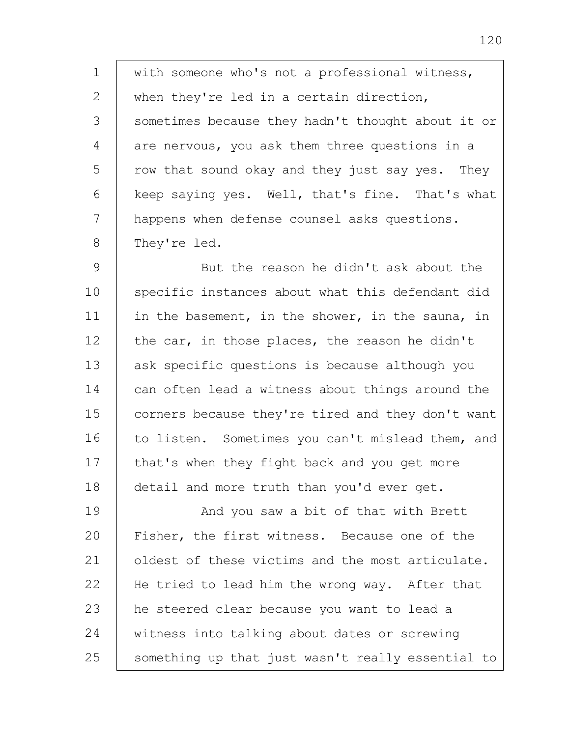with someone who's not a professional witness, when they're led in a certain direction, sometimes because they hadn't thought about it or are nervous, you ask them three questions in a row that sound okay and they just say yes. They keep saying yes. Well, that's fine. That's what happens when defense counsel asks questions. They're led.

But the reason he didn't ask about the specific instances about what this defendant did in the basement, in the shower, in the sauna, in the car, in those places, the reason he didn't ask specific questions is because although you can often lead a witness about things around the corners because they're tired and they don't want to listen. Sometimes you can't mislead them, and that's when they fight back and you get more detail and more truth than you'd ever get.

And you saw a bit of that with Brett Fisher, the first witness. Because one of the oldest of these victims and the most articulate. He tried to lead him the wrong way. After that he steered clear because you want to lead a witness into talking about dates or screwing something up that just wasn't really essential to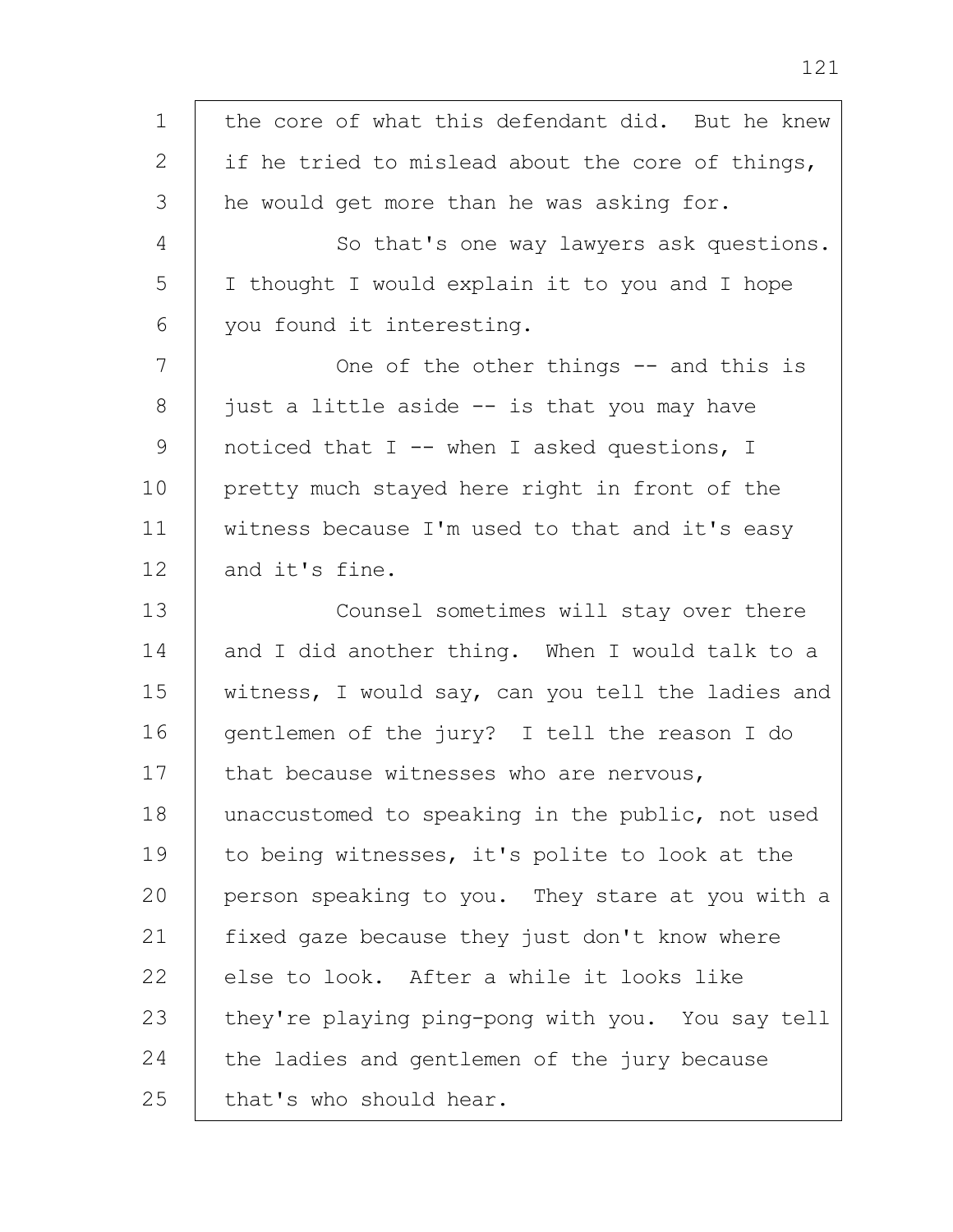the core of what this defendant did. But he knew if he tried to mislead about the core of things, he would get more than he was asking for.

So that's one way lawyers ask questions. I thought I would explain it to you and I hope you found it interesting.

One of the other things -- and this is just a little aside -- is that you may have noticed that I -- when I asked questions, I pretty much stayed here right in front of the witness because I'm used to that and it's easy and it's fine.

Counsel sometimes will stay over there and I did another thing. When I would talk to a witness, I would say, can you tell the ladies and gentlemen of the jury? I tell the reason I do that because witnesses who are nervous, unaccustomed to speaking in the public, not used to being witnesses, it's polite to look at the person speaking to you. They stare at you with a fixed gaze because they just don't know where else to look. After a while it looks like they're playing ping-pong with you. You say tell the ladies and gentlemen of the jury because that's who should hear.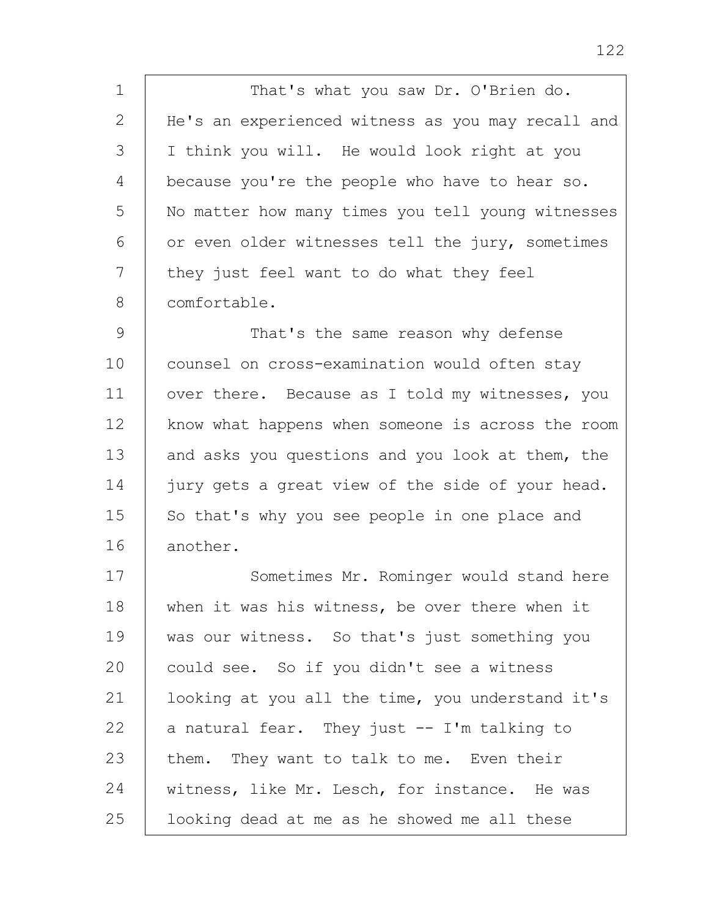That's what you saw Dr. O'Brien do. He's an experienced witness as you may recall and I think you will. He would look right at you because you're the people who have to hear so. No matter how many times you tell young witnesses or even older witnesses tell the jury, sometimes they just feel want to do what they feel comfortable.

That's the same reason why defense counsel on cross-examination would often stay over there. Because as I told my witnesses, you know what happens when someone is across the room and asks you questions and you look at them, the jury gets a great view of the side of your head. So that's why you see people in one place and another.

Sometimes Mr. Rominger would stand here when it was his witness, be over there when it was our witness. So that's just something you could see. So if you didn't see a witness looking at you all the time, you understand it's a natural fear. They just -- I'm talking to them. They want to talk to me. Even their witness, like Mr. Lesch, for instance. He was looking dead at me as he showed me all these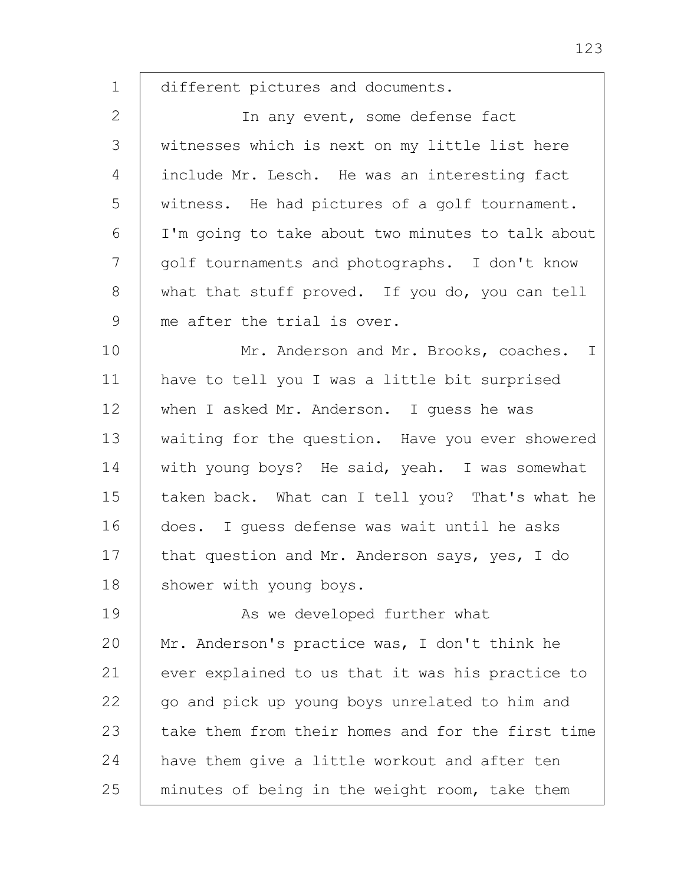different pictures and documents.

In any event, some defense fact witnesses which is next on my little list here include Mr. Lesch. He was an interesting fact witness. He had pictures of a golf tournament. I'm going to take about two minutes to talk about golf tournaments and photographs. I don't know what that stuff proved. If you do, you can tell me after the trial is over.

Mr. Anderson and Mr. Brooks, coaches. I have to tell you I was a little bit surprised when I asked Mr. Anderson. I guess he was waiting for the question. Have you ever showered with young boys? He said, yeah. I was somewhat taken back. What can I tell you? That's what he does. I guess defense was wait until he asks that question and Mr. Anderson says, yes, I do shower with young boys.

As we developed further what Mr. Anderson's practice was, I don't think he ever explained to us that it was his practice to go and pick up young boys unrelated to him and take them from their homes and for the first time have them give a little workout and after ten minutes of being in the weight room, take them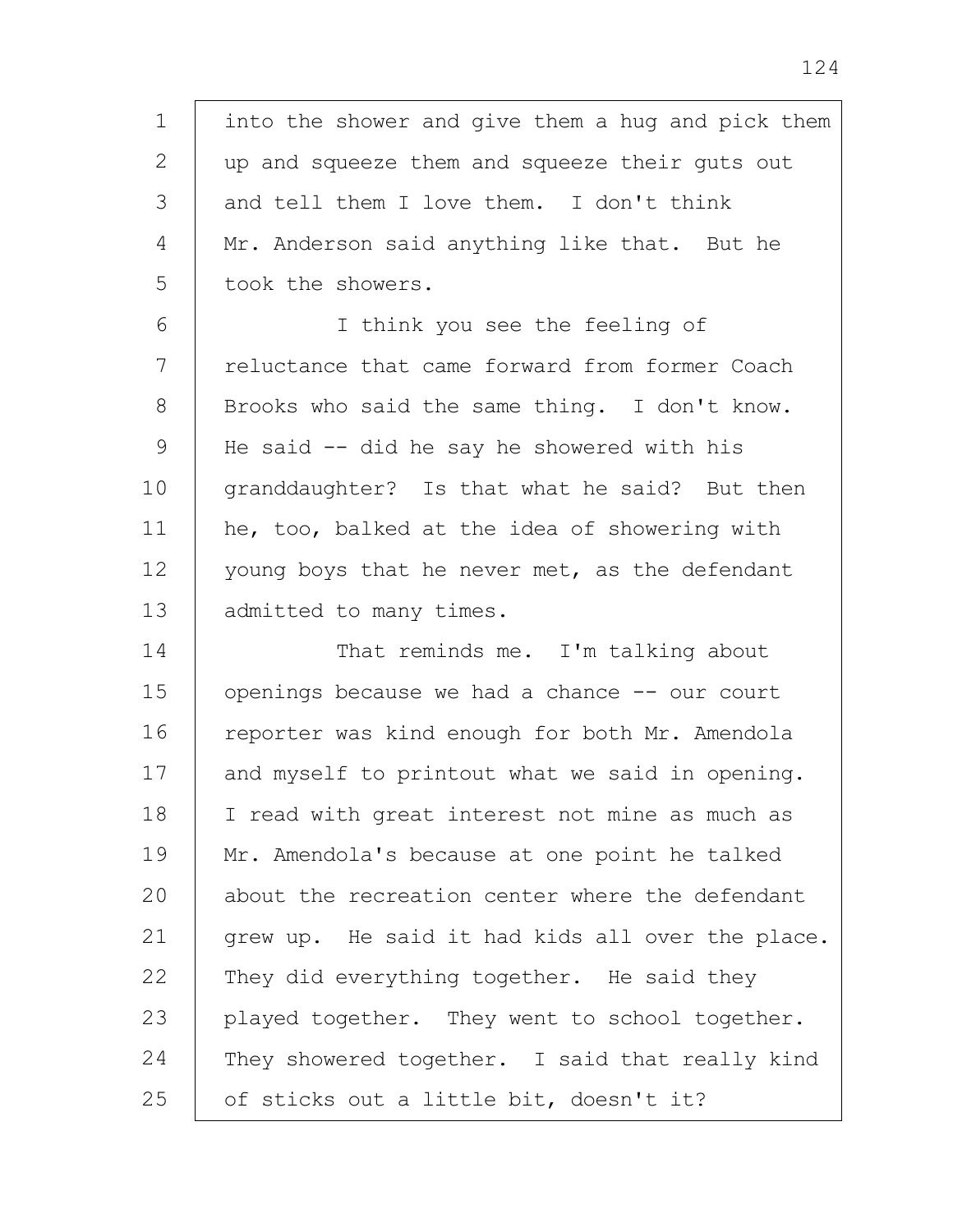into the shower and give them a hug and pick them up and squeeze them and squeeze their guts out and tell them I love them. I don't think Mr. Anderson said anything like that. But he took the showers.

I think you see the feeling of reluctance that came forward from former Coach Brooks who said the same thing. I don't know. He said -- did he say he showered with his granddaughter? Is that what he said? But then he, too, balked at the idea of showering with young boys that he never met, as the defendant admitted to many times.

That reminds me. I'm talking about openings because we had a chance -- our court reporter was kind enough for both Mr. Amendola and myself to printout what we said in opening. I read with great interest not mine as much as Mr. Amendola's because at one point he talked about the recreation center where the defendant grew up. He said it had kids all over the place. They did everything together. He said they played together. They went to school together. They showered together. I said that really kind of sticks out a little bit, doesn't it?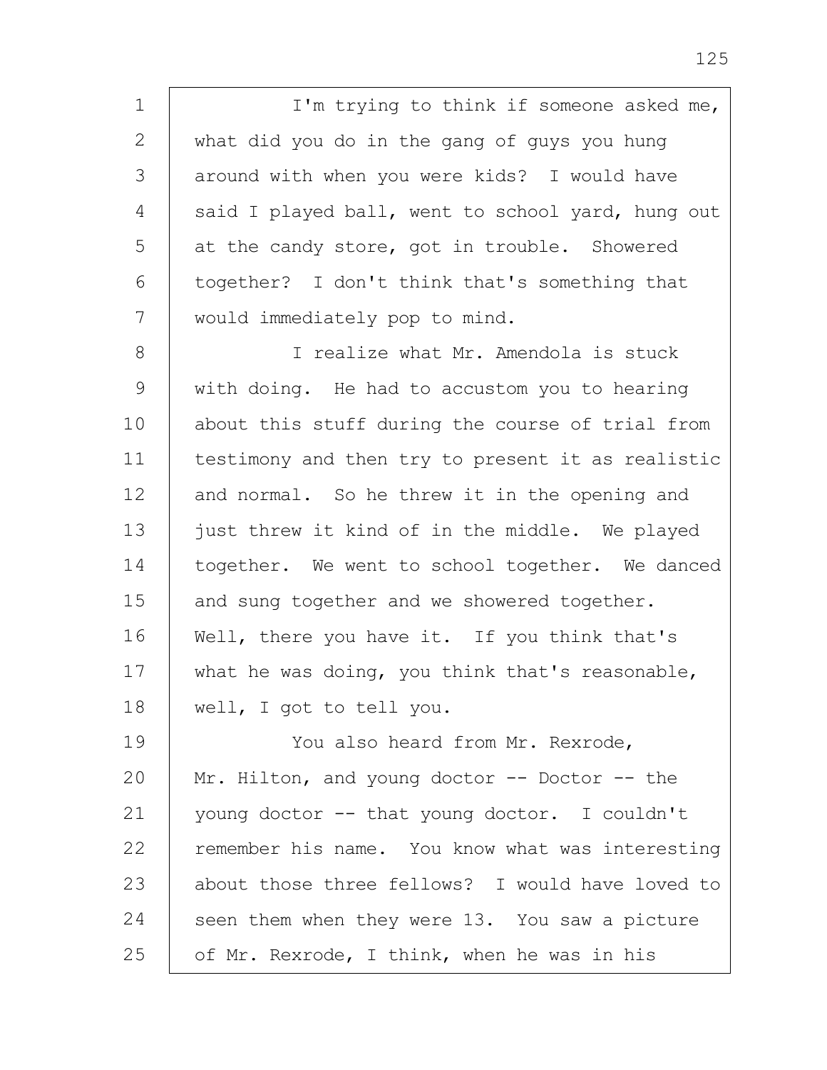I'm trying to think if someone asked me, what did you do in the gang of guys you hung around with when you were kids? I would have said I played ball, went to school yard, hung out at the candy store, got in trouble. Showered together? I don't think that's something that would immediately pop to mind.

I realize what Mr. Amendola is stuck with doing. He had to accustom you to hearing about this stuff during the course of trial from testimony and then try to present it as realistic and normal. So he threw it in the opening and just threw it kind of in the middle. We played together. We went to school together. We danced and sung together and we showered together. Well, there you have it. If you think that's what he was doing, you think that's reasonable, well, I got to tell you.

You also heard from Mr. Rexrode, Mr. Hilton, and young doctor -- Doctor -- the young doctor -- that young doctor. I couldn't remember his name. You know what was interesting about those three fellows? I would have loved to seen them when they were 13. You saw a picture of Mr. Rexrode, I think, when he was in his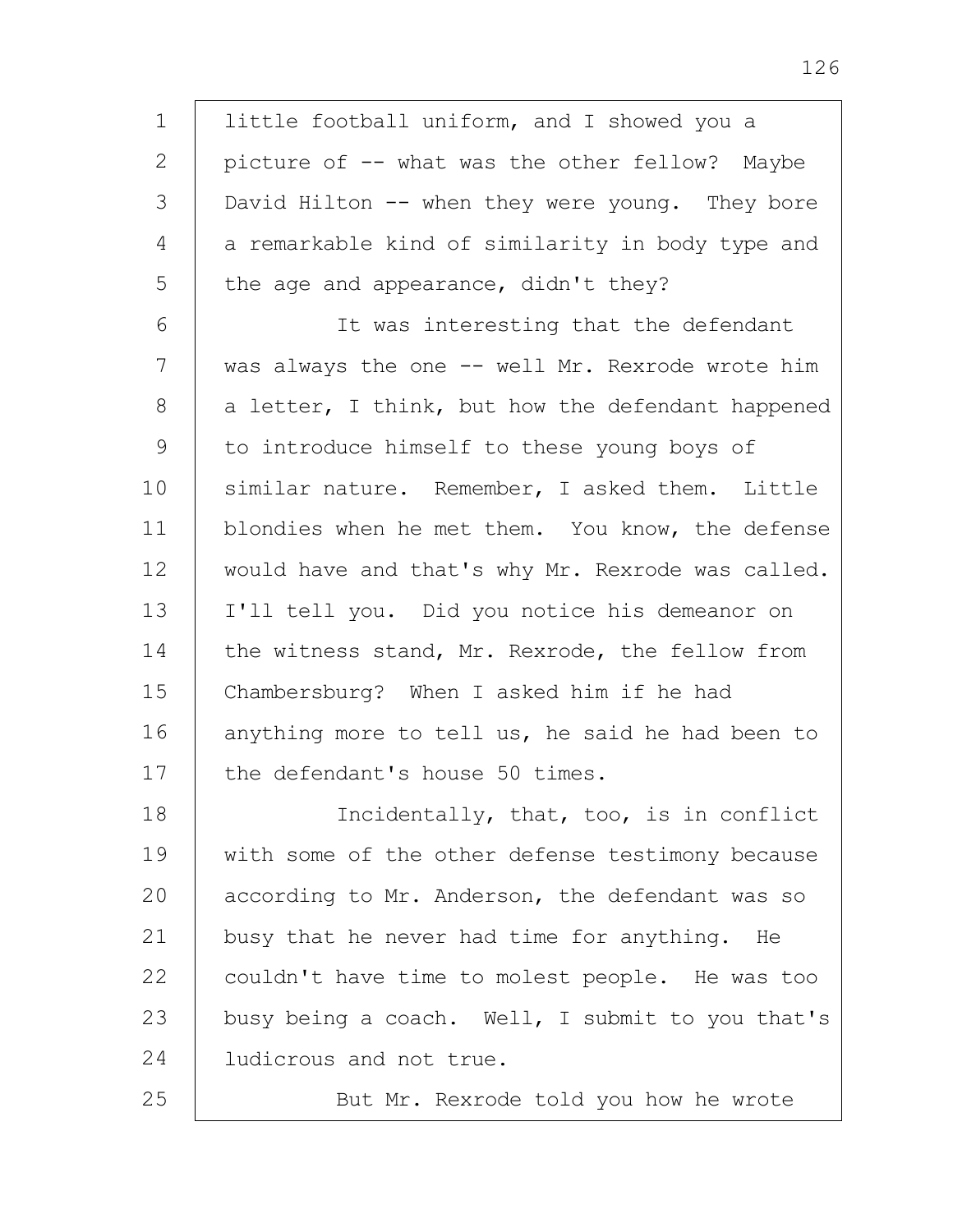little football uniform, and I showed you a picture of -- what was the other fellow? Maybe David Hilton -- when they were young. They bore a remarkable kind of similarity in body type and the age and appearance, didn't they?

It was interesting that the defendant was always the one -- well Mr. Rexrode wrote him a letter, I think, but how the defendant happened to introduce himself to these young boys of similar nature. Remember, I asked them. Little blondies when he met them. You know, the defense would have and that's why Mr. Rexrode was called. I'll tell you. Did you notice his demeanor on the witness stand, Mr. Rexrode, the fellow from Chambersburg? When I asked him if he had anything more to tell us, he said he had been to the defendant's house 50 times.

Incidentally, that, too, is in conflict with some of the other defense testimony because according to Mr. Anderson, the defendant was so busy that he never had time for anything. He couldn't have time to molest people. He was too busy being a coach. Well, I submit to you that's ludicrous and not true.

But Mr. Rexrode told you how he wrote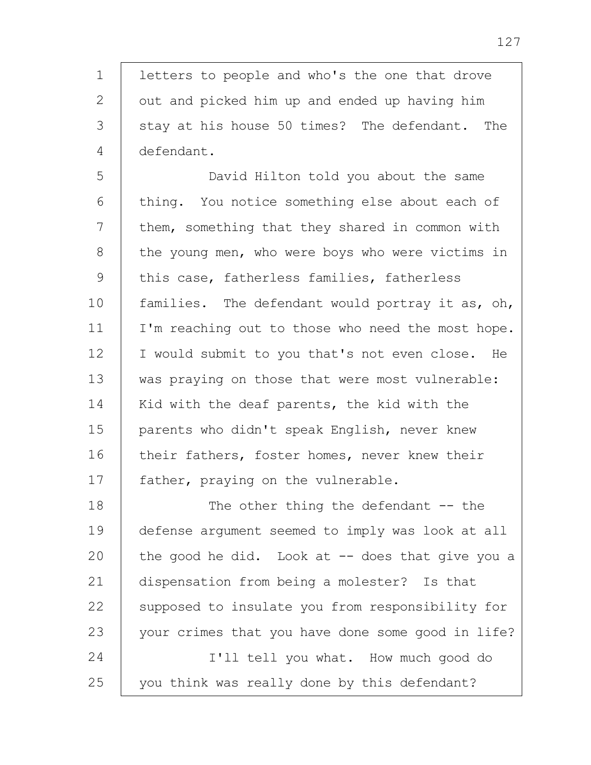letters to people and who's the one that drove out and picked him up and ended up having him stay at his house 50 times? The defendant. The defendant.

David Hilton told you about the same thing. You notice something else about each of them, something that they shared in common with the young men, who were boys who were victims in this case, fatherless families, fatherless families. The defendant would portray it as, oh, I'm reaching out to those who need the most hope. I would submit to you that's not even close. He was praying on those that were most vulnerable: Kid with the deaf parents, the kid with the parents who didn't speak English, never knew their fathers, foster homes, never knew their father, praying on the vulnerable.

The other thing the defendant -- the defense argument seemed to imply was look at all the good he did. Look at -- does that give you a dispensation from being a molester? Is that supposed to insulate you from responsibility for your crimes that you have done some good in life?

I'll tell you what. How much good do you think was really done by this defendant?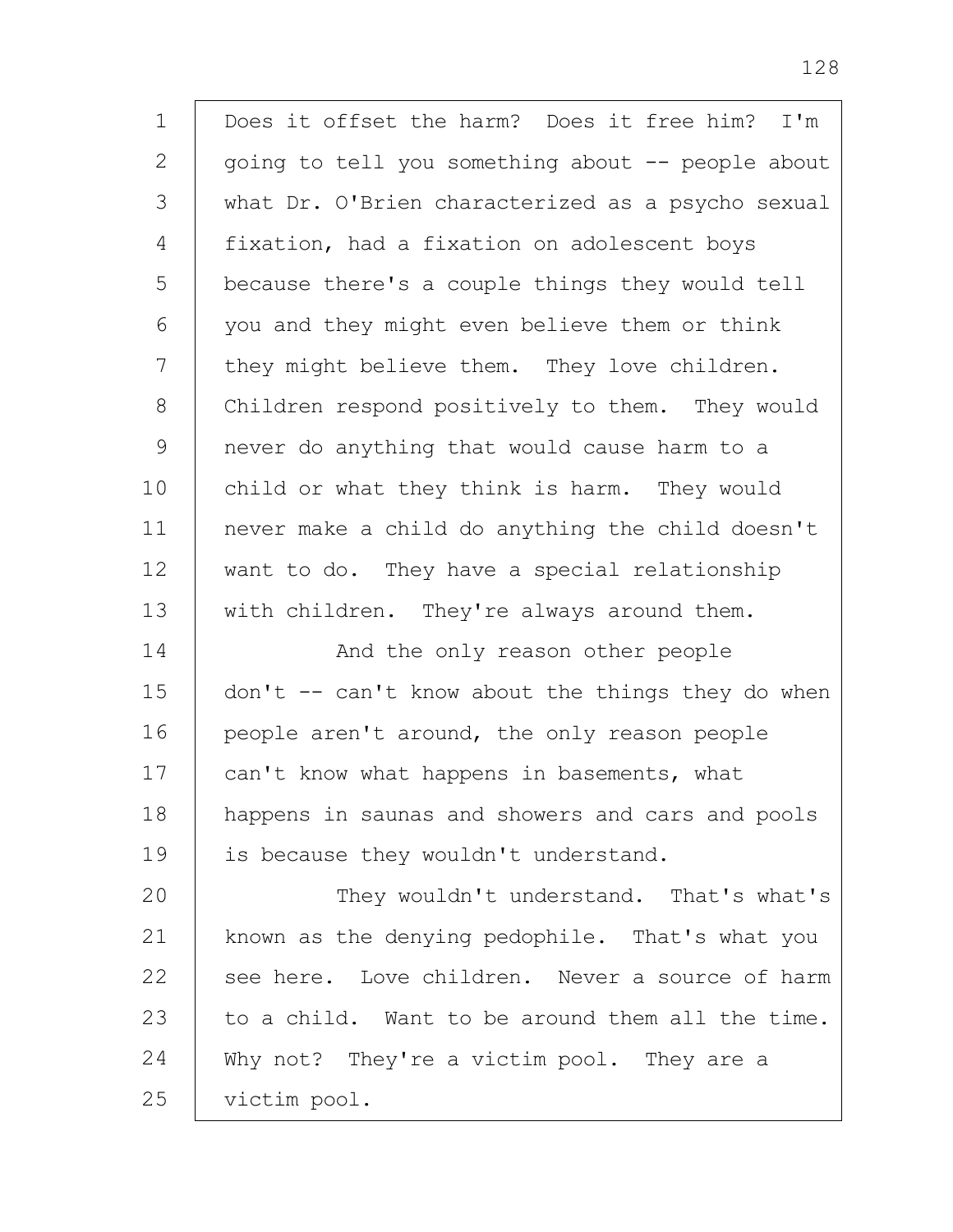Does it offset the harm? Does it free him? I'm going to tell you something about -- people about what Dr. O'Brien characterized as a psycho sexual fixation, had a fixation on adolescent boys because there's a couple things they would tell you and they might even believe them or think they might believe them. They love children. Children respond positively to them. They would never do anything that would cause harm to a child or what they think is harm. They would never make a child do anything the child doesn't want to do. They have a special relationship with children. They're always around them.

And the only reason other people don't -- can't know about the things they do when people aren't around, the only reason people can't know what happens in basements, what happens in saunas and showers and cars and pools is because they wouldn't understand.

They wouldn't understand. That's what's known as the denying pedophile. That's what you see here. Love children. Never a source of harm to a child. Want to be around them all the time. Why not? They're a victim pool. They are a victim pool.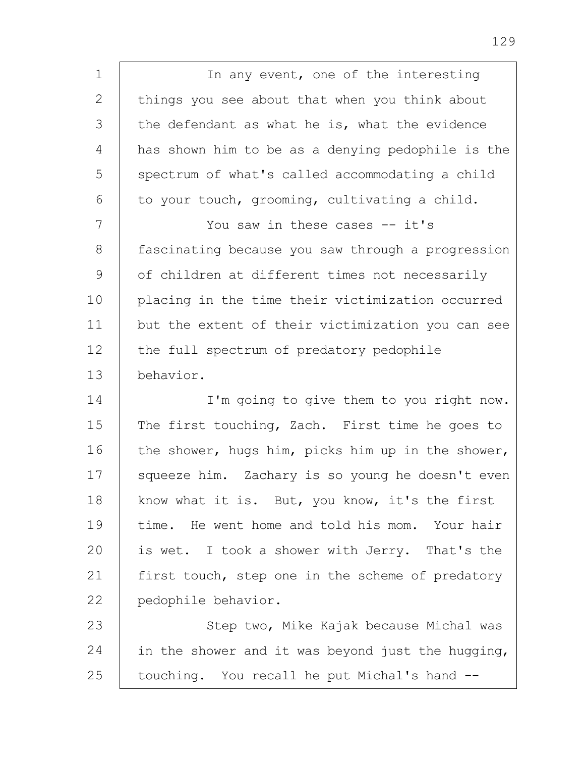In any event, one of the interesting things you see about that when you think about the defendant as what he is, what the evidence has shown him to be as a denying pedophile is the spectrum of what's called accommodating a child to your touch, grooming, cultivating a child.

You saw in these cases -- it's fascinating because you saw through a progression of children at different times not necessarily placing in the time their victimization occurred but the extent of their victimization you can see the full spectrum of predatory pedophile behavior.

I'm going to give them to you right now. The first touching, Zach. First time he goes to the shower, hugs him, picks him up in the shower, squeeze him. Zachary is so young he doesn't even know what it is. But, you know, it's the first time. He went home and told his mom. Your hair is wet. I took a shower with Jerry. That's the first touch, step one in the scheme of predatory pedophile behavior.

Step two, Mike Kajak because Michal was in the shower and it was beyond just the hugging, touching. You recall he put Michal's hand --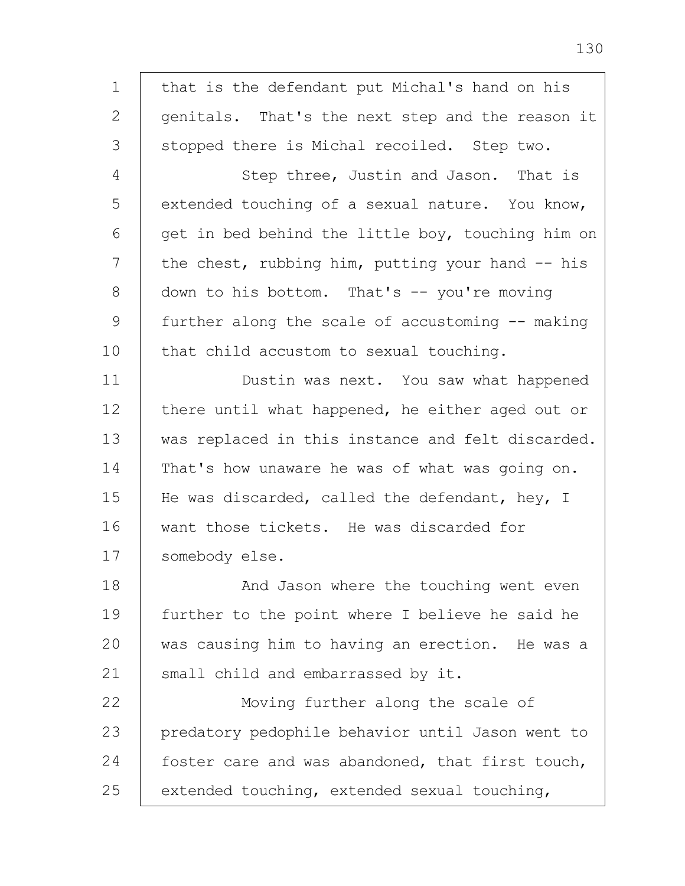that is the defendant put Michal's hand on his genitals. That's the next step and the reason it stopped there is Michal recoiled. Step two.

Step three, Justin and Jason. That is extended touching of a sexual nature. You know, get in bed behind the little boy, touching him on the chest, rubbing him, putting your hand -- his down to his bottom. That's -- you're moving further along the scale of accustoming -- making that child accustom to sexual touching.

Dustin was next. You saw what happened there until what happened, he either aged out or was replaced in this instance and felt discarded. That's how unaware he was of what was going on. He was discarded, called the defendant, hey, I want those tickets. He was discarded for somebody else.

And Jason where the touching went even further to the point where I believe he said he was causing him to having an erection. He was a small child and embarrassed by it.

Moving further along the scale of predatory pedophile behavior until Jason went to foster care and was abandoned, that first touch, extended touching, extended sexual touching,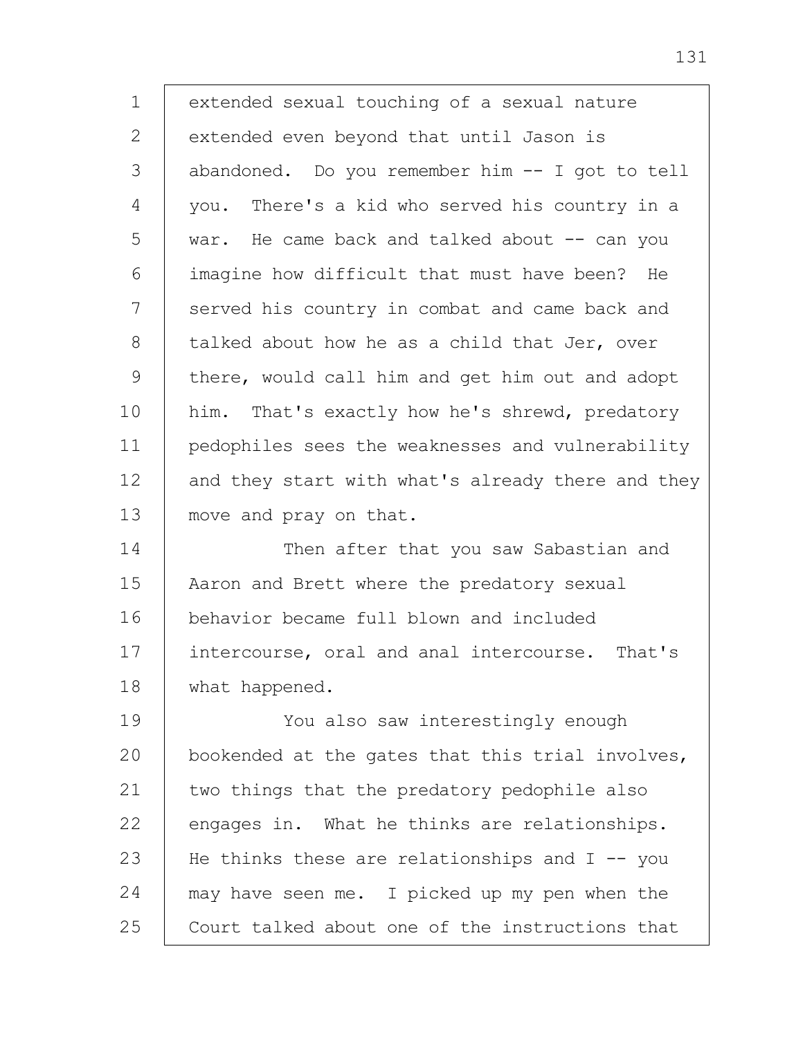1 extended sexual touching of a sexual nature
2 extended even beyond that until Jason is
3 abandoned. Do you remember him -- I got to tell
4 you. There's a kid who served his country in a
5 war. He came back and talked about -- can you
6 imagine how difficult that must have been? He
7 served his country in combat and came back and
8 talked about how he as a child that Jer, over
9 there, would call him and get him out and adopt
10 him. That's exactly how he's shrewd, predatory
11 pedophiles sees the weaknesses and vulnerability
12 and they start with what's already there and they
13 move and pray on that.
14 Then after that you saw Sabastian and
15 Aaron and Brett where the predatory sexual
16 behavior became full blown and included
17 intercourse, oral and anal intercourse. That's
18 what happened.
19 You also saw interestingly enough
20 bookended at the gates that this trial involves,
21 two things that the predatory pedophile also
22 engages in. What he thinks are relationships.
23 He thinks these are relationships and I -- you
24 may have seen me. I picked up my pen when the
25 Court talked about one of the instructions that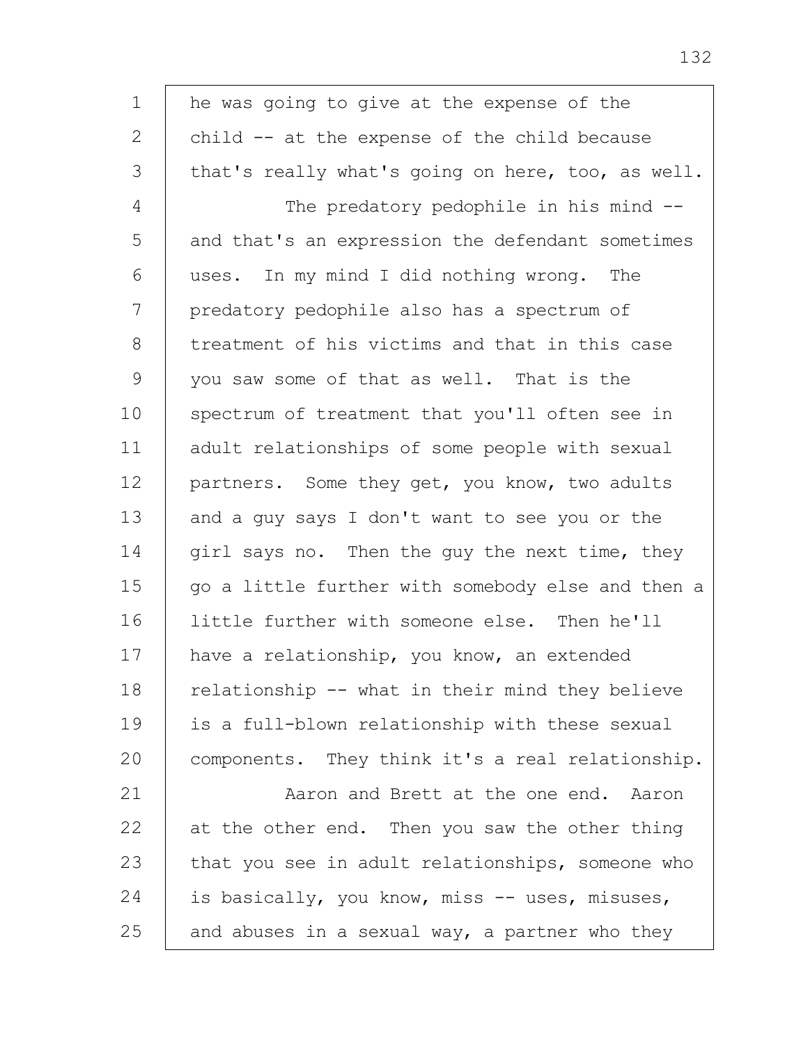he was going to give at the expense of the child -- at the expense of the child because that's really what's going on here, too, as well.

The predatory pedophile in his mind -- and that's an expression the defendant sometimes uses. In my mind I did nothing wrong. The predatory pedophile also has a spectrum of treatment of his victims and that in this case you saw some of that as well. That is the spectrum of treatment that you'll often see in adult relationships of some people with sexual partners. Some they get, you know, two adults and a guy says I don't want to see you or the girl says no. Then the guy the next time, they go a little further with somebody else and then a little further with someone else. Then he'll have a relationship, you know, an extended relationship -- what in their mind they believe is a full-blown relationship with these sexual components. They think it's a real relationship.

Aaron and Brett at the one end. Aaron at the other end. Then you saw the other thing that you see in adult relationships, someone who is basically, you know, miss -- uses, misuses, and abuses in a sexual way, a partner who they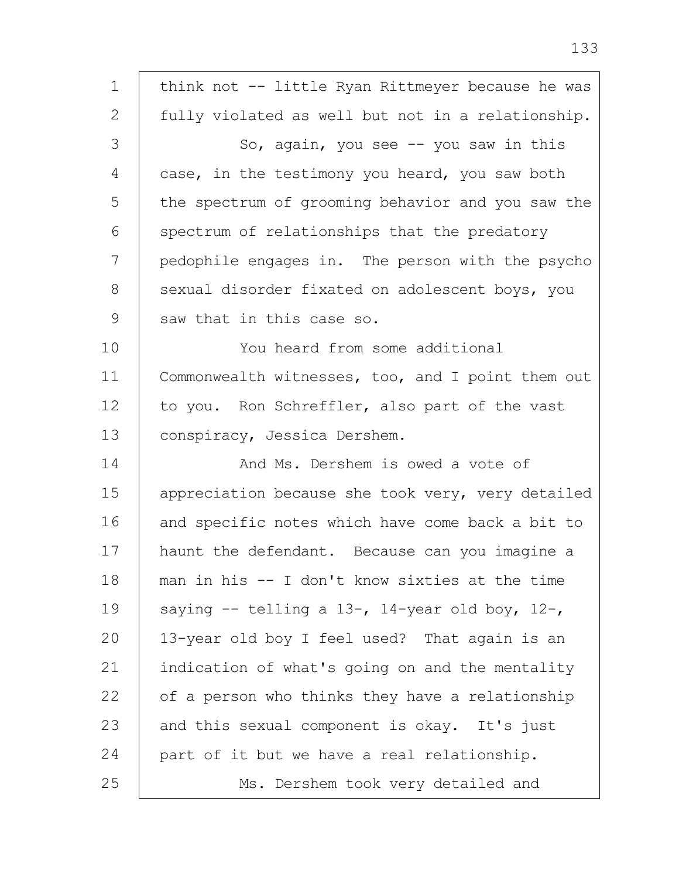think not -- little Ryan Rittmeyer because he was fully violated as well but not in a relationship.

So, again, you see -- you saw in this case, in the testimony you heard, you saw both the spectrum of grooming behavior and you saw the spectrum of relationships that the predatory pedophile engages in. The person with the psycho sexual disorder fixated on adolescent boys, you saw that in this case so.

You heard from some additional Commonwealth witnesses, too, and I point them out to you. Ron Schreffler, also part of the vast conspiracy, Jessica Dershem.

And Ms. Dershem is owed a vote of appreciation because she took very, very detailed and specific notes which have come back a bit to haunt the defendant. Because can you imagine a man in his -- I don't know sixties at the time saying -- telling a 13-, 14-year old boy, 12-, 13-year old boy I feel used? That again is an indication of what's going on and the mentality of a person who thinks they have a relationship and this sexual component is okay. It's just part of it but we have a real relationship.

Ms. Dershem took very detailed and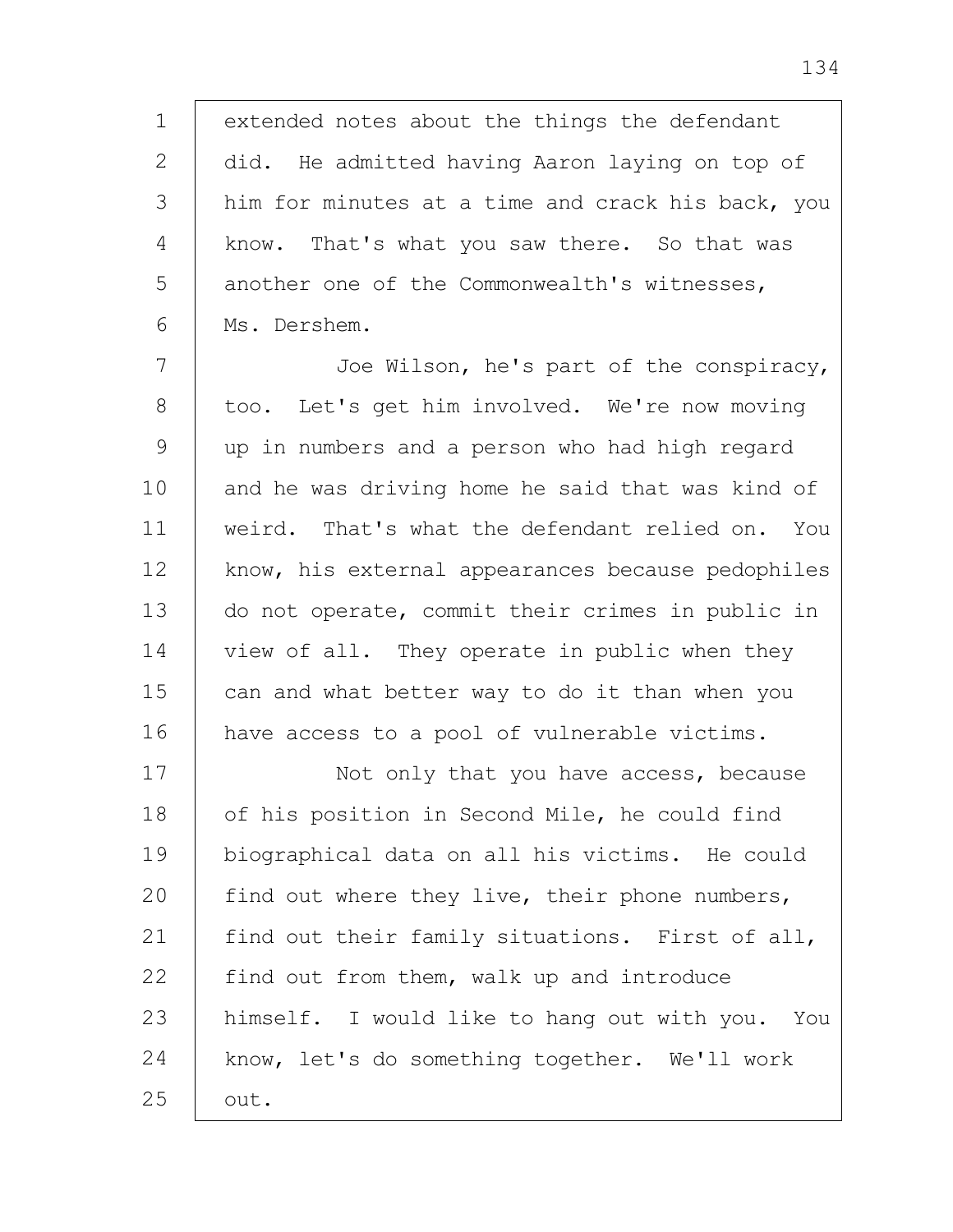extended notes about the things the defendant did. He admitted having Aaron laying on top of him for minutes at a time and crack his back, you know. That's what you saw there. So that was another one of the Commonwealth's witnesses, Ms. Dershem.

Joe Wilson, he's part of the conspiracy, too. Let's get him involved. We're now moving up in numbers and a person who had high regard and he was driving home he said that was kind of weird. That's what the defendant relied on. You know, his external appearances because pedophiles do not operate, commit their crimes in public in view of all. They operate in public when they can and what better way to do it than when you have access to a pool of vulnerable victims.

Not only that you have access, because of his position in Second Mile, he could find biographical data on all his victims. He could find out where they live, their phone numbers, find out their family situations. First of all, find out from them, walk up and introduce himself. I would like to hang out with you. You know, let's do something together. We'll work out.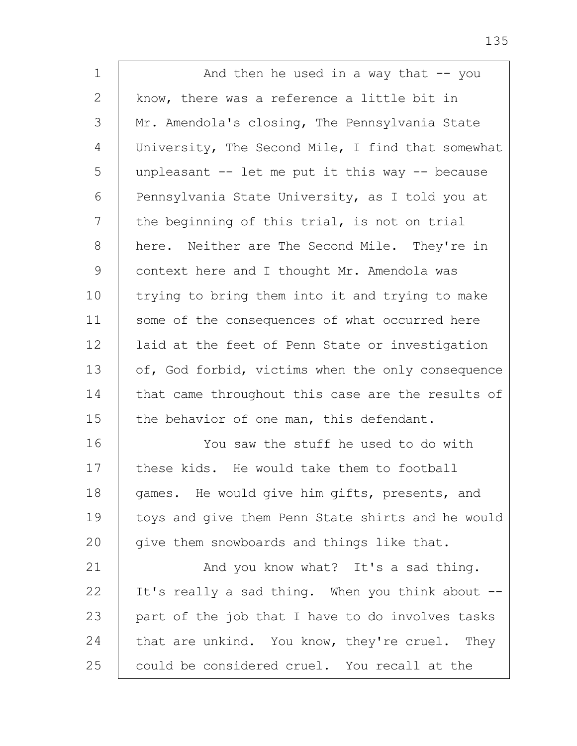And then he used in a way that -- you know, there was a reference a little bit in Mr. Amendola's closing, The Pennsylvania State University, The Second Mile, I find that somewhat unpleasant -- let me put it this way -- because Pennsylvania State University, as I told you at the beginning of this trial, is not on trial here. Neither are The Second Mile. They're in context here and I thought Mr. Amendola was trying to bring them into it and trying to make some of the consequences of what occurred here laid at the feet of Penn State or investigation of, God forbid, victims when the only consequence that came throughout this case are the results of the behavior of one man, this defendant.

You saw the stuff he used to do with these kids. He would take them to football games. He would give him gifts, presents, and toys and give them Penn State shirts and he would give them snowboards and things like that.

And you know what? It's a sad thing. It's really a sad thing. When you think about -- part of the job that I have to do involves tasks that are unkind. You know, they're cruel. They could be considered cruel. You recall at the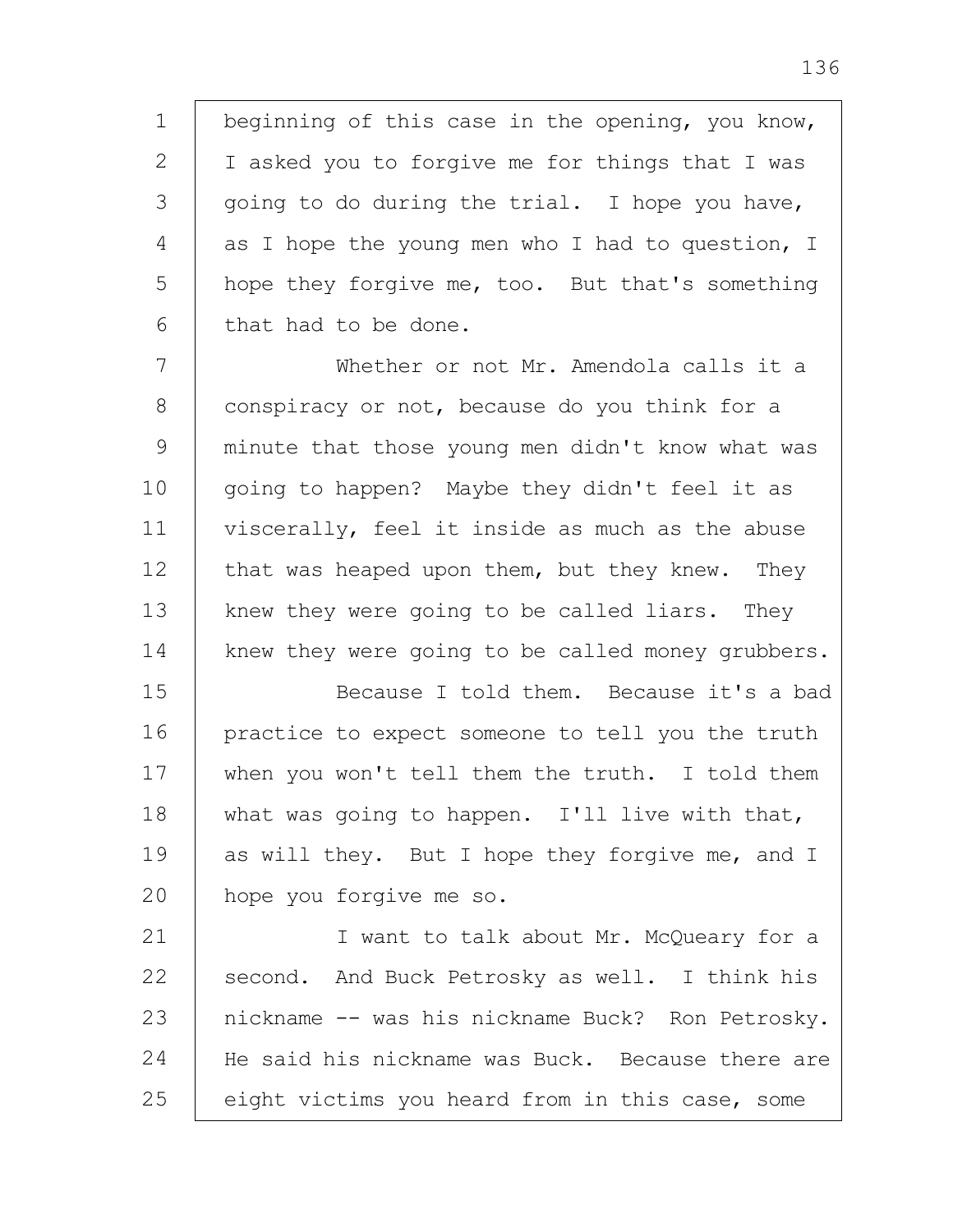beginning of this case in the opening, you know, I asked you to forgive me for things that I was going to do during the trial. I hope you have, as I hope the young men who I had to question, I hope they forgive me, too. But that's something that had to be done.

Whether or not Mr. Amendola calls it a conspiracy or not, because do you think for a minute that those young men didn't know what was going to happen? Maybe they didn't feel it as viscerally, feel it inside as much as the abuse that was heaped upon them, but they knew. They knew they were going to be called liars. They knew they were going to be called money grubbers.

Because I told them. Because it's a bad practice to expect someone to tell you the truth when you won't tell them the truth. I told them what was going to happen. I'll live with that, as will they. But I hope they forgive me, and I hope you forgive me so.

I want to talk about Mr. McQueary for a second. And Buck Petrosky as well. I think his nickname -- was his nickname Buck? Ron Petrosky. He said his nickname was Buck. Because there are eight victims you heard from in this case, some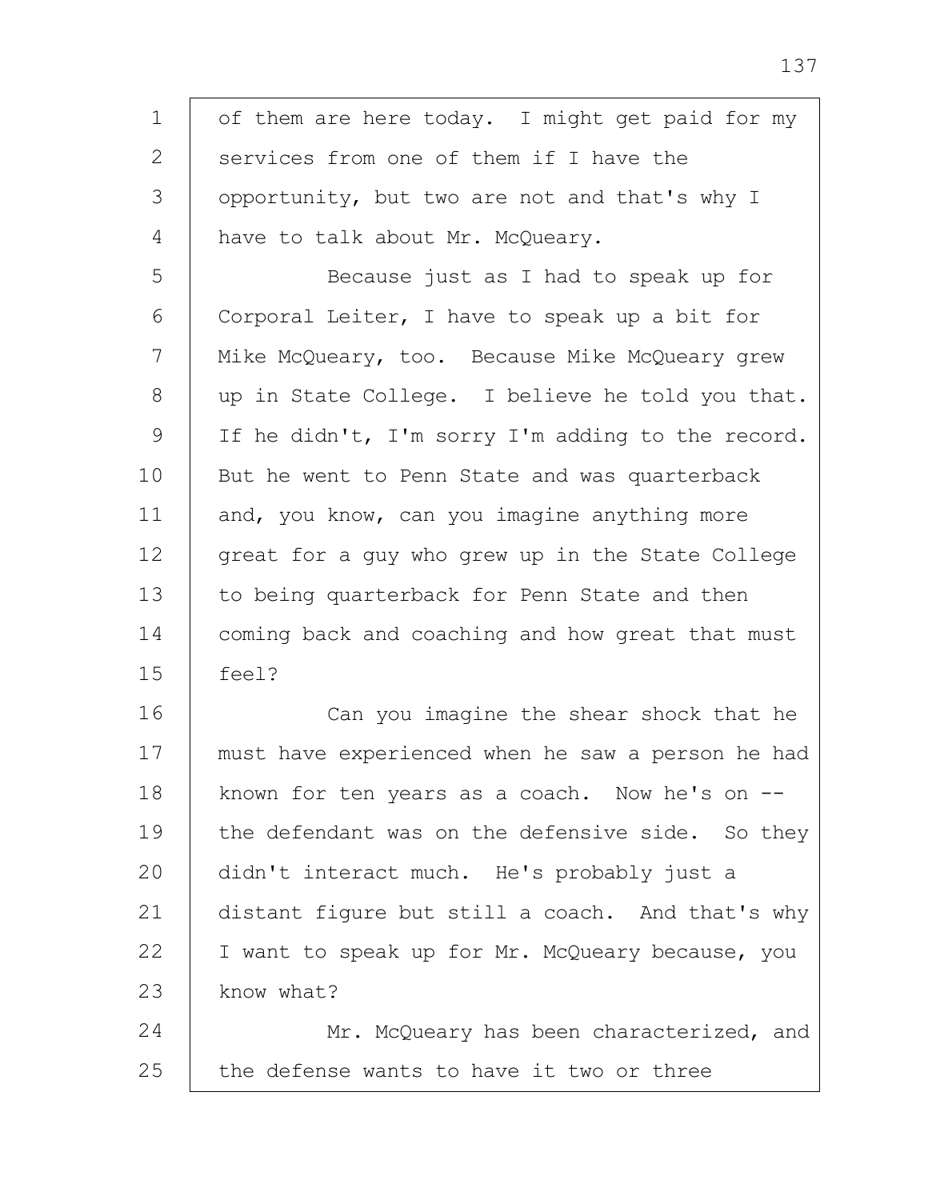1 of them are here today. I might get paid for my
2 services from one of them if I have the
3 opportunity, but two are not and that's why I
4 have to talk about Mr. McQueary.

5 Because just as I had to speak up for
6 Corporal Leiter, I have to speak up a bit for
7 Mike McQueary, too. Because Mike McQueary grew
8 up in State College. I believe he told you that.
9 If he didn't, I'm sorry I'm adding to the record.
10 But he went to Penn State and was quarterback
11 and, you know, can you imagine anything more
12 great for a guy who grew up in the State College
13 to being quarterback for Penn State and then
14 coming back and coaching and how great that must
15 feel?

16 Can you imagine the shear shock that he
17 must have experienced when he saw a person he had
18 known for ten years as a coach. Now he's on --
19 the defendant was on the defensive side. So they
20 didn't interact much. He's probably just a
21 distant figure but still a coach. And that's why
22 I want to speak up for Mr. McQueary because, you
23 know what?

24 Mr. McQueary has been characterized, and
25 the defense wants to have it two or three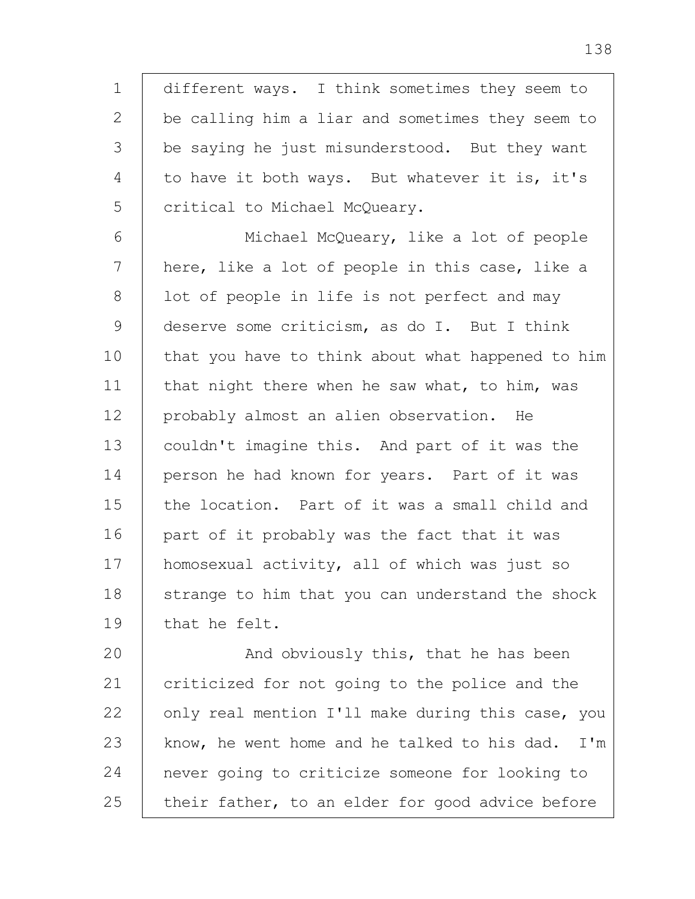different ways. I think sometimes they seem to be calling him a liar and sometimes they seem to be saying he just misunderstood. But they want to have it both ways. But whatever it is, it's critical to Michael McQueary.

Michael McQueary, like a lot of people here, like a lot of people in this case, like a lot of people in life is not perfect and may deserve some criticism, as do I. But I think that you have to think about what happened to him that night there when he saw what, to him, was probably almost an alien observation. He couldn't imagine this. And part of it was the person he had known for years. Part of it was the location. Part of it was a small child and part of it probably was the fact that it was homosexual activity, all of which was just so strange to him that you can understand the shock that he felt.

And obviously this, that he has been criticized for not going to the police and the only real mention I'll make during this case, you know, he went home and he talked to his dad. I'm never going to criticize someone for looking to their father, to an elder for good advice before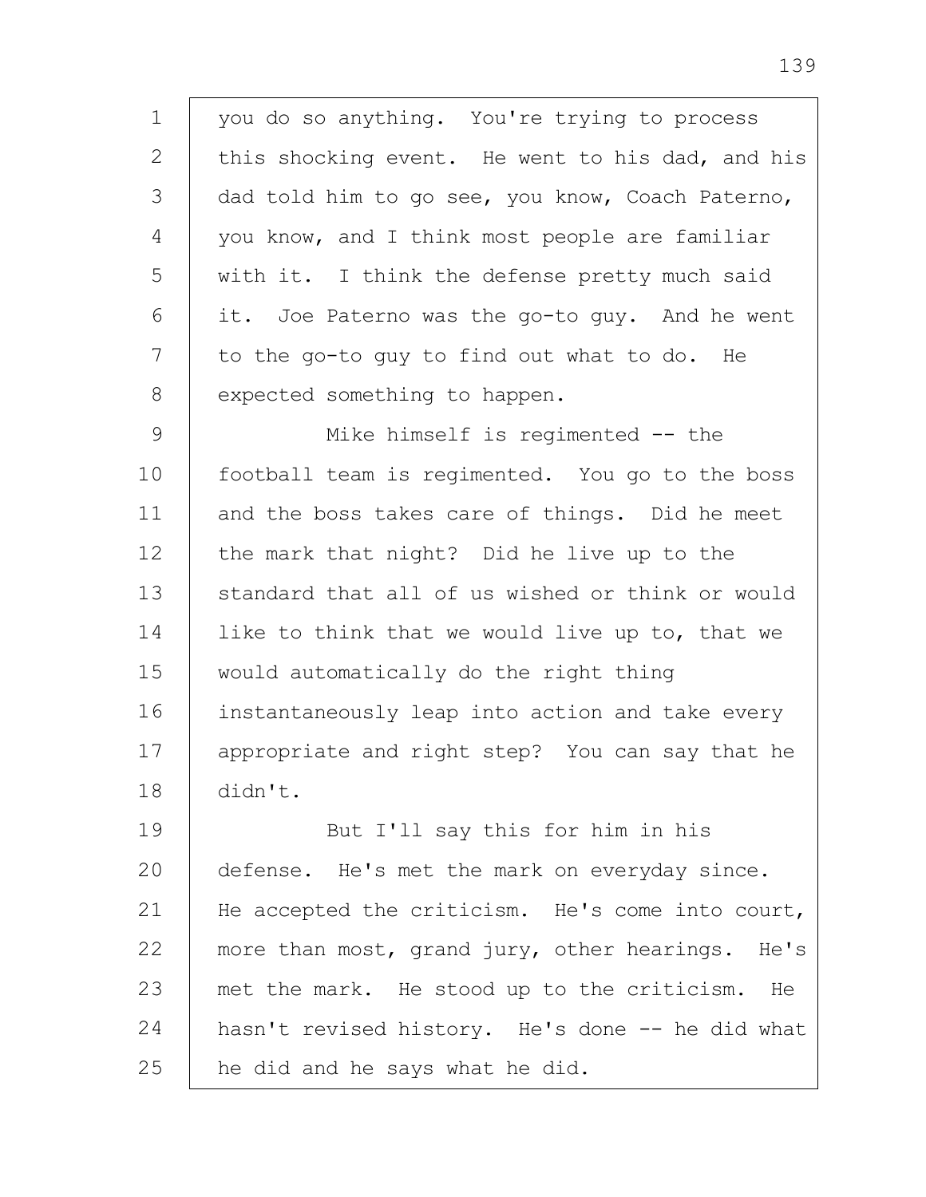you do so anything. You're trying to process this shocking event. He went to his dad, and his dad told him to go see, you know, Coach Paterno, you know, and I think most people are familiar with it. I think the defense pretty much said it. Joe Paterno was the go-to guy. And he went to the go-to guy to find out what to do. He expected something to happen.

Mike himself is regimented -- the football team is regimented. You go to the boss and the boss takes care of things. Did he meet the mark that night? Did he live up to the standard that all of us wished or think or would like to think that we would live up to, that we would automatically do the right thing instantaneously leap into action and take every appropriate and right step? You can say that he didn't.

But I'll say this for him in his defense. He's met the mark on everyday since. He accepted the criticism. He's come into court, more than most, grand jury, other hearings. He's met the mark. He stood up to the criticism. He hasn't revised history. He's done -- he did what he did and he says what he did.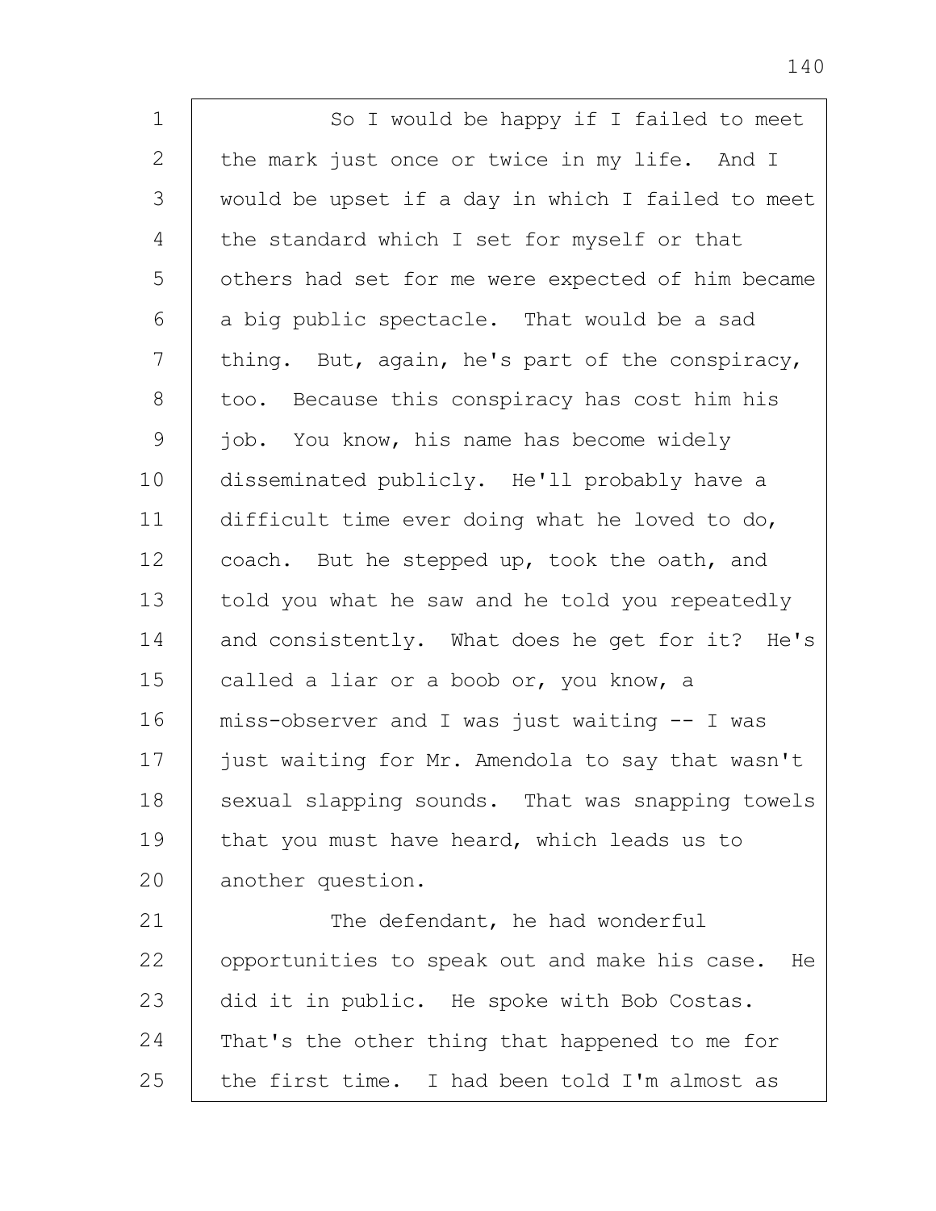So I would be happy if I failed to meet the mark just once or twice in my life. And I would be upset if a day in which I failed to meet the standard which I set for myself or that others had set for me were expected of him became a big public spectacle. That would be a sad thing. But, again, he's part of the conspiracy, too. Because this conspiracy has cost him his job. You know, his name has become widely disseminated publicly. He'll probably have a difficult time ever doing what he loved to do, coach. But he stepped up, took the oath, and told you what he saw and he told you repeatedly and consistently. What does he get for it? He's called a liar or a boob or, you know, a miss-observer and I was just waiting -- I was just waiting for Mr. Amendola to say that wasn't sexual slapping sounds. That was snapping towels that you must have heard, which leads us to another question.

The defendant, he had wonderful opportunities to speak out and make his case. He did it in public. He spoke with Bob Costas. That's the other thing that happened to me for the first time. I had been told I'm almost as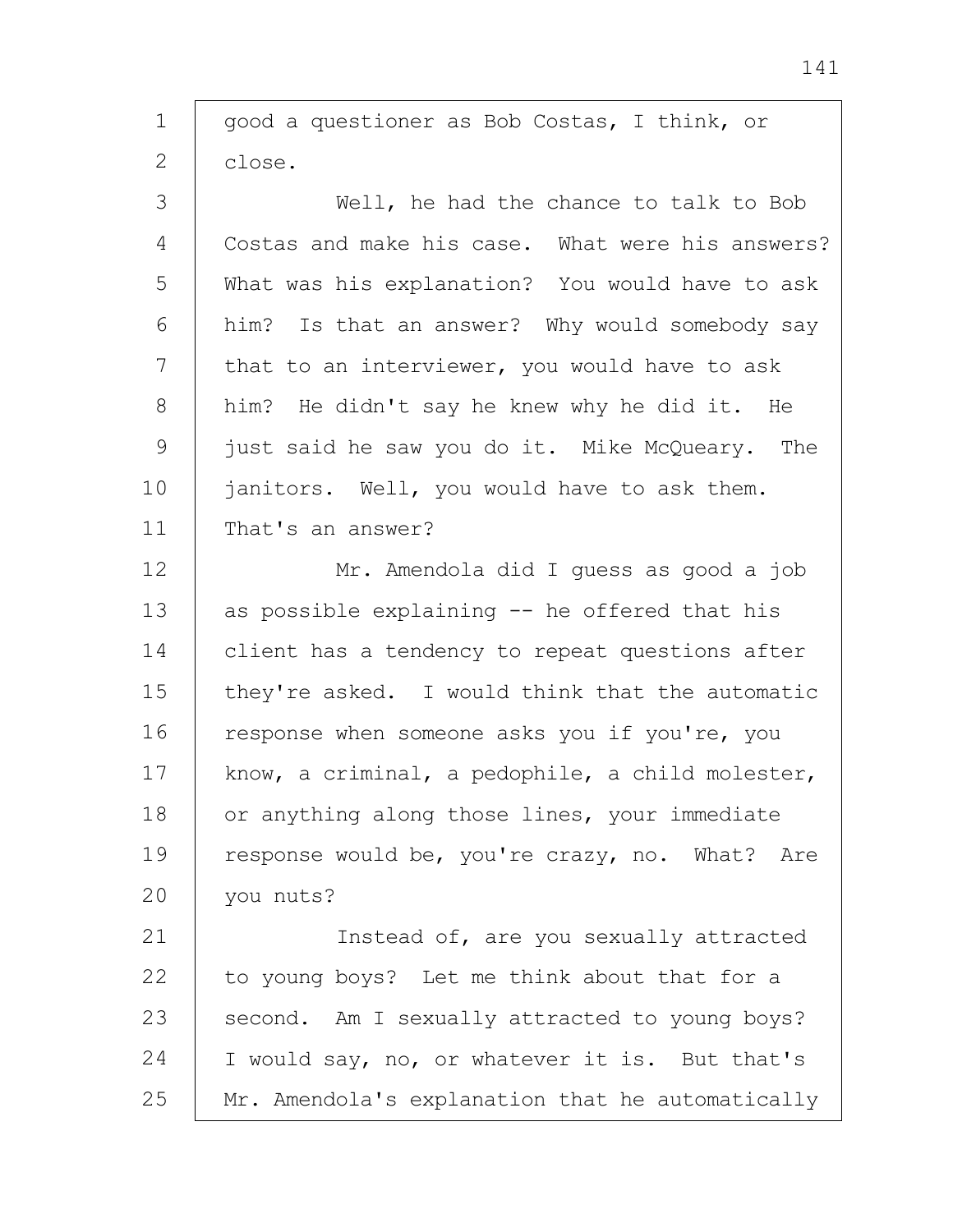good a questioner as Bob Costas, I think, or close.

Well, he had the chance to talk to Bob Costas and make his case. What were his answers? What was his explanation? You would have to ask him? Is that an answer? Why would somebody say that to an interviewer, you would have to ask him? He didn't say he knew why he did it. He just said he saw you do it. Mike McQueary. The janitors. Well, you would have to ask them. That's an answer?

Mr. Amendola did I guess as good a job as possible explaining -- he offered that his client has a tendency to repeat questions after they're asked. I would think that the automatic response when someone asks you if you're, you know, a criminal, a pedophile, a child molester, or anything along those lines, your immediate response would be, you're crazy, no. What? Are you nuts?

Instead of, are you sexually attracted to young boys? Let me think about that for a second. Am I sexually attracted to young boys? I would say, no, or whatever it is. But that's Mr. Amendola's explanation that he automatically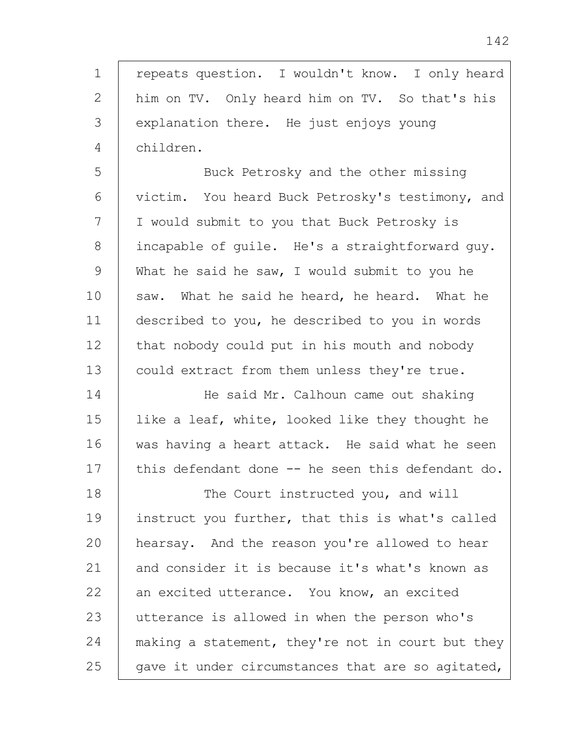repeats question. I wouldn't know. I only heard him on TV. Only heard him on TV. So that's his explanation there. He just enjoys young children.

Buck Petrosky and the other missing victim. You heard Buck Petrosky's testimony, and I would submit to you that Buck Petrosky is incapable of guile. He's a straightforward guy. What he said he saw, I would submit to you he saw. What he said he heard, he heard. What he described to you, he described to you in words that nobody could put in his mouth and nobody could extract from them unless they're true.

He said Mr. Calhoun came out shaking like a leaf, white, looked like they thought he was having a heart attack. He said what he seen this defendant done -- he seen this defendant do.

The Court instructed you, and will instruct you further, that this is what's called hearsay. And the reason you're allowed to hear and consider it is because it's what's known as an excited utterance. You know, an excited utterance is allowed in when the person who's making a statement, they're not in court but they gave it under circumstances that are so agitated,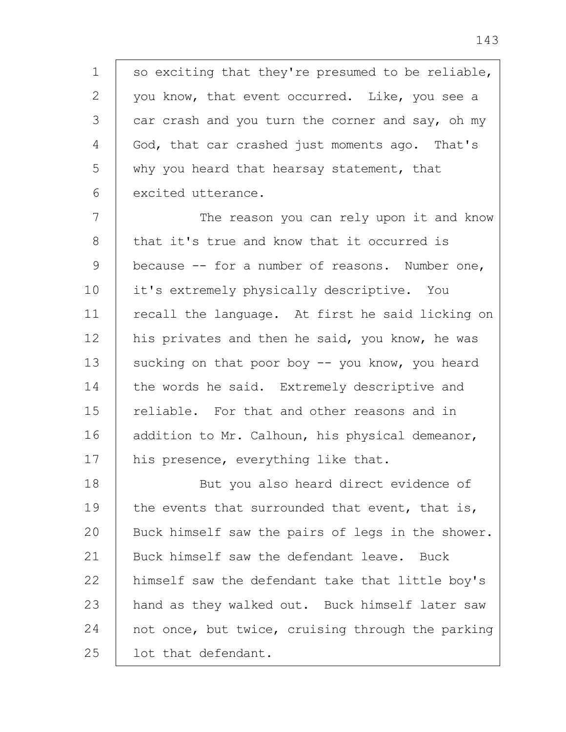so exciting that they're presumed to be reliable, you know, that event occurred. Like, you see a car crash and you turn the corner and say, oh my God, that car crashed just moments ago. That's why you heard that hearsay statement, that excited utterance.

The reason you can rely upon it and know that it's true and know that it occurred is because -- for a number of reasons. Number one, it's extremely physically descriptive. You recall the language. At first he said licking on his privates and then he said, you know, he was sucking on that poor boy -- you know, you heard the words he said. Extremely descriptive and reliable. For that and other reasons and in addition to Mr. Calhoun, his physical demeanor, his presence, everything like that.

But you also heard direct evidence of the events that surrounded that event, that is, Buck himself saw the pairs of legs in the shower. Buck himself saw the defendant leave. Buck himself saw the defendant take that little boy's hand as they walked out. Buck himself later saw not once, but twice, cruising through the parking lot that defendant.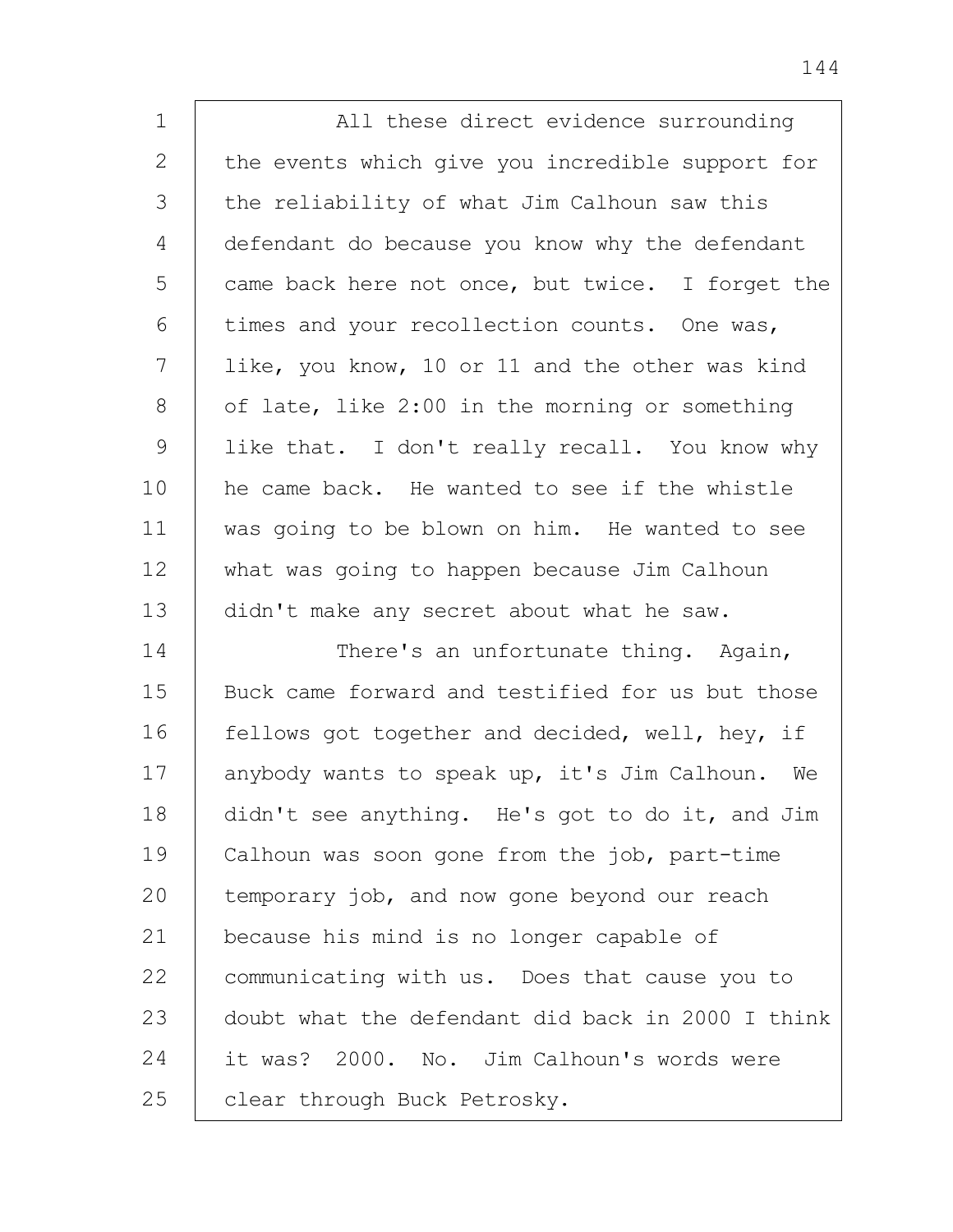All these direct evidence surrounding the events which give you incredible support for the reliability of what Jim Calhoun saw this defendant do because you know why the defendant came back here not once, but twice. I forget the times and your recollection counts. One was, like, you know, 10 or 11 and the other was kind of late, like 2:00 in the morning or something like that. I don't really recall. You know why he came back. He wanted to see if the whistle was going to be blown on him. He wanted to see what was going to happen because Jim Calhoun didn't make any secret about what he saw.

There's an unfortunate thing. Again, Buck came forward and testified for us but those fellows got together and decided, well, hey, if anybody wants to speak up, it's Jim Calhoun. We didn't see anything. He's got to do it, and Jim Calhoun was soon gone from the job, part-time temporary job, and now gone beyond our reach because his mind is no longer capable of communicating with us. Does that cause you to doubt what the defendant did back in 2000 I think it was? 2000. No. Jim Calhoun's words were clear through Buck Petrosky.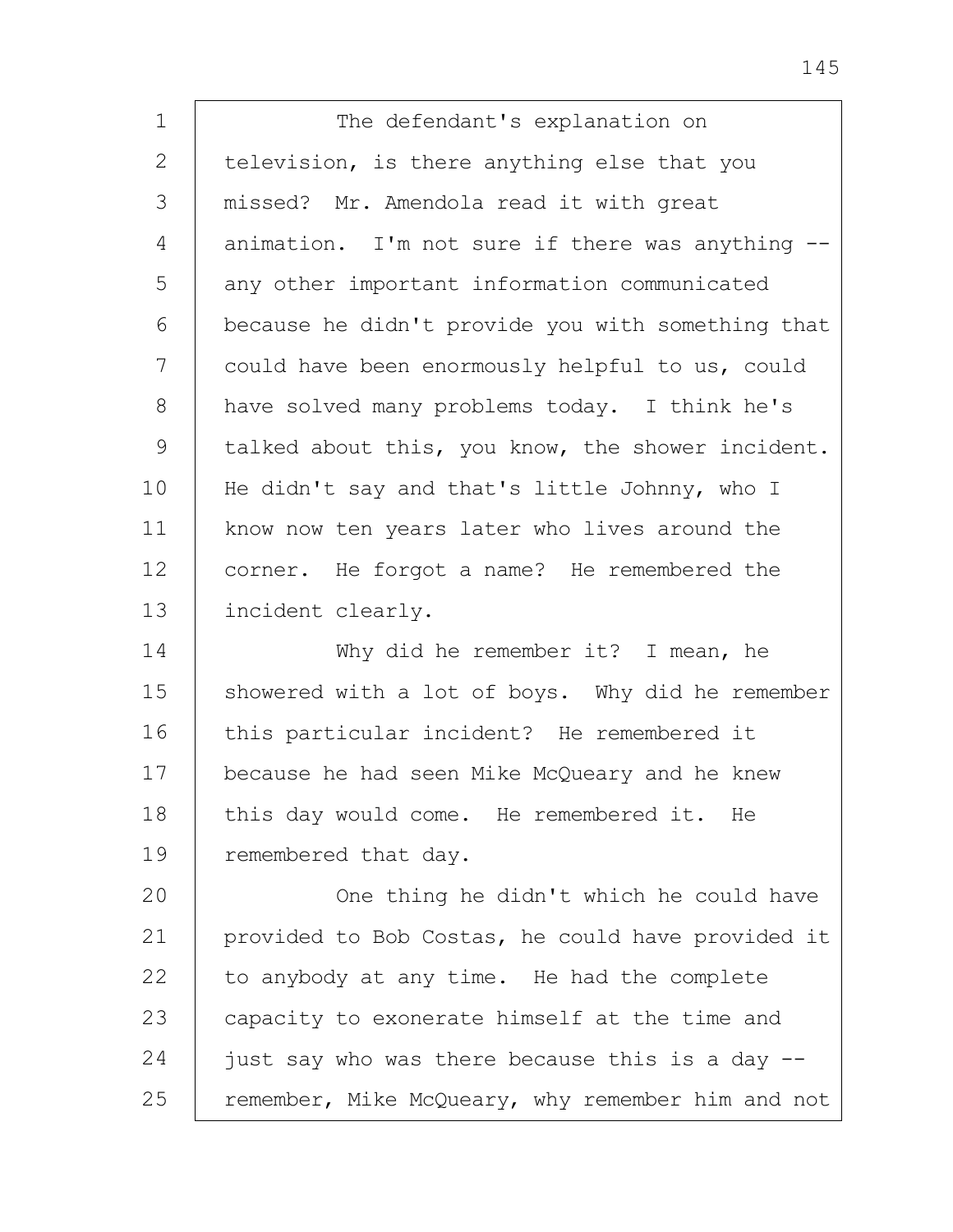The defendant's explanation on television, is there anything else that you missed? Mr. Amendola read it with great animation. I'm not sure if there was anything -- any other important information communicated because he didn't provide you with something that could have been enormously helpful to us, could have solved many problems today. I think he's talked about this, you know, the shower incident. He didn't say and that's little Johnny, who I know now ten years later who lives around the corner. He forgot a name? He remembered the incident clearly.

Why did he remember it? I mean, he showered with a lot of boys. Why did he remember this particular incident? He remembered it because he had seen Mike McQueary and he knew this day would come. He remembered it. He remembered that day.

One thing he didn't which he could have provided to Bob Costas, he could have provided it to anybody at any time. He had the complete capacity to exonerate himself at the time and just say who was there because this is a day -- remember, Mike McQueary, why remember him and not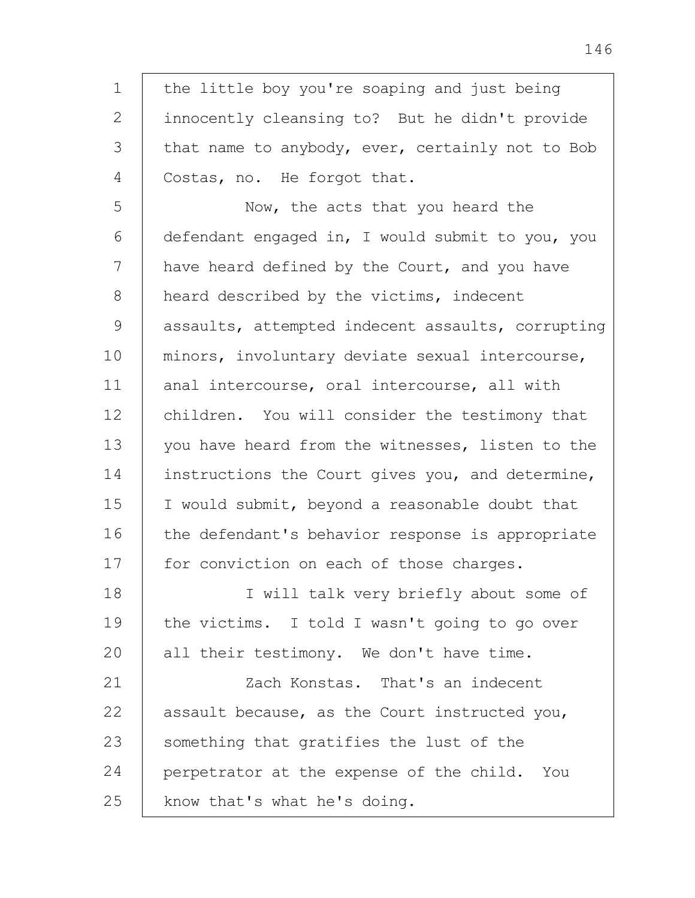the little boy you're soaping and just being innocently cleansing to? But he didn't provide that name to anybody, ever, certainly not to Bob Costas, no. He forgot that.

Now, the acts that you heard the defendant engaged in, I would submit to you, you have heard defined by the Court, and you have heard described by the victims, indecent assaults, attempted indecent assaults, corrupting minors, involuntary deviate sexual intercourse, anal intercourse, oral intercourse, all with children. You will consider the testimony that you have heard from the witnesses, listen to the instructions the Court gives you, and determine, I would submit, beyond a reasonable doubt that the defendant's behavior response is appropriate for conviction on each of those charges.

I will talk very briefly about some of the victims. I told I wasn't going to go over all their testimony. We don't have time.

Zach Konstas. That's an indecent assault because, as the Court instructed you, something that gratifies the lust of the perpetrator at the expense of the child. You know that's what he's doing.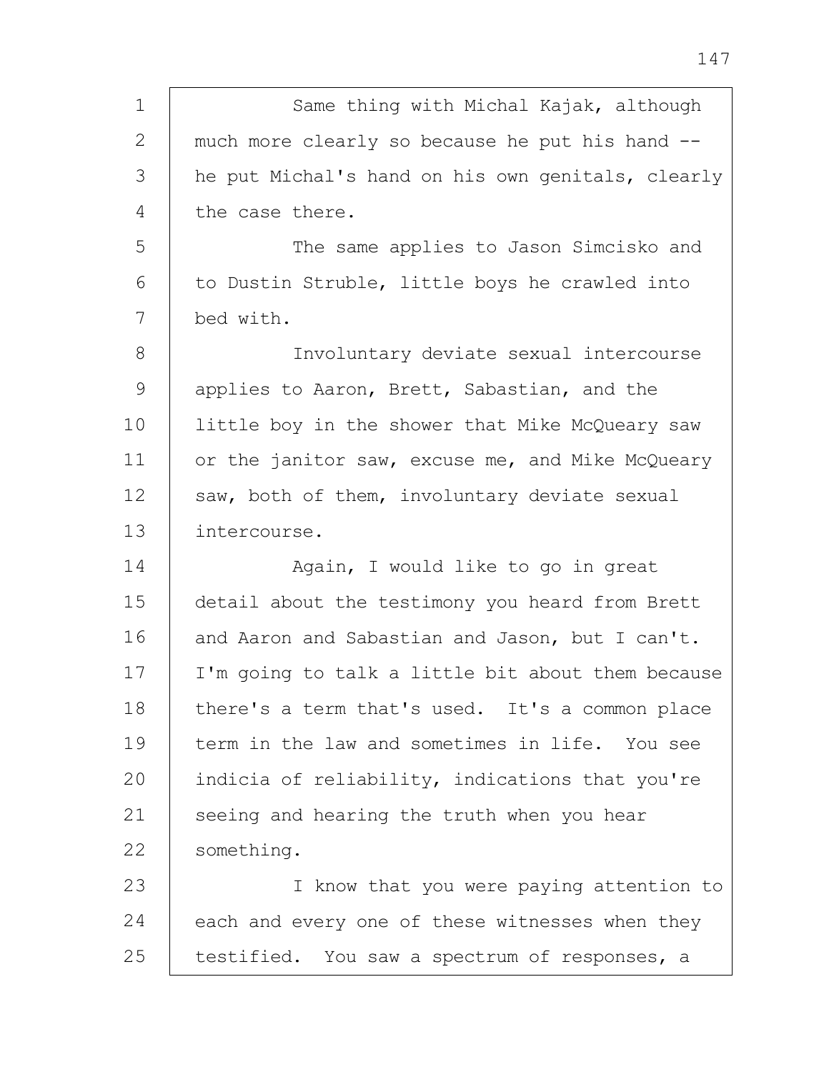Same thing with Michal Kajak, although much more clearly so because he put his hand -- he put Michal's hand on his own genitals, clearly the case there.

The same applies to Jason Simcisko and to Dustin Struble, little boys he crawled into bed with.

Involuntary deviate sexual intercourse applies to Aaron, Brett, Sabastian, and the little boy in the shower that Mike McQueary saw or the janitor saw, excuse me, and Mike McQueary saw, both of them, involuntary deviate sexual intercourse.

Again, I would like to go in great detail about the testimony you heard from Brett and Aaron and Sabastian and Jason, but I can't. I'm going to talk a little bit about them because there's a term that's used. It's a common place term in the law and sometimes in life. You see indicia of reliability, indications that you're seeing and hearing the truth when you hear something.

I know that you were paying attention to each and every one of these witnesses when they testified. You saw a spectrum of responses, a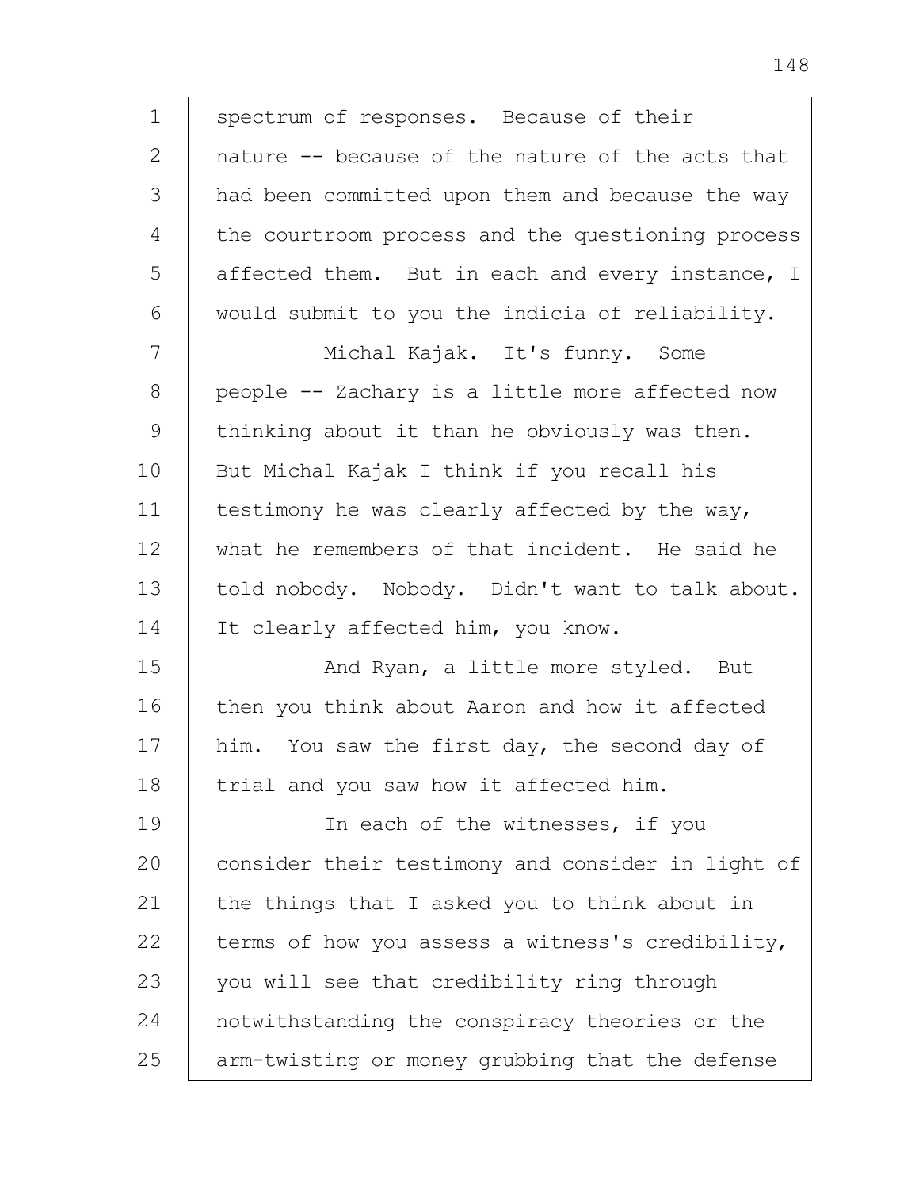spectrum of responses. Because of their nature -- because of the nature of the acts that had been committed upon them and because the way the courtroom process and the questioning process affected them. But in each and every instance, I would submit to you the indicia of reliability.

Michal Kajak. It's funny. Some people -- Zachary is a little more affected now thinking about it than he obviously was then. But Michal Kajak I think if you recall his testimony he was clearly affected by the way, what he remembers of that incident. He said he told nobody. Nobody. Didn't want to talk about. It clearly affected him, you know.

And Ryan, a little more styled. But then you think about Aaron and how it affected him. You saw the first day, the second day of trial and you saw how it affected him.

In each of the witnesses, if you consider their testimony and consider in light of the things that I asked you to think about in terms of how you assess a witness's credibility, you will see that credibility ring through notwithstanding the conspiracy theories or the arm-twisting or money grubbing that the defense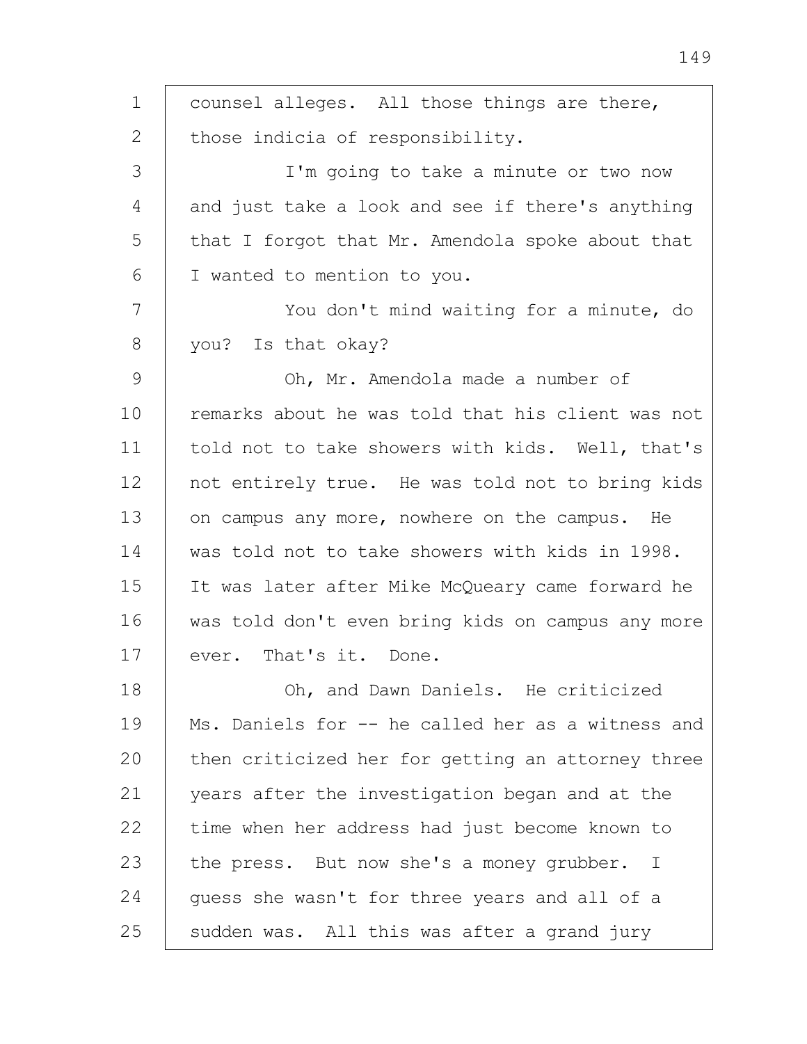counsel alleges. All those things are there, those indicia of responsibility.

I'm going to take a minute or two now and just take a look and see if there's anything that I forgot that Mr. Amendola spoke about that I wanted to mention to you.

You don't mind waiting for a minute, do you? Is that okay?

Oh, Mr. Amendola made a number of remarks about he was told that his client was not told not to take showers with kids. Well, that's not entirely true. He was told not to bring kids on campus any more, nowhere on the campus. He was told not to take showers with kids in 1998. It was later after Mike McQueary came forward he was told don't even bring kids on campus any more ever. That's it. Done.

Oh, and Dawn Daniels. He criticized Ms. Daniels for -- he called her as a witness and then criticized her for getting an attorney three years after the investigation began and at the time when her address had just become known to the press. But now she's a money grubber. I guess she wasn't for three years and all of a sudden was. All this was after a grand jury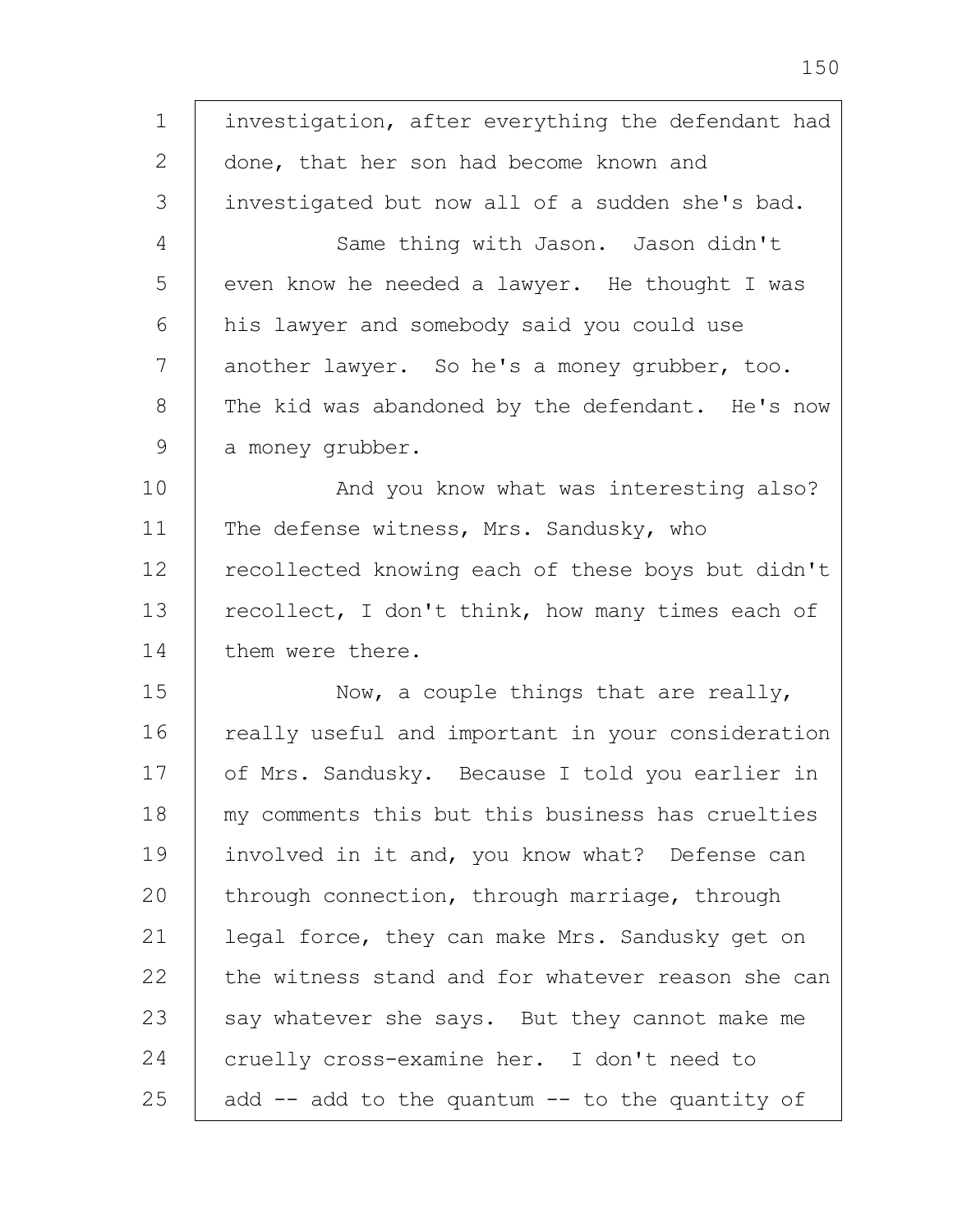investigation, after everything the defendant had done, that her son had become known and investigated but now all of a sudden she's bad.

Same thing with Jason. Jason didn't even know he needed a lawyer. He thought I was his lawyer and somebody said you could use another lawyer. So he's a money grubber, too. The kid was abandoned by the defendant. He's now a money grubber.

And you know what was interesting also? The defense witness, Mrs. Sandusky, who recollected knowing each of these boys but didn't recollect, I don't think, how many times each of them were there.

Now, a couple things that are really, really useful and important in your consideration of Mrs. Sandusky. Because I told you earlier in my comments this but this business has cruelties involved in it and, you know what? Defense can through connection, through marriage, through legal force, they can make Mrs. Sandusky get on the witness stand and for whatever reason she can say whatever she says. But they cannot make me cruelly cross-examine her. I don't need to add -- add to the quantum -- to the quantity of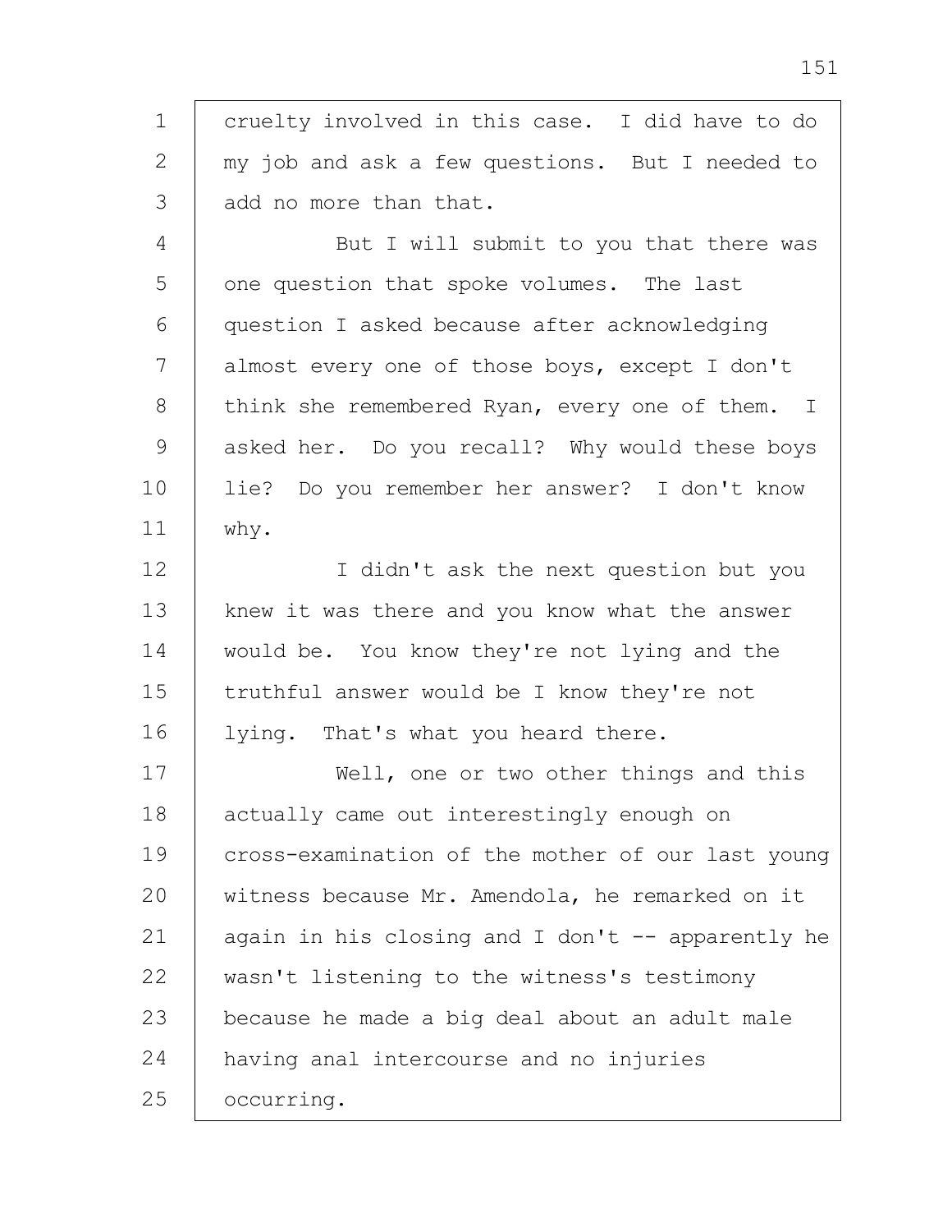1 cruelty involved in this case. I did have to do
2 my job and ask a few questions. But I needed to
3 add no more than that.

4 But I will submit to you that there was
5 one question that spoke volumes. The last
6 question I asked because after acknowledging
7 almost every one of those boys, except I don't
8 think she remembered Ryan, every one of them. I
9 asked her. Do you recall? Why would these boys
10 lie? Do you remember her answer? I don't know
11 why.

12 I didn't ask the next question but you
13 knew it was there and you know what the answer
14 would be. You know they're not lying and the
15 truthful answer would be I know they're not
16 lying. That's what you heard there.

17 Well, one or two other things and this
18 actually came out interestingly enough on
19 cross-examination of the mother of our last young
20 witness because Mr. Amendola, he remarked on it
21 again in his closing and I don't -- apparently he
22 wasn't listening to the witness's testimony
23 because he made a big deal about an adult male
24 having anal intercourse and no injuries
25 occurring.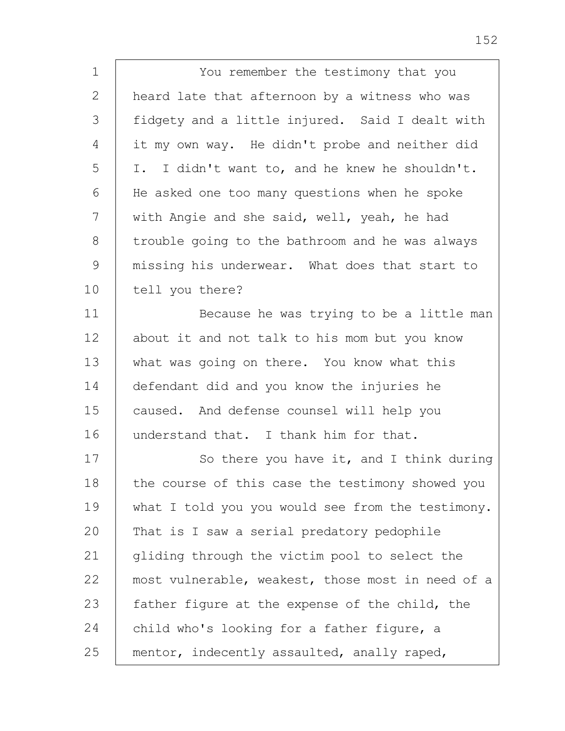You remember the testimony that you heard late that afternoon by a witness who was fidgety and a little injured. Said I dealt with it my own way. He didn't probe and neither did I. I didn't want to, and he knew he shouldn't. He asked one too many questions when he spoke with Angie and she said, well, yeah, he had trouble going to the bathroom and he was always missing his underwear. What does that start to tell you there?

Because he was trying to be a little man about it and not talk to his mom but you know what was going on there. You know what this defendant did and you know the injuries he caused. And defense counsel will help you understand that. I thank him for that.

So there you have it, and I think during the course of this case the testimony showed you what I told you you would see from the testimony. That is I saw a serial predatory pedophile gliding through the victim pool to select the most vulnerable, weakest, those most in need of a father figure at the expense of the child, the child who's looking for a father figure, a mentor, indecently assaulted, anally raped,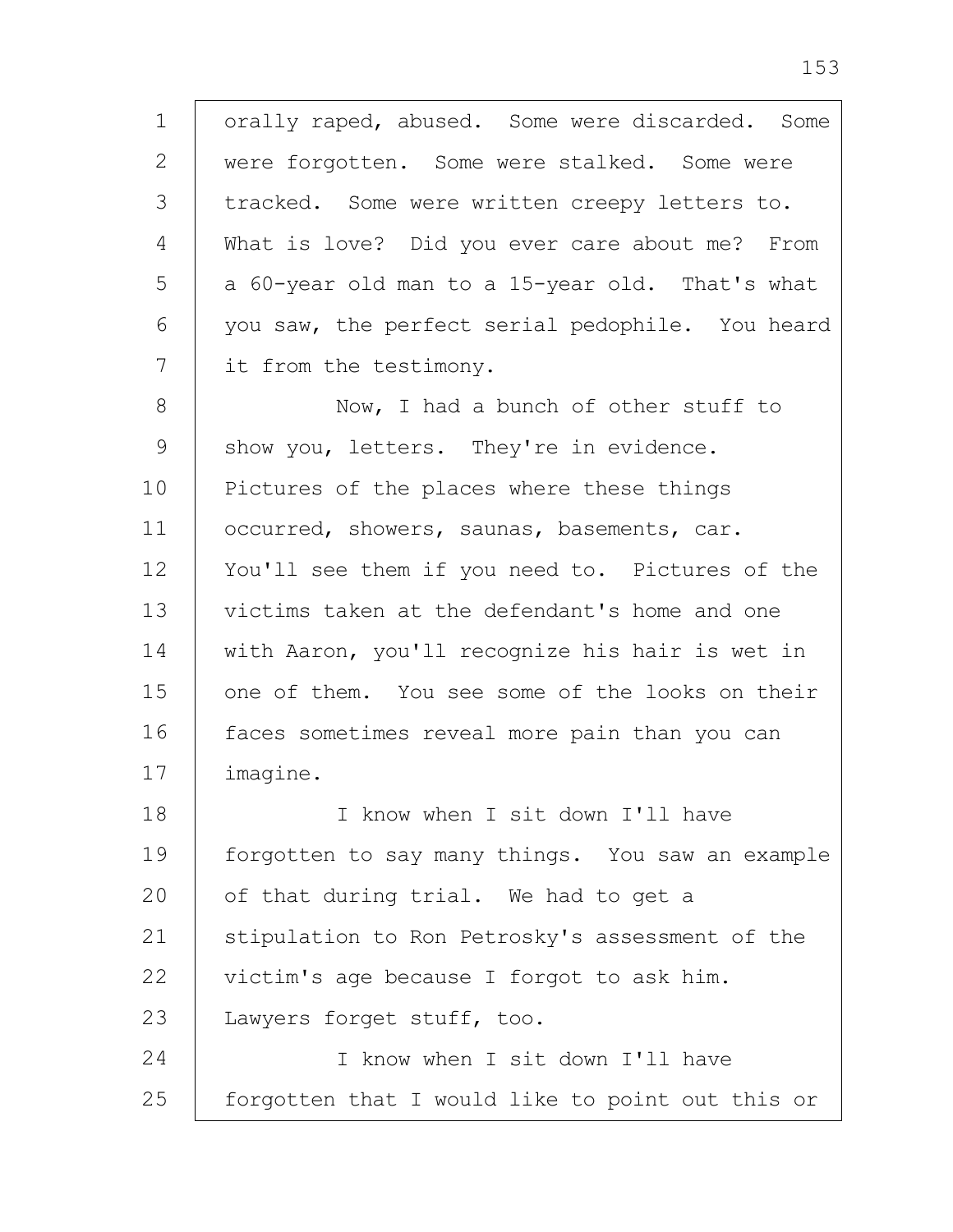orally raped, abused. Some were discarded. Some were forgotten. Some were stalked. Some were tracked. Some were written creepy letters to. What is love? Did you ever care about me? From a 60-year old man to a 15-year old. That's what you saw, the perfect serial pedophile. You heard it from the testimony.

Now, I had a bunch of other stuff to show you, letters. They're in evidence. Pictures of the places where these things occurred, showers, saunas, basements, car. You'll see them if you need to. Pictures of the victims taken at the defendant's home and one with Aaron, you'll recognize his hair is wet in one of them. You see some of the looks on their faces sometimes reveal more pain than you can imagine.

I know when I sit down I'll have forgotten to say many things. You saw an example of that during trial. We had to get a stipulation to Ron Petrosky's assessment of the victim's age because I forgot to ask him. Lawyers forget stuff, too.

I know when I sit down I'll have forgotten that I would like to point out this or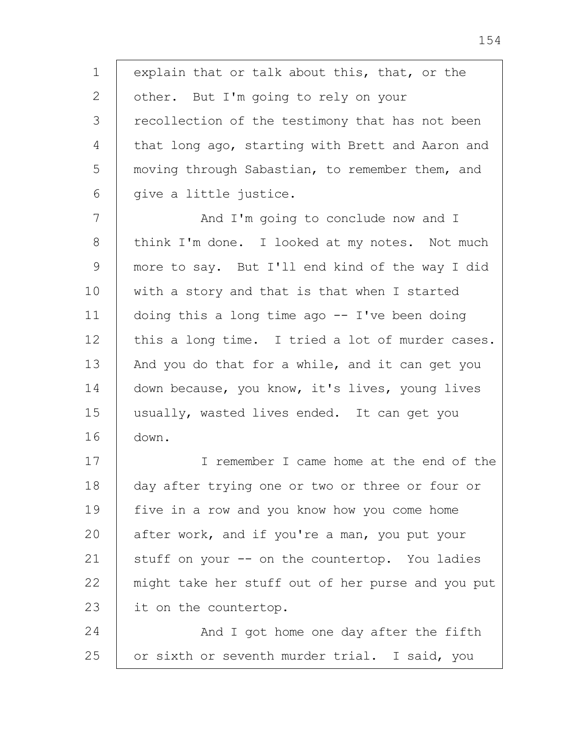explain that or talk about this, that, or the other. But I'm going to rely on your recollection of the testimony that has not been that long ago, starting with Brett and Aaron and moving through Sabastian, to remember them, and give a little justice.

And I'm going to conclude now and I think I'm done. I looked at my notes. Not much more to say. But I'll end kind of the way I did with a story and that is that when I started doing this a long time ago -- I've been doing this a long time. I tried a lot of murder cases. And you do that for a while, and it can get you down because, you know, it's lives, young lives usually, wasted lives ended. It can get you down.

I remember I came home at the end of the day after trying one or two or three or four or five in a row and you know how you come home after work, and if you're a man, you put your stuff on your -- on the countertop. You ladies might take her stuff out of her purse and you put it on the countertop.

And I got home one day after the fifth or sixth or seventh murder trial. I said, you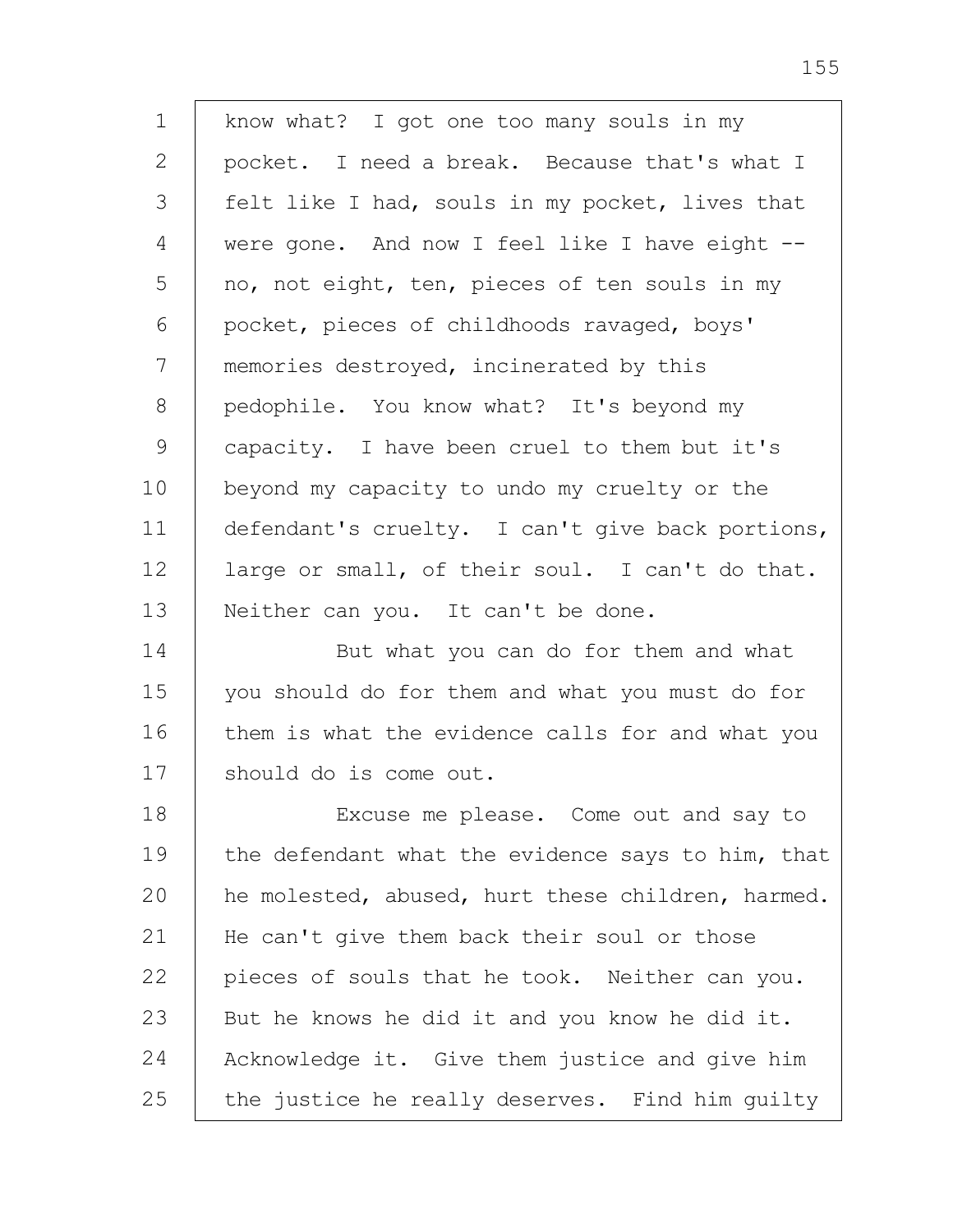know what? I got one too many souls in my pocket. I need a break. Because that's what I felt like I had, souls in my pocket, lives that were gone. And now I feel like I have eight -- no, not eight, ten, pieces of ten souls in my pocket, pieces of childhoods ravaged, boys' memories destroyed, incinerated by this pedophile. You know what? It's beyond my capacity. I have been cruel to them but it's beyond my capacity to undo my cruelty or the defendant's cruelty. I can't give back portions, large or small, of their soul. I can't do that. Neither can you. It can't be done.

But what you can do for them and what you should do for them and what you must do for them is what the evidence calls for and what you should do is come out.

Excuse me please. Come out and say to the defendant what the evidence says to him, that he molested, abused, hurt these children, harmed. He can't give them back their soul or those pieces of souls that he took. Neither can you. But he knows he did it and you know he did it. Acknowledge it. Give them justice and give him the justice he really deserves. Find him guilty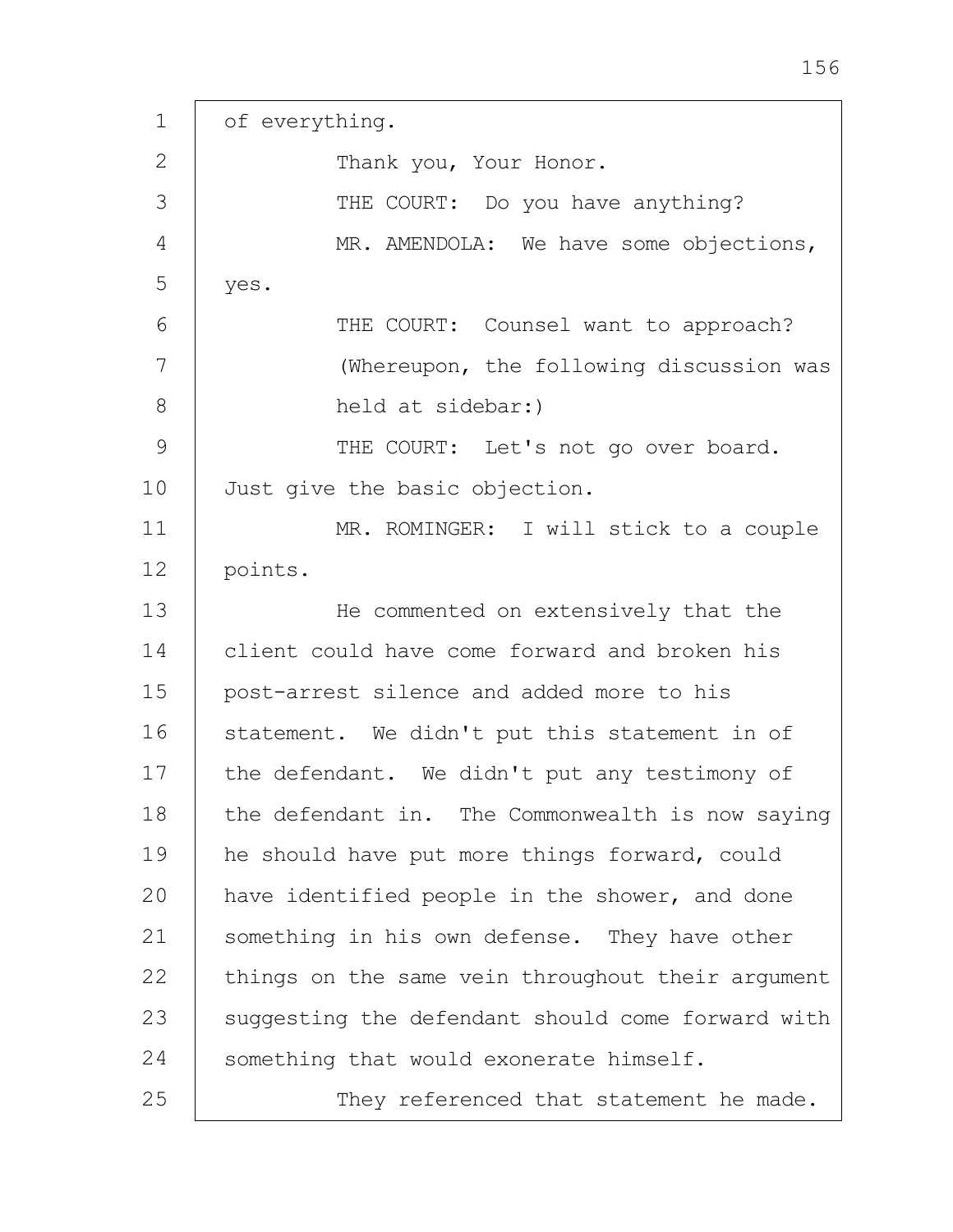of everything.

Thank you, Your Honor.

THE COURT: Do you have anything?

MR. AMENDOLA: We have some objections, yes.

THE COURT: Counsel want to approach?

(Whereupon, the following discussion was held at sidebar:)

THE COURT: Let's not go over board. Just give the basic objection.

MR. ROMINGER: I will stick to a couple points.

He commented on extensively that the client could have come forward and broken his post-arrest silence and added more to his statement. We didn't put this statement in of the defendant. We didn't put any testimony of the defendant in. The Commonwealth is now saying he should have put more things forward, could have identified people in the shower, and done something in his own defense. They have other things on the same vein throughout their argument suggesting the defendant should come forward with something that would exonerate himself.

They referenced that statement he made.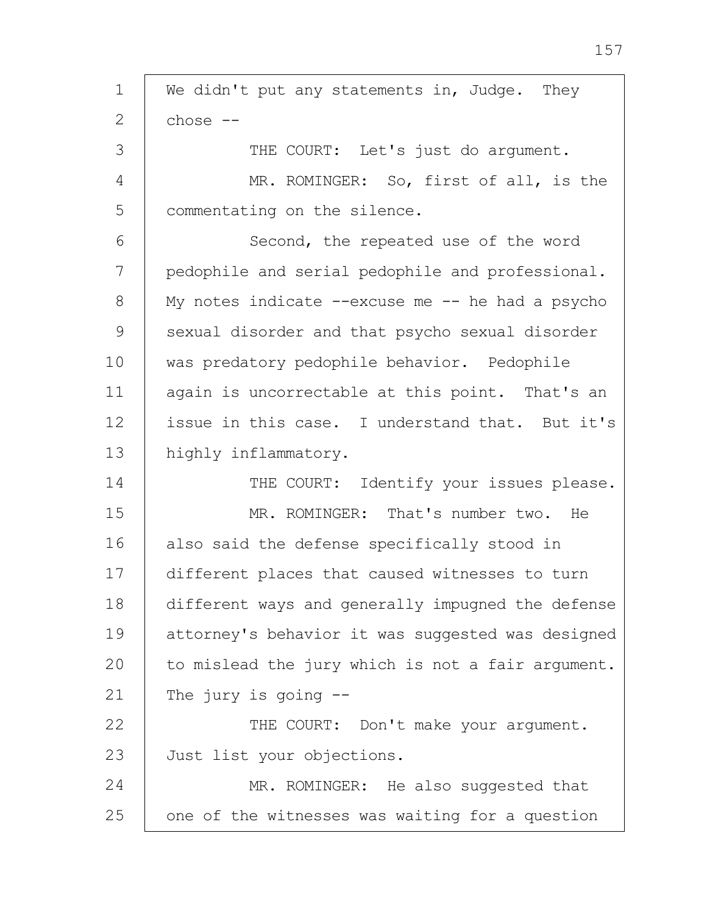We didn't put any statements in, Judge. They chose --

THE COURT: Let's just do argument.

MR. ROMINGER: So, first of all, is the commentating on the silence.

Second, the repeated use of the word pedophile and serial pedophile and professional. My notes indicate --excuse me -- he had a psycho sexual disorder and that psycho sexual disorder was predatory pedophile behavior. Pedophile again is uncorrectable at this point. That's an issue in this case. I understand that. But it's highly inflammatory.

THE COURT: Identify your issues please.

MR. ROMINGER: That's number two. He also said the defense specifically stood in different places that caused witnesses to turn different ways and generally impugned the defense attorney's behavior it was suggested was designed to mislead the jury which is not a fair argument. The jury is going --

THE COURT: Don't make your argument. Just list your objections.

MR. ROMINGER: He also suggested that one of the witnesses was waiting for a question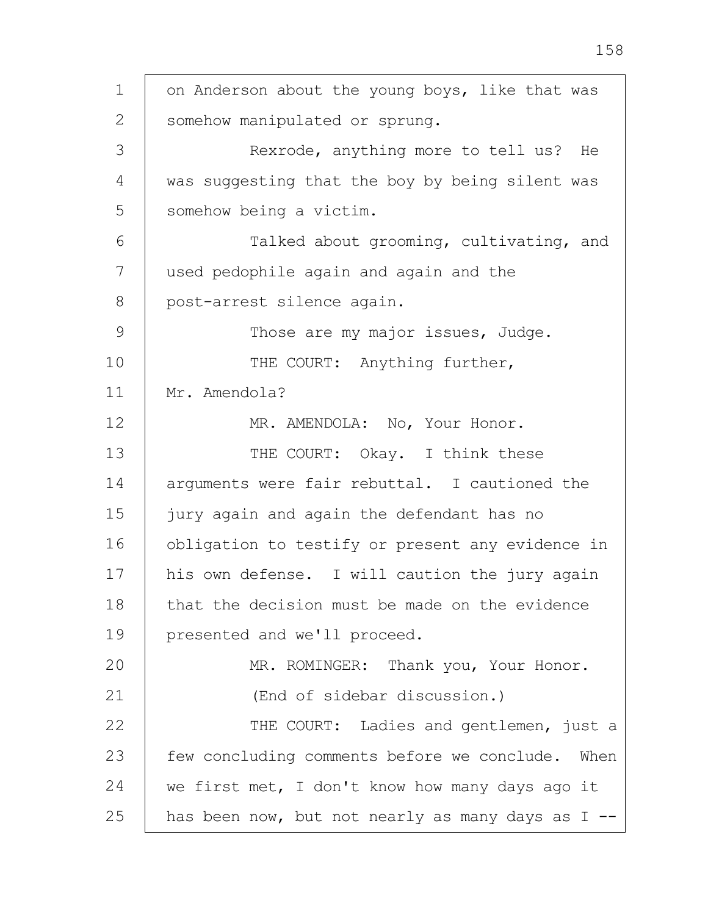on Anderson about the young boys, like that was somehow manipulated or sprung.

Rexrode, anything more to tell us? He was suggesting that the boy by being silent was somehow being a victim.

Talked about grooming, cultivating, and used pedophile again and again and the post-arrest silence again.

Those are my major issues, Judge.

THE COURT: Anything further, Mr. Amendola?

MR. AMENDOLA: No, Your Honor.

THE COURT: Okay. I think these arguments were fair rebuttal. I cautioned the jury again and again the defendant has no obligation to testify or present any evidence in his own defense. I will caution the jury again that the decision must be made on the evidence presented and we'll proceed.

MR. ROMINGER: Thank you, Your Honor.

(End of sidebar discussion.)

THE COURT: Ladies and gentlemen, just a few concluding comments before we conclude. When we first met, I don't know how many days ago it has been now, but not nearly as many days as I --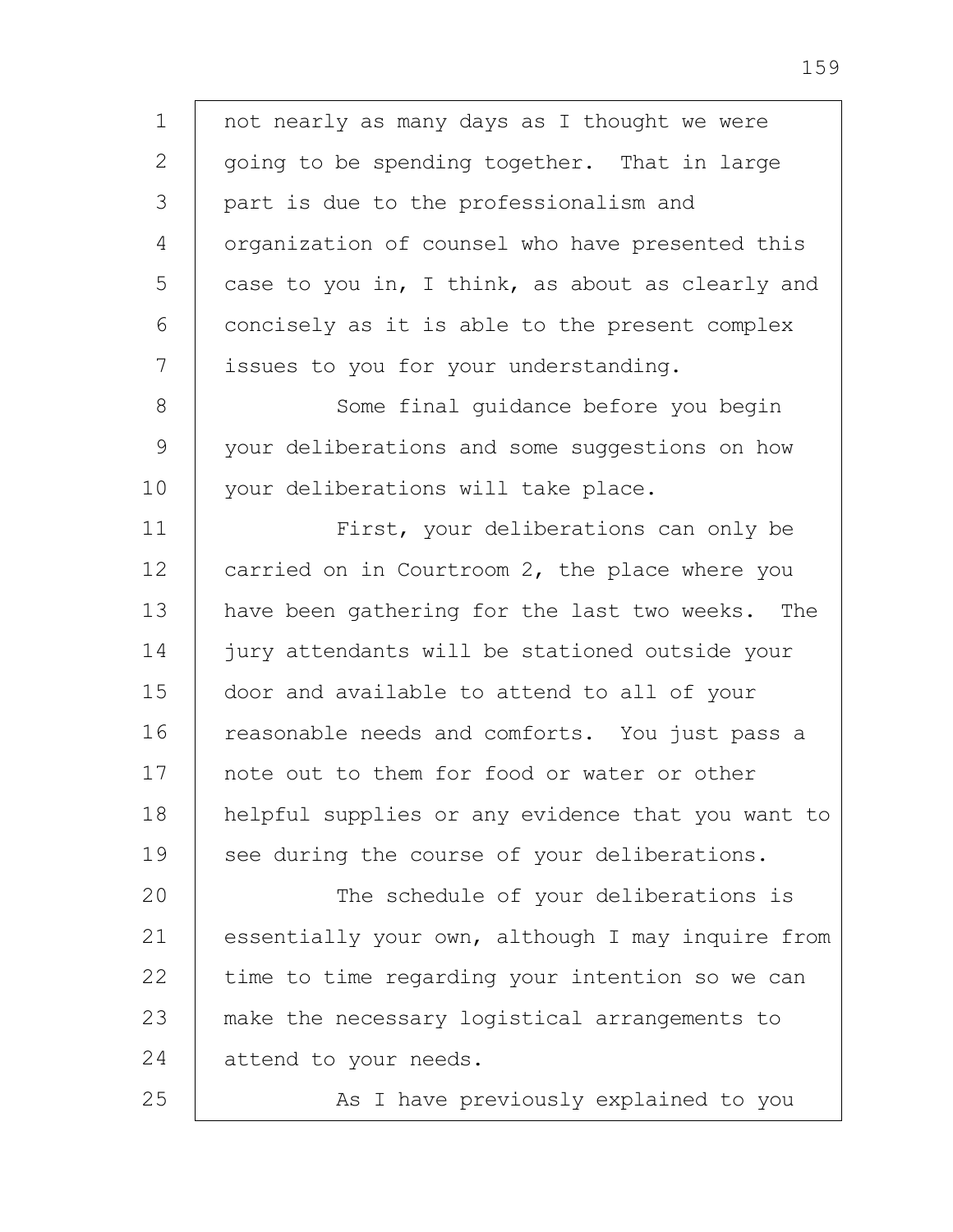not nearly as many days as I thought we were going to be spending together. That in large part is due to the professionalism and organization of counsel who have presented this case to you in, I think, as about as clearly and concisely as it is able to the present complex issues to you for your understanding.

Some final guidance before you begin your deliberations and some suggestions on how your deliberations will take place.

First, your deliberations can only be carried on in Courtroom 2, the place where you have been gathering for the last two weeks. The jury attendants will be stationed outside your door and available to attend to all of your reasonable needs and comforts. You just pass a note out to them for food or water or other helpful supplies or any evidence that you want to see during the course of your deliberations.

The schedule of your deliberations is essentially your own, although I may inquire from time to time regarding your intention so we can make the necessary logistical arrangements to attend to your needs.

As I have previously explained to you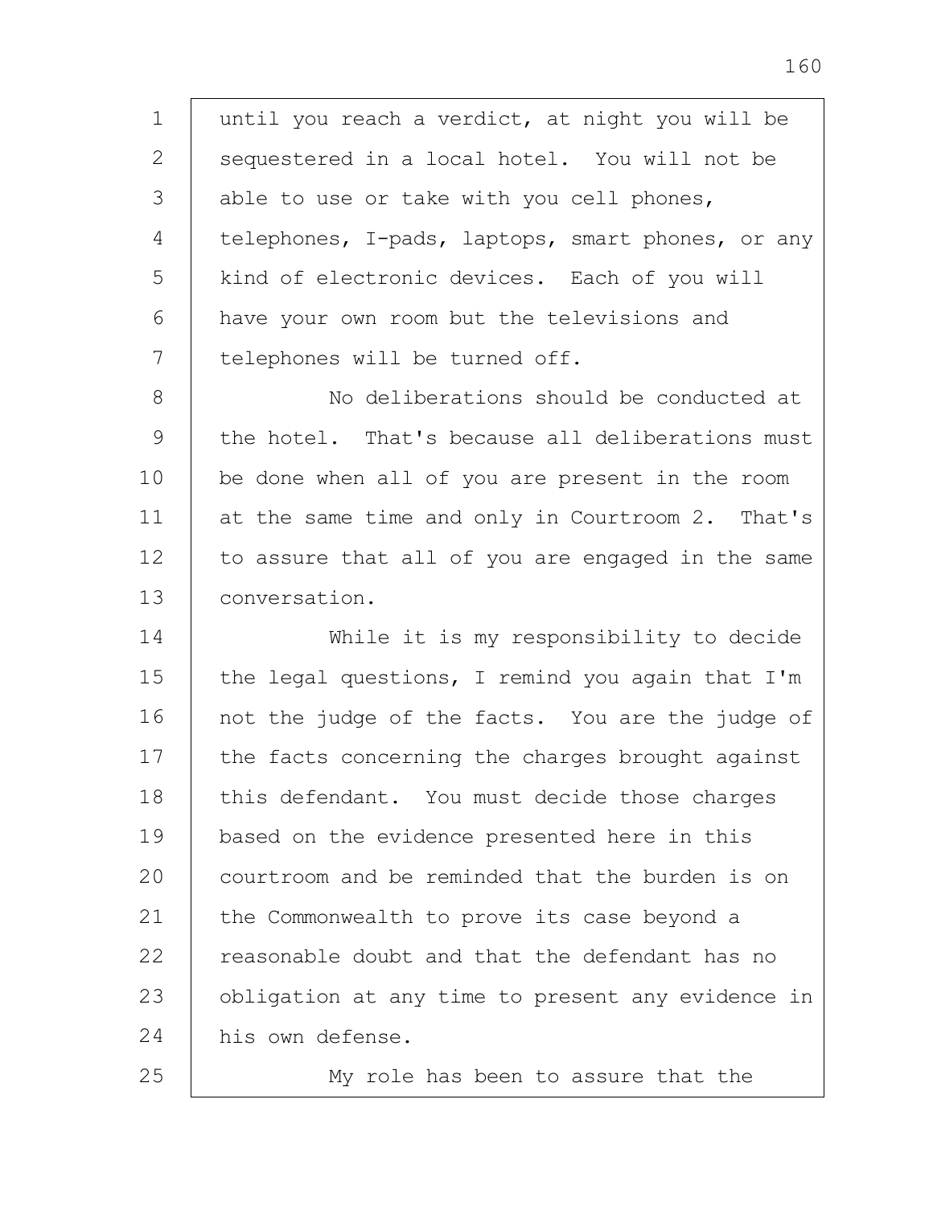until you reach a verdict, at night you will be sequestered in a local hotel. You will not be able to use or take with you cell phones, telephones, I-pads, laptops, smart phones, or any kind of electronic devices. Each of you will have your own room but the televisions and telephones will be turned off.

No deliberations should be conducted at the hotel. That's because all deliberations must be done when all of you are present in the room at the same time and only in Courtroom 2. That's to assure that all of you are engaged in the same conversation.

While it is my responsibility to decide the legal questions, I remind you again that I'm not the judge of the facts. You are the judge of the facts concerning the charges brought against this defendant. You must decide those charges based on the evidence presented here in this courtroom and be reminded that the burden is on the Commonwealth to prove its case beyond a reasonable doubt and that the defendant has no obligation at any time to present any evidence in his own defense.

My role has been to assure that the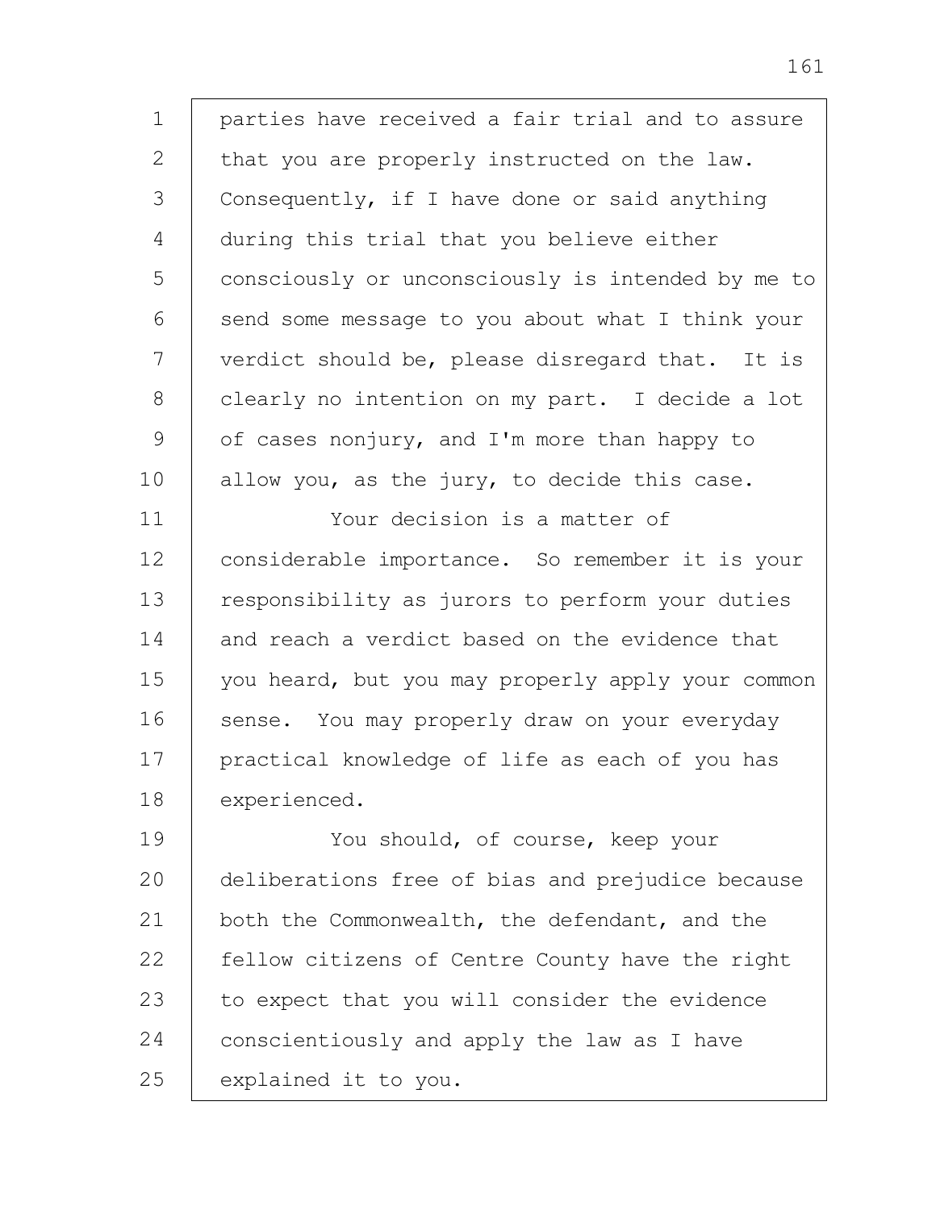parties have received a fair trial and to assure that you are properly instructed on the law. Consequently, if I have done or said anything during this trial that you believe either consciously or unconsciously is intended by me to send some message to you about what I think your verdict should be, please disregard that. It is clearly no intention on my part. I decide a lot of cases nonjury, and I'm more than happy to allow you, as the jury, to decide this case.

Your decision is a matter of considerable importance. So remember it is your responsibility as jurors to perform your duties and reach a verdict based on the evidence that you heard, but you may properly apply your common sense. You may properly draw on your everyday practical knowledge of life as each of you has experienced.

You should, of course, keep your deliberations free of bias and prejudice because both the Commonwealth, the defendant, and the fellow citizens of Centre County have the right to expect that you will consider the evidence conscientiously and apply the law as I have explained it to you.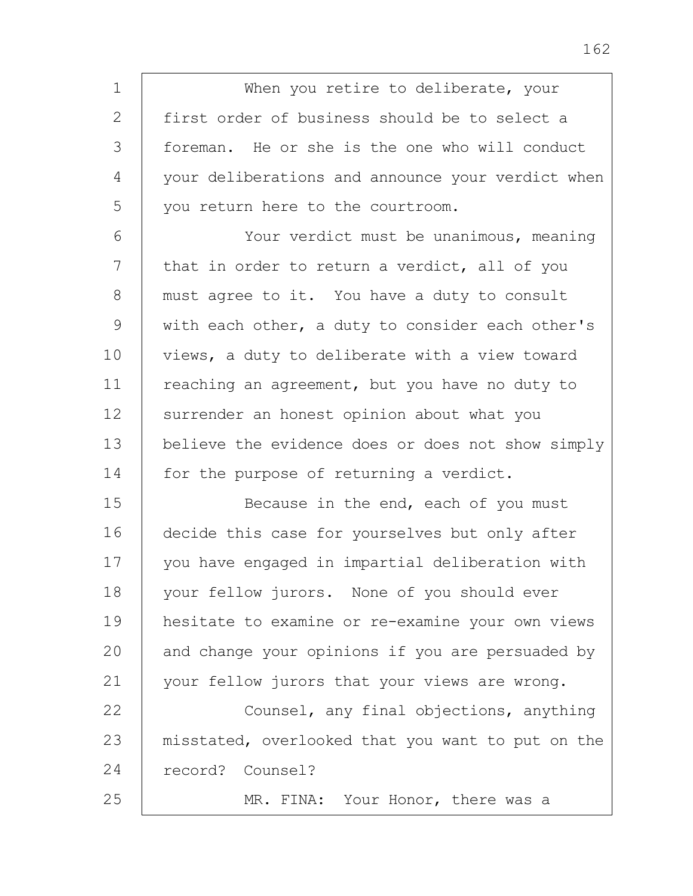When you retire to deliberate, your first order of business should be to select a foreman. He or she is the one who will conduct your deliberations and announce your verdict when you return here to the courtroom.

Your verdict must be unanimous, meaning that in order to return a verdict, all of you must agree to it. You have a duty to consult with each other, a duty to consider each other's views, a duty to deliberate with a view toward reaching an agreement, but you have no duty to surrender an honest opinion about what you believe the evidence does or does not show simply for the purpose of returning a verdict.

Because in the end, each of you must decide this case for yourselves but only after you have engaged in impartial deliberation with your fellow jurors. None of you should ever hesitate to examine or re-examine your own views and change your opinions if you are persuaded by your fellow jurors that your views are wrong.

Counsel, any final objections, anything misstated, overlooked that you want to put on the record? Counsel?

MR. FINA: Your Honor, there was a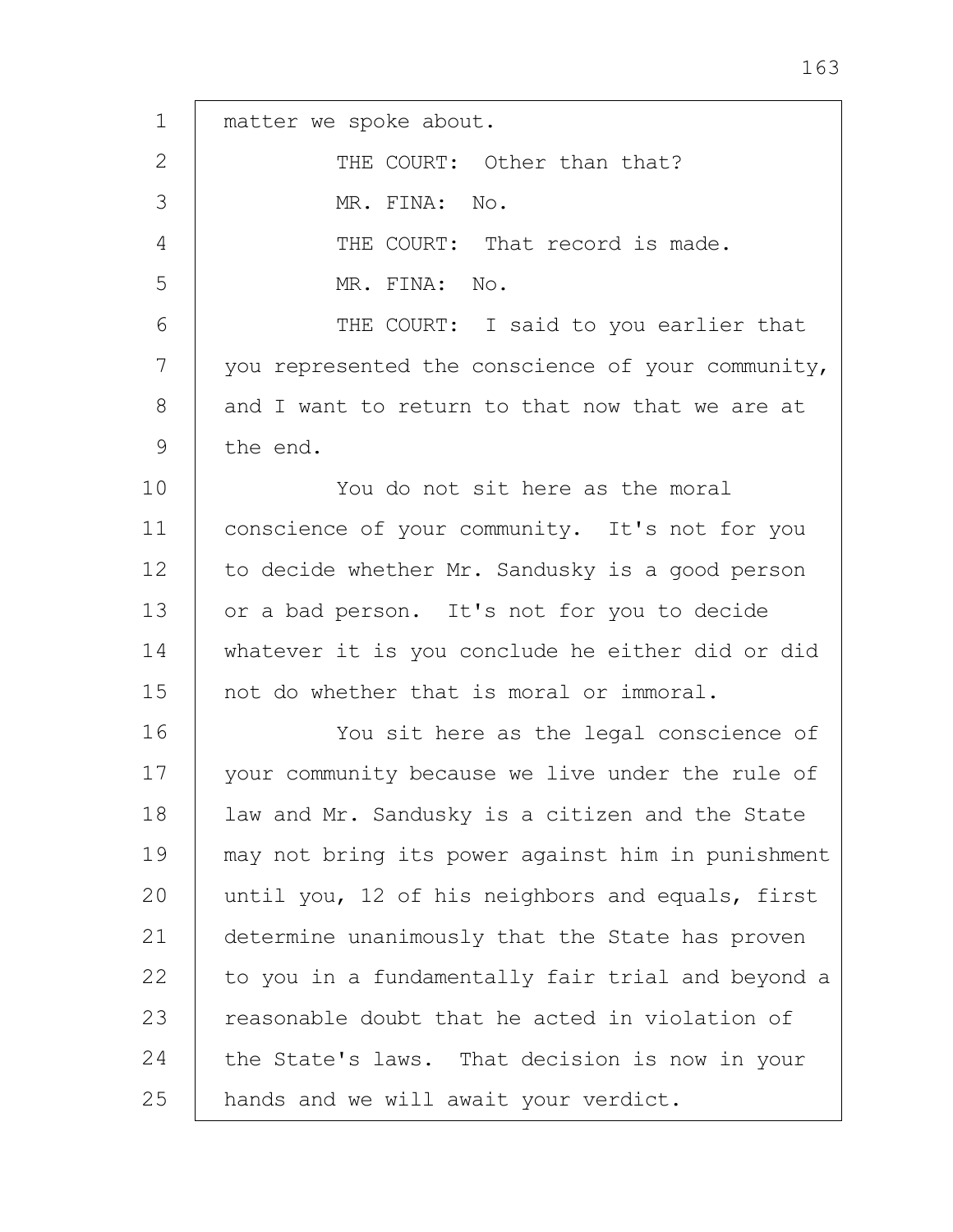matter we spoke about.

THE COURT: Other than that?

MR. FINA: No.

THE COURT: That record is made.

MR. FINA: No.

THE COURT: I said to you earlier that you represented the conscience of your community, and I want to return to that now that we are at the end.

You do not sit here as the moral conscience of your community. It's not for you to decide whether Mr. Sandusky is a good person or a bad person. It's not for you to decide whatever it is you conclude he either did or did not do whether that is moral or immoral.

You sit here as the legal conscience of your community because we live under the rule of law and Mr. Sandusky is a citizen and the State may not bring its power against him in punishment until you, 12 of his neighbors and equals, first determine unanimously that the State has proven to you in a fundamentally fair trial and beyond a reasonable doubt that he acted in violation of the State's laws. That decision is now in your hands and we will await your verdict.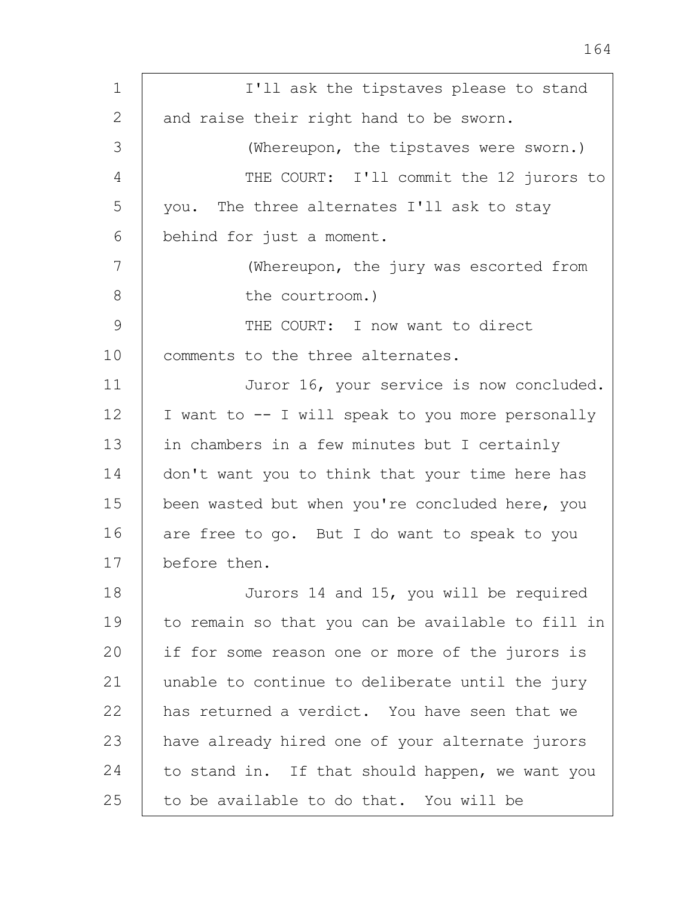I'll ask the tipstaves please to stand and raise their right hand to be sworn.

(Whereupon, the tipstaves were sworn.)

THE COURT: I'll commit the 12 jurors to you. The three alternates I'll ask to stay behind for just a moment.

(Whereupon, the jury was escorted from the courtroom.)

THE COURT: I now want to direct comments to the three alternates.

Juror 16, your service is now concluded. I want to -- I will speak to you more personally in chambers in a few minutes but I certainly don't want you to think that your time here has been wasted but when you're concluded here, you are free to go. But I do want to speak to you before then.

Jurors 14 and 15, you will be required to remain so that you can be available to fill in if for some reason one or more of the jurors is unable to continue to deliberate until the jury has returned a verdict. You have seen that we have already hired one of your alternate jurors to stand in. If that should happen, we want you to be available to do that. You will be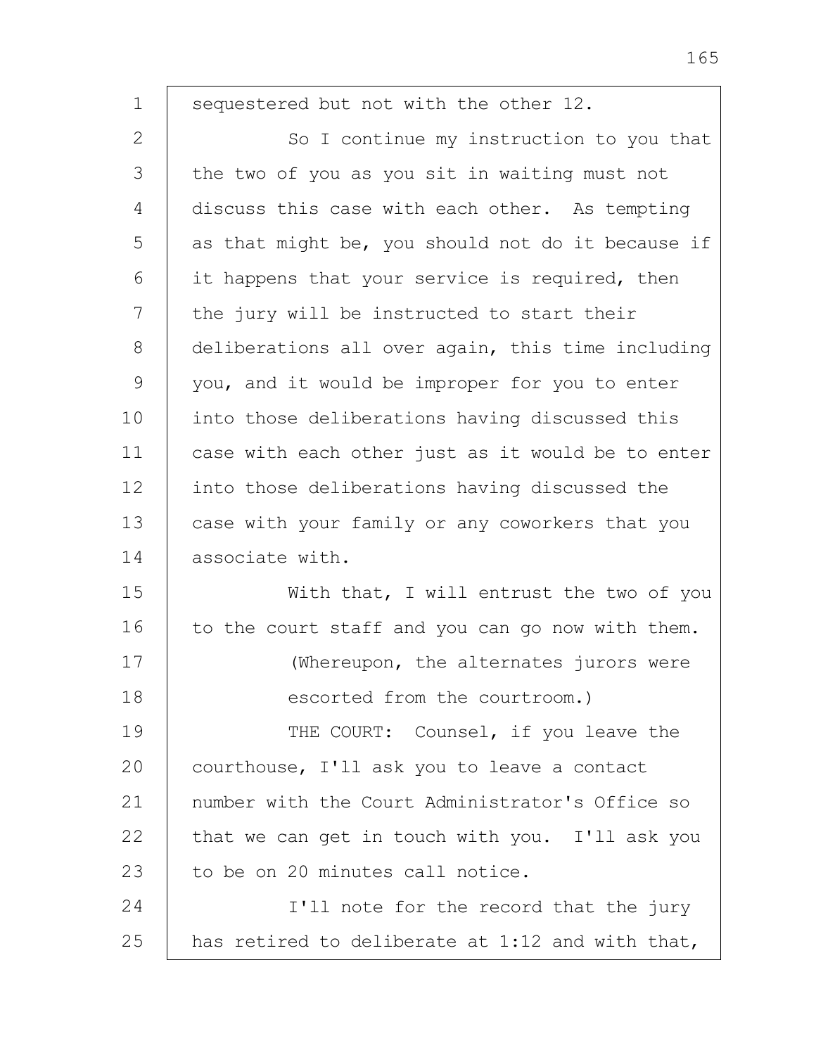sequestered but not with the other 12.

So I continue my instruction to you that the two of you as you sit in waiting must not discuss this case with each other. As tempting as that might be, you should not do it because if it happens that your service is required, then the jury will be instructed to start their deliberations all over again, this time including you, and it would be improper for you to enter into those deliberations having discussed this case with each other just as it would be to enter into those deliberations having discussed the case with your family or any coworkers that you associate with.

With that, I will entrust the two of you to the court staff and you can go now with them.

(Whereupon, the alternates jurors were escorted from the courtroom.)

THE COURT: Counsel, if you leave the courthouse, I'll ask you to leave a contact number with the Court Administrator's Office so that we can get in touch with you. I'll ask you to be on 20 minutes call notice.

I'll note for the record that the jury has retired to deliberate at 1:12 and with that,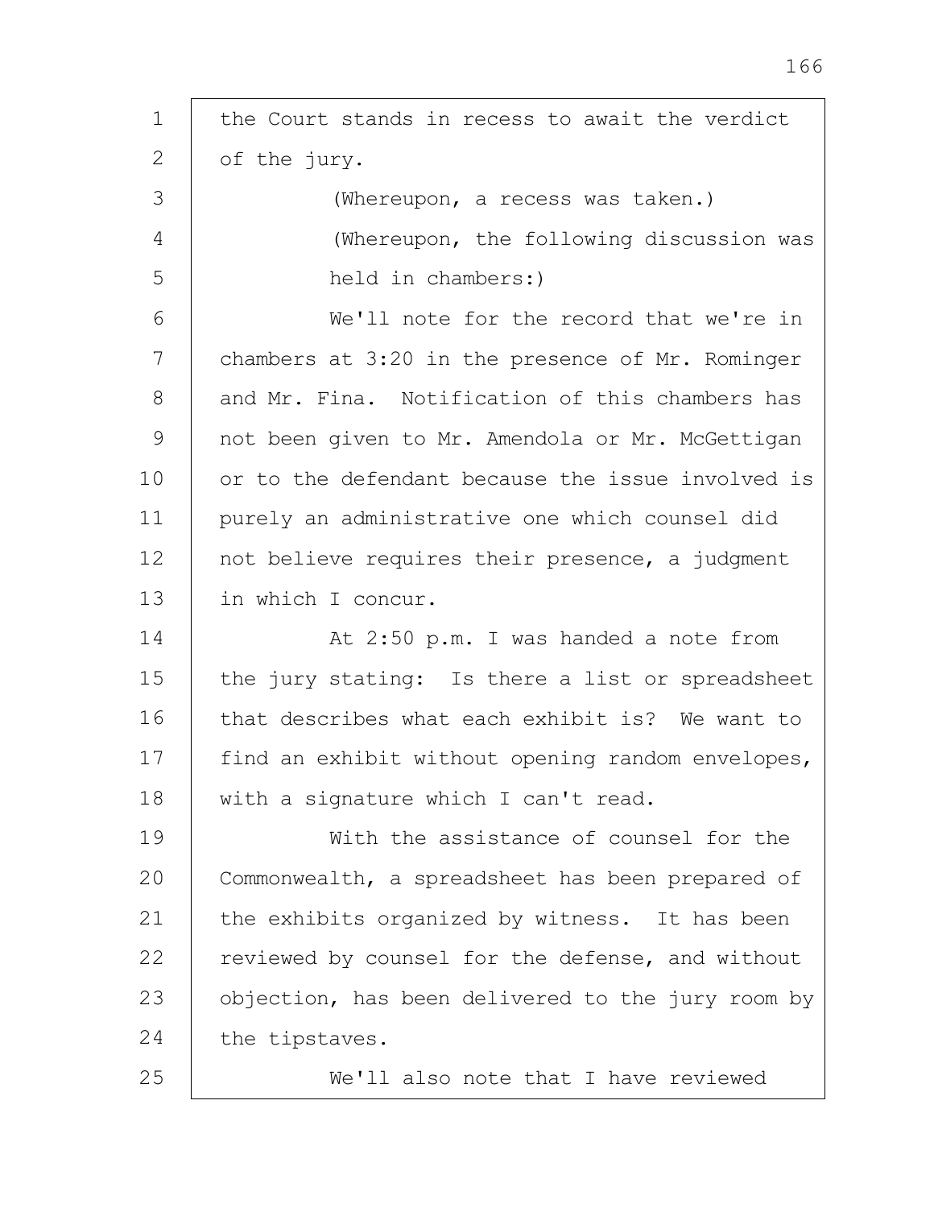the Court stands in recess to await the verdict of the jury.

(Whereupon, a recess was taken.)

(Whereupon, the following discussion was held in chambers:)

We'll note for the record that we're in chambers at 3:20 in the presence of Mr. Rominger and Mr. Fina. Notification of this chambers has not been given to Mr. Amendola or Mr. McGettigan or to the defendant because the issue involved is purely an administrative one which counsel did not believe requires their presence, a judgment in which I concur.

At 2:50 p.m. I was handed a note from the jury stating: Is there a list or spreadsheet that describes what each exhibit is? We want to find an exhibit without opening random envelopes, with a signature which I can't read.

With the assistance of counsel for the Commonwealth, a spreadsheet has been prepared of the exhibits organized by witness. It has been reviewed by counsel for the defense, and without objection, has been delivered to the jury room by the tipstaves.

We'll also note that I have reviewed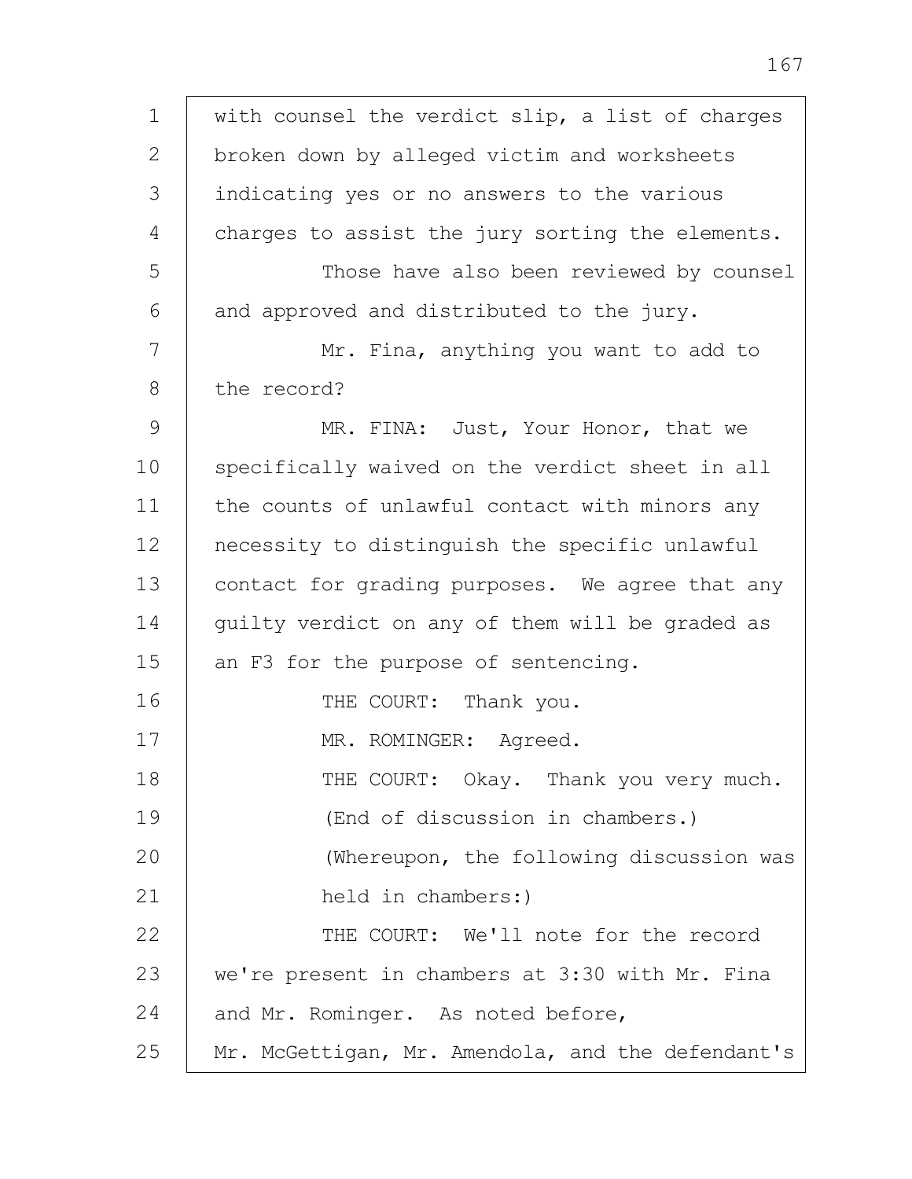with counsel the verdict slip, a list of charges broken down by alleged victim and worksheets indicating yes or no answers to the various charges to assist the jury sorting the elements.

Those have also been reviewed by counsel and approved and distributed to the jury.

Mr. Fina, anything you want to add to the record?

MR. FINA: Just, Your Honor, that we specifically waived on the verdict sheet in all the counts of unlawful contact with minors any necessity to distinguish the specific unlawful contact for grading purposes. We agree that any guilty verdict on any of them will be graded as an F3 for the purpose of sentencing.

THE COURT: Thank you.

MR. ROMINGER: Agreed.

THE COURT: Okay. Thank you very much.

(End of discussion in chambers.)

(Whereupon, the following discussion was held in chambers:)

THE COURT: We'll note for the record we're present in chambers at 3:30 with Mr. Fina and Mr. Rominger. As noted before, Mr. McGettigan, Mr. Amendola, and the defendant's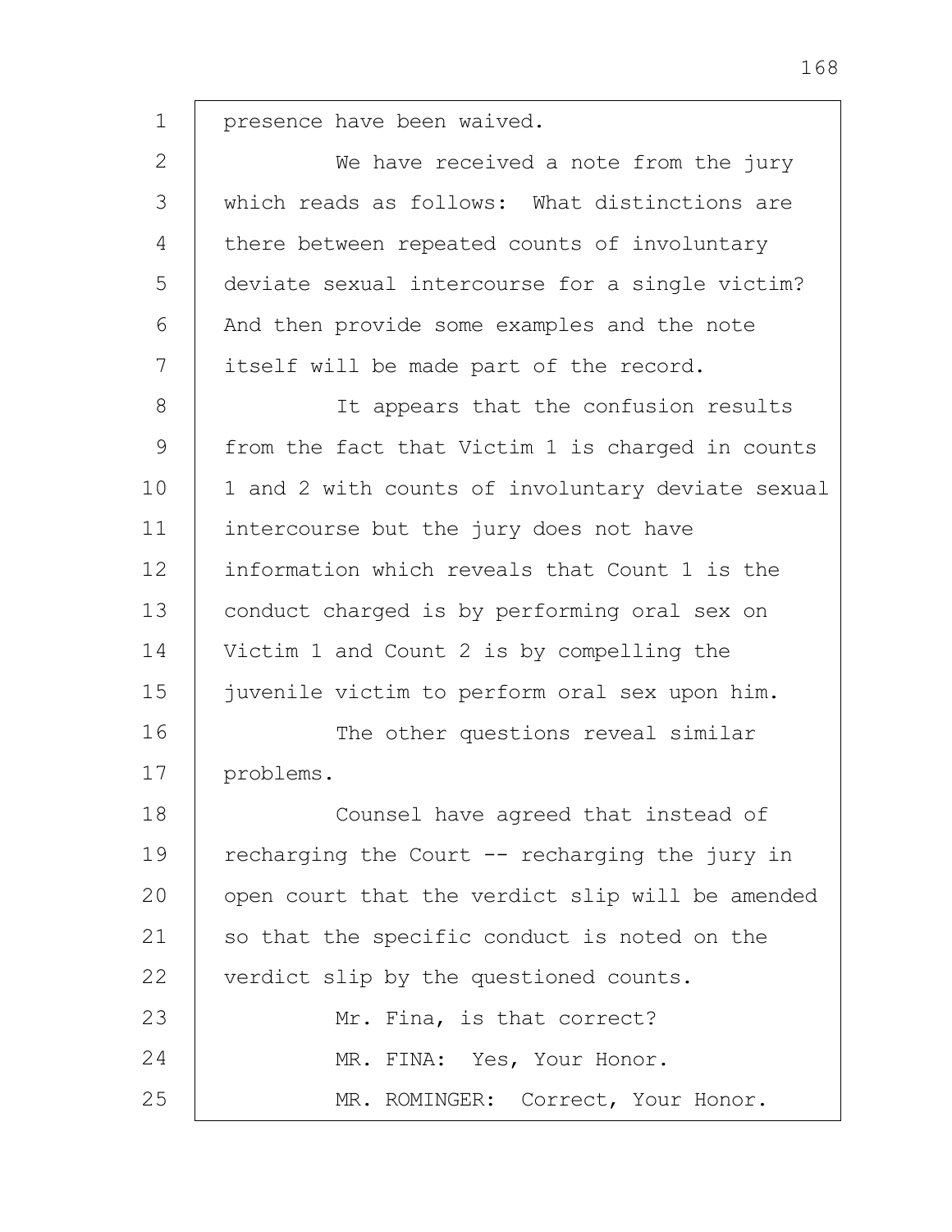presence have been waived.

We have received a note from the jury which reads as follows: What distinctions are there between repeated counts of involuntary deviate sexual intercourse for a single victim? And then provide some examples and the note itself will be made part of the record.

It appears that the confusion results from the fact that Victim 1 is charged in counts 1 and 2 with counts of involuntary deviate sexual intercourse but the jury does not have information which reveals that Count 1 is the conduct charged is by performing oral sex on Victim 1 and Count 2 is by compelling the juvenile victim to perform oral sex upon him.

The other questions reveal similar problems.

Counsel have agreed that instead of recharging the Court -- recharging the jury in open court that the verdict slip will be amended so that the specific conduct is noted on the verdict slip by the questioned counts.

Mr. Fina, is that correct?

MR. FINA: Yes, Your Honor.

MR. ROMINGER: Correct, Your Honor.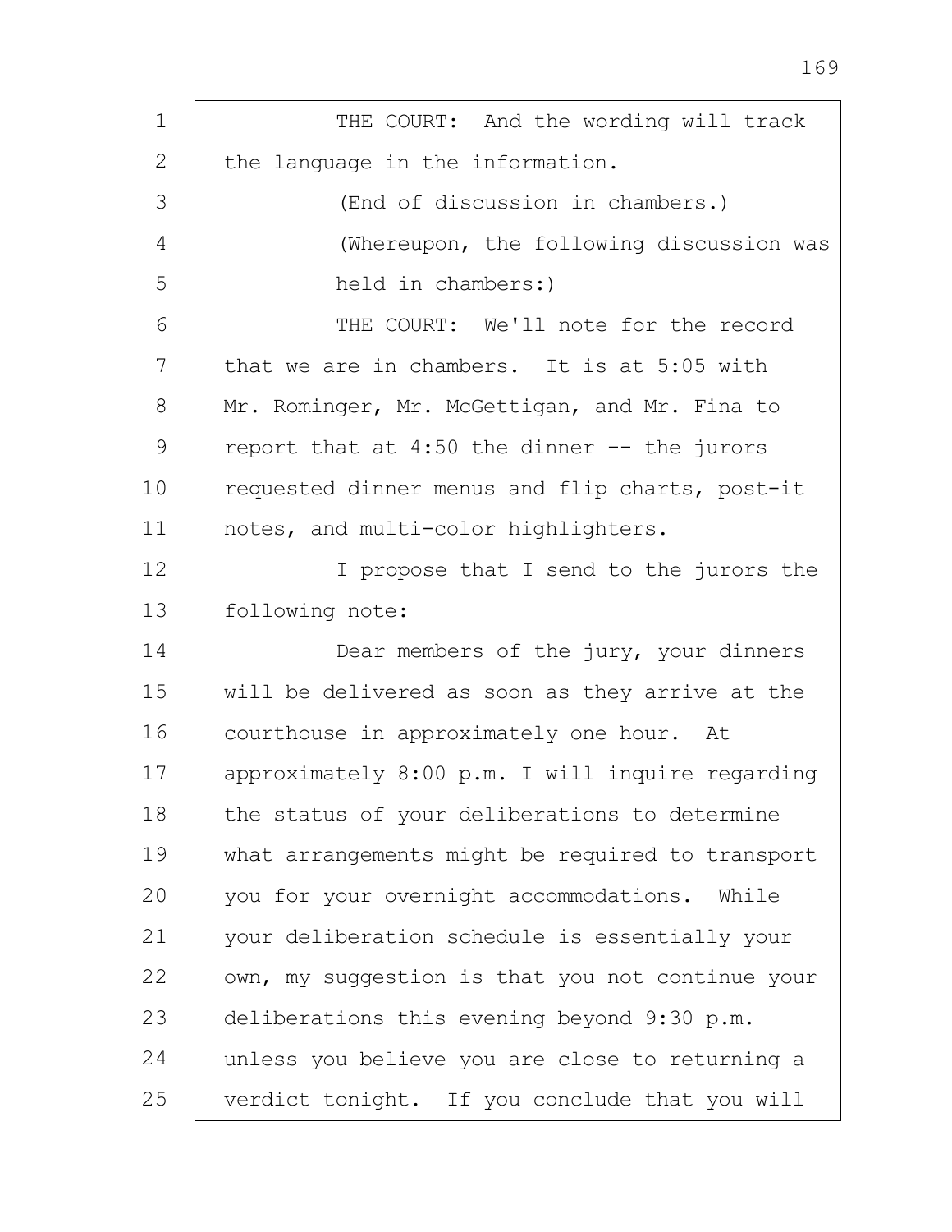THE COURT: And the wording will track the language in the information.

(End of discussion in chambers.)

(Whereupon, the following discussion was held in chambers:)

THE COURT: We'll note for the record that we are in chambers. It is at 5:05 with Mr. Rominger, Mr. McGettigan, and Mr. Fina to report that at 4:50 the dinner -- the jurors requested dinner menus and flip charts, post-it notes, and multi-color highlighters.

I propose that I send to the jurors the following note:

Dear members of the jury, your dinners will be delivered as soon as they arrive at the courthouse in approximately one hour. At approximately 8:00 p.m. I will inquire regarding the status of your deliberations to determine what arrangements might be required to transport you for your overnight accommodations. While your deliberation schedule is essentially your own, my suggestion is that you not continue your deliberations this evening beyond 9:30 p.m. unless you believe you are close to returning a verdict tonight. If you conclude that you will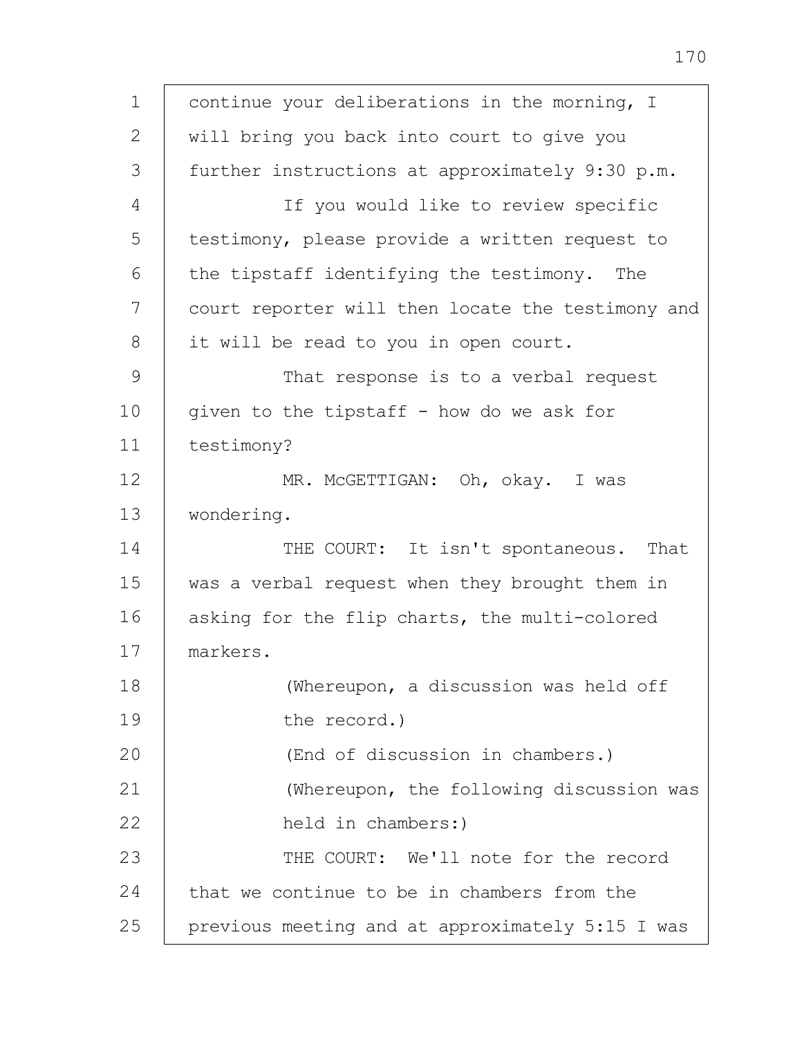continue your deliberations in the morning, I will bring you back into court to give you further instructions at approximately 9:30 p.m.

If you would like to review specific testimony, please provide a written request to the tipstaff identifying the testimony. The court reporter will then locate the testimony and it will be read to you in open court.

That response is to a verbal request given to the tipstaff - how do we ask for testimony?

MR. McGETTIGAN: Oh, okay. I was wondering.

THE COURT: It isn't spontaneous. That was a verbal request when they brought them in asking for the flip charts, the multi-colored markers.

(Whereupon, a discussion was held off the record.)

(End of discussion in chambers.)

(Whereupon, the following discussion was held in chambers:)

THE COURT: We'll note for the record that we continue to be in chambers from the previous meeting and at approximately 5:15 I was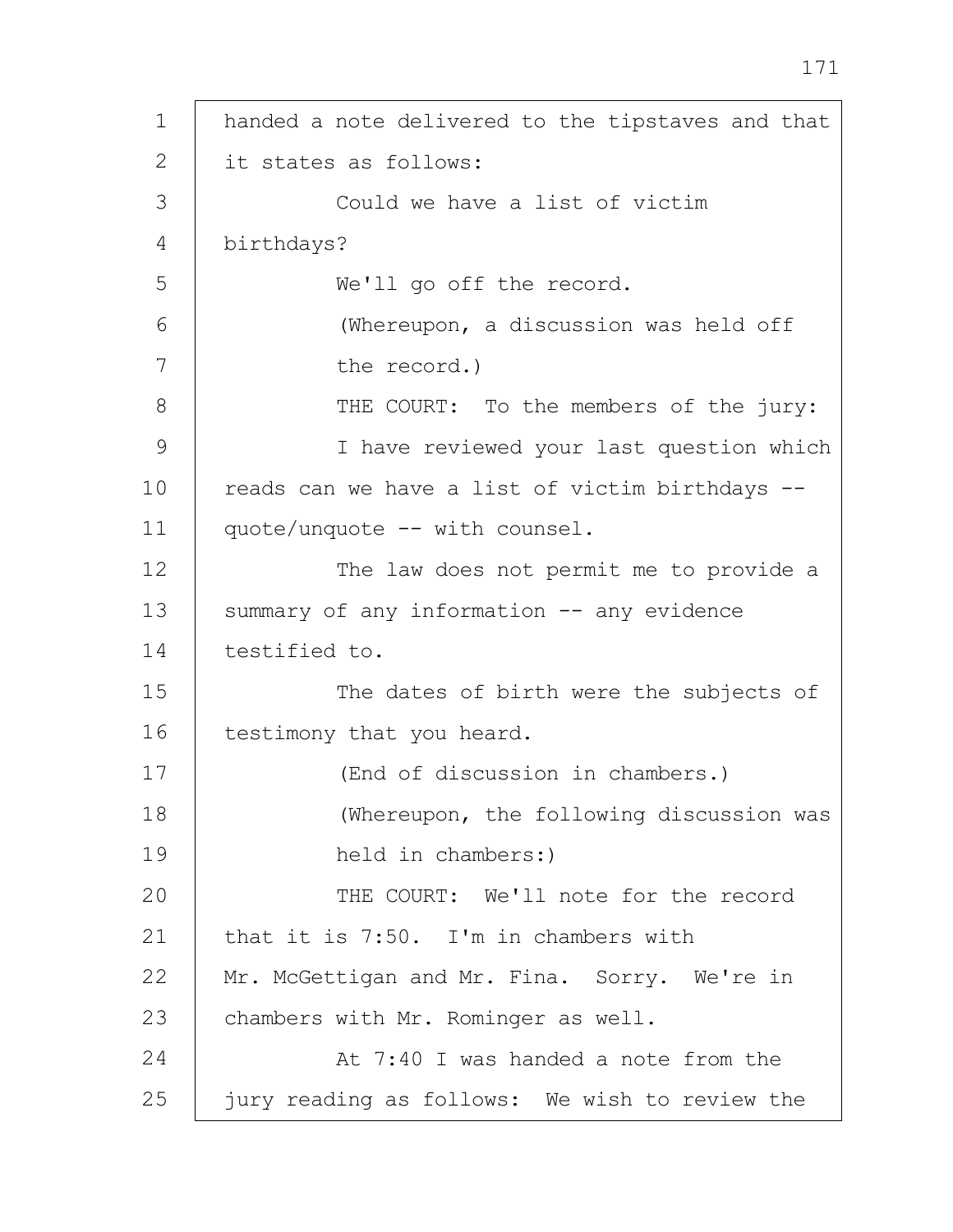handed a note delivered to the tipstaves and that it states as follows:

Could we have a list of victim birthdays?

We'll go off the record.

(Whereupon, a discussion was held off the record.)

THE COURT: To the members of the jury:

I have reviewed your last question which reads can we have a list of victim birthdays -- quote/unquote -- with counsel.

The law does not permit me to provide a summary of any information -- any evidence testified to.

The dates of birth were the subjects of testimony that you heard.

(End of discussion in chambers.)

(Whereupon, the following discussion was held in chambers:)

THE COURT: We'll note for the record that it is 7:50. I'm in chambers with Mr. McGettigan and Mr. Fina. Sorry. We're in chambers with Mr. Rominger as well.

At 7:40 I was handed a note from the jury reading as follows: We wish to review the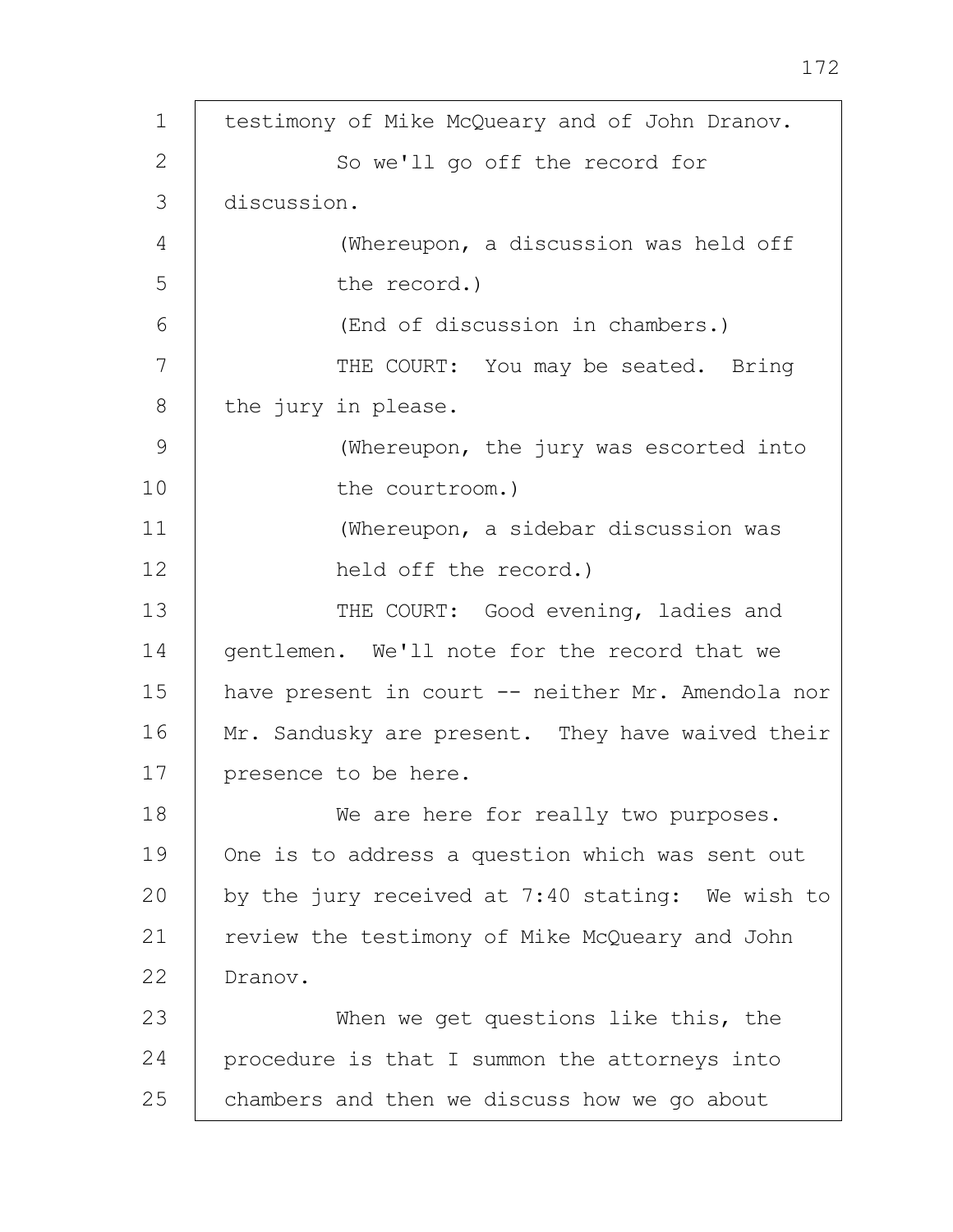testimony of Mike McQueary and of John Dranov.

So we'll go off the record for discussion.

(Whereupon, a discussion was held off the record.)

(End of discussion in chambers.)

THE COURT: You may be seated. Bring the jury in please.

(Whereupon, the jury was escorted into the courtroom.)

(Whereupon, a sidebar discussion was held off the record.)

THE COURT: Good evening, ladies and gentlemen. We'll note for the record that we have present in court -- neither Mr. Amendola nor Mr. Sandusky are present. They have waived their presence to be here.

We are here for really two purposes. One is to address a question which was sent out by the jury received at 7:40 stating: We wish to review the testimony of Mike McQueary and John Dranov.

When we get questions like this, the procedure is that I summon the attorneys into chambers and then we discuss how we go about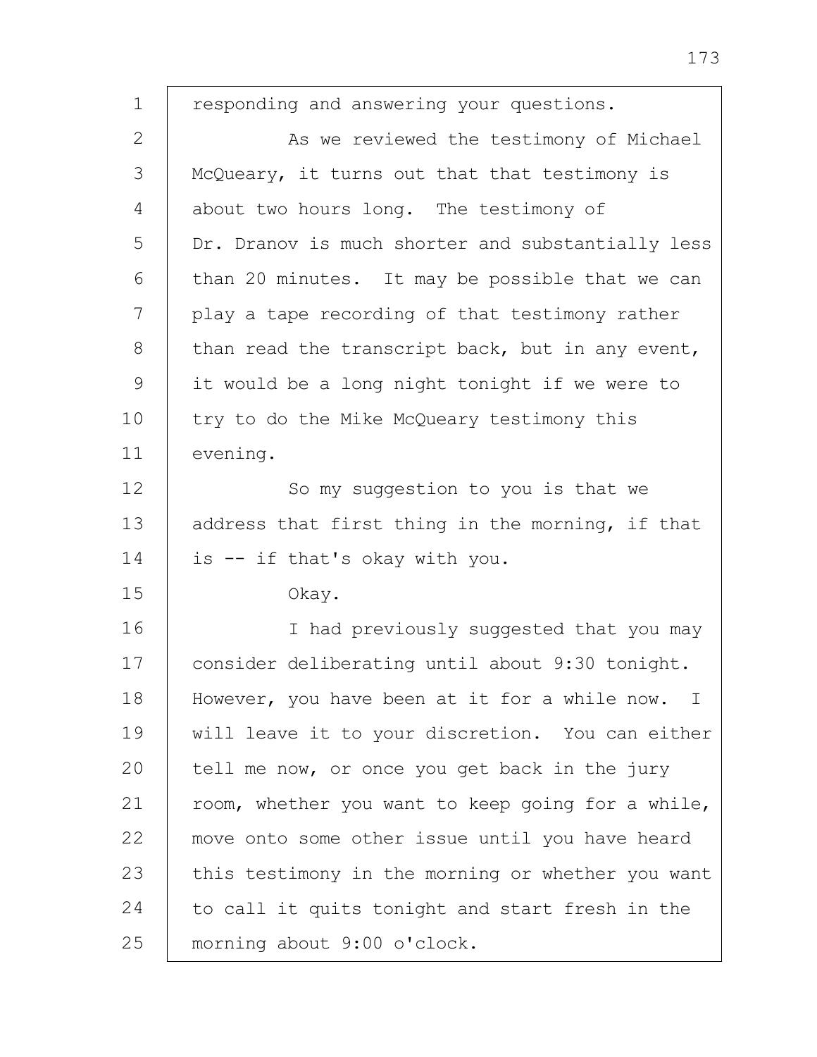responding and answering your questions.

As we reviewed the testimony of Michael McQueary, it turns out that that testimony is about two hours long. The testimony of Dr. Dranov is much shorter and substantially less than 20 minutes. It may be possible that we can play a tape recording of that testimony rather than read the transcript back, but in any event, it would be a long night tonight if we were to try to do the Mike McQueary testimony this evening.

So my suggestion to you is that we address that first thing in the morning, if that is -- if that's okay with you.

Okay.

I had previously suggested that you may consider deliberating until about 9:30 tonight. However, you have been at it for a while now. I will leave it to your discretion. You can either tell me now, or once you get back in the jury room, whether you want to keep going for a while, move onto some other issue until you have heard this testimony in the morning or whether you want to call it quits tonight and start fresh in the morning about 9:00 o'clock.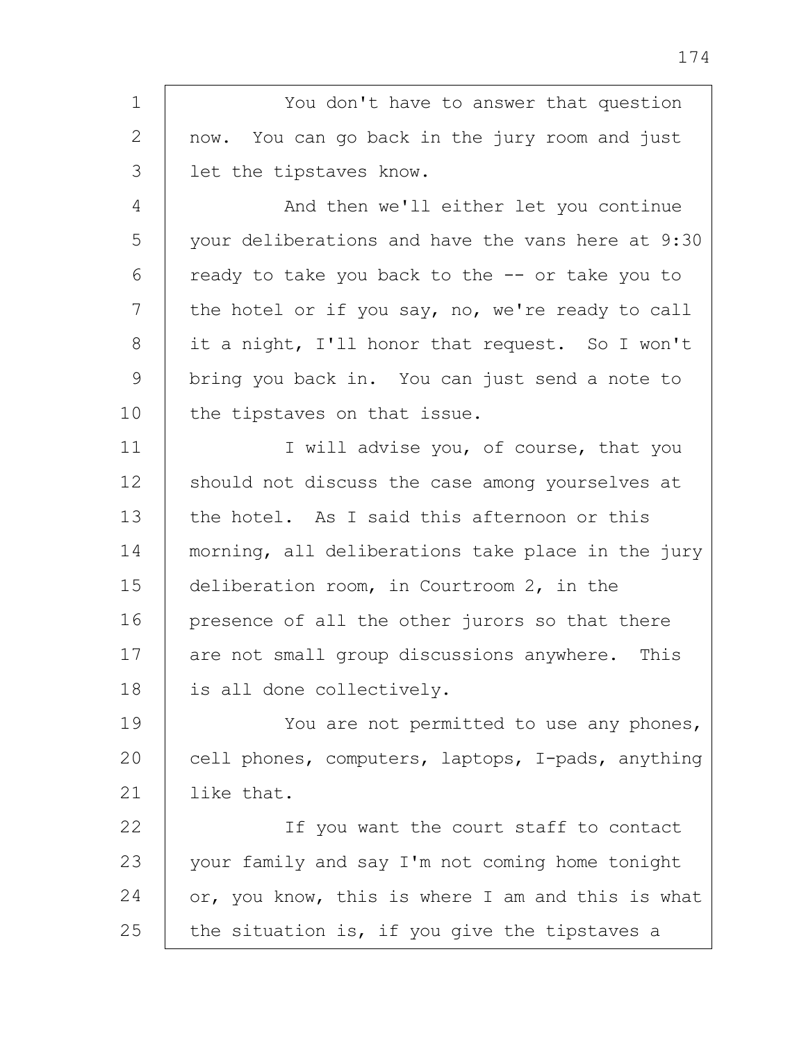You don't have to answer that question now. You can go back in the jury room and just let the tipstaves know.

And then we'll either let you continue your deliberations and have the vans here at 9:30 ready to take you back to the -- or take you to the hotel or if you say, no, we're ready to call it a night, I'll honor that request. So I won't bring you back in. You can just send a note to the tipstaves on that issue.

I will advise you, of course, that you should not discuss the case among yourselves at the hotel. As I said this afternoon or this morning, all deliberations take place in the jury deliberation room, in Courtroom 2, in the presence of all the other jurors so that there are not small group discussions anywhere. This is all done collectively.

You are not permitted to use any phones, cell phones, computers, laptops, I-pads, anything like that.

If you want the court staff to contact your family and say I'm not coming home tonight or, you know, this is where I am and this is what the situation is, if you give the tipstaves a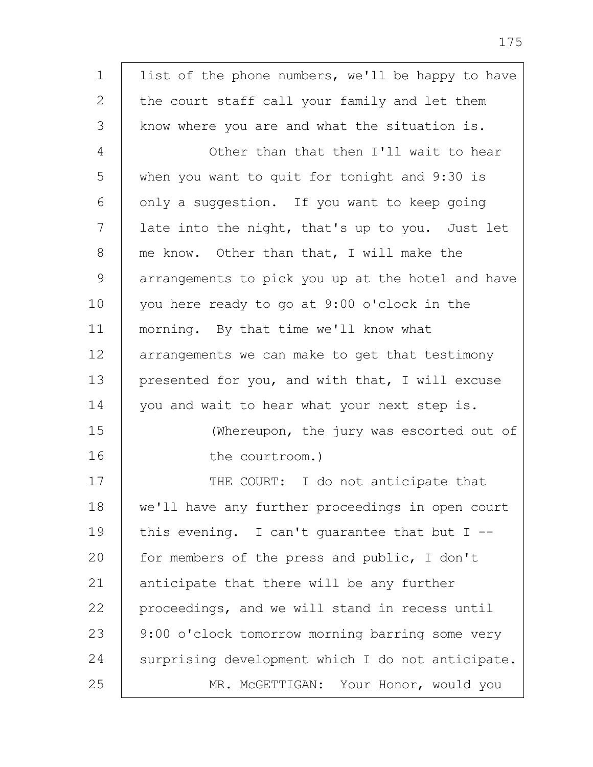list of the phone numbers, we'll be happy to have the court staff call your family and let them know where you are and what the situation is.

Other than that then I'll wait to hear when you want to quit for tonight and 9:30 is only a suggestion. If you want to keep going late into the night, that's up to you. Just let me know. Other than that, I will make the arrangements to pick you up at the hotel and have you here ready to go at 9:00 o'clock in the morning. By that time we'll know what arrangements we can make to get that testimony presented for you, and with that, I will excuse you and wait to hear what your next step is.

(Whereupon, the jury was escorted out of the courtroom.)

THE COURT: I do not anticipate that we'll have any further proceedings in open court this evening. I can't guarantee that but I -- for members of the press and public, I don't anticipate that there will be any further proceedings, and we will stand in recess until 9:00 o'clock tomorrow morning barring some very surprising development which I do not anticipate.

MR. McGETTIGAN: Your Honor, would you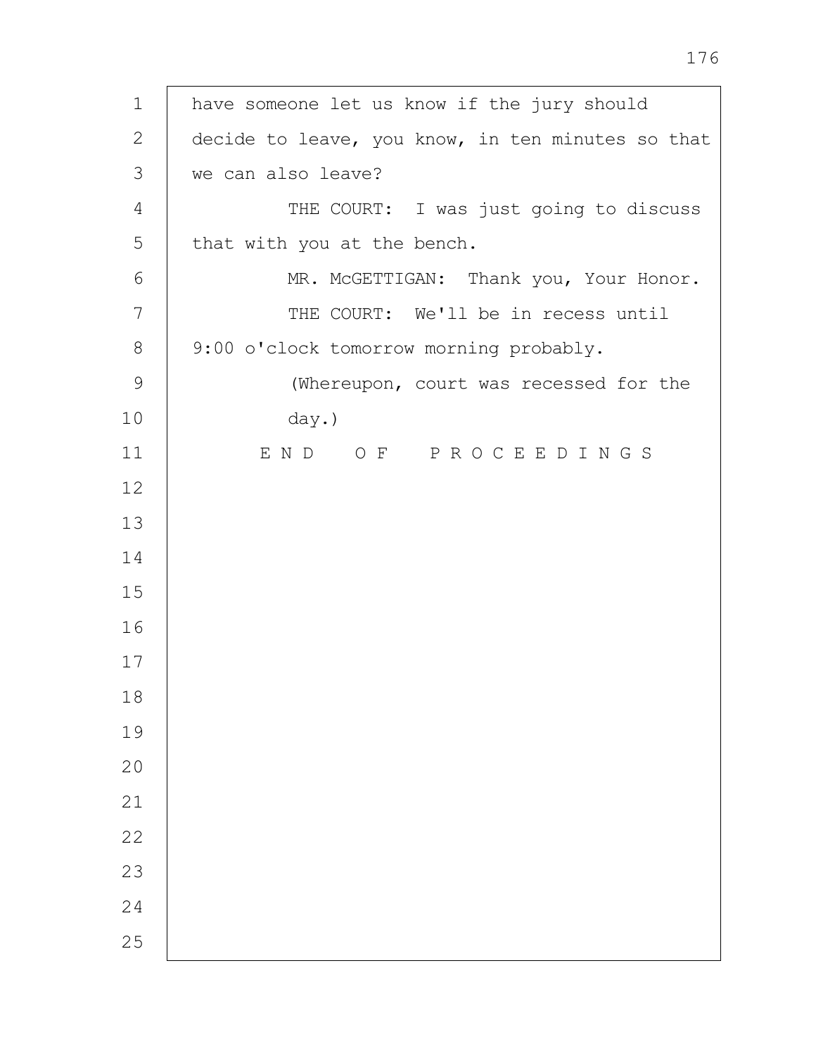have someone let us know if the jury should decide to leave, you know, in ten minutes so that we can also leave?

THE COURT: I was just going to discuss that with you at the bench.

MR. McGETTIGAN: Thank you, Your Honor.

THE COURT: We'll be in recess until 9:00 o'clock tomorrow morning probably.

(Whereupon, court was recessed for the day.)

E N D   O F   P R O C E E D I N G S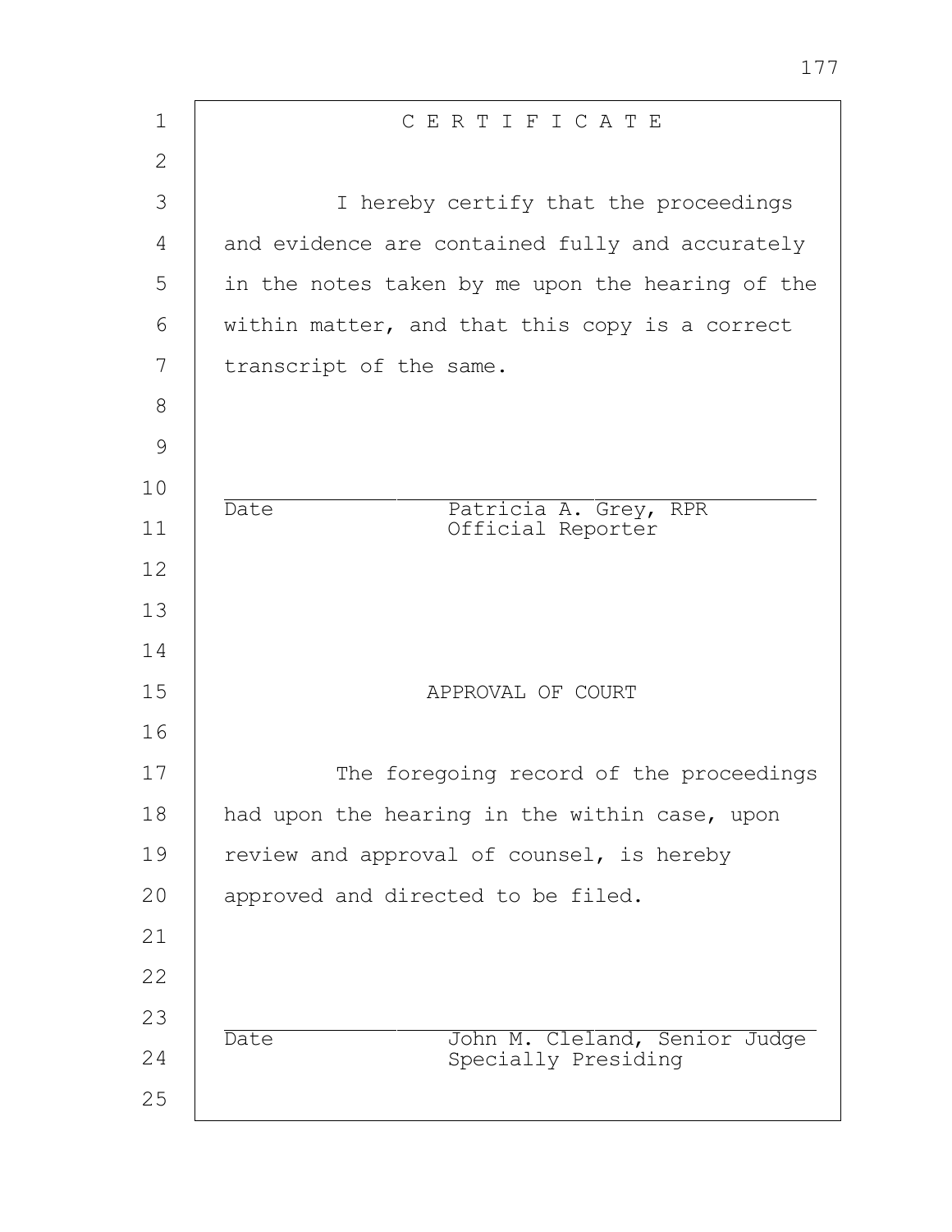# C E R T I F I C A T E

I hereby certify that the proceedings and evidence are contained fully and accurately in the notes taken by me upon the hearing of the within matter, and that this copy is a correct transcript of the same.

\_\_\_\_\_\_\_\_\_\_\_\_\_\_\_\_\_\_\_\_\_\_\_\_\_\_\_\_\_\_\_\_\_\_\_\_\_\_\_\_\_\_\_\_

Date                    Patricia A. Grey, RPR
                        Official Reporter

## APPROVAL OF COURT

The foregoing record of the proceedings had upon the hearing in the within case, upon review and approval of counsel, is hereby approved and directed to be filed.

\_\_\_\_\_\_\_\_\_\_\_\_\_\_\_\_\_\_\_\_\_\_\_\_\_\_\_\_\_\_\_\_\_\_\_\_\_\_\_\_\_\_\_\_

Date                    John M. Cleland, Senior Judge
                        Specially Presiding